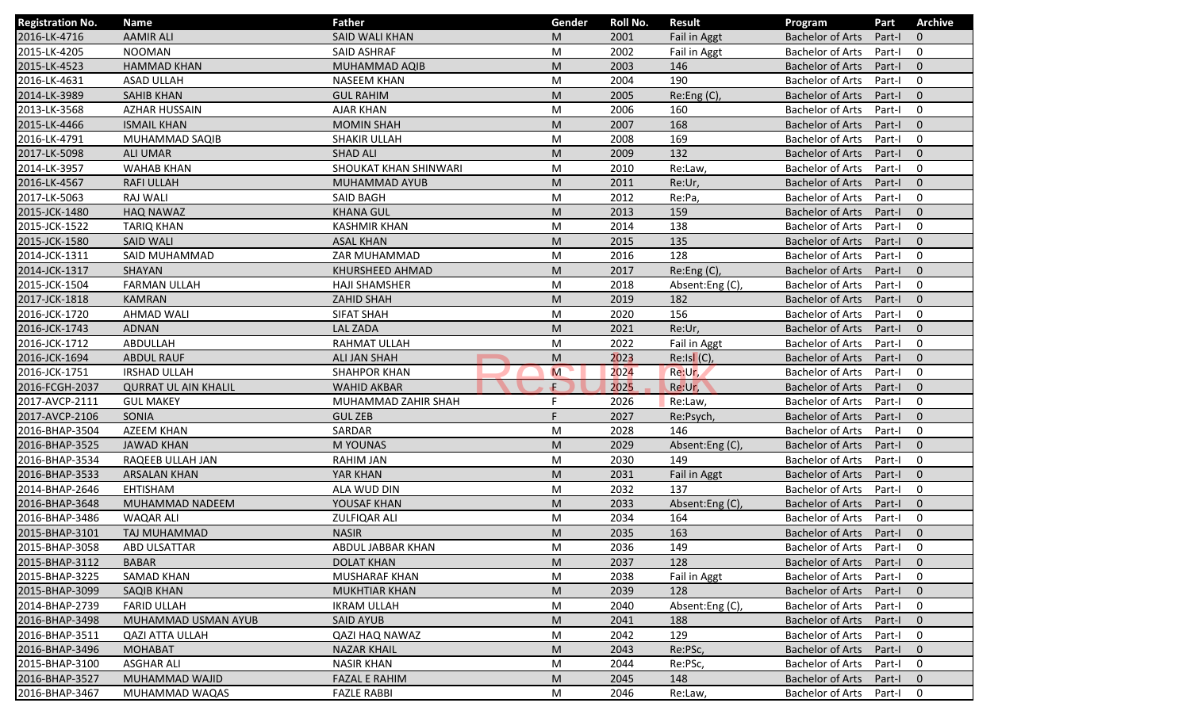| Registration No. | Name | Father | Gender | Roll No. | Result | Program | Part | Archive |
|---|---|---|---|---|---|---|---|---|
| 2016-LK-4716 | AAMIR ALI | SAID WALI KHAN | M | 2001 | Fail in Aggt | Bachelor of Arts | Part-I | 0 |
| 2015-LK-4205 | NOOMAN | SAID ASHRAF | M | 2002 | Fail in Aggt | Bachelor of Arts | Part-I | 0 |
| 2015-LK-4523 | HAMMAD KHAN | MUHAMMAD AQIB | M | 2003 | 146 | Bachelor of Arts | Part-I | 0 |
| 2016-LK-4631 | ASAD ULLAH | NASEEM KHAN | M | 2004 | 190 | Bachelor of Arts | Part-I | 0 |
| 2014-LK-3989 | SAHIB KHAN | GUL RAHIM | M | 2005 | Re:Eng (C), | Bachelor of Arts | Part-I | 0 |
| 2013-LK-3568 | AZHAR HUSSAIN | AJAR KHAN | M | 2006 | 160 | Bachelor of Arts | Part-I | 0 |
| 2015-LK-4466 | ISMAIL KHAN | MOMIN SHAH | M | 2007 | 168 | Bachelor of Arts | Part-I | 0 |
| 2016-LK-4791 | MUHAMMAD SAQIB | SHAKIR ULLAH | M | 2008 | 169 | Bachelor of Arts | Part-I | 0 |
| 2017-LK-5098 | ALI UMAR | SHAD ALI | M | 2009 | 132 | Bachelor of Arts | Part-I | 0 |
| 2014-LK-3957 | WAHAB KHAN | SHOUKAT KHAN SHINWARI | M | 2010 | Re:Law, | Bachelor of Arts | Part-I | 0 |
| 2016-LK-4567 | RAFI ULLAH | MUHAMMAD AYUB | M | 2011 | Re:Ur, | Bachelor of Arts | Part-I | 0 |
| 2017-LK-5063 | RAJ WALI | SAID BAGH | M | 2012 | Re:Pa, | Bachelor of Arts | Part-I | 0 |
| 2015-JCK-1480 | HAQ NAWAZ | KHANA GUL | M | 2013 | 159 | Bachelor of Arts | Part-I | 0 |
| 2015-JCK-1522 | TARIQ KHAN | KASHMIR KHAN | M | 2014 | 138 | Bachelor of Arts | Part-I | 0 |
| 2015-JCK-1580 | SAID WALI | ASAL KHAN | M | 2015 | 135 | Bachelor of Arts | Part-I | 0 |
| 2014-JCK-1311 | SAID MUHAMMAD | ZAR MUHAMMAD | M | 2016 | 128 | Bachelor of Arts | Part-I | 0 |
| 2014-JCK-1317 | SHAYAN | KHURSHEED AHMAD | M | 2017 | Re:Eng (C), | Bachelor of Arts | Part-I | 0 |
| 2015-JCK-1504 | FARMAN ULLAH | HAJI SHAMSHER | M | 2018 | Absent:Eng (C), | Bachelor of Arts | Part-I | 0 |
| 2017-JCK-1818 | KAMRAN | ZAHID SHAH | M | 2019 | 182 | Bachelor of Arts | Part-I | 0 |
| 2016-JCK-1720 | AHMAD WALI | SIFAT SHAH | M | 2020 | 156 | Bachelor of Arts | Part-I | 0 |
| 2016-JCK-1743 | ADNAN | LAL ZADA | M | 2021 | Re:Ur, | Bachelor of Arts | Part-I | 0 |
| 2016-JCK-1712 | ABDULLAH | RAHMAT ULLAH | M | 2022 | Fail in Aggt | Bachelor of Arts | Part-I | 0 |
| 2016-JCK-1694 | ABDUL RAUF | ALI JAN SHAH | M | 2023 | Re:Isl (C), | Bachelor of Arts | Part-I | 0 |
| 2016-JCK-1751 | IRSHAD ULLAH | SHAHPOR KHAN | M | 2024 | Re:Ur, | Bachelor of Arts | Part-I | 0 |
| 2016-FCGH-2037 | QURRAT UL AIN KHALIL | WAHID AKBAR | F | 2025 | Re:Ur, | Bachelor of Arts | Part-I | 0 |
| 2017-AVCP-2111 | GUL MAKEY | MUHAMMAD ZAHIR SHAH | F | 2026 | Re:Law, | Bachelor of Arts | Part-I | 0 |
| 2017-AVCP-2106 | SONIA | GUL ZEB | F | 2027 | Re:Psych, | Bachelor of Arts | Part-I | 0 |
| 2016-BHAP-3504 | AZEEM KHAN | SARDAR | M | 2028 | 146 | Bachelor of Arts | Part-I | 0 |
| 2016-BHAP-3525 | JAWAD KHAN | M YOUNAS | M | 2029 | Absent:Eng (C), | Bachelor of Arts | Part-I | 0 |
| 2016-BHAP-3534 | RAQEEB ULLAH JAN | RAHIM JAN | M | 2030 | 149 | Bachelor of Arts | Part-I | 0 |
| 2016-BHAP-3533 | ARSALAN KHAN | YAR KHAN | M | 2031 | Fail in Aggt | Bachelor of Arts | Part-I | 0 |
| 2014-BHAP-2646 | EHTISHAM | ALA WUD DIN | M | 2032 | 137 | Bachelor of Arts | Part-I | 0 |
| 2016-BHAP-3648 | MUHAMMAD NADEEM | YOUSAF KHAN | M | 2033 | Absent:Eng (C), | Bachelor of Arts | Part-I | 0 |
| 2016-BHAP-3486 | WAQAR ALI | ZULFIQAR ALI | M | 2034 | 164 | Bachelor of Arts | Part-I | 0 |
| 2015-BHAP-3101 | TAJ MUHAMMAD | NASIR | M | 2035 | 163 | Bachelor of Arts | Part-I | 0 |
| 2015-BHAP-3058 | ABD ULSATTAR | ABDUL JABBAR KHAN | M | 2036 | 149 | Bachelor of Arts | Part-I | 0 |
| 2015-BHAP-3112 | BABAR | DOLAT KHAN | M | 2037 | 128 | Bachelor of Arts | Part-I | 0 |
| 2015-BHAP-3225 | SAMAD KHAN | MUSHARAF KHAN | M | 2038 | Fail in Aggt | Bachelor of Arts | Part-I | 0 |
| 2015-BHAP-3099 | SAQIB KHAN | MUKHTIAR KHAN | M | 2039 | 128 | Bachelor of Arts | Part-I | 0 |
| 2014-BHAP-2739 | FARID ULLAH | IKRAM ULLAH | M | 2040 | Absent:Eng (C), | Bachelor of Arts | Part-I | 0 |
| 2016-BHAP-3498 | MUHAMMAD USMAN AYUB | SAID AYUB | M | 2041 | 188 | Bachelor of Arts | Part-I | 0 |
| 2016-BHAP-3511 | QAZI ATTA ULLAH | QAZI HAQ NAWAZ | M | 2042 | 129 | Bachelor of Arts | Part-I | 0 |
| 2016-BHAP-3496 | MOHABAT | NAZAR KHAIL | M | 2043 | Re:PSc, | Bachelor of Arts | Part-I | 0 |
| 2015-BHAP-3100 | ASGHAR ALI | NASIR KHAN | M | 2044 | Re:PSc, | Bachelor of Arts | Part-I | 0 |
| 2016-BHAP-3527 | MUHAMMAD WAJID | FAZAL E RAHIM | M | 2045 | 148 | Bachelor of Arts | Part-I | 0 |
| 2016-BHAP-3467 | MUHAMMAD WAQAS | FAZLE RABBI | M | 2046 | Re:Law, | Bachelor of Arts | Part-I | 0 |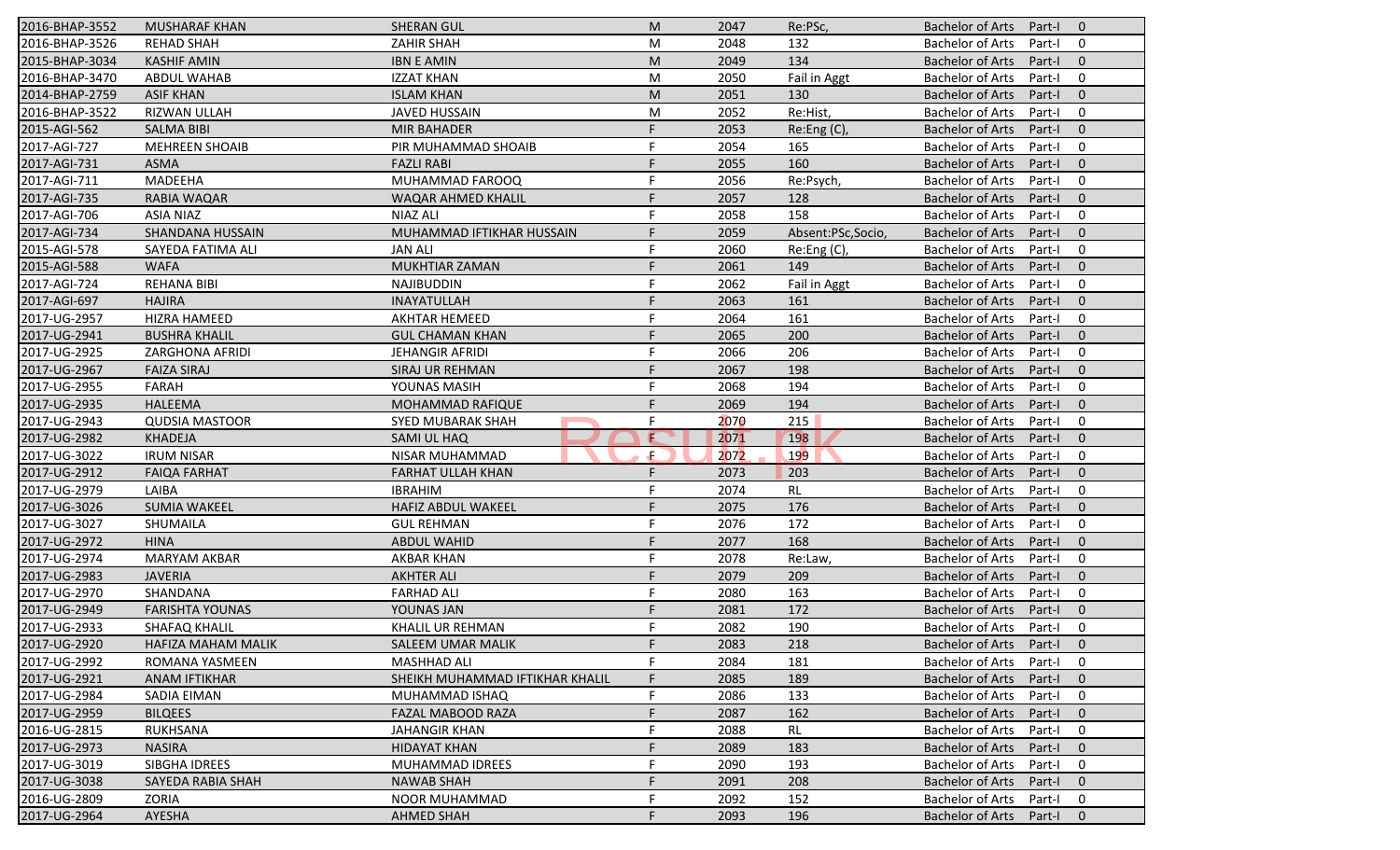| | | | | | | | | |
|---|---|---|---|---|---|---|---|---|
| 2016-BHAP-3552 | MUSHARAF KHAN | SHERAN GUL | M | 2047 | Re:PSc, | Bachelor of Arts | Part-I | 0 |
| 2016-BHAP-3526 | REHAD SHAH | ZAHIR SHAH | M | 2048 | 132 | Bachelor of Arts | Part-I | 0 |
| 2015-BHAP-3034 | KASHIF AMIN | IBN E AMIN | M | 2049 | 134 | Bachelor of Arts | Part-I | 0 |
| 2016-BHAP-3470 | ABDUL WAHAB | IZZAT KHAN | M | 2050 | Fail in Aggt | Bachelor of Arts | Part-I | 0 |
| 2014-BHAP-2759 | ASIF KHAN | ISLAM KHAN | M | 2051 | 130 | Bachelor of Arts | Part-I | 0 |
| 2016-BHAP-3522 | RIZWAN ULLAH | JAVED HUSSAIN | M | 2052 | Re:Hist, | Bachelor of Arts | Part-I | 0 |
| 2015-AGI-562 | SALMA BIBI | MIR BAHADER | F | 2053 | Re:Eng (C), | Bachelor of Arts | Part-I | 0 |
| 2017-AGI-727 | MEHREEN SHOAIB | PIR MUHAMMAD SHOAIB | F | 2054 | 165 | Bachelor of Arts | Part-I | 0 |
| 2017-AGI-731 | ASMA | FAZLI RABI | F | 2055 | 160 | Bachelor of Arts | Part-I | 0 |
| 2017-AGI-711 | MADEEHA | MUHAMMAD FAROOQ | F | 2056 | Re:Psych, | Bachelor of Arts | Part-I | 0 |
| 2017-AGI-735 | RABIA WAQAR | WAQAR AHMED KHALIL | F | 2057 | 128 | Bachelor of Arts | Part-I | 0 |
| 2017-AGI-706 | ASIA NIAZ | NIAZ ALI | F | 2058 | 158 | Bachelor of Arts | Part-I | 0 |
| 2017-AGI-734 | SHANDANA HUSSAIN | MUHAMMAD IFTIKHAR HUSSAIN | F | 2059 | Absent:PSc,Socio, | Bachelor of Arts | Part-I | 0 |
| 2015-AGI-578 | SAYEDA FATIMA ALI | JAN ALI | F | 2060 | Re:Eng (C), | Bachelor of Arts | Part-I | 0 |
| 2015-AGI-588 | WAFA | MUKHTIAR ZAMAN | F | 2061 | 149 | Bachelor of Arts | Part-I | 0 |
| 2017-AGI-724 | REHANA BIBI | NAJIBUDDIN | F | 2062 | Fail in Aggt | Bachelor of Arts | Part-I | 0 |
| 2017-AGI-697 | HAJIRA | INAYATULLAH | F | 2063 | 161 | Bachelor of Arts | Part-I | 0 |
| 2017-UG-2957 | HIZRA HAMEED | AKHTAR HEMEED | F | 2064 | 161 | Bachelor of Arts | Part-I | 0 |
| 2017-UG-2941 | BUSHRA KHALIL | GUL CHAMAN KHAN | F | 2065 | 200 | Bachelor of Arts | Part-I | 0 |
| 2017-UG-2925 | ZARGHONA AFRIDI | JEHANGIR AFRIDI | F | 2066 | 206 | Bachelor of Arts | Part-I | 0 |
| 2017-UG-2967 | FAIZA SIRAJ | SIRAJ UR REHMAN | F | 2067 | 198 | Bachelor of Arts | Part-I | 0 |
| 2017-UG-2955 | FARAH | YOUNAS MASIH | F | 2068 | 194 | Bachelor of Arts | Part-I | 0 |
| 2017-UG-2935 | HALEEMA | MOHAMMAD RAFIQUE | F | 2069 | 194 | Bachelor of Arts | Part-I | 0 |
| 2017-UG-2943 | QUDSIA MASTOOR | SYED MUBARAK SHAH | F | 2070 | 215 | Bachelor of Arts | Part-I | 0 |
| 2017-UG-2982 | KHADEJA | SAMI UL HAQ | F | 2071 | 198 | Bachelor of Arts | Part-I | 0 |
| 2017-UG-3022 | IRUM NISAR | NISAR MUHAMMAD | F | 2072 | 199 | Bachelor of Arts | Part-I | 0 |
| 2017-UG-2912 | FAIQA FARHAT | FARHAT ULLAH KHAN | F | 2073 | 203 | Bachelor of Arts | Part-I | 0 |
| 2017-UG-2979 | LAIBA | IBRAHIM | F | 2074 | RL | Bachelor of Arts | Part-I | 0 |
| 2017-UG-3026 | SUMIA WAKEEL | HAFIZ ABDUL WAKEEL | F | 2075 | 176 | Bachelor of Arts | Part-I | 0 |
| 2017-UG-3027 | SHUMAILA | GUL REHMAN | F | 2076 | 172 | Bachelor of Arts | Part-I | 0 |
| 2017-UG-2972 | HINA | ABDUL WAHID | F | 2077 | 168 | Bachelor of Arts | Part-I | 0 |
| 2017-UG-2974 | MARYAM AKBAR | AKBAR KHAN | F | 2078 | Re:Law, | Bachelor of Arts | Part-I | 0 |
| 2017-UG-2983 | JAVERIA | AKHTER ALI | F | 2079 | 209 | Bachelor of Arts | Part-I | 0 |
| 2017-UG-2970 | SHANDANA | FARHAD ALI | F | 2080 | 163 | Bachelor of Arts | Part-I | 0 |
| 2017-UG-2949 | FARISHTA YOUNAS | YOUNAS JAN | F | 2081 | 172 | Bachelor of Arts | Part-I | 0 |
| 2017-UG-2933 | SHAFAQ KHALIL | KHALIL UR REHMAN | F | 2082 | 190 | Bachelor of Arts | Part-I | 0 |
| 2017-UG-2920 | HAFIZA MAHAM MALIK | SALEEM UMAR MALIK | F | 2083 | 218 | Bachelor of Arts | Part-I | 0 |
| 2017-UG-2992 | ROMANA YASMEEN | MASHHAD ALI | F | 2084 | 181 | Bachelor of Arts | Part-I | 0 |
| 2017-UG-2921 | ANAM IFTIKHAR | SHEIKH MUHAMMAD IFTIKHAR KHALIL | F | 2085 | 189 | Bachelor of Arts | Part-I | 0 |
| 2017-UG-2984 | SADIA EIMAN | MUHAMMAD ISHAQ | F | 2086 | 133 | Bachelor of Arts | Part-I | 0 |
| 2017-UG-2959 | BILQEES | FAZAL MABOOD RAZA | F | 2087 | 162 | Bachelor of Arts | Part-I | 0 |
| 2016-UG-2815 | RUKHSANA | JAHANGIR KHAN | F | 2088 | RL | Bachelor of Arts | Part-I | 0 |
| 2017-UG-2973 | NASIRA | HIDAYAT KHAN | F | 2089 | 183 | Bachelor of Arts | Part-I | 0 |
| 2017-UG-3019 | SIBGHA IDREES | MUHAMMAD IDREES | F | 2090 | 193 | Bachelor of Arts | Part-I | 0 |
| 2017-UG-3038 | SAYEDA RABIA SHAH | NAWAB SHAH | F | 2091 | 208 | Bachelor of Arts | Part-I | 0 |
| 2016-UG-2809 | ZORIA | NOOR MUHAMMAD | F | 2092 | 152 | Bachelor of Arts | Part-I | 0 |
| 2017-UG-2964 | AYESHA | AHMED SHAH | F | 2093 | 196 | Bachelor of Arts | Part-I | 0 |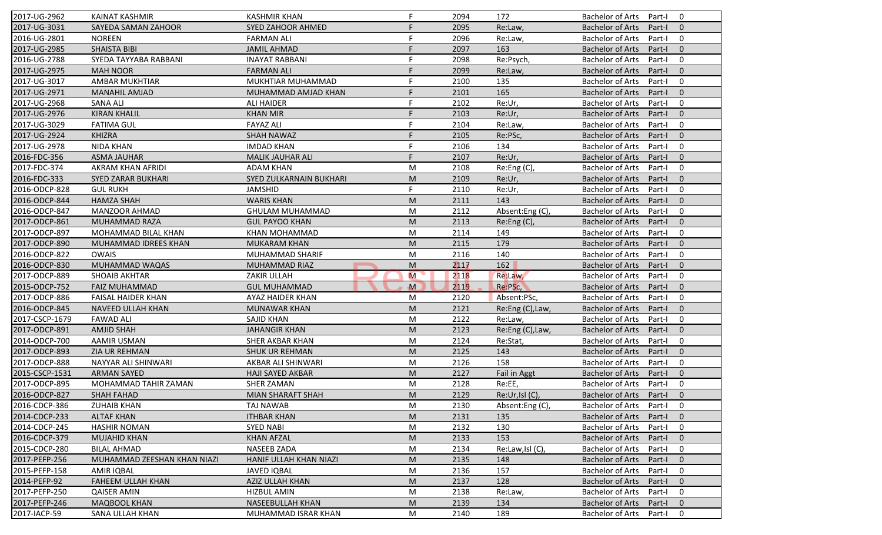| | | | | | | | | |
|---|---|---|---|---|---|---|---|---|
| 2017-UG-2962 | KAINAT KASHMIR | KASHMIR KHAN | F | 2094 | 172 | Bachelor of Arts | Part-I | 0 |
| 2017-UG-3031 | SAYEDA SAMAN ZAHOOR | SYED ZAHOOR AHMED | F | 2095 | Re:Law, | Bachelor of Arts | Part-I | 0 |
| 2016-UG-2801 | NOREEN | FARMAN ALI | F | 2096 | Re:Law, | Bachelor of Arts | Part-I | 0 |
| 2017-UG-2985 | SHAISTA BIBI | JAMIL AHMAD | F | 2097 | 163 | Bachelor of Arts | Part-I | 0 |
| 2016-UG-2788 | SYEDA TAYYABA RABBANI | INAYAT RABBANI | F | 2098 | Re:Psych, | Bachelor of Arts | Part-I | 0 |
| 2017-UG-2975 | MAH NOOR | FARMAN ALI | F | 2099 | Re:Law, | Bachelor of Arts | Part-I | 0 |
| 2017-UG-3017 | AMBAR MUKHTIAR | MUKHTIAR MUHAMMAD | F | 2100 | 135 | Bachelor of Arts | Part-I | 0 |
| 2017-UG-2971 | MANAHIL AMJAD | MUHAMMAD AMJAD KHAN | F | 2101 | 165 | Bachelor of Arts | Part-I | 0 |
| 2017-UG-2968 | SANA ALI | ALI HAIDER | F | 2102 | Re:Ur, | Bachelor of Arts | Part-I | 0 |
| 2017-UG-2976 | KIRAN KHALIL | KHAN MIR | F | 2103 | Re:Ur, | Bachelor of Arts | Part-I | 0 |
| 2017-UG-3029 | FATIMA GUL | FAYAZ ALI | F | 2104 | Re:Law, | Bachelor of Arts | Part-I | 0 |
| 2017-UG-2924 | KHIZRA | SHAH NAWAZ | F | 2105 | Re:PSc, | Bachelor of Arts | Part-I | 0 |
| 2017-UG-2978 | NIDA KHAN | IMDAD KHAN | F | 2106 | 134 | Bachelor of Arts | Part-I | 0 |
| 2016-FDC-356 | ASMA JAUHAR | MALIK JAUHAR ALI | F | 2107 | Re:Ur, | Bachelor of Arts | Part-I | 0 |
| 2017-FDC-374 | AKRAM KHAN AFRIDI | ADAM KHAN | M | 2108 | Re:Eng (C), | Bachelor of Arts | Part-I | 0 |
| 2016-FDC-333 | SYED ZARAR BUKHARI | SYED ZULKARNAIN BUKHARI | M | 2109 | Re:Ur, | Bachelor of Arts | Part-I | 0 |
| 2016-ODCP-828 | GUL RUKH | JAMSHID | F | 2110 | Re:Ur, | Bachelor of Arts | Part-I | 0 |
| 2016-ODCP-844 | HAMZA SHAH | WARIS KHAN | M | 2111 | 143 | Bachelor of Arts | Part-I | 0 |
| 2016-ODCP-847 | MANZOOR AHMAD | GHULAM MUHAMMAD | M | 2112 | Absent:Eng (C), | Bachelor of Arts | Part-I | 0 |
| 2017-ODCP-861 | MUHAMMAD RAZA | GUL PAYOO KHAN | M | 2113 | Re:Eng (C), | Bachelor of Arts | Part-I | 0 |
| 2017-ODCP-897 | MOHAMMAD BILAL KHAN | KHAN MOHAMMAD | M | 2114 | 149 | Bachelor of Arts | Part-I | 0 |
| 2017-ODCP-890 | MUHAMMAD IDREES KHAN | MUKARAM KHAN | M | 2115 | 179 | Bachelor of Arts | Part-I | 0 |
| 2016-ODCP-822 | OWAIS | MUHAMMAD SHARIF | M | 2116 | 140 | Bachelor of Arts | Part-I | 0 |
| 2016-ODCP-830 | MUHAMMAD WAQAS | MUHAMMAD RIAZ | M | 2117 | 162 | Bachelor of Arts | Part-I | 0 |
| 2017-ODCP-889 | SHOAIB AKHTAR | ZAKIR ULLAH | M | 2118 | Re:Law, | Bachelor of Arts | Part-I | 0 |
| 2015-ODCP-752 | FAIZ MUHAMMAD | GUL MUHAMMAD | M | 2119 | Re:PSc, | Bachelor of Arts | Part-I | 0 |
| 2017-ODCP-886 | FAISAL HAIDER KHAN | AYAZ HAIDER KHAN | M | 2120 | Absent:PSc, | Bachelor of Arts | Part-I | 0 |
| 2016-ODCP-845 | NAVEED ULLAH KHAN | MUNAWAR KHAN | M | 2121 | Re:Eng (C),Law, | Bachelor of Arts | Part-I | 0 |
| 2017-CSCP-1679 | FAWAD ALI | SAJID KHAN | M | 2122 | Re:Law, | Bachelor of Arts | Part-I | 0 |
| 2017-ODCP-891 | AMJID SHAH | JAHANGIR KHAN | M | 2123 | Re:Eng (C),Law, | Bachelor of Arts | Part-I | 0 |
| 2014-ODCP-700 | AAMIR USMAN | SHER AKBAR KHAN | M | 2124 | Re:Stat, | Bachelor of Arts | Part-I | 0 |
| 2017-ODCP-893 | ZIA UR REHMAN | SHUK UR REHMAN | M | 2125 | 143 | Bachelor of Arts | Part-I | 0 |
| 2017-ODCP-888 | NAYYAR ALI SHINWARI | AKBAR ALI SHINWARI | M | 2126 | 158 | Bachelor of Arts | Part-I | 0 |
| 2015-CSCP-1531 | ARMAN SAYED | HAJI SAYED AKBAR | M | 2127 | Fail in Aggt | Bachelor of Arts | Part-I | 0 |
| 2017-ODCP-895 | MOHAMMAD TAHIR ZAMAN | SHER ZAMAN | M | 2128 | Re:EE, | Bachelor of Arts | Part-I | 0 |
| 2016-ODCP-827 | SHAH FAHAD | MIAN SHARAFT SHAH | M | 2129 | Re:Ur,Isl (C), | Bachelor of Arts | Part-I | 0 |
| 2016-CDCP-386 | ZUHAIB KHAN | TAJ NAWAB | M | 2130 | Absent:Eng (C), | Bachelor of Arts | Part-I | 0 |
| 2014-CDCP-233 | ALTAF KHAN | ITHBAR KHAN | M | 2131 | 135 | Bachelor of Arts | Part-I | 0 |
| 2014-CDCP-245 | HASHIR NOMAN | SYED NABI | M | 2132 | 130 | Bachelor of Arts | Part-I | 0 |
| 2016-CDCP-379 | MUJAHID KHAN | KHAN AFZAL | M | 2133 | 153 | Bachelor of Arts | Part-I | 0 |
| 2015-CDCP-280 | BILAL AHMAD | NASEEB ZADA | M | 2134 | Re:Law,Isl (C), | Bachelor of Arts | Part-I | 0 |
| 2017-PEFP-256 | MUHAMMAD ZEESHAN KHAN NIAZI | HANIF ULLAH KHAN NIAZI | M | 2135 | 148 | Bachelor of Arts | Part-I | 0 |
| 2015-PEFP-158 | AMIR IQBAL | JAVED IQBAL | M | 2136 | 157 | Bachelor of Arts | Part-I | 0 |
| 2014-PEFP-92 | FAHEEM ULLAH KHAN | AZIZ ULLAH KHAN | M | 2137 | 128 | Bachelor of Arts | Part-I | 0 |
| 2017-PEFP-250 | QAISER AMIN | HIZBUL AMIN | M | 2138 | Re:Law, | Bachelor of Arts | Part-I | 0 |
| 2017-PEFP-246 | MAQBOOL KHAN | NASEEBULLAH KHAN | M | 2139 | 134 | Bachelor of Arts | Part-I | 0 |
| 2017-IACP-59 | SANA ULLAH KHAN | MUHAMMAD ISRAR KHAN | M | 2140 | 189 | Bachelor of Arts | Part-I | 0 |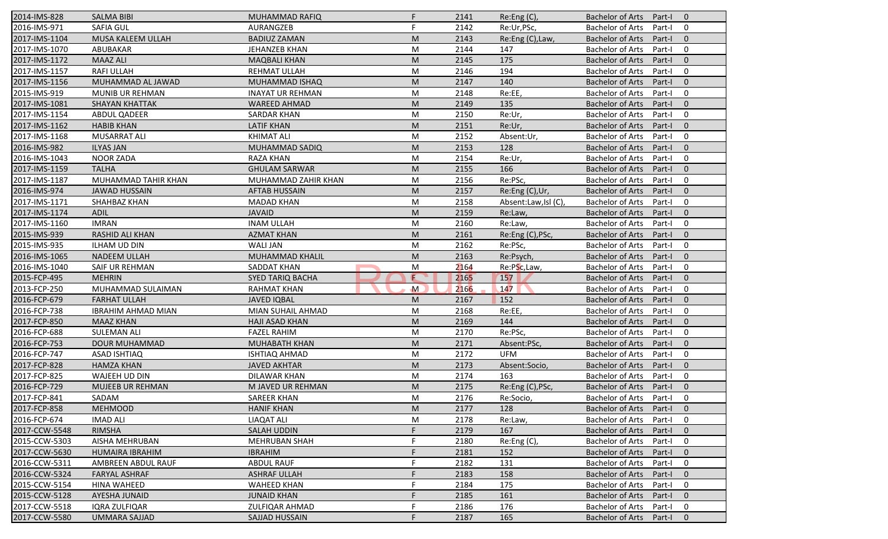| | | | | | | | | |
|---|---|---|---|---|---|---|---|---|
| 2014-IMS-828 | SALMA BIBI | MUHAMMAD RAFIQ | F | 2141 | Re:Eng (C), | Bachelor of Arts | Part-I | 0 |
| 2016-IMS-971 | SAFIA GUL | AURANGZEB | F | 2142 | Re:Ur,PSc, | Bachelor of Arts | Part-I | 0 |
| 2017-IMS-1104 | MUSA KALEEM ULLAH | BADIUZ ZAMAN | M | 2143 | Re:Eng (C),Law, | Bachelor of Arts | Part-I | 0 |
| 2017-IMS-1070 | ABUBAKAR | JEHANZEB KHAN | M | 2144 | 147 | Bachelor of Arts | Part-I | 0 |
| 2017-IMS-1172 | MAAZ ALI | MAQBALI KHAN | M | 2145 | 175 | Bachelor of Arts | Part-I | 0 |
| 2017-IMS-1157 | RAFI ULLAH | REHMAT ULLAH | M | 2146 | 194 | Bachelor of Arts | Part-I | 0 |
| 2017-IMS-1156 | MUHAMMAD AL JAWAD | MUHAMMAD ISHAQ | M | 2147 | 140 | Bachelor of Arts | Part-I | 0 |
| 2015-IMS-919 | MUNIB UR REHMAN | INAYAT UR REHMAN | M | 2148 | Re:EE, | Bachelor of Arts | Part-I | 0 |
| 2017-IMS-1081 | SHAYAN KHATTAK | WAREED AHMAD | M | 2149 | 135 | Bachelor of Arts | Part-I | 0 |
| 2017-IMS-1154 | ABDUL QADEER | SARDAR KHAN | M | 2150 | Re:Ur, | Bachelor of Arts | Part-I | 0 |
| 2017-IMS-1162 | HABIB KHAN | LATIF KHAN | M | 2151 | Re:Ur, | Bachelor of Arts | Part-I | 0 |
| 2017-IMS-1168 | MUSARRAT ALI | KHIMAT ALI | M | 2152 | Absent:Ur, | Bachelor of Arts | Part-I | 0 |
| 2016-IMS-982 | ILYAS JAN | MUHAMMAD SADIQ | M | 2153 | 128 | Bachelor of Arts | Part-I | 0 |
| 2016-IMS-1043 | NOOR ZADA | RAZA KHAN | M | 2154 | Re:Ur, | Bachelor of Arts | Part-I | 0 |
| 2017-IMS-1159 | TALHA | GHULAM SARWAR | M | 2155 | 166 | Bachelor of Arts | Part-I | 0 |
| 2017-IMS-1187 | MUHAMMAD TAHIR KHAN | MUHAMMAD ZAHIR KHAN | M | 2156 | Re:PSc, | Bachelor of Arts | Part-I | 0 |
| 2016-IMS-974 | JAWAD HUSSAIN | AFTAB HUSSAIN | M | 2157 | Re:Eng (C),Ur, | Bachelor of Arts | Part-I | 0 |
| 2017-IMS-1171 | SHAHBAZ KHAN | MADAD KHAN | M | 2158 | Absent:Law,Isl (C), | Bachelor of Arts | Part-I | 0 |
| 2017-IMS-1174 | ADIL | JAVAID | M | 2159 | Re:Law, | Bachelor of Arts | Part-I | 0 |
| 2017-IMS-1160 | IMRAN | INAM ULLAH | M | 2160 | Re:Law, | Bachelor of Arts | Part-I | 0 |
| 2015-IMS-939 | RASHID ALI KHAN | AZMAT KHAN | M | 2161 | Re:Eng (C),PSc, | Bachelor of Arts | Part-I | 0 |
| 2015-IMS-935 | ILHAM UD DIN | WALI JAN | M | 2162 | Re:PSc, | Bachelor of Arts | Part-I | 0 |
| 2016-IMS-1065 | NADEEM ULLAH | MUHAMMAD KHALIL | M | 2163 | Re:Psych, | Bachelor of Arts | Part-I | 0 |
| 2016-IMS-1040 | SAIF UR REHMAN | SADDAT KHAN | M | 2164 | Re:PSc,Law, | Bachelor of Arts | Part-I | 0 |
| 2015-FCP-495 | MEHRIN | SYED TARIQ BACHA | F | 2165 | 157 | Bachelor of Arts | Part-I | 0 |
| 2013-FCP-250 | MUHAMMAD SULAIMAN | RAHMAT KHAN | M | 2166 | 147 | Bachelor of Arts | Part-I | 0 |
| 2016-FCP-679 | FARHAT ULLAH | JAVED IQBAL | M | 2167 | 152 | Bachelor of Arts | Part-I | 0 |
| 2016-FCP-738 | IBRAHIM AHMAD MIAN | MIAN SUHAIL AHMAD | M | 2168 | Re:EE, | Bachelor of Arts | Part-I | 0 |
| 2017-FCP-850 | MAAZ KHAN | HAJI ASAD KHAN | M | 2169 | 144 | Bachelor of Arts | Part-I | 0 |
| 2016-FCP-688 | SULEMAN ALI | FAZEL RAHIM | M | 2170 | Re:PSc, | Bachelor of Arts | Part-I | 0 |
| 2016-FCP-753 | DOUR MUHAMMAD | MUHABATH KHAN | M | 2171 | Absent:PSc, | Bachelor of Arts | Part-I | 0 |
| 2016-FCP-747 | ASAD ISHTIAQ | ISHTIAQ AHMAD | M | 2172 | UFM | Bachelor of Arts | Part-I | 0 |
| 2017-FCP-828 | HAMZA KHAN | JAVED AKHTAR | M | 2173 | Absent:Socio, | Bachelor of Arts | Part-I | 0 |
| 2017-FCP-825 | WAJEEH UD DIN | DILAWAR KHAN | M | 2174 | 163 | Bachelor of Arts | Part-I | 0 |
| 2016-FCP-729 | MUJEEB UR REHMAN | M JAVED UR REHMAN | M | 2175 | Re:Eng (C),PSc, | Bachelor of Arts | Part-I | 0 |
| 2017-FCP-841 | SADAM | SAREER KHAN | M | 2176 | Re:Socio, | Bachelor of Arts | Part-I | 0 |
| 2017-FCP-858 | MEHMOOD | HANIF KHAN | M | 2177 | 128 | Bachelor of Arts | Part-I | 0 |
| 2016-FCP-674 | IMAD ALI | LIAQAT ALI | M | 2178 | Re:Law, | Bachelor of Arts | Part-I | 0 |
| 2017-CCW-5548 | RIMSHA | SALAH UDDIN | F | 2179 | 167 | Bachelor of Arts | Part-I | 0 |
| 2015-CCW-5303 | AISHA MEHRUBAN | MEHRUBAN SHAH | F | 2180 | Re:Eng (C), | Bachelor of Arts | Part-I | 0 |
| 2017-CCW-5630 | HUMAIRA IBRAHIM | IBRAHIM | F | 2181 | 152 | Bachelor of Arts | Part-I | 0 |
| 2016-CCW-5311 | AMBREEN ABDUL RAUF | ABDUL RAUF | F | 2182 | 131 | Bachelor of Arts | Part-I | 0 |
| 2016-CCW-5324 | FARYAL ASHRAF | ASHRAF ULLAH | F | 2183 | 158 | Bachelor of Arts | Part-I | 0 |
| 2015-CCW-5154 | HINA WAHEED | WAHEED KHAN | F | 2184 | 175 | Bachelor of Arts | Part-I | 0 |
| 2015-CCW-5128 | AYESHA JUNAID | JUNAID KHAN | F | 2185 | 161 | Bachelor of Arts | Part-I | 0 |
| 2017-CCW-5518 | IQRA ZULFIQAR | ZULFIQAR AHMAD | F | 2186 | 176 | Bachelor of Arts | Part-I | 0 |
| 2017-CCW-5580 | UMMARA SAJJAD | SAJJAD HUSSAIN | F | 2187 | 165 | Bachelor of Arts | Part-I | 0 |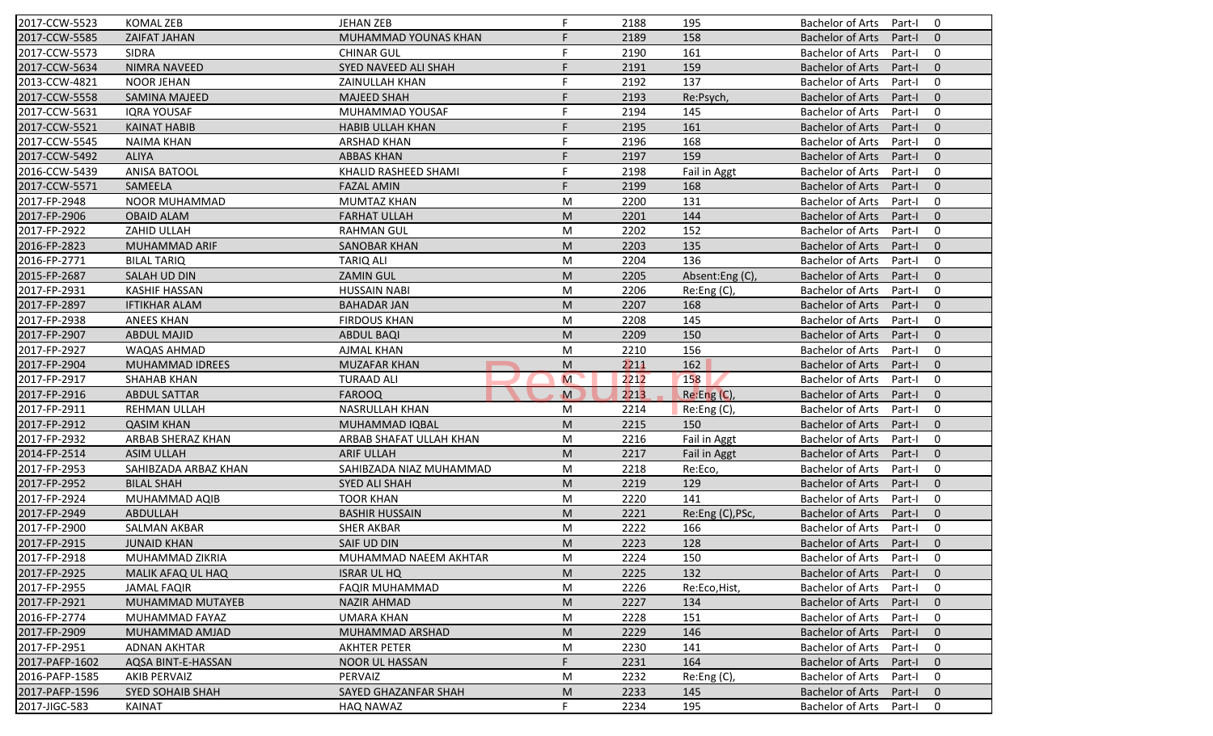| | | | | | | | | |
|---|---|---|---|---|---|---|---|---|
| 2017-CCW-5523 | KOMAL ZEB | JEHAN ZEB | F | 2188 | 195 | Bachelor of Arts | Part-I | 0 |
| 2017-CCW-5585 | ZAIFAT JAHAN | MUHAMMAD YOUNAS KHAN | F | 2189 | 158 | Bachelor of Arts | Part-I | 0 |
| 2017-CCW-5573 | SIDRA | CHINAR GUL | F | 2190 | 161 | Bachelor of Arts | Part-I | 0 |
| 2017-CCW-5634 | NIMRA NAVEED | SYED NAVEED ALI SHAH | F | 2191 | 159 | Bachelor of Arts | Part-I | 0 |
| 2013-CCW-4821 | NOOR JEHAN | ZAINULLAH KHAN | F | 2192 | 137 | Bachelor of Arts | Part-I | 0 |
| 2017-CCW-5558 | SAMINA MAJEED | MAJEED SHAH | F | 2193 | Re:Psych, | Bachelor of Arts | Part-I | 0 |
| 2017-CCW-5631 | IQRA YOUSAF | MUHAMMAD YOUSAF | F | 2194 | 145 | Bachelor of Arts | Part-I | 0 |
| 2017-CCW-5521 | KAINAT HABIB | HABIB ULLAH KHAN | F | 2195 | 161 | Bachelor of Arts | Part-I | 0 |
| 2017-CCW-5545 | NAIMA KHAN | ARSHAD KHAN | F | 2196 | 168 | Bachelor of Arts | Part-I | 0 |
| 2017-CCW-5492 | ALIYA | ABBAS KHAN | F | 2197 | 159 | Bachelor of Arts | Part-I | 0 |
| 2016-CCW-5439 | ANISA BATOOL | KHALID RASHEED SHAMI | F | 2198 | Fail in Aggt | Bachelor of Arts | Part-I | 0 |
| 2017-CCW-5571 | SAMEELA | FAZAL AMIN | F | 2199 | 168 | Bachelor of Arts | Part-I | 0 |
| 2017-FP-2948 | NOOR MUHAMMAD | MUMTAZ KHAN | M | 2200 | 131 | Bachelor of Arts | Part-I | 0 |
| 2017-FP-2906 | OBAID ALAM | FARHAT ULLAH | M | 2201 | 144 | Bachelor of Arts | Part-I | 0 |
| 2017-FP-2922 | ZAHID ULLAH | RAHMAN GUL | M | 2202 | 152 | Bachelor of Arts | Part-I | 0 |
| 2016-FP-2823 | MUHAMMAD ARIF | SANOBAR KHAN | M | 2203 | 135 | Bachelor of Arts | Part-I | 0 |
| 2016-FP-2771 | BILAL TARIQ | TARIQ ALI | M | 2204 | 136 | Bachelor of Arts | Part-I | 0 |
| 2015-FP-2687 | SALAH UD DIN | ZAMIN GUL | M | 2205 | Absent:Eng (C), | Bachelor of Arts | Part-I | 0 |
| 2017-FP-2931 | KASHIF HASSAN | HUSSAIN NABI | M | 2206 | Re:Eng (C), | Bachelor of Arts | Part-I | 0 |
| 2017-FP-2897 | IFTIKHAR ALAM | BAHADAR JAN | M | 2207 | 168 | Bachelor of Arts | Part-I | 0 |
| 2017-FP-2938 | ANEES KHAN | FIRDOUS KHAN | M | 2208 | 145 | Bachelor of Arts | Part-I | 0 |
| 2017-FP-2907 | ABDUL MAJID | ABDUL BAQI | M | 2209 | 150 | Bachelor of Arts | Part-I | 0 |
| 2017-FP-2927 | WAQAS AHMAD | AJMAL KHAN | M | 2210 | 156 | Bachelor of Arts | Part-I | 0 |
| 2017-FP-2904 | MUHAMMAD IDREES | MUZAFAR KHAN | M | 2211 | 162 | Bachelor of Arts | Part-I | 0 |
| 2017-FP-2917 | SHAHAB KHAN | TURAAD ALI | M | 2212 | 158 | Bachelor of Arts | Part-I | 0 |
| 2017-FP-2916 | ABDUL SATTAR | FAROOQ | M | 2213 | Re:Eng (C), | Bachelor of Arts | Part-I | 0 |
| 2017-FP-2911 | REHMAN ULLAH | NASRULLAH KHAN | M | 2214 | Re:Eng (C), | Bachelor of Arts | Part-I | 0 |
| 2017-FP-2912 | QASIM KHAN | MUHAMMAD IQBAL | M | 2215 | 150 | Bachelor of Arts | Part-I | 0 |
| 2017-FP-2932 | ARBAB SHERAZ KHAN | ARBAB SHAFAT ULLAH KHAN | M | 2216 | Fail in Aggt | Bachelor of Arts | Part-I | 0 |
| 2014-FP-2514 | ASIM ULLAH | ARIF ULLAH | M | 2217 | Fail in Aggt | Bachelor of Arts | Part-I | 0 |
| 2017-FP-2953 | SAHIBZADA ARBAZ KHAN | SAHIBZADA NIAZ MUHAMMAD | M | 2218 | Re:Eco, | Bachelor of Arts | Part-I | 0 |
| 2017-FP-2952 | BILAL SHAH | SYED ALI SHAH | M | 2219 | 129 | Bachelor of Arts | Part-I | 0 |
| 2017-FP-2924 | MUHAMMAD AQIB | TOOR KHAN | M | 2220 | 141 | Bachelor of Arts | Part-I | 0 |
| 2017-FP-2949 | ABDULLAH | BASHIR HUSSAIN | M | 2221 | Re:Eng (C),PSc, | Bachelor of Arts | Part-I | 0 |
| 2017-FP-2900 | SALMAN AKBAR | SHER AKBAR | M | 2222 | 166 | Bachelor of Arts | Part-I | 0 |
| 2017-FP-2915 | JUNAID KHAN | SAIF UD DIN | M | 2223 | 128 | Bachelor of Arts | Part-I | 0 |
| 2017-FP-2918 | MUHAMMAD ZIKRIA | MUHAMMAD NAEEM AKHTAR | M | 2224 | 150 | Bachelor of Arts | Part-I | 0 |
| 2017-FP-2925 | MALIK AFAQ UL HAQ | ISRAR UL HQ | M | 2225 | 132 | Bachelor of Arts | Part-I | 0 |
| 2017-FP-2955 | JAMAL FAQIR | FAQIR MUHAMMAD | M | 2226 | Re:Eco,Hist, | Bachelor of Arts | Part-I | 0 |
| 2017-FP-2921 | MUHAMMAD MUTAYEB | NAZIR AHMAD | M | 2227 | 134 | Bachelor of Arts | Part-I | 0 |
| 2016-FP-2774 | MUHAMMAD FAYAZ | UMARA KHAN | M | 2228 | 151 | Bachelor of Arts | Part-I | 0 |
| 2017-FP-2909 | MUHAMMAD AMJAD | MUHAMMAD ARSHAD | M | 2229 | 146 | Bachelor of Arts | Part-I | 0 |
| 2017-FP-2951 | ADNAN AKHTAR | AKHTER PETER | M | 2230 | 141 | Bachelor of Arts | Part-I | 0 |
| 2017-PAFP-1602 | AQSA BINT-E-HASSAN | NOOR UL HASSAN | F | 2231 | 164 | Bachelor of Arts | Part-I | 0 |
| 2016-PAFP-1585 | AKIB PERVAIZ | PERVAIZ | M | 2232 | Re:Eng (C), | Bachelor of Arts | Part-I | 0 |
| 2017-PAFP-1596 | SYED SOHAIB SHAH | SAYED GHAZANFAR SHAH | M | 2233 | 145 | Bachelor of Arts | Part-I | 0 |
| 2017-JIGC-583 | KAINAT | HAQ NAWAZ | F | 2234 | 195 | Bachelor of Arts | Part-I | 0 |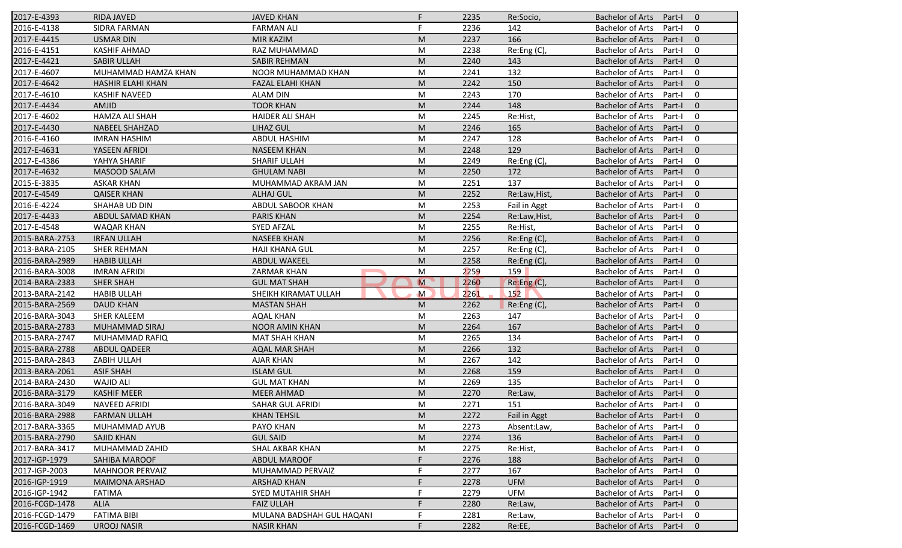| | | | | | | | | |
|---|---|---|---|---|---|---|---|---|
| 2017-E-4393 | RIDA JAVED | JAVED KHAN | F | 2235 | Re:Socio, | Bachelor of Arts | Part-I | 0 |
| 2016-E-4138 | SIDRA FARMAN | FARMAN ALI | F | 2236 | 142 | Bachelor of Arts | Part-I | 0 |
| 2017-E-4415 | USMAR DIN | MIR KAZIM | M | 2237 | 166 | Bachelor of Arts | Part-I | 0 |
| 2016-E-4151 | KASHIF AHMAD | RAZ MUHAMMAD | M | 2238 | Re:Eng (C), | Bachelor of Arts | Part-I | 0 |
| 2017-E-4421 | SABIR ULLAH | SABIR REHMAN | M | 2240 | 143 | Bachelor of Arts | Part-I | 0 |
| 2017-E-4607 | MUHAMMAD HAMZA KHAN | NOOR MUHAMMAD KHAN | M | 2241 | 132 | Bachelor of Arts | Part-I | 0 |
| 2017-E-4642 | HASHIR ELAHI KHAN | FAZAL ELAHI KHAN | M | 2242 | 150 | Bachelor of Arts | Part-I | 0 |
| 2017-E-4610 | KASHIF NAVEED | ALAM DIN | M | 2243 | 170 | Bachelor of Arts | Part-I | 0 |
| 2017-E-4434 | AMJID | TOOR KHAN | M | 2244 | 148 | Bachelor of Arts | Part-I | 0 |
| 2017-E-4602 | HAMZA ALI SHAH | HAIDER ALI SHAH | M | 2245 | Re:Hist, | Bachelor of Arts | Part-I | 0 |
| 2017-E-4430 | NABEEL SHAHZAD | LIHAZ GUL | M | 2246 | 165 | Bachelor of Arts | Part-I | 0 |
| 2016-E-4160 | IMRAN HASHIM | ABDUL HASHIM | M | 2247 | 128 | Bachelor of Arts | Part-I | 0 |
| 2017-E-4631 | YASEEN AFRIDI | NASEEM KHAN | M | 2248 | 129 | Bachelor of Arts | Part-I | 0 |
| 2017-E-4386 | YAHYA SHARIF | SHARIF ULLAH | M | 2249 | Re:Eng (C), | Bachelor of Arts | Part-I | 0 |
| 2017-E-4632 | MASOOD SALAM | GHULAM NABI | M | 2250 | 172 | Bachelor of Arts | Part-I | 0 |
| 2015-E-3835 | ASKAR KHAN | MUHAMMAD AKRAM JAN | M | 2251 | 137 | Bachelor of Arts | Part-I | 0 |
| 2017-E-4549 | QAISER KHAN | ALHAJ GUL | M | 2252 | Re:Law,Hist, | Bachelor of Arts | Part-I | 0 |
| 2016-E-4224 | SHAHAB UD DIN | ABDUL SABOOR KHAN | M | 2253 | Fail in Aggt | Bachelor of Arts | Part-I | 0 |
| 2017-E-4433 | ABDUL SAMAD KHAN | PARIS KHAN | M | 2254 | Re:Law,Hist, | Bachelor of Arts | Part-I | 0 |
| 2017-E-4548 | WAQAR KHAN | SYED AFZAL | M | 2255 | Re:Hist, | Bachelor of Arts | Part-I | 0 |
| 2015-BARA-2753 | IRFAN ULLAH | NASEEB KHAN | M | 2256 | Re:Eng (C), | Bachelor of Arts | Part-I | 0 |
| 2013-BARA-2105 | SHER REHMAN | HAJI KHANA GUL | M | 2257 | Re:Eng (C), | Bachelor of Arts | Part-I | 0 |
| 2016-BARA-2989 | HABIB ULLAH | ABDUL WAKEEL | M | 2258 | Re:Eng (C), | Bachelor of Arts | Part-I | 0 |
| 2016-BARA-3008 | IMRAN AFRIDI | ZARMAR KHAN | M | 2259 | 159 | Bachelor of Arts | Part-I | 0 |
| 2014-BARA-2383 | SHER SHAH | GUL MAT SHAH | M | 2260 | Re:Eng (C), | Bachelor of Arts | Part-I | 0 |
| 2013-BARA-2142 | HABIB ULLAH | SHEIKH KIRAMAT ULLAH | M | 2261 | 152 | Bachelor of Arts | Part-I | 0 |
| 2015-BARA-2569 | DAUD KHAN | MASTAN SHAH | M | 2262 | Re:Eng (C), | Bachelor of Arts | Part-I | 0 |
| 2016-BARA-3043 | SHER KALEEM | AQAL KHAN | M | 2263 | 147 | Bachelor of Arts | Part-I | 0 |
| 2015-BARA-2783 | MUHAMMAD SIRAJ | NOOR AMIN KHAN | M | 2264 | 167 | Bachelor of Arts | Part-I | 0 |
| 2015-BARA-2747 | MUHAMMAD RAFIQ | MAT SHAH KHAN | M | 2265 | 134 | Bachelor of Arts | Part-I | 0 |
| 2015-BARA-2788 | ABDUL QADEER | AQAL MAR SHAH | M | 2266 | 132 | Bachelor of Arts | Part-I | 0 |
| 2015-BARA-2843 | ZABIH ULLAH | AJAR KHAN | M | 2267 | 142 | Bachelor of Arts | Part-I | 0 |
| 2013-BARA-2061 | ASIF SHAH | ISLAM GUL | M | 2268 | 159 | Bachelor of Arts | Part-I | 0 |
| 2014-BARA-2430 | WAJID ALI | GUL MAT KHAN | M | 2269 | 135 | Bachelor of Arts | Part-I | 0 |
| 2016-BARA-3179 | KASHIF MEER | MEER AHMAD | M | 2270 | Re:Law, | Bachelor of Arts | Part-I | 0 |
| 2016-BARA-3049 | NAVEED AFRIDI | SAHAR GUL AFRIDI | M | 2271 | 151 | Bachelor of Arts | Part-I | 0 |
| 2016-BARA-2988 | FARMAN ULLAH | KHAN TEHSIL | M | 2272 | Fail in Aggt | Bachelor of Arts | Part-I | 0 |
| 2017-BARA-3365 | MUHAMMAD AYUB | PAYO KHAN | M | 2273 | Absent:Law, | Bachelor of Arts | Part-I | 0 |
| 2015-BARA-2790 | SAJID KHAN | GUL SAID | M | 2274 | 136 | Bachelor of Arts | Part-I | 0 |
| 2017-BARA-3417 | MUHAMMAD ZAHID | SHAL AKBAR KHAN | M | 2275 | Re:Hist, | Bachelor of Arts | Part-I | 0 |
| 2017-IGP-1979 | SAHIBA MAROOF | ABDUL MAROOF | F | 2276 | 188 | Bachelor of Arts | Part-I | 0 |
| 2017-IGP-2003 | MAHNOOR PERVAIZ | MUHAMMAD PERVAIZ | F | 2277 | 167 | Bachelor of Arts | Part-I | 0 |
| 2016-IGP-1919 | MAIMONA ARSHAD | ARSHAD KHAN | F | 2278 | UFM | Bachelor of Arts | Part-I | 0 |
| 2016-IGP-1942 | FATIMA | SYED MUTAHIR SHAH | F | 2279 | UFM | Bachelor of Arts | Part-I | 0 |
| 2016-FCGD-1478 | ALIA | FAIZ ULLAH | F | 2280 | Re:Law, | Bachelor of Arts | Part-I | 0 |
| 2016-FCGD-1479 | FATIMA BIBI | MULANA BADSHAH GUL HAQANI | F | 2281 | Re:Law, | Bachelor of Arts | Part-I | 0 |
| 2016-FCGD-1469 | UROOJ NASIR | NASIR KHAN | F | 2282 | Re:EE, | Bachelor of Arts | Part-I | 0 |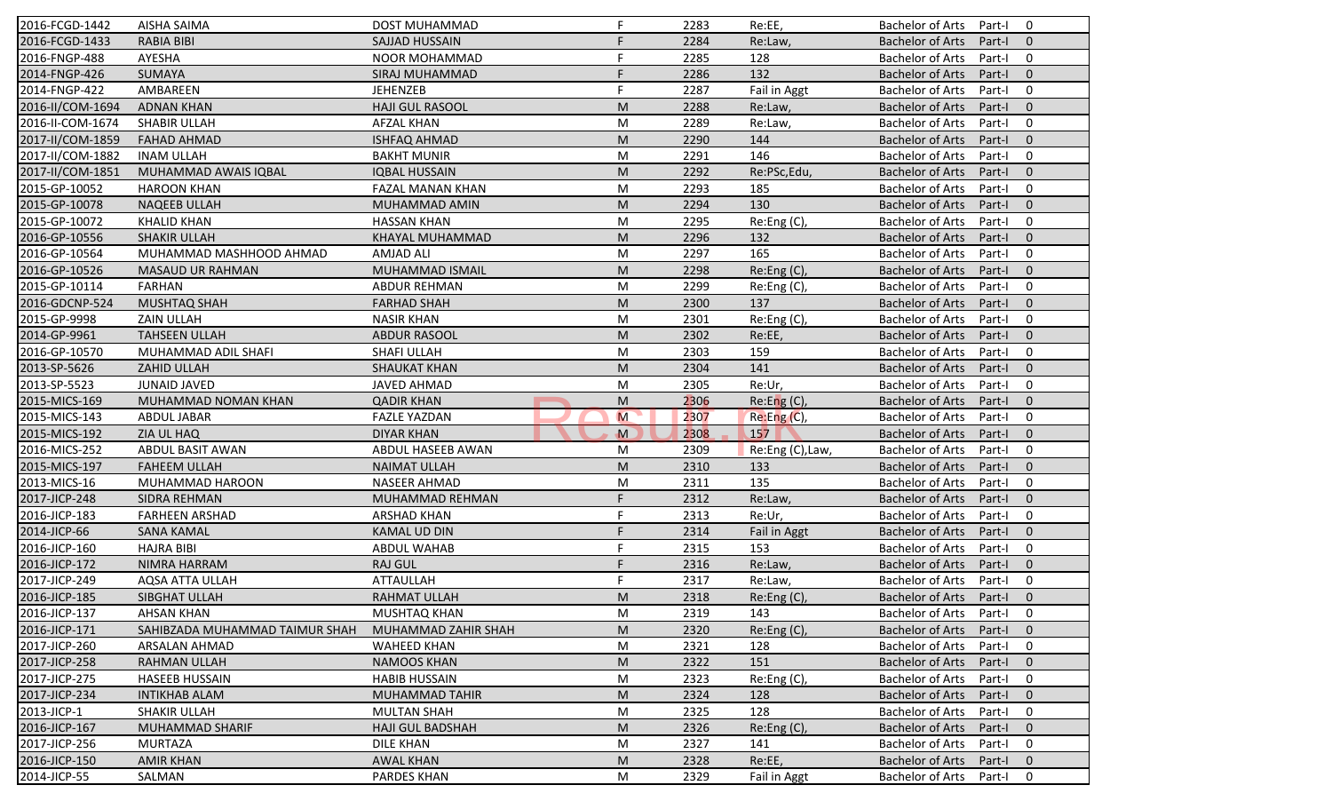| | | | | | | | | |
|---|---|---|---|---|---|---|---|---|
| 2016-FCGD-1442 | AISHA SAIMA | DOST MUHAMMAD | F | 2283 | Re:EE, | Bachelor of Arts | Part-I | 0 |
| 2016-FCGD-1433 | RABIA BIBI | SAJJAD HUSSAIN | F | 2284 | Re:Law, | Bachelor of Arts | Part-I | 0 |
| 2016-FNGP-488 | AYESHA | NOOR MOHAMMAD | F | 2285 | 128 | Bachelor of Arts | Part-I | 0 |
| 2014-FNGP-426 | SUMAYA | SIRAJ MUHAMMAD | F | 2286 | 132 | Bachelor of Arts | Part-I | 0 |
| 2014-FNGP-422 | AMBAREEN | JEHENZEB | F | 2287 | Fail in Aggt | Bachelor of Arts | Part-I | 0 |
| 2016-II/COM-1694 | ADNAN KHAN | HAJI GUL RASOOL | M | 2288 | Re:Law, | Bachelor of Arts | Part-I | 0 |
| 2016-II-COM-1674 | SHABIR ULLAH | AFZAL KHAN | M | 2289 | Re:Law, | Bachelor of Arts | Part-I | 0 |
| 2017-II/COM-1859 | FAHAD AHMAD | ISHFAQ AHMAD | M | 2290 | 144 | Bachelor of Arts | Part-I | 0 |
| 2017-II/COM-1882 | INAM ULLAH | BAKHT MUNIR | M | 2291 | 146 | Bachelor of Arts | Part-I | 0 |
| 2017-II/COM-1851 | MUHAMMAD AWAIS IQBAL | IQBAL HUSSAIN | M | 2292 | Re:PSc,Edu, | Bachelor of Arts | Part-I | 0 |
| 2015-GP-10052 | HAROON KHAN | FAZAL MANAN KHAN | M | 2293 | 185 | Bachelor of Arts | Part-I | 0 |
| 2015-GP-10078 | NAQEEB ULLAH | MUHAMMAD AMIN | M | 2294 | 130 | Bachelor of Arts | Part-I | 0 |
| 2015-GP-10072 | KHALID KHAN | HASSAN KHAN | M | 2295 | Re:Eng (C), | Bachelor of Arts | Part-I | 0 |
| 2016-GP-10556 | SHAKIR ULLAH | KHAYAL MUHAMMAD | M | 2296 | 132 | Bachelor of Arts | Part-I | 0 |
| 2016-GP-10564 | MUHAMMAD MASHHOOD AHMAD | AMJAD ALI | M | 2297 | 165 | Bachelor of Arts | Part-I | 0 |
| 2016-GP-10526 | MASAUD UR RAHMAN | MUHAMMAD ISMAIL | M | 2298 | Re:Eng (C), | Bachelor of Arts | Part-I | 0 |
| 2015-GP-10114 | FARHAN | ABDUR REHMAN | M | 2299 | Re:Eng (C), | Bachelor of Arts | Part-I | 0 |
| 2016-GDCNP-524 | MUSHTAQ SHAH | FARHAD SHAH | M | 2300 | 137 | Bachelor of Arts | Part-I | 0 |
| 2015-GP-9998 | ZAIN ULLAH | NASIR KHAN | M | 2301 | Re:Eng (C), | Bachelor of Arts | Part-I | 0 |
| 2014-GP-9961 | TAHSEEN ULLAH | ABDUR RASOOL | M | 2302 | Re:EE, | Bachelor of Arts | Part-I | 0 |
| 2016-GP-10570 | MUHAMMAD ADIL SHAFI | SHAFI ULLAH | M | 2303 | 159 | Bachelor of Arts | Part-I | 0 |
| 2013-SP-5626 | ZAHID ULLAH | SHAUKAT KHAN | M | 2304 | 141 | Bachelor of Arts | Part-I | 0 |
| 2013-SP-5523 | JUNAID JAVED | JAVED AHMAD | M | 2305 | Re:Ur, | Bachelor of Arts | Part-I | 0 |
| 2015-MICS-169 | MUHAMMAD NOMAN KHAN | QADIR KHAN | M | 2306 | Re:Eng (C), | Bachelor of Arts | Part-I | 0 |
| 2015-MICS-143 | ABDUL JABAR | FAZLE YAZDAN | M | 2307 | Re:Eng (C), | Bachelor of Arts | Part-I | 0 |
| 2015-MICS-192 | ZIA UL HAQ | DIYAR KHAN | M | 2308 | 157 | Bachelor of Arts | Part-I | 0 |
| 2016-MICS-252 | ABDUL BASIT AWAN | ABDUL HASEEB AWAN | M | 2309 | Re:Eng (C),Law, | Bachelor of Arts | Part-I | 0 |
| 2015-MICS-197 | FAHEEM ULLAH | NAIMAT ULLAH | M | 2310 | 133 | Bachelor of Arts | Part-I | 0 |
| 2013-MICS-16 | MUHAMMAD HAROON | NASEER AHMAD | M | 2311 | 135 | Bachelor of Arts | Part-I | 0 |
| 2017-JICP-248 | SIDRA REHMAN | MUHAMMAD REHMAN | F | 2312 | Re:Law, | Bachelor of Arts | Part-I | 0 |
| 2016-JICP-183 | FARHEEN ARSHAD | ARSHAD KHAN | F | 2313 | Re:Ur, | Bachelor of Arts | Part-I | 0 |
| 2014-JICP-66 | SANA KAMAL | KAMAL UD DIN | F | 2314 | Fail in Aggt | Bachelor of Arts | Part-I | 0 |
| 2016-JICP-160 | HAJRA BIBI | ABDUL WAHAB | F | 2315 | 153 | Bachelor of Arts | Part-I | 0 |
| 2016-JICP-172 | NIMRA HARRAM | RAJ GUL | F | 2316 | Re:Law, | Bachelor of Arts | Part-I | 0 |
| 2017-JICP-249 | AQSA ATTA ULLAH | ATTAULLAH | F | 2317 | Re:Law, | Bachelor of Arts | Part-I | 0 |
| 2016-JICP-185 | SIBGHAT ULLAH | RAHMAT ULLAH | M | 2318 | Re:Eng (C), | Bachelor of Arts | Part-I | 0 |
| 2016-JICP-137 | AHSAN KHAN | MUSHTAQ KHAN | M | 2319 | 143 | Bachelor of Arts | Part-I | 0 |
| 2016-JICP-171 | SAHIBZADA MUHAMMAD TAIMUR SHAH | MUHAMMAD ZAHIR SHAH | M | 2320 | Re:Eng (C), | Bachelor of Arts | Part-I | 0 |
| 2017-JICP-260 | ARSALAN AHMAD | WAHEED KHAN | M | 2321 | 128 | Bachelor of Arts | Part-I | 0 |
| 2017-JICP-258 | RAHMAN ULLAH | NAMOOS KHAN | M | 2322 | 151 | Bachelor of Arts | Part-I | 0 |
| 2017-JICP-275 | HASEEB HUSSAIN | HABIB HUSSAIN | M | 2323 | Re:Eng (C), | Bachelor of Arts | Part-I | 0 |
| 2017-JICP-234 | INTIKHAB ALAM | MUHAMMAD TAHIR | M | 2324 | 128 | Bachelor of Arts | Part-I | 0 |
| 2013-JICP-1 | SHAKIR ULLAH | MULTAN SHAH | M | 2325 | 128 | Bachelor of Arts | Part-I | 0 |
| 2016-JICP-167 | MUHAMMAD SHARIF | HAJI GUL BADSHAH | M | 2326 | Re:Eng (C), | Bachelor of Arts | Part-I | 0 |
| 2017-JICP-256 | MURTAZA | DILE KHAN | M | 2327 | 141 | Bachelor of Arts | Part-I | 0 |
| 2016-JICP-150 | AMIR KHAN | AWAL KHAN | M | 2328 | Re:EE, | Bachelor of Arts | Part-I | 0 |
| 2014-JICP-55 | SALMAN | PARDES KHAN | M | 2329 | Fail in Aggt | Bachelor of Arts | Part-I | 0 |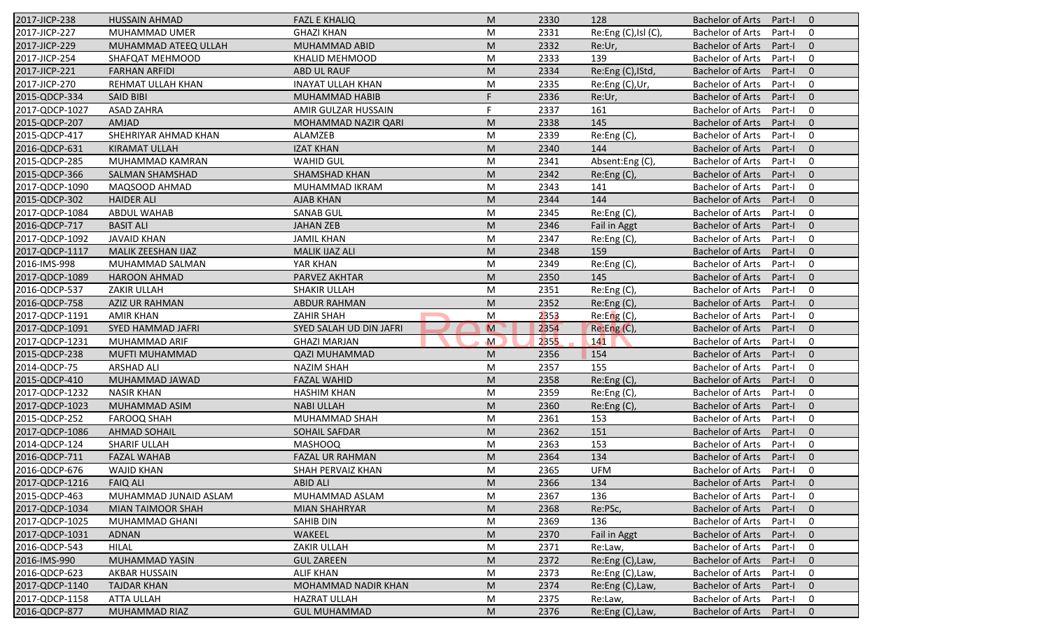| | | | | | | | | |
|---|---|---|---|---|---|---|---|---|
| 2017-JICP-238 | HUSSAIN AHMAD | FAZL E KHALIQ | M | 2330 | 128 | Bachelor of Arts | Part-I | 0 |
| 2017-JICP-227 | MUHAMMAD UMER | GHAZI KHAN | M | 2331 | Re:Eng (C),Isl (C), | Bachelor of Arts | Part-I | 0 |
| 2017-JICP-229 | MUHAMMAD ATEEQ ULLAH | MUHAMMAD ABID | M | 2332 | Re:Ur, | Bachelor of Arts | Part-I | 0 |
| 2017-JICP-254 | SHAFQAT MEHMOOD | KHALID MEHMOOD | M | 2333 | 139 | Bachelor of Arts | Part-I | 0 |
| 2017-JICP-221 | FARHAN ARFIDI | ABD UL RAUF | M | 2334 | Re:Eng (C),IStd, | Bachelor of Arts | Part-I | 0 |
| 2017-JICP-270 | REHMAT ULLAH KHAN | INAYAT ULLAH KHAN | M | 2335 | Re:Eng (C),Ur, | Bachelor of Arts | Part-I | 0 |
| 2015-QDCP-334 | SAID BIBI | MUHAMMAD HABIB | F | 2336 | Re:Ur, | Bachelor of Arts | Part-I | 0 |
| 2017-QDCP-1027 | ASAD ZAHRA | AMIR GULZAR HUSSAIN | F | 2337 | 161 | Bachelor of Arts | Part-I | 0 |
| 2015-QDCP-207 | AMJAD | MOHAMMAD NAZIR QARI | M | 2338 | 145 | Bachelor of Arts | Part-I | 0 |
| 2015-QDCP-417 | SHEHRIYAR AHMAD KHAN | ALAMZEB | M | 2339 | Re:Eng (C), | Bachelor of Arts | Part-I | 0 |
| 2016-QDCP-631 | KIRAMAT ULLAH | IZAT KHAN | M | 2340 | 144 | Bachelor of Arts | Part-I | 0 |
| 2015-QDCP-285 | MUHAMMAD KAMRAN | WAHID GUL | M | 2341 | Absent:Eng (C), | Bachelor of Arts | Part-I | 0 |
| 2015-QDCP-366 | SALMAN SHAMSHAD | SHAMSHAD KHAN | M | 2342 | Re:Eng (C), | Bachelor of Arts | Part-I | 0 |
| 2017-QDCP-1090 | MAQSOOD AHMAD | MUHAMMAD IKRAM | M | 2343 | 141 | Bachelor of Arts | Part-I | 0 |
| 2015-QDCP-302 | HAIDER ALI | AJAB KHAN | M | 2344 | 144 | Bachelor of Arts | Part-I | 0 |
| 2017-QDCP-1084 | ABDUL WAHAB | SANAB GUL | M | 2345 | Re:Eng (C), | Bachelor of Arts | Part-I | 0 |
| 2016-QDCP-717 | BASIT ALI | JAHAN ZEB | M | 2346 | Fail in Aggt | Bachelor of Arts | Part-I | 0 |
| 2017-QDCP-1092 | JAVAID KHAN | JAMIL KHAN | M | 2347 | Re:Eng (C), | Bachelor of Arts | Part-I | 0 |
| 2017-QDCP-1117 | MALIK ZEESHAN IJAZ | MALIK IJAZ ALI | M | 2348 | 159 | Bachelor of Arts | Part-I | 0 |
| 2016-IMS-998 | MUHAMMAD SALMAN | YAR KHAN | M | 2349 | Re:Eng (C), | Bachelor of Arts | Part-I | 0 |
| 2017-QDCP-1089 | HAROON AHMAD | PARVEZ AKHTAR | M | 2350 | 145 | Bachelor of Arts | Part-I | 0 |
| 2016-QDCP-537 | ZAKIR ULLAH | SHAKIR ULLAH | M | 2351 | Re:Eng (C), | Bachelor of Arts | Part-I | 0 |
| 2016-QDCP-758 | AZIZ UR RAHMAN | ABDUR RAHMAN | M | 2352 | Re:Eng (C), | Bachelor of Arts | Part-I | 0 |
| 2017-QDCP-1191 | AMIR KHAN | ZAHIR SHAH | M | 2353 | Re:Eng (C), | Bachelor of Arts | Part-I | 0 |
| 2017-QDCP-1091 | SYED HAMMAD JAFRI | SYED SALAH UD DIN JAFRI | M | 2354 | Re:Eng (C), | Bachelor of Arts | Part-I | 0 |
| 2017-QDCP-1231 | MUHAMMAD ARIF | GHAZI MARJAN | M | 2355 | 141 | Bachelor of Arts | Part-I | 0 |
| 2015-QDCP-238 | MUFTI MUHAMMAD | QAZI MUHAMMAD | M | 2356 | 154 | Bachelor of Arts | Part-I | 0 |
| 2014-QDCP-75 | ARSHAD ALI | NAZIM SHAH | M | 2357 | 155 | Bachelor of Arts | Part-I | 0 |
| 2015-QDCP-410 | MUHAMMAD JAWAD | FAZAL WAHID | M | 2358 | Re:Eng (C), | Bachelor of Arts | Part-I | 0 |
| 2017-QDCP-1232 | NASIR KHAN | HASHIM KHAN | M | 2359 | Re:Eng (C), | Bachelor of Arts | Part-I | 0 |
| 2017-QDCP-1023 | MUHAMMAD ASIM | NABI ULLAH | M | 2360 | Re:Eng (C), | Bachelor of Arts | Part-I | 0 |
| 2015-QDCP-252 | FAROOQ SHAH | MUHAMMAD SHAH | M | 2361 | 153 | Bachelor of Arts | Part-I | 0 |
| 2017-QDCP-1086 | AHMAD SOHAIL | SOHAIL SAFDAR | M | 2362 | 151 | Bachelor of Arts | Part-I | 0 |
| 2014-QDCP-124 | SHARIF ULLAH | MASHOOQ | M | 2363 | 153 | Bachelor of Arts | Part-I | 0 |
| 2016-QDCP-711 | FAZAL WAHAB | FAZAL UR RAHMAN | M | 2364 | 134 | Bachelor of Arts | Part-I | 0 |
| 2016-QDCP-676 | WAJID KHAN | SHAH PERVAIZ KHAN | M | 2365 | UFM | Bachelor of Arts | Part-I | 0 |
| 2017-QDCP-1216 | FAIQ ALI | ABID ALI | M | 2366 | 134 | Bachelor of Arts | Part-I | 0 |
| 2015-QDCP-463 | MUHAMMAD JUNAID ASLAM | MUHAMMAD ASLAM | M | 2367 | 136 | Bachelor of Arts | Part-I | 0 |
| 2017-QDCP-1034 | MIAN TAIMOOR SHAH | MIAN SHAHRYAR | M | 2368 | Re:PSc, | Bachelor of Arts | Part-I | 0 |
| 2017-QDCP-1025 | MUHAMMAD GHANI | SAHIB DIN | M | 2369 | 136 | Bachelor of Arts | Part-I | 0 |
| 2017-QDCP-1031 | ADNAN | WAKEEL | M | 2370 | Fail in Aggt | Bachelor of Arts | Part-I | 0 |
| 2016-QDCP-543 | HILAL | ZAKIR ULLAH | M | 2371 | Re:Law, | Bachelor of Arts | Part-I | 0 |
| 2016-IMS-990 | MUHAMMAD YASIN | GUL ZAREEN | M | 2372 | Re:Eng (C),Law, | Bachelor of Arts | Part-I | 0 |
| 2016-QDCP-623 | AKBAR HUSSAIN | ALIF KHAN | M | 2373 | Re:Eng (C),Law, | Bachelor of Arts | Part-I | 0 |
| 2017-QDCP-1140 | TAJDAR KHAN | MOHAMMAD NADIR KHAN | M | 2374 | Re:Eng (C),Law, | Bachelor of Arts | Part-I | 0 |
| 2017-QDCP-1158 | ATTA ULLAH | HAZRAT ULLAH | M | 2375 | Re:Law, | Bachelor of Arts | Part-I | 0 |
| 2016-QDCP-877 | MUHAMMAD RIAZ | GUL MUHAMMAD | M | 2376 | Re:Eng (C),Law, | Bachelor of Arts | Part-I | 0 |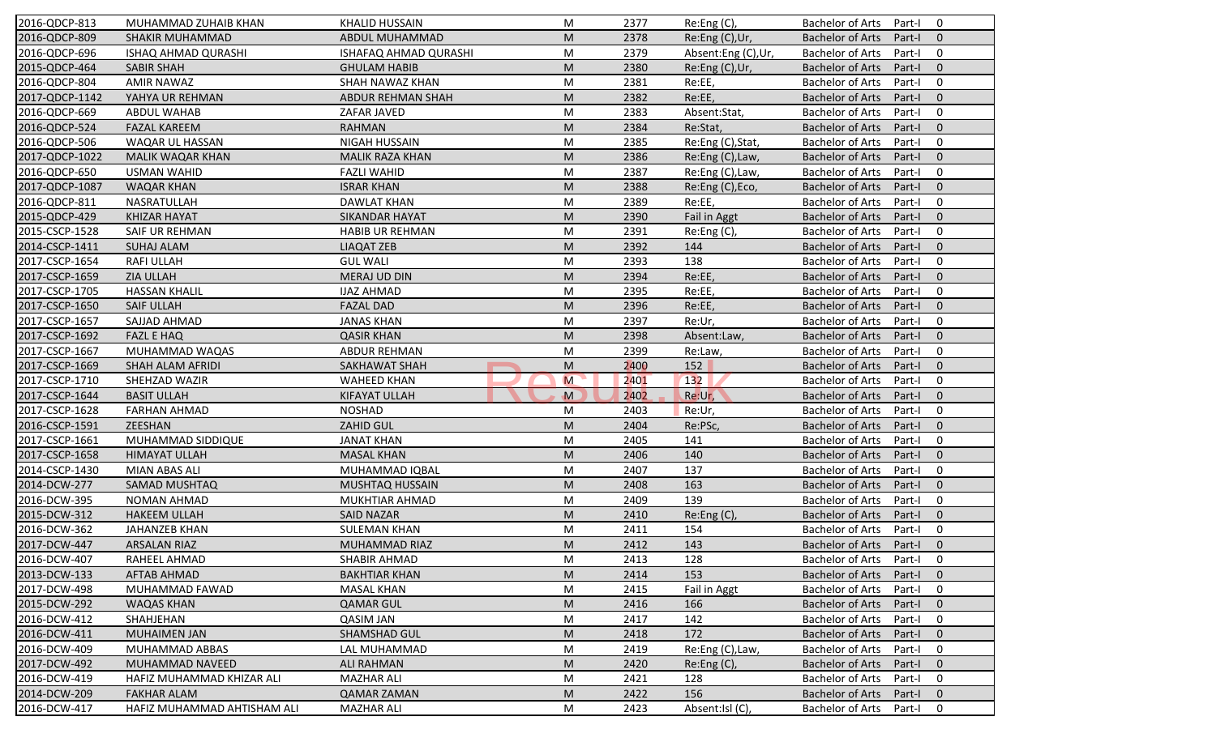| | | | | | | | | |
|---|---|---|---|---|---|---|---|---|
| 2016-QDCP-813 | MUHAMMAD ZUHAIB KHAN | KHALID HUSSAIN | M | 2377 | Re:Eng (C), | Bachelor of Arts | Part-I | 0 |
| 2016-QDCP-809 | SHAKIR MUHAMMAD | ABDUL MUHAMMAD | M | 2378 | Re:Eng (C),Ur, | Bachelor of Arts | Part-I | 0 |
| 2016-QDCP-696 | ISHAQ AHMAD QURASHI | ISHAFAQ AHMAD QURASHI | M | 2379 | Absent:Eng (C),Ur, | Bachelor of Arts | Part-I | 0 |
| 2015-QDCP-464 | SABIR SHAH | GHULAM HABIB | M | 2380 | Re:Eng (C),Ur, | Bachelor of Arts | Part-I | 0 |
| 2016-QDCP-804 | AMIR NAWAZ | SHAH NAWAZ KHAN | M | 2381 | Re:EE, | Bachelor of Arts | Part-I | 0 |
| 2017-QDCP-1142 | YAHYA UR REHMAN | ABDUR REHMAN SHAH | M | 2382 | Re:EE, | Bachelor of Arts | Part-I | 0 |
| 2016-QDCP-669 | ABDUL WAHAB | ZAFAR JAVED | M | 2383 | Absent:Stat, | Bachelor of Arts | Part-I | 0 |
| 2016-QDCP-524 | FAZAL KAREEM | RAHMAN | M | 2384 | Re:Stat, | Bachelor of Arts | Part-I | 0 |
| 2016-QDCP-506 | WAQAR UL HASSAN | NIGAH HUSSAIN | M | 2385 | Re:Eng (C),Stat, | Bachelor of Arts | Part-I | 0 |
| 2017-QDCP-1022 | MALIK WAQAR KHAN | MALIK RAZA KHAN | M | 2386 | Re:Eng (C),Law, | Bachelor of Arts | Part-I | 0 |
| 2016-QDCP-650 | USMAN WAHID | FAZLI WAHID | M | 2387 | Re:Eng (C),Law, | Bachelor of Arts | Part-I | 0 |
| 2017-QDCP-1087 | WAQAR KHAN | ISRAR KHAN | M | 2388 | Re:Eng (C),Eco, | Bachelor of Arts | Part-I | 0 |
| 2016-QDCP-811 | NASRATULLAH | DAWLAT KHAN | M | 2389 | Re:EE, | Bachelor of Arts | Part-I | 0 |
| 2015-QDCP-429 | KHIZAR HAYAT | SIKANDAR HAYAT | M | 2390 | Fail in Aggt | Bachelor of Arts | Part-I | 0 |
| 2015-CSCP-1528 | SAIF UR REHMAN | HABIB UR REHMAN | M | 2391 | Re:Eng (C), | Bachelor of Arts | Part-I | 0 |
| 2014-CSCP-1411 | SUHAJ ALAM | LIAQAT ZEB | M | 2392 | 144 | Bachelor of Arts | Part-I | 0 |
| 2017-CSCP-1654 | RAFI ULLAH | GUL WALI | M | 2393 | 138 | Bachelor of Arts | Part-I | 0 |
| 2017-CSCP-1659 | ZIA ULLAH | MERAJ UD DIN | M | 2394 | Re:EE, | Bachelor of Arts | Part-I | 0 |
| 2017-CSCP-1705 | HASSAN KHALIL | IJAZ AHMAD | M | 2395 | Re:EE, | Bachelor of Arts | Part-I | 0 |
| 2017-CSCP-1650 | SAIF ULLAH | FAZAL DAD | M | 2396 | Re:EE, | Bachelor of Arts | Part-I | 0 |
| 2017-CSCP-1657 | SAJJAD AHMAD | JANAS KHAN | M | 2397 | Re:Ur, | Bachelor of Arts | Part-I | 0 |
| 2017-CSCP-1692 | FAZL E HAQ | QASIR KHAN | M | 2398 | Absent:Law, | Bachelor of Arts | Part-I | 0 |
| 2017-CSCP-1667 | MUHAMMAD WAQAS | ABDUR REHMAN | M | 2399 | Re:Law, | Bachelor of Arts | Part-I | 0 |
| 2017-CSCP-1669 | SHAH ALAM AFRIDI | SAKHAWAT SHAH | M | 2400 | 152 | Bachelor of Arts | Part-I | 0 |
| 2017-CSCP-1710 | SHEHZAD WAZIR | WAHEED KHAN | M | 2401 | 132 | Bachelor of Arts | Part-I | 0 |
| 2017-CSCP-1644 | BASIT ULLAH | KIFAYAT ULLAH | M | 2402 | Re:Ur, | Bachelor of Arts | Part-I | 0 |
| 2017-CSCP-1628 | FARHAN AHMAD | NOSHAD | M | 2403 | Re:Ur, | Bachelor of Arts | Part-I | 0 |
| 2016-CSCP-1591 | ZEESHAN | ZAHID GUL | M | 2404 | Re:PSc, | Bachelor of Arts | Part-I | 0 |
| 2017-CSCP-1661 | MUHAMMAD SIDDIQUE | JANAT KHAN | M | 2405 | 141 | Bachelor of Arts | Part-I | 0 |
| 2017-CSCP-1658 | HIMAYAT ULLAH | MASAL KHAN | M | 2406 | 140 | Bachelor of Arts | Part-I | 0 |
| 2014-CSCP-1430 | MIAN ABAS ALI | MUHAMMAD IQBAL | M | 2407 | 137 | Bachelor of Arts | Part-I | 0 |
| 2014-DCW-277 | SAMAD MUSHTAQ | MUSHTAQ HUSSAIN | M | 2408 | 163 | Bachelor of Arts | Part-I | 0 |
| 2016-DCW-395 | NOMAN AHMAD | MUKHTIAR AHMAD | M | 2409 | 139 | Bachelor of Arts | Part-I | 0 |
| 2015-DCW-312 | HAKEEM ULLAH | SAID NAZAR | M | 2410 | Re:Eng (C), | Bachelor of Arts | Part-I | 0 |
| 2016-DCW-362 | JAHANZEB KHAN | SULEMAN KHAN | M | 2411 | 154 | Bachelor of Arts | Part-I | 0 |
| 2017-DCW-447 | ARSALAN RIAZ | MUHAMMAD RIAZ | M | 2412 | 143 | Bachelor of Arts | Part-I | 0 |
| 2016-DCW-407 | RAHEEL AHMAD | SHABIR AHMAD | M | 2413 | 128 | Bachelor of Arts | Part-I | 0 |
| 2013-DCW-133 | AFTAB AHMAD | BAKHTIAR KHAN | M | 2414 | 153 | Bachelor of Arts | Part-I | 0 |
| 2017-DCW-498 | MUHAMMAD FAWAD | MASAL KHAN | M | 2415 | Fail in Aggt | Bachelor of Arts | Part-I | 0 |
| 2015-DCW-292 | WAQAS KHAN | QAMAR GUL | M | 2416 | 166 | Bachelor of Arts | Part-I | 0 |
| 2016-DCW-412 | SHAHJEHAN | QASIM JAN | M | 2417 | 142 | Bachelor of Arts | Part-I | 0 |
| 2016-DCW-411 | MUHAIMEN JAN | SHAMSHAD GUL | M | 2418 | 172 | Bachelor of Arts | Part-I | 0 |
| 2016-DCW-409 | MUHAMMAD ABBAS | LAL MUHAMMAD | M | 2419 | Re:Eng (C),Law, | Bachelor of Arts | Part-I | 0 |
| 2017-DCW-492 | MUHAMMAD NAVEED | ALI RAHMAN | M | 2420 | Re:Eng (C), | Bachelor of Arts | Part-I | 0 |
| 2016-DCW-419 | HAFIZ MUHAMMAD KHIZAR ALI | MAZHAR ALI | M | 2421 | 128 | Bachelor of Arts | Part-I | 0 |
| 2014-DCW-209 | FAKHAR ALAM | QAMAR ZAMAN | M | 2422 | 156 | Bachelor of Arts | Part-I | 0 |
| 2016-DCW-417 | HAFIZ MUHAMMAD AHTISHAM ALI | MAZHAR ALI | M | 2423 | Absent:Isl (C), | Bachelor of Arts | Part-I | 0 |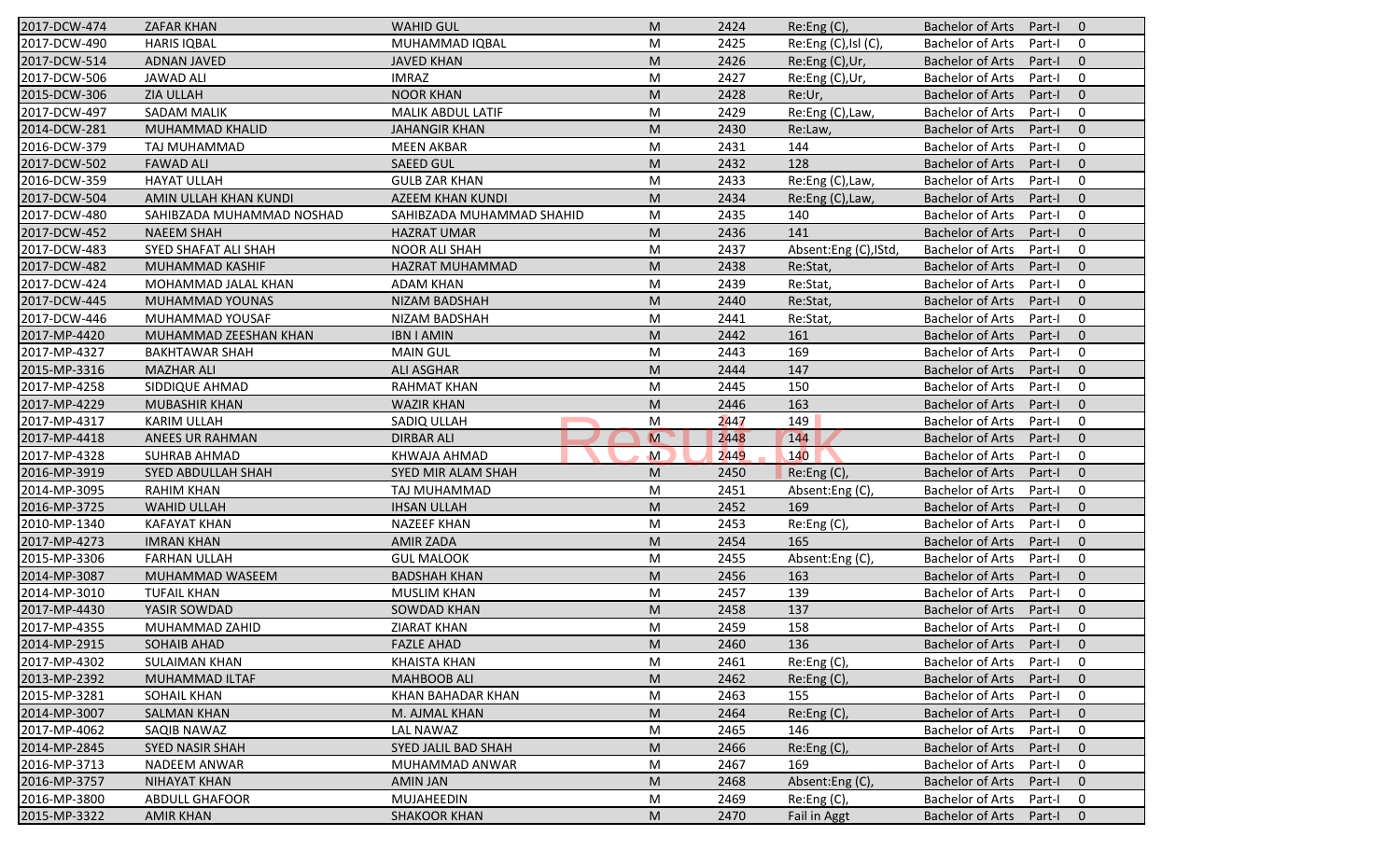| | | | | | | | | |
|---|---|---|---|---|---|---|---|---|
| 2017-DCW-474 | ZAFAR KHAN | WAHID GUL | M | 2424 | Re:Eng (C), | Bachelor of Arts | Part-I | 0 |
| 2017-DCW-490 | HARIS IQBAL | MUHAMMAD IQBAL | M | 2425 | Re:Eng (C),Isl (C), | Bachelor of Arts | Part-I | 0 |
| 2017-DCW-514 | ADNAN JAVED | JAVED KHAN | M | 2426 | Re:Eng (C),Ur, | Bachelor of Arts | Part-I | 0 |
| 2017-DCW-506 | JAWAD ALI | IMRAZ | M | 2427 | Re:Eng (C),Ur, | Bachelor of Arts | Part-I | 0 |
| 2015-DCW-306 | ZIA ULLAH | NOOR KHAN | M | 2428 | Re:Ur, | Bachelor of Arts | Part-I | 0 |
| 2017-DCW-497 | SADAM MALIK | MALIK ABDUL LATIF | M | 2429 | Re:Eng (C),Law, | Bachelor of Arts | Part-I | 0 |
| 2014-DCW-281 | MUHAMMAD KHALID | JAHANGIR KHAN | M | 2430 | Re:Law, | Bachelor of Arts | Part-I | 0 |
| 2016-DCW-379 | TAJ MUHAMMAD | MEEN AKBAR | M | 2431 | 144 | Bachelor of Arts | Part-I | 0 |
| 2017-DCW-502 | FAWAD ALI | SAEED GUL | M | 2432 | 128 | Bachelor of Arts | Part-I | 0 |
| 2016-DCW-359 | HAYAT ULLAH | GULB ZAR KHAN | M | 2433 | Re:Eng (C),Law, | Bachelor of Arts | Part-I | 0 |
| 2017-DCW-504 | AMIN ULLAH KHAN KUNDI | AZEEM KHAN KUNDI | M | 2434 | Re:Eng (C),Law, | Bachelor of Arts | Part-I | 0 |
| 2017-DCW-480 | SAHIBZADA MUHAMMAD NOSHAD | SAHIBZADA MUHAMMAD SHAHID | M | 2435 | 140 | Bachelor of Arts | Part-I | 0 |
| 2017-DCW-452 | NAEEM SHAH | HAZRAT UMAR | M | 2436 | 141 | Bachelor of Arts | Part-I | 0 |
| 2017-DCW-483 | SYED SHAFAT ALI SHAH | NOOR ALI SHAH | M | 2437 | Absent:Eng (C),IStd, | Bachelor of Arts | Part-I | 0 |
| 2017-DCW-482 | MUHAMMAD KASHIF | HAZRAT MUHAMMAD | M | 2438 | Re:Stat, | Bachelor of Arts | Part-I | 0 |
| 2017-DCW-424 | MOHAMMAD JALAL KHAN | ADAM KHAN | M | 2439 | Re:Stat, | Bachelor of Arts | Part-I | 0 |
| 2017-DCW-445 | MUHAMMAD YOUNAS | NIZAM BADSHAH | M | 2440 | Re:Stat, | Bachelor of Arts | Part-I | 0 |
| 2017-DCW-446 | MUHAMMAD YOUSAF | NIZAM BADSHAH | M | 2441 | Re:Stat, | Bachelor of Arts | Part-I | 0 |
| 2017-MP-4420 | MUHAMMAD ZEESHAN KHAN | IBN I AMIN | M | 2442 | 161 | Bachelor of Arts | Part-I | 0 |
| 2017-MP-4327 | BAKHTAWAR SHAH | MAIN GUL | M | 2443 | 169 | Bachelor of Arts | Part-I | 0 |
| 2015-MP-3316 | MAZHAR ALI | ALI ASGHAR | M | 2444 | 147 | Bachelor of Arts | Part-I | 0 |
| 2017-MP-4258 | SIDDIQUE AHMAD | RAHMAT KHAN | M | 2445 | 150 | Bachelor of Arts | Part-I | 0 |
| 2017-MP-4229 | MUBASHIR KHAN | WAZIR KHAN | M | 2446 | 163 | Bachelor of Arts | Part-I | 0 |
| 2017-MP-4317 | KARIM ULLAH | SADIQ ULLAH | M | 2447 | 149 | Bachelor of Arts | Part-I | 0 |
| 2017-MP-4418 | ANEES UR RAHMAN | DIRBAR ALI | M | 2448 | 144 | Bachelor of Arts | Part-I | 0 |
| 2017-MP-4328 | SUHRAB AHMAD | KHWAJA AHMAD | M | 2449 | 140 | Bachelor of Arts | Part-I | 0 |
| 2016-MP-3919 | SYED ABDULLAH SHAH | SYED MIR ALAM SHAH | M | 2450 | Re:Eng (C), | Bachelor of Arts | Part-I | 0 |
| 2014-MP-3095 | RAHIM KHAN | TAJ MUHAMMAD | M | 2451 | Absent:Eng (C), | Bachelor of Arts | Part-I | 0 |
| 2016-MP-3725 | WAHID ULLAH | IHSAN ULLAH | M | 2452 | 169 | Bachelor of Arts | Part-I | 0 |
| 2010-MP-1340 | KAFAYAT KHAN | NAZEEF KHAN | M | 2453 | Re:Eng (C), | Bachelor of Arts | Part-I | 0 |
| 2017-MP-4273 | IMRAN KHAN | AMIR ZADA | M | 2454 | 165 | Bachelor of Arts | Part-I | 0 |
| 2015-MP-3306 | FARHAN ULLAH | GUL MALOOK | M | 2455 | Absent:Eng (C), | Bachelor of Arts | Part-I | 0 |
| 2014-MP-3087 | MUHAMMAD WASEEM | BADSHAH KHAN | M | 2456 | 163 | Bachelor of Arts | Part-I | 0 |
| 2014-MP-3010 | TUFAIL KHAN | MUSLIM KHAN | M | 2457 | 139 | Bachelor of Arts | Part-I | 0 |
| 2017-MP-4430 | YASIR SOWDAD | SOWDAD KHAN | M | 2458 | 137 | Bachelor of Arts | Part-I | 0 |
| 2017-MP-4355 | MUHAMMAD ZAHID | ZIARAT KHAN | M | 2459 | 158 | Bachelor of Arts | Part-I | 0 |
| 2014-MP-2915 | SOHAIB AHAD | FAZLE AHAD | M | 2460 | 136 | Bachelor of Arts | Part-I | 0 |
| 2017-MP-4302 | SULAIMAN KHAN | KHAISTA KHAN | M | 2461 | Re:Eng (C), | Bachelor of Arts | Part-I | 0 |
| 2013-MP-2392 | MUHAMMAD ILTAF | MAHBOOB ALI | M | 2462 | Re:Eng (C), | Bachelor of Arts | Part-I | 0 |
| 2015-MP-3281 | SOHAIL KHAN | KHAN BAHADAR KHAN | M | 2463 | 155 | Bachelor of Arts | Part-I | 0 |
| 2014-MP-3007 | SALMAN KHAN | M. AJMAL KHAN | M | 2464 | Re:Eng (C), | Bachelor of Arts | Part-I | 0 |
| 2017-MP-4062 | SAQIB NAWAZ | LAL NAWAZ | M | 2465 | 146 | Bachelor of Arts | Part-I | 0 |
| 2014-MP-2845 | SYED NASIR SHAH | SYED JALIL BAD SHAH | M | 2466 | Re:Eng (C), | Bachelor of Arts | Part-I | 0 |
| 2016-MP-3713 | NADEEM ANWAR | MUHAMMAD ANWAR | M | 2467 | 169 | Bachelor of Arts | Part-I | 0 |
| 2016-MP-3757 | NIHAYAT KHAN | AMIN JAN | M | 2468 | Absent:Eng (C), | Bachelor of Arts | Part-I | 0 |
| 2016-MP-3800 | ABDULL GHAFOOR | MUJAHEEDIN | M | 2469 | Re:Eng (C), | Bachelor of Arts | Part-I | 0 |
| 2015-MP-3322 | AMIR KHAN | SHAKOOR KHAN | M | 2470 | Fail in Aggt | Bachelor of Arts | Part-I | 0 |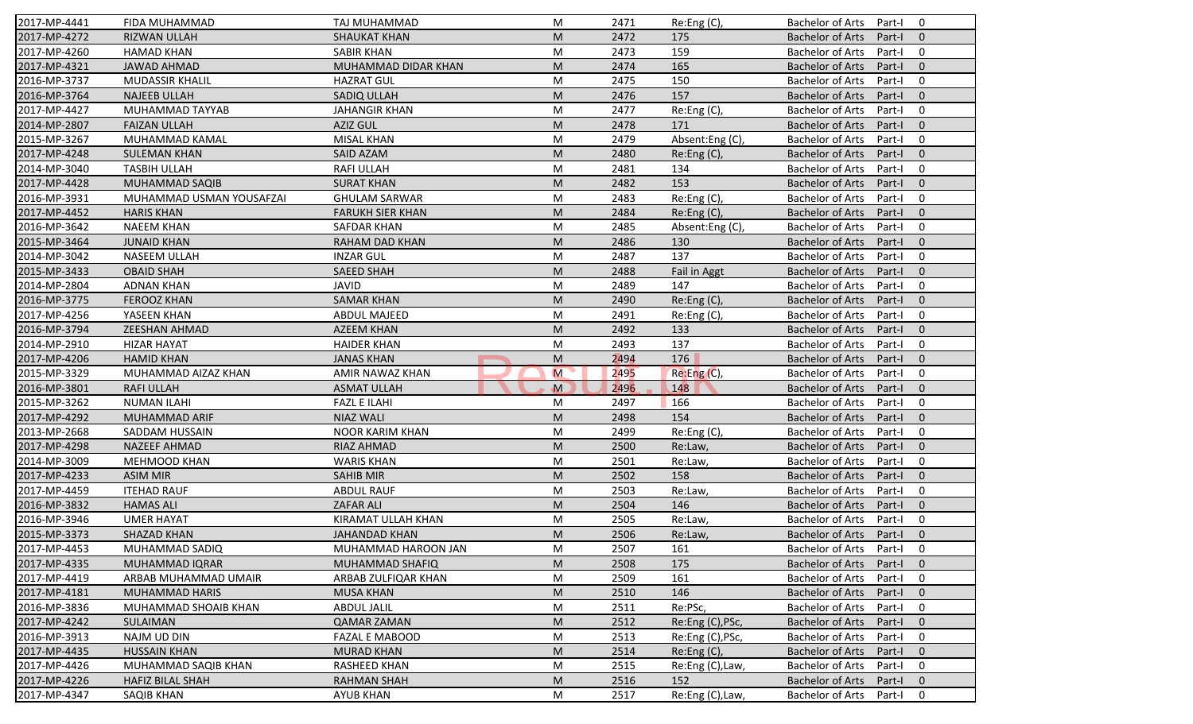| 2017-MP-4441 | FIDA MUHAMMAD | TAJ MUHAMMAD | M | 2471 | Re:Eng (C), | Bachelor of Arts | Part-I | 0 |
|---|---|---|---|---|---|---|---|---|
| 2017-MP-4272 | RIZWAN ULLAH | SHAUKAT KHAN | M | 2472 | 175 | Bachelor of Arts | Part-I | 0 |
| 2017-MP-4260 | HAMAD KHAN | SABIR KHAN | M | 2473 | 159 | Bachelor of Arts | Part-I | 0 |
| 2017-MP-4321 | JAWAD AHMAD | MUHAMMAD DIDAR KHAN | M | 2474 | 165 | Bachelor of Arts | Part-I | 0 |
| 2016-MP-3737 | MUDASSIR KHALIL | HAZRAT GUL | M | 2475 | 150 | Bachelor of Arts | Part-I | 0 |
| 2016-MP-3764 | NAJEEB ULLAH | SADIQ ULLAH | M | 2476 | 157 | Bachelor of Arts | Part-I | 0 |
| 2017-MP-4427 | MUHAMMAD TAYYAB | JAHANGIR KHAN | M | 2477 | Re:Eng (C), | Bachelor of Arts | Part-I | 0 |
| 2014-MP-2807 | FAIZAN ULLAH | AZIZ GUL | M | 2478 | 171 | Bachelor of Arts | Part-I | 0 |
| 2015-MP-3267 | MUHAMMAD KAMAL | MISAL KHAN | M | 2479 | Absent:Eng (C), | Bachelor of Arts | Part-I | 0 |
| 2017-MP-4248 | SULEMAN KHAN | SAID AZAM | M | 2480 | Re:Eng (C), | Bachelor of Arts | Part-I | 0 |
| 2014-MP-3040 | TASBIH ULLAH | RAFI ULLAH | M | 2481 | 134 | Bachelor of Arts | Part-I | 0 |
| 2017-MP-4428 | MUHAMMAD SAQIB | SURAT KHAN | M | 2482 | 153 | Bachelor of Arts | Part-I | 0 |
| 2016-MP-3931 | MUHAMMAD USMAN YOUSAFZAI | GHULAM SARWAR | M | 2483 | Re:Eng (C), | Bachelor of Arts | Part-I | 0 |
| 2017-MP-4452 | HARIS KHAN | FARUKH SIER KHAN | M | 2484 | Re:Eng (C), | Bachelor of Arts | Part-I | 0 |
| 2016-MP-3642 | NAEEM KHAN | SAFDAR KHAN | M | 2485 | Absent:Eng (C), | Bachelor of Arts | Part-I | 0 |
| 2015-MP-3464 | JUNAID KHAN | RAHAM DAD KHAN | M | 2486 | 130 | Bachelor of Arts | Part-I | 0 |
| 2014-MP-3042 | NASEEM ULLAH | INZAR GUL | M | 2487 | 137 | Bachelor of Arts | Part-I | 0 |
| 2015-MP-3433 | OBAID SHAH | SAEED SHAH | M | 2488 | Fail in Aggt | Bachelor of Arts | Part-I | 0 |
| 2014-MP-2804 | ADNAN KHAN | JAVID | M | 2489 | 147 | Bachelor of Arts | Part-I | 0 |
| 2016-MP-3775 | FEROOZ KHAN | SAMAR KHAN | M | 2490 | Re:Eng (C), | Bachelor of Arts | Part-I | 0 |
| 2017-MP-4256 | YASEEN KHAN | ABDUL MAJEED | M | 2491 | Re:Eng (C), | Bachelor of Arts | Part-I | 0 |
| 2016-MP-3794 | ZEESHAN AHMAD | AZEEM KHAN | M | 2492 | 133 | Bachelor of Arts | Part-I | 0 |
| 2014-MP-2910 | HIZAR HAYAT | HAIDER KHAN | M | 2493 | 137 | Bachelor of Arts | Part-I | 0 |
| 2017-MP-4206 | HAMID KHAN | JANAS KHAN | M | 2494 | 176 | Bachelor of Arts | Part-I | 0 |
| 2015-MP-3329 | MUHAMMAD AIZAZ KHAN | AMIR NAWAZ KHAN | M | 2495 | Re:Eng (C), | Bachelor of Arts | Part-I | 0 |
| 2016-MP-3801 | RAFI ULLAH | ASMAT ULLAH | M | 2496 | 148 | Bachelor of Arts | Part-I | 0 |
| 2015-MP-3262 | NUMAN ILAHI | FAZL E ILAHI | M | 2497 | 166 | Bachelor of Arts | Part-I | 0 |
| 2017-MP-4292 | MUHAMMAD ARIF | NIAZ WALI | M | 2498 | 154 | Bachelor of Arts | Part-I | 0 |
| 2013-MP-2668 | SADDAM HUSSAIN | NOOR KARIM KHAN | M | 2499 | Re:Eng (C), | Bachelor of Arts | Part-I | 0 |
| 2017-MP-4298 | NAZEEF AHMAD | RIAZ AHMAD | M | 2500 | Re:Law, | Bachelor of Arts | Part-I | 0 |
| 2014-MP-3009 | MEHMOOD KHAN | WARIS KHAN | M | 2501 | Re:Law, | Bachelor of Arts | Part-I | 0 |
| 2017-MP-4233 | ASIM MIR | SAHIB MIR | M | 2502 | 158 | Bachelor of Arts | Part-I | 0 |
| 2017-MP-4459 | ITEHAD RAUF | ABDUL RAUF | M | 2503 | Re:Law, | Bachelor of Arts | Part-I | 0 |
| 2016-MP-3832 | HAMAS ALI | ZAFAR ALI | M | 2504 | 146 | Bachelor of Arts | Part-I | 0 |
| 2016-MP-3946 | UMER HAYAT | KIRAMAT ULLAH KHAN | M | 2505 | Re:Law, | Bachelor of Arts | Part-I | 0 |
| 2015-MP-3373 | SHAZAD KHAN | JAHANDAD KHAN | M | 2506 | Re:Law, | Bachelor of Arts | Part-I | 0 |
| 2017-MP-4453 | MUHAMMAD SADIQ | MUHAMMAD HAROON JAN | M | 2507 | 161 | Bachelor of Arts | Part-I | 0 |
| 2017-MP-4335 | MUHAMMAD IQRAR | MUHAMMAD SHAFIQ | M | 2508 | 175 | Bachelor of Arts | Part-I | 0 |
| 2017-MP-4419 | ARBAB MUHAMMAD UMAIR | ARBAB ZULFIQAR KHAN | M | 2509 | 161 | Bachelor of Arts | Part-I | 0 |
| 2017-MP-4181 | MUHAMMAD HARIS | MUSA KHAN | M | 2510 | 146 | Bachelor of Arts | Part-I | 0 |
| 2016-MP-3836 | MUHAMMAD SHOAIB KHAN | ABDUL JALIL | M | 2511 | Re:PSc, | Bachelor of Arts | Part-I | 0 |
| 2017-MP-4242 | SULAIMAN | QAMAR ZAMAN | M | 2512 | Re:Eng (C),PSc, | Bachelor of Arts | Part-I | 0 |
| 2016-MP-3913 | NAJM UD DIN | FAZAL E MABOOD | M | 2513 | Re:Eng (C),PSc, | Bachelor of Arts | Part-I | 0 |
| 2017-MP-4435 | HUSSAIN KHAN | MURAD KHAN | M | 2514 | Re:Eng (C), | Bachelor of Arts | Part-I | 0 |
| 2017-MP-4426 | MUHAMMAD SAQIB KHAN | RASHEED KHAN | M | 2515 | Re:Eng (C),Law, | Bachelor of Arts | Part-I | 0 |
| 2017-MP-4226 | HAFIZ BILAL SHAH | RAHMAN SHAH | M | 2516 | 152 | Bachelor of Arts | Part-I | 0 |
| 2017-MP-4347 | SAQIB KHAN | AYUB KHAN | M | 2517 | Re:Eng (C),Law, | Bachelor of Arts | Part-I | 0 |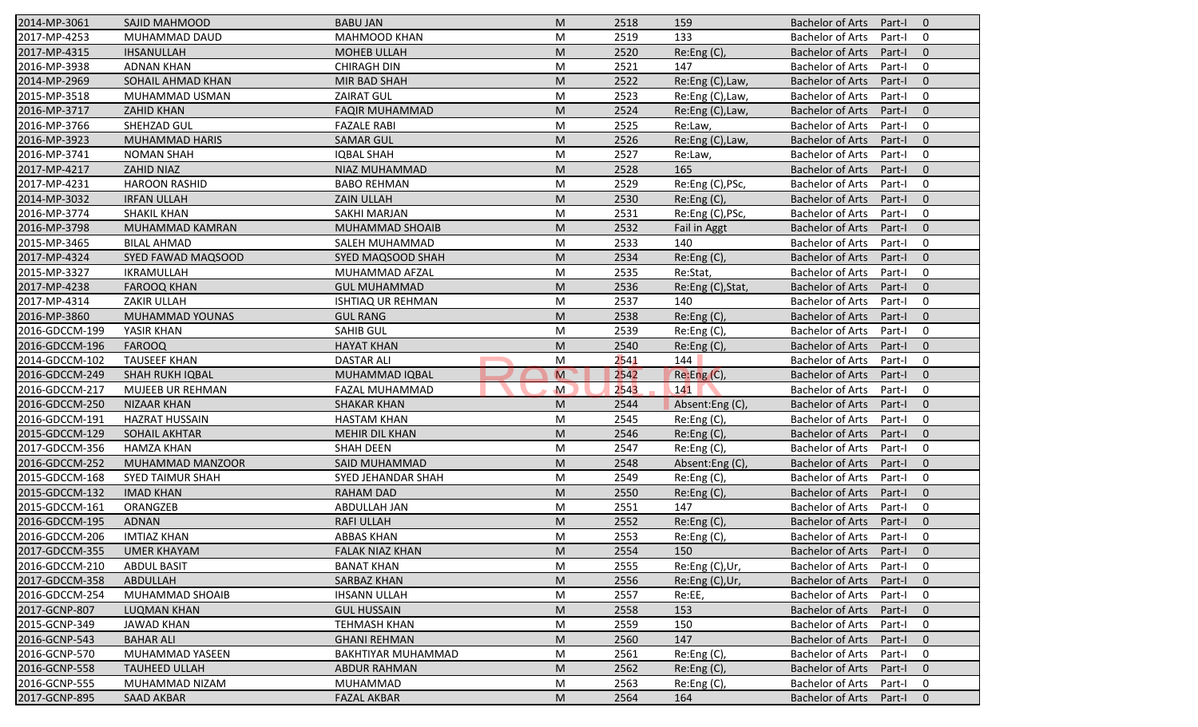| | | | | | | | | |
|---|---|---|---|---|---|---|---|---|
| 2014-MP-3061 | SAJID MAHMOOD | BABU JAN | M | 2518 | 159 | Bachelor of Arts | Part-I | 0 |
| 2017-MP-4253 | MUHAMMAD DAUD | MAHMOOD KHAN | M | 2519 | 133 | Bachelor of Arts | Part-I | 0 |
| 2017-MP-4315 | IHSANULLAH | MOHEB ULLAH | M | 2520 | Re:Eng (C), | Bachelor of Arts | Part-I | 0 |
| 2016-MP-3938 | ADNAN KHAN | CHIRAGH DIN | M | 2521 | 147 | Bachelor of Arts | Part-I | 0 |
| 2014-MP-2969 | SOHAIL AHMAD KHAN | MIR BAD SHAH | M | 2522 | Re:Eng (C),Law, | Bachelor of Arts | Part-I | 0 |
| 2015-MP-3518 | MUHAMMAD USMAN | ZAIRAT GUL | M | 2523 | Re:Eng (C),Law, | Bachelor of Arts | Part-I | 0 |
| 2016-MP-3717 | ZAHID KHAN | FAQIR MUHAMMAD | M | 2524 | Re:Eng (C),Law, | Bachelor of Arts | Part-I | 0 |
| 2016-MP-3766 | SHEHZAD GUL | FAZALE RABI | M | 2525 | Re:Law, | Bachelor of Arts | Part-I | 0 |
| 2016-MP-3923 | MUHAMMAD HARIS | SAMAR GUL | M | 2526 | Re:Eng (C),Law, | Bachelor of Arts | Part-I | 0 |
| 2016-MP-3741 | NOMAN SHAH | IQBAL SHAH | M | 2527 | Re:Law, | Bachelor of Arts | Part-I | 0 |
| 2017-MP-4217 | ZAHID NIAZ | NIAZ MUHAMMAD | M | 2528 | 165 | Bachelor of Arts | Part-I | 0 |
| 2017-MP-4231 | HAROON RASHID | BABO REHMAN | M | 2529 | Re:Eng (C),PSc, | Bachelor of Arts | Part-I | 0 |
| 2014-MP-3032 | IRFAN ULLAH | ZAIN ULLAH | M | 2530 | Re:Eng (C), | Bachelor of Arts | Part-I | 0 |
| 2016-MP-3774 | SHAKIL KHAN | SAKHI MARJAN | M | 2531 | Re:Eng (C),PSc, | Bachelor of Arts | Part-I | 0 |
| 2016-MP-3798 | MUHAMMAD KAMRAN | MUHAMMAD SHOAIB | M | 2532 | Fail in Aggt | Bachelor of Arts | Part-I | 0 |
| 2015-MP-3465 | BILAL AHMAD | SALEH MUHAMMAD | M | 2533 | 140 | Bachelor of Arts | Part-I | 0 |
| 2017-MP-4324 | SYED FAWAD MAQSOOD | SYED MAQSOOD SHAH | M | 2534 | Re:Eng (C), | Bachelor of Arts | Part-I | 0 |
| 2015-MP-3327 | IKRAMULLAH | MUHAMMAD AFZAL | M | 2535 | Re:Stat, | Bachelor of Arts | Part-I | 0 |
| 2017-MP-4238 | FAROOQ KHAN | GUL MUHAMMAD | M | 2536 | Re:Eng (C),Stat, | Bachelor of Arts | Part-I | 0 |
| 2017-MP-4314 | ZAKIR ULLAH | ISHTIAQ UR REHMAN | M | 2537 | 140 | Bachelor of Arts | Part-I | 0 |
| 2016-MP-3860 | MUHAMMAD YOUNAS | GUL RANG | M | 2538 | Re:Eng (C), | Bachelor of Arts | Part-I | 0 |
| 2016-GDCCM-199 | YASIR KHAN | SAHIB GUL | M | 2539 | Re:Eng (C), | Bachelor of Arts | Part-I | 0 |
| 2016-GDCCM-196 | FAROOQ | HAYAT KHAN | M | 2540 | Re:Eng (C), | Bachelor of Arts | Part-I | 0 |
| 2014-GDCCM-102 | TAUSEEF KHAN | DASTAR ALI | M | 2541 | 144 | Bachelor of Arts | Part-I | 0 |
| 2016-GDCCM-249 | SHAH RUKH IQBAL | MUHAMMAD IQBAL | M | 2542 | Re:Eng (C), | Bachelor of Arts | Part-I | 0 |
| 2016-GDCCM-217 | MUJEEB UR REHMAN | FAZAL MUHAMMAD | M | 2543 | 141 | Bachelor of Arts | Part-I | 0 |
| 2016-GDCCM-250 | NIZAAR KHAN | SHAKAR KHAN | M | 2544 | Absent:Eng (C), | Bachelor of Arts | Part-I | 0 |
| 2016-GDCCM-191 | HAZRAT HUSSAIN | HASTAM KHAN | M | 2545 | Re:Eng (C), | Bachelor of Arts | Part-I | 0 |
| 2015-GDCCM-129 | SOHAIL AKHTAR | MEHIR DIL KHAN | M | 2546 | Re:Eng (C), | Bachelor of Arts | Part-I | 0 |
| 2017-GDCCM-356 | HAMZA KHAN | SHAH DEEN | M | 2547 | Re:Eng (C), | Bachelor of Arts | Part-I | 0 |
| 2016-GDCCM-252 | MUHAMMAD MANZOOR | SAID MUHAMMAD | M | 2548 | Absent:Eng (C), | Bachelor of Arts | Part-I | 0 |
| 2015-GDCCM-168 | SYED TAIMUR SHAH | SYED JEHANDAR SHAH | M | 2549 | Re:Eng (C), | Bachelor of Arts | Part-I | 0 |
| 2015-GDCCM-132 | IMAD KHAN | RAHAM DAD | M | 2550 | Re:Eng (C), | Bachelor of Arts | Part-I | 0 |
| 2015-GDCCM-161 | ORANGZEB | ABDULLAH JAN | M | 2551 | 147 | Bachelor of Arts | Part-I | 0 |
| 2016-GDCCM-195 | ADNAN | RAFI ULLAH | M | 2552 | Re:Eng (C), | Bachelor of Arts | Part-I | 0 |
| 2016-GDCCM-206 | IMTIAZ KHAN | ABBAS KHAN | M | 2553 | Re:Eng (C), | Bachelor of Arts | Part-I | 0 |
| 2017-GDCCM-355 | UMER KHAYAM | FALAK NIAZ KHAN | M | 2554 | 150 | Bachelor of Arts | Part-I | 0 |
| 2016-GDCCM-210 | ABDUL BASIT | BANAT KHAN | M | 2555 | Re:Eng (C),Ur, | Bachelor of Arts | Part-I | 0 |
| 2017-GDCCM-358 | ABDULLAH | SARBAZ KHAN | M | 2556 | Re:Eng (C),Ur, | Bachelor of Arts | Part-I | 0 |
| 2016-GDCCM-254 | MUHAMMAD SHOAIB | IHSANN ULLAH | M | 2557 | Re:EE, | Bachelor of Arts | Part-I | 0 |
| 2017-GCNP-807 | LUQMAN KHAN | GUL HUSSAIN | M | 2558 | 153 | Bachelor of Arts | Part-I | 0 |
| 2015-GCNP-349 | JAWAD KHAN | TEHMASH KHAN | M | 2559 | 150 | Bachelor of Arts | Part-I | 0 |
| 2016-GCNP-543 | BAHAR ALI | GHANI REHMAN | M | 2560 | 147 | Bachelor of Arts | Part-I | 0 |
| 2016-GCNP-570 | MUHAMMAD YASEEN | BAKHTIYAR MUHAMMAD | M | 2561 | Re:Eng (C), | Bachelor of Arts | Part-I | 0 |
| 2016-GCNP-558 | TAUHEED ULLAH | ABDUR RAHMAN | M | 2562 | Re:Eng (C), | Bachelor of Arts | Part-I | 0 |
| 2016-GCNP-555 | MUHAMMAD NIZAM | MUHAMMAD | M | 2563 | Re:Eng (C), | Bachelor of Arts | Part-I | 0 |
| 2017-GCNP-895 | SAAD AKBAR | FAZAL AKBAR | M | 2564 | 164 | Bachelor of Arts | Part-I | 0 |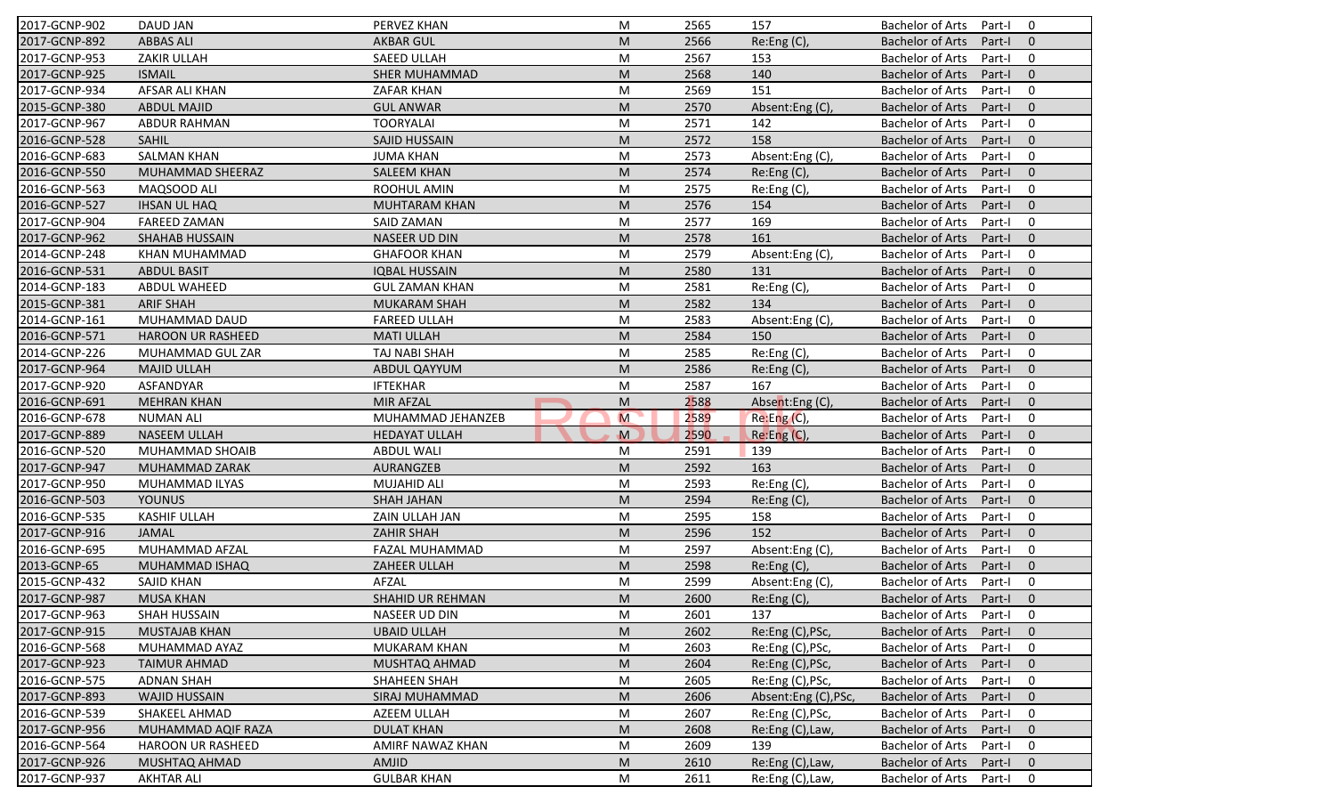| | | | | | | | | |
|---|---|---|---|---|---|---|---|---|
| 2017-GCNP-902 | DAUD JAN | PERVEZ KHAN | M | 2565 | 157 | Bachelor of Arts | Part-I | 0 |
| 2017-GCNP-892 | ABBAS ALI | AKBAR GUL | M | 2566 | Re:Eng (C), | Bachelor of Arts | Part-I | 0 |
| 2017-GCNP-953 | ZAKIR ULLAH | SAEED ULLAH | M | 2567 | 153 | Bachelor of Arts | Part-I | 0 |
| 2017-GCNP-925 | ISMAIL | SHER MUHAMMAD | M | 2568 | 140 | Bachelor of Arts | Part-I | 0 |
| 2017-GCNP-934 | AFSAR ALI KHAN | ZAFAR KHAN | M | 2569 | 151 | Bachelor of Arts | Part-I | 0 |
| 2015-GCNP-380 | ABDUL MAJID | GUL ANWAR | M | 2570 | Absent:Eng (C), | Bachelor of Arts | Part-I | 0 |
| 2017-GCNP-967 | ABDUR RAHMAN | TOORYALAI | M | 2571 | 142 | Bachelor of Arts | Part-I | 0 |
| 2016-GCNP-528 | SAHIL | SAJID HUSSAIN | M | 2572 | 158 | Bachelor of Arts | Part-I | 0 |
| 2016-GCNP-683 | SALMAN KHAN | JUMA KHAN | M | 2573 | Absent:Eng (C), | Bachelor of Arts | Part-I | 0 |
| 2016-GCNP-550 | MUHAMMAD SHEERAZ | SALEEM KHAN | M | 2574 | Re:Eng (C), | Bachelor of Arts | Part-I | 0 |
| 2016-GCNP-563 | MAQSOOD ALI | ROOHUL AMIN | M | 2575 | Re:Eng (C), | Bachelor of Arts | Part-I | 0 |
| 2016-GCNP-527 | IHSAN UL HAQ | MUHTARAM KHAN | M | 2576 | 154 | Bachelor of Arts | Part-I | 0 |
| 2017-GCNP-904 | FAREED ZAMAN | SAID ZAMAN | M | 2577 | 169 | Bachelor of Arts | Part-I | 0 |
| 2017-GCNP-962 | SHAHAB HUSSAIN | NASEER UD DIN | M | 2578 | 161 | Bachelor of Arts | Part-I | 0 |
| 2014-GCNP-248 | KHAN MUHAMMAD | GHAFOOR KHAN | M | 2579 | Absent:Eng (C), | Bachelor of Arts | Part-I | 0 |
| 2016-GCNP-531 | ABDUL BASIT | IQBAL HUSSAIN | M | 2580 | 131 | Bachelor of Arts | Part-I | 0 |
| 2014-GCNP-183 | ABDUL WAHEED | GUL ZAMAN KHAN | M | 2581 | Re:Eng (C), | Bachelor of Arts | Part-I | 0 |
| 2015-GCNP-381 | ARIF SHAH | MUKARAM SHAH | M | 2582 | 134 | Bachelor of Arts | Part-I | 0 |
| 2014-GCNP-161 | MUHAMMAD DAUD | FAREED ULLAH | M | 2583 | Absent:Eng (C), | Bachelor of Arts | Part-I | 0 |
| 2016-GCNP-571 | HAROON UR RASHEED | MATI ULLAH | M | 2584 | 150 | Bachelor of Arts | Part-I | 0 |
| 2014-GCNP-226 | MUHAMMAD GUL ZAR | TAJ NABI SHAH | M | 2585 | Re:Eng (C), | Bachelor of Arts | Part-I | 0 |
| 2017-GCNP-964 | MAJID ULLAH | ABDUL QAYYUM | M | 2586 | Re:Eng (C), | Bachelor of Arts | Part-I | 0 |
| 2017-GCNP-920 | ASFANDYAR | IFTEKHAR | M | 2587 | 167 | Bachelor of Arts | Part-I | 0 |
| 2016-GCNP-691 | MEHRAN KHAN | MIR AFZAL | M | 2588 | Absent:Eng (C), | Bachelor of Arts | Part-I | 0 |
| 2016-GCNP-678 | NUMAN ALI | MUHAMMAD JEHANZEB | M | 2589 | Re:Eng (C), | Bachelor of Arts | Part-I | 0 |
| 2017-GCNP-889 | NASEEM ULLAH | HEDAYAT ULLAH | M | 2590 | Re:Eng (C), | Bachelor of Arts | Part-I | 0 |
| 2016-GCNP-520 | MUHAMMAD SHOAIB | ABDUL WALI | M | 2591 | 139 | Bachelor of Arts | Part-I | 0 |
| 2017-GCNP-947 | MUHAMMAD ZARAK | AURANGZEB | M | 2592 | 163 | Bachelor of Arts | Part-I | 0 |
| 2017-GCNP-950 | MUHAMMAD ILYAS | MUJAHID ALI | M | 2593 | Re:Eng (C), | Bachelor of Arts | Part-I | 0 |
| 2016-GCNP-503 | YOUNUS | SHAH JAHAN | M | 2594 | Re:Eng (C), | Bachelor of Arts | Part-I | 0 |
| 2016-GCNP-535 | KASHIF ULLAH | ZAIN ULLAH JAN | M | 2595 | 158 | Bachelor of Arts | Part-I | 0 |
| 2017-GCNP-916 | JAMAL | ZAHIR SHAH | M | 2596 | 152 | Bachelor of Arts | Part-I | 0 |
| 2016-GCNP-695 | MUHAMMAD AFZAL | FAZAL MUHAMMAD | M | 2597 | Absent:Eng (C), | Bachelor of Arts | Part-I | 0 |
| 2013-GCNP-65 | MUHAMMAD ISHAQ | ZAHEER ULLAH | M | 2598 | Re:Eng (C), | Bachelor of Arts | Part-I | 0 |
| 2015-GCNP-432 | SAJID KHAN | AFZAL | M | 2599 | Absent:Eng (C), | Bachelor of Arts | Part-I | 0 |
| 2017-GCNP-987 | MUSA KHAN | SHAHID UR REHMAN | M | 2600 | Re:Eng (C), | Bachelor of Arts | Part-I | 0 |
| 2017-GCNP-963 | SHAH HUSSAIN | NASEER UD DIN | M | 2601 | 137 | Bachelor of Arts | Part-I | 0 |
| 2017-GCNP-915 | MUSTAJAB KHAN | UBAID ULLAH | M | 2602 | Re:Eng (C),PSc, | Bachelor of Arts | Part-I | 0 |
| 2016-GCNP-568 | MUHAMMAD AYAZ | MUKARAM KHAN | M | 2603 | Re:Eng (C),PSc, | Bachelor of Arts | Part-I | 0 |
| 2017-GCNP-923 | TAIMUR AHMAD | MUSHTAQ AHMAD | M | 2604 | Re:Eng (C),PSc, | Bachelor of Arts | Part-I | 0 |
| 2016-GCNP-575 | ADNAN SHAH | SHAHEEN SHAH | M | 2605 | Re:Eng (C),PSc, | Bachelor of Arts | Part-I | 0 |
| 2017-GCNP-893 | WAJID HUSSAIN | SIRAJ MUHAMMAD | M | 2606 | Absent:Eng (C),PSc, | Bachelor of Arts | Part-I | 0 |
| 2016-GCNP-539 | SHAKEEL AHMAD | AZEEM ULLAH | M | 2607 | Re:Eng (C),PSc, | Bachelor of Arts | Part-I | 0 |
| 2017-GCNP-956 | MUHAMMAD AQIF RAZA | DULAT KHAN | M | 2608 | Re:Eng (C),Law, | Bachelor of Arts | Part-I | 0 |
| 2016-GCNP-564 | HAROON UR RASHEED | AMIRF NAWAZ KHAN | M | 2609 | 139 | Bachelor of Arts | Part-I | 0 |
| 2017-GCNP-926 | MUSHTAQ AHMAD | AMJID | M | 2610 | Re:Eng (C),Law, | Bachelor of Arts | Part-I | 0 |
| 2017-GCNP-937 | AKHTAR ALI | GULBAR KHAN | M | 2611 | Re:Eng (C),Law, | Bachelor of Arts | Part-I | 0 |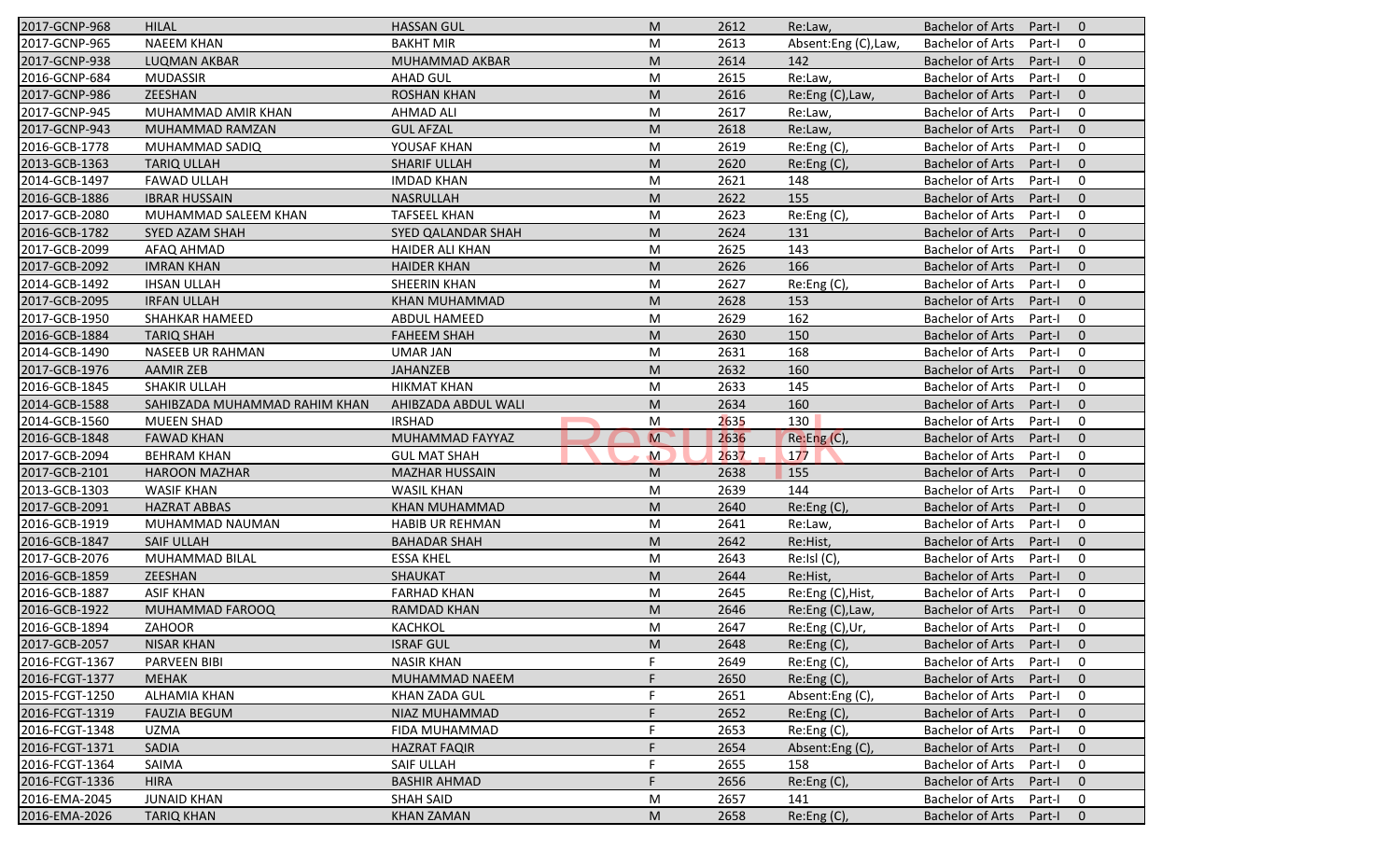| | | | | | | | | |
|---|---|---|---|---|---|---|---|---|
| 2017-GCNP-968 | HILAL | HASSAN GUL | M | 2612 | Re:Law, | Bachelor of Arts | Part-I | 0 |
| 2017-GCNP-965 | NAEEM KHAN | BAKHT MIR | M | 2613 | Absent:Eng (C),Law, | Bachelor of Arts | Part-I | 0 |
| 2017-GCNP-938 | LUQMAN AKBAR | MUHAMMAD AKBAR | M | 2614 | 142 | Bachelor of Arts | Part-I | 0 |
| 2016-GCNP-684 | MUDASSIR | AHAD GUL | M | 2615 | Re:Law, | Bachelor of Arts | Part-I | 0 |
| 2017-GCNP-986 | ZEESHAN | ROSHAN KHAN | M | 2616 | Re:Eng (C),Law, | Bachelor of Arts | Part-I | 0 |
| 2017-GCNP-945 | MUHAMMAD AMIR KHAN | AHMAD ALI | M | 2617 | Re:Law, | Bachelor of Arts | Part-I | 0 |
| 2017-GCNP-943 | MUHAMMAD RAMZAN | GUL AFZAL | M | 2618 | Re:Law, | Bachelor of Arts | Part-I | 0 |
| 2016-GCB-1778 | MUHAMMAD SADIQ | YOUSAF KHAN | M | 2619 | Re:Eng (C), | Bachelor of Arts | Part-I | 0 |
| 2013-GCB-1363 | TARIQ ULLAH | SHARIF ULLAH | M | 2620 | Re:Eng (C), | Bachelor of Arts | Part-I | 0 |
| 2014-GCB-1497 | FAWAD ULLAH | IMDAD KHAN | M | 2621 | 148 | Bachelor of Arts | Part-I | 0 |
| 2016-GCB-1886 | IBRAR HUSSAIN | NASRULLAH | M | 2622 | 155 | Bachelor of Arts | Part-I | 0 |
| 2017-GCB-2080 | MUHAMMAD SALEEM KHAN | TAFSEEL KHAN | M | 2623 | Re:Eng (C), | Bachelor of Arts | Part-I | 0 |
| 2016-GCB-1782 | SYED AZAM SHAH | SYED QALANDAR SHAH | M | 2624 | 131 | Bachelor of Arts | Part-I | 0 |
| 2017-GCB-2099 | AFAQ AHMAD | HAIDER ALI KHAN | M | 2625 | 143 | Bachelor of Arts | Part-I | 0 |
| 2017-GCB-2092 | IMRAN KHAN | HAIDER KHAN | M | 2626 | 166 | Bachelor of Arts | Part-I | 0 |
| 2014-GCB-1492 | IHSAN ULLAH | SHEERIN KHAN | M | 2627 | Re:Eng (C), | Bachelor of Arts | Part-I | 0 |
| 2017-GCB-2095 | IRFAN ULLAH | KHAN MUHAMMAD | M | 2628 | 153 | Bachelor of Arts | Part-I | 0 |
| 2017-GCB-1950 | SHAHKAR HAMEED | ABDUL HAMEED | M | 2629 | 162 | Bachelor of Arts | Part-I | 0 |
| 2016-GCB-1884 | TARIQ SHAH | FAHEEM SHAH | M | 2630 | 150 | Bachelor of Arts | Part-I | 0 |
| 2014-GCB-1490 | NASEEB UR RAHMAN | UMAR JAN | M | 2631 | 168 | Bachelor of Arts | Part-I | 0 |
| 2017-GCB-1976 | AAMIR ZEB | JAHANZEB | M | 2632 | 160 | Bachelor of Arts | Part-I | 0 |
| 2016-GCB-1845 | SHAKIR ULLAH | HIKMAT KHAN | M | 2633 | 145 | Bachelor of Arts | Part-I | 0 |
| 2014-GCB-1588 | SAHIBZADA MUHAMMAD RAHIM KHAN | AHIBZADA ABDUL WALI | M | 2634 | 160 | Bachelor of Arts | Part-I | 0 |
| 2014-GCB-1560 | MUEEN SHAD | IRSHAD | M | 2635 | 130 | Bachelor of Arts | Part-I | 0 |
| 2016-GCB-1848 | FAWAD KHAN | MUHAMMAD FAYYAZ | M | 2636 | Re:Eng (C), | Bachelor of Arts | Part-I | 0 |
| 2017-GCB-2094 | BEHRAM KHAN | GUL MAT SHAH | M | 2637 | 177 | Bachelor of Arts | Part-I | 0 |
| 2017-GCB-2101 | HAROON MAZHAR | MAZHAR HUSSAIN | M | 2638 | 155 | Bachelor of Arts | Part-I | 0 |
| 2013-GCB-1303 | WASIF KHAN | WASIL KHAN | M | 2639 | 144 | Bachelor of Arts | Part-I | 0 |
| 2017-GCB-2091 | HAZRAT ABBAS | KHAN MUHAMMAD | M | 2640 | Re:Eng (C), | Bachelor of Arts | Part-I | 0 |
| 2016-GCB-1919 | MUHAMMAD NAUMAN | HABIB UR REHMAN | M | 2641 | Re:Law, | Bachelor of Arts | Part-I | 0 |
| 2016-GCB-1847 | SAIF ULLAH | BAHADAR SHAH | M | 2642 | Re:Hist, | Bachelor of Arts | Part-I | 0 |
| 2017-GCB-2076 | MUHAMMAD BILAL | ESSA KHEL | M | 2643 | Re:Isl (C), | Bachelor of Arts | Part-I | 0 |
| 2016-GCB-1859 | ZEESHAN | SHAUKAT | M | 2644 | Re:Hist, | Bachelor of Arts | Part-I | 0 |
| 2016-GCB-1887 | ASIF KHAN | FARHAD KHAN | M | 2645 | Re:Eng (C),Hist, | Bachelor of Arts | Part-I | 0 |
| 2016-GCB-1922 | MUHAMMAD FAROOQ | RAMDAD KHAN | M | 2646 | Re:Eng (C),Law, | Bachelor of Arts | Part-I | 0 |
| 2016-GCB-1894 | ZAHOOR | KACHKOL | M | 2647 | Re:Eng (C),Ur, | Bachelor of Arts | Part-I | 0 |
| 2017-GCB-2057 | NISAR KHAN | ISRAF GUL | M | 2648 | Re:Eng (C), | Bachelor of Arts | Part-I | 0 |
| 2016-FCGT-1367 | PARVEEN BIBI | NASIR KHAN | F | 2649 | Re:Eng (C), | Bachelor of Arts | Part-I | 0 |
| 2016-FCGT-1377 | MEHAK | MUHAMMAD NAEEM | F | 2650 | Re:Eng (C), | Bachelor of Arts | Part-I | 0 |
| 2015-FCGT-1250 | ALHAMIA KHAN | KHAN ZADA GUL | F | 2651 | Absent:Eng (C), | Bachelor of Arts | Part-I | 0 |
| 2016-FCGT-1319 | FAUZIA BEGUM | NIAZ MUHAMMAD | F | 2652 | Re:Eng (C), | Bachelor of Arts | Part-I | 0 |
| 2016-FCGT-1348 | UZMA | FIDA MUHAMMAD | F | 2653 | Re:Eng (C), | Bachelor of Arts | Part-I | 0 |
| 2016-FCGT-1371 | SADIA | HAZRAT FAQIR | F | 2654 | Absent:Eng (C), | Bachelor of Arts | Part-I | 0 |
| 2016-FCGT-1364 | SAIMA | SAIF ULLAH | F | 2655 | 158 | Bachelor of Arts | Part-I | 0 |
| 2016-FCGT-1336 | HIRA | BASHIR AHMAD | F | 2656 | Re:Eng (C), | Bachelor of Arts | Part-I | 0 |
| 2016-EMA-2045 | JUNAID KHAN | SHAH SAID | M | 2657 | 141 | Bachelor of Arts | Part-I | 0 |
| 2016-EMA-2026 | TARIQ KHAN | KHAN ZAMAN | M | 2658 | Re:Eng (C), | Bachelor of Arts | Part-I | 0 |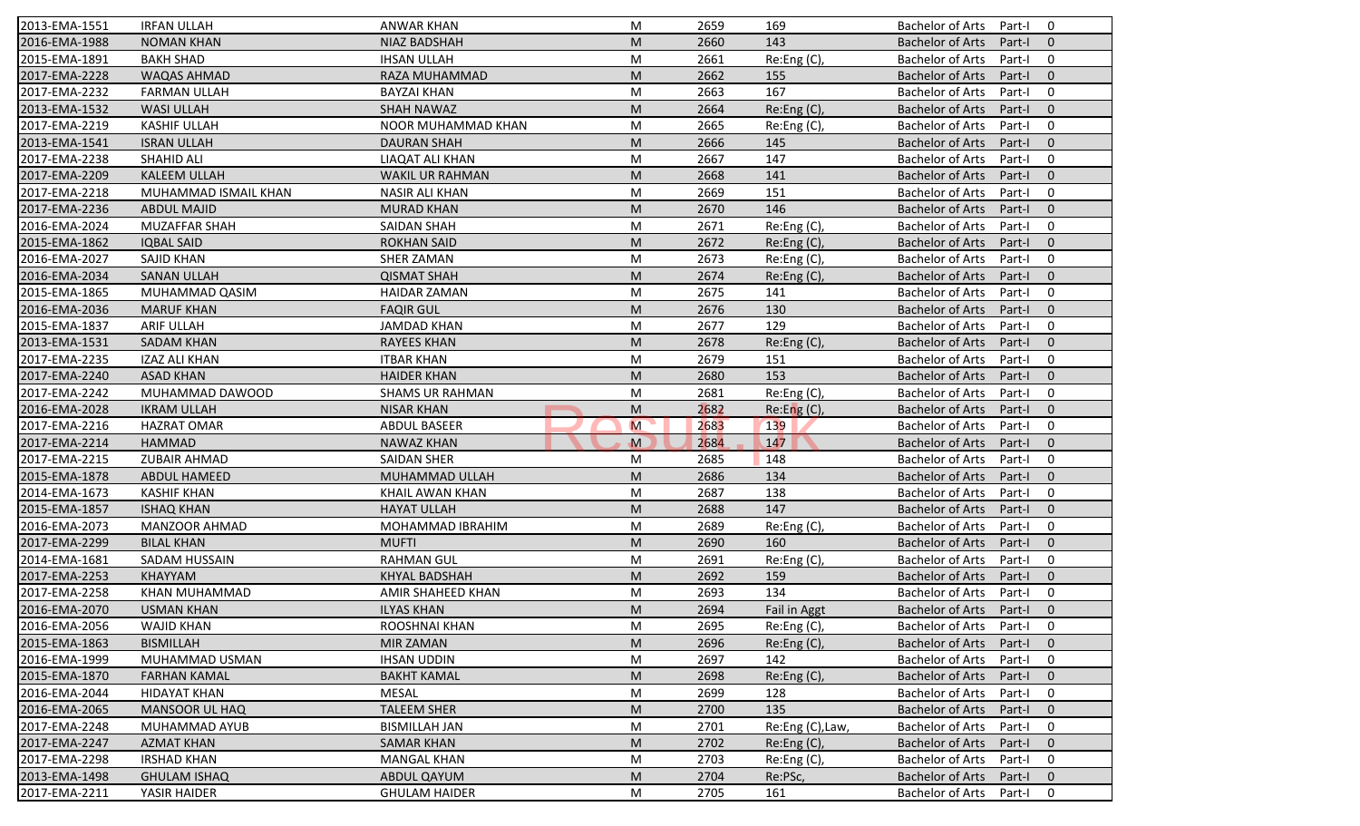| | | | | | | | | |
|---|---|---|---|---|---|---|---|---|
| 2013-EMA-1551 | IRFAN ULLAH | ANWAR KHAN | M | 2659 | 169 | Bachelor of Arts | Part-I | 0 |
| 2016-EMA-1988 | NOMAN KHAN | NIAZ BADSHAH | M | 2660 | 143 | Bachelor of Arts | Part-I | 0 |
| 2015-EMA-1891 | BAKH SHAD | IHSAN ULLAH | M | 2661 | Re:Eng (C), | Bachelor of Arts | Part-I | 0 |
| 2017-EMA-2228 | WAQAS AHMAD | RAZA MUHAMMAD | M | 2662 | 155 | Bachelor of Arts | Part-I | 0 |
| 2017-EMA-2232 | FARMAN ULLAH | BAYZAI KHAN | M | 2663 | 167 | Bachelor of Arts | Part-I | 0 |
| 2013-EMA-1532 | WASI ULLAH | SHAH NAWAZ | M | 2664 | Re:Eng (C), | Bachelor of Arts | Part-I | 0 |
| 2017-EMA-2219 | KASHIF ULLAH | NOOR MUHAMMAD KHAN | M | 2665 | Re:Eng (C), | Bachelor of Arts | Part-I | 0 |
| 2013-EMA-1541 | ISRAN ULLAH | DAURAN SHAH | M | 2666 | 145 | Bachelor of Arts | Part-I | 0 |
| 2017-EMA-2238 | SHAHID ALI | LIAQAT ALI KHAN | M | 2667 | 147 | Bachelor of Arts | Part-I | 0 |
| 2017-EMA-2209 | KALEEM ULLAH | WAKIL UR RAHMAN | M | 2668 | 141 | Bachelor of Arts | Part-I | 0 |
| 2017-EMA-2218 | MUHAMMAD ISMAIL KHAN | NASIR ALI KHAN | M | 2669 | 151 | Bachelor of Arts | Part-I | 0 |
| 2017-EMA-2236 | ABDUL MAJID | MURAD KHAN | M | 2670 | 146 | Bachelor of Arts | Part-I | 0 |
| 2016-EMA-2024 | MUZAFFAR SHAH | SAIDAN SHAH | M | 2671 | Re:Eng (C), | Bachelor of Arts | Part-I | 0 |
| 2015-EMA-1862 | IQBAL SAID | ROKHAN SAID | M | 2672 | Re:Eng (C), | Bachelor of Arts | Part-I | 0 |
| 2016-EMA-2027 | SAJID KHAN | SHER ZAMAN | M | 2673 | Re:Eng (C), | Bachelor of Arts | Part-I | 0 |
| 2016-EMA-2034 | SANAN ULLAH | QISMAT SHAH | M | 2674 | Re:Eng (C), | Bachelor of Arts | Part-I | 0 |
| 2015-EMA-1865 | MUHAMMAD QASIM | HAIDAR ZAMAN | M | 2675 | 141 | Bachelor of Arts | Part-I | 0 |
| 2016-EMA-2036 | MARUF KHAN | FAQIR GUL | M | 2676 | 130 | Bachelor of Arts | Part-I | 0 |
| 2015-EMA-1837 | ARIF ULLAH | JAMDAD KHAN | M | 2677 | 129 | Bachelor of Arts | Part-I | 0 |
| 2013-EMA-1531 | SADAM KHAN | RAYEES KHAN | M | 2678 | Re:Eng (C), | Bachelor of Arts | Part-I | 0 |
| 2017-EMA-2235 | IZAZ ALI KHAN | ITBAR KHAN | M | 2679 | 151 | Bachelor of Arts | Part-I | 0 |
| 2017-EMA-2240 | ASAD KHAN | HAIDER KHAN | M | 2680 | 153 | Bachelor of Arts | Part-I | 0 |
| 2017-EMA-2242 | MUHAMMAD DAWOOD | SHAMS UR RAHMAN | M | 2681 | Re:Eng (C), | Bachelor of Arts | Part-I | 0 |
| 2016-EMA-2028 | IKRAM ULLAH | NISAR KHAN | M | 2682 | Re:Eng (C), | Bachelor of Arts | Part-I | 0 |
| 2017-EMA-2216 | HAZRAT OMAR | ABDUL BASEER | M | 2683 | 139 | Bachelor of Arts | Part-I | 0 |
| 2017-EMA-2214 | HAMMAD | NAWAZ KHAN | M | 2684 | 147 | Bachelor of Arts | Part-I | 0 |
| 2017-EMA-2215 | ZUBAIR AHMAD | SAIDAN SHER | M | 2685 | 148 | Bachelor of Arts | Part-I | 0 |
| 2015-EMA-1878 | ABDUL HAMEED | MUHAMMAD ULLAH | M | 2686 | 134 | Bachelor of Arts | Part-I | 0 |
| 2014-EMA-1673 | KASHIF KHAN | KHAIL AWAN KHAN | M | 2687 | 138 | Bachelor of Arts | Part-I | 0 |
| 2015-EMA-1857 | ISHAQ KHAN | HAYAT ULLAH | M | 2688 | 147 | Bachelor of Arts | Part-I | 0 |
| 2016-EMA-2073 | MANZOOR AHMAD | MOHAMMAD IBRAHIM | M | 2689 | Re:Eng (C), | Bachelor of Arts | Part-I | 0 |
| 2017-EMA-2299 | BILAL KHAN | MUFTI | M | 2690 | 160 | Bachelor of Arts | Part-I | 0 |
| 2014-EMA-1681 | SADAM HUSSAIN | RAHMAN GUL | M | 2691 | Re:Eng (C), | Bachelor of Arts | Part-I | 0 |
| 2017-EMA-2253 | KHAYYAM | KHYAL BADSHAH | M | 2692 | 159 | Bachelor of Arts | Part-I | 0 |
| 2017-EMA-2258 | KHAN MUHAMMAD | AMIR SHAHEED KHAN | M | 2693 | 134 | Bachelor of Arts | Part-I | 0 |
| 2016-EMA-2070 | USMAN KHAN | ILYAS KHAN | M | 2694 | Fail in Aggt | Bachelor of Arts | Part-I | 0 |
| 2016-EMA-2056 | WAJID KHAN | ROOSHNAI KHAN | M | 2695 | Re:Eng (C), | Bachelor of Arts | Part-I | 0 |
| 2015-EMA-1863 | BISMILLAH | MIR ZAMAN | M | 2696 | Re:Eng (C), | Bachelor of Arts | Part-I | 0 |
| 2016-EMA-1999 | MUHAMMAD USMAN | IHSAN UDDIN | M | 2697 | 142 | Bachelor of Arts | Part-I | 0 |
| 2015-EMA-1870 | FARHAN KAMAL | BAKHT KAMAL | M | 2698 | Re:Eng (C), | Bachelor of Arts | Part-I | 0 |
| 2016-EMA-2044 | HIDAYAT KHAN | MESAL | M | 2699 | 128 | Bachelor of Arts | Part-I | 0 |
| 2016-EMA-2065 | MANSOOR UL HAQ | TALEEM SHER | M | 2700 | 135 | Bachelor of Arts | Part-I | 0 |
| 2017-EMA-2248 | MUHAMMAD AYUB | BISMILLAH JAN | M | 2701 | Re:Eng (C),Law, | Bachelor of Arts | Part-I | 0 |
| 2017-EMA-2247 | AZMAT KHAN | SAMAR KHAN | M | 2702 | Re:Eng (C), | Bachelor of Arts | Part-I | 0 |
| 2017-EMA-2298 | IRSHAD KHAN | MANGAL KHAN | M | 2703 | Re:Eng (C), | Bachelor of Arts | Part-I | 0 |
| 2013-EMA-1498 | GHULAM ISHAQ | ABDUL QAYUM | M | 2704 | Re:PSc, | Bachelor of Arts | Part-I | 0 |
| 2017-EMA-2211 | YASIR HAIDER | GHULAM HAIDER | M | 2705 | 161 | Bachelor of Arts | Part-I | 0 |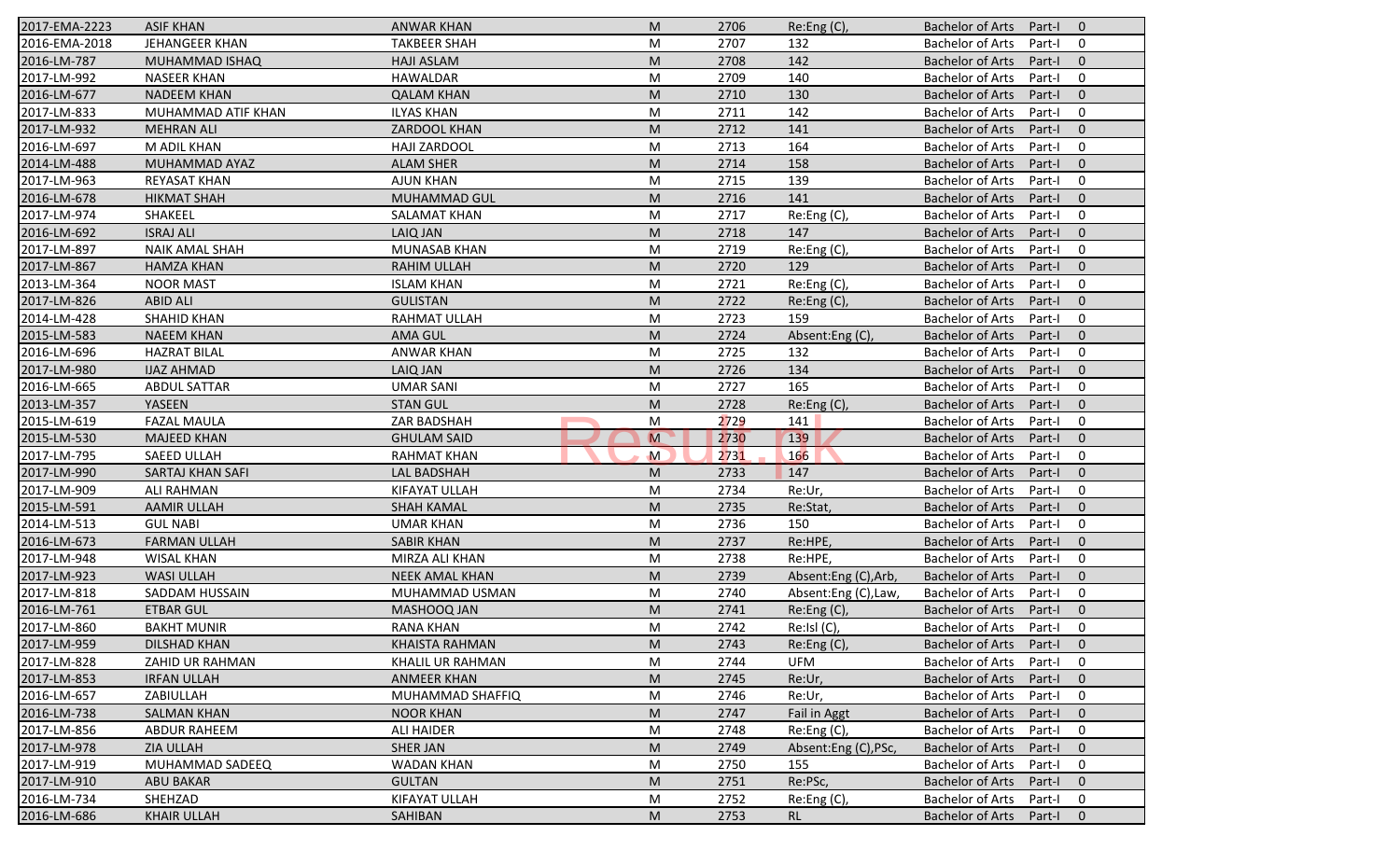| | | | | | | | | |
|---|---|---|---|---|---|---|---|---|
| 2017-EMA-2223 | ASIF KHAN | ANWAR KHAN | M | 2706 | Re:Eng (C), | Bachelor of Arts | Part-I | 0 |
| 2016-EMA-2018 | JEHANGEER KHAN | TAKBEER SHAH | M | 2707 | 132 | Bachelor of Arts | Part-I | 0 |
| 2016-LM-787 | MUHAMMAD ISHAQ | HAJI ASLAM | M | 2708 | 142 | Bachelor of Arts | Part-I | 0 |
| 2017-LM-992 | NASEER KHAN | HAWALDAR | M | 2709 | 140 | Bachelor of Arts | Part-I | 0 |
| 2016-LM-677 | NADEEM KHAN | QALAM KHAN | M | 2710 | 130 | Bachelor of Arts | Part-I | 0 |
| 2017-LM-833 | MUHAMMAD ATIF KHAN | ILYAS KHAN | M | 2711 | 142 | Bachelor of Arts | Part-I | 0 |
| 2017-LM-932 | MEHRAN ALI | ZARDOOL KHAN | M | 2712 | 141 | Bachelor of Arts | Part-I | 0 |
| 2016-LM-697 | M ADIL KHAN | HAJI ZARDOOL | M | 2713 | 164 | Bachelor of Arts | Part-I | 0 |
| 2014-LM-488 | MUHAMMAD AYAZ | ALAM SHER | M | 2714 | 158 | Bachelor of Arts | Part-I | 0 |
| 2017-LM-963 | REYASAT KHAN | AJUN KHAN | M | 2715 | 139 | Bachelor of Arts | Part-I | 0 |
| 2016-LM-678 | HIKMAT SHAH | MUHAMMAD GUL | M | 2716 | 141 | Bachelor of Arts | Part-I | 0 |
| 2017-LM-974 | SHAKEEL | SALAMAT KHAN | M | 2717 | Re:Eng (C), | Bachelor of Arts | Part-I | 0 |
| 2016-LM-692 | ISRAJ ALI | LAIQ JAN | M | 2718 | 147 | Bachelor of Arts | Part-I | 0 |
| 2017-LM-897 | NAIK AMAL SHAH | MUNASAB KHAN | M | 2719 | Re:Eng (C), | Bachelor of Arts | Part-I | 0 |
| 2017-LM-867 | HAMZA KHAN | RAHIM ULLAH | M | 2720 | 129 | Bachelor of Arts | Part-I | 0 |
| 2013-LM-364 | NOOR MAST | ISLAM KHAN | M | 2721 | Re:Eng (C), | Bachelor of Arts | Part-I | 0 |
| 2017-LM-826 | ABID ALI | GULISTAN | M | 2722 | Re:Eng (C), | Bachelor of Arts | Part-I | 0 |
| 2014-LM-428 | SHAHID KHAN | RAHMAT ULLAH | M | 2723 | 159 | Bachelor of Arts | Part-I | 0 |
| 2015-LM-583 | NAEEM KHAN | AMA GUL | M | 2724 | Absent:Eng (C), | Bachelor of Arts | Part-I | 0 |
| 2016-LM-696 | HAZRAT BILAL | ANWAR KHAN | M | 2725 | 132 | Bachelor of Arts | Part-I | 0 |
| 2017-LM-980 | IJAZ AHMAD | LAIQ JAN | M | 2726 | 134 | Bachelor of Arts | Part-I | 0 |
| 2016-LM-665 | ABDUL SATTAR | UMAR SANI | M | 2727 | 165 | Bachelor of Arts | Part-I | 0 |
| 2013-LM-357 | YASEEN | STAN GUL | M | 2728 | Re:Eng (C), | Bachelor of Arts | Part-I | 0 |
| 2015-LM-619 | FAZAL MAULA | ZAR BADSHAH | M | 2729 | 141 | Bachelor of Arts | Part-I | 0 |
| 2015-LM-530 | MAJEED KHAN | GHULAM SAID | M | 2730 | 139 | Bachelor of Arts | Part-I | 0 |
| 2017-LM-795 | SAEED ULLAH | RAHMAT KHAN | M | 2731 | 166 | Bachelor of Arts | Part-I | 0 |
| 2017-LM-990 | SARTAJ KHAN SAFI | LAL BADSHAH | M | 2733 | 147 | Bachelor of Arts | Part-I | 0 |
| 2017-LM-909 | ALI RAHMAN | KIFAYAT ULLAH | M | 2734 | Re:Ur, | Bachelor of Arts | Part-I | 0 |
| 2015-LM-591 | AAMIR ULLAH | SHAH KAMAL | M | 2735 | Re:Stat, | Bachelor of Arts | Part-I | 0 |
| 2014-LM-513 | GUL NABI | UMAR KHAN | M | 2736 | 150 | Bachelor of Arts | Part-I | 0 |
| 2016-LM-673 | FARMAN ULLAH | SABIR KHAN | M | 2737 | Re:HPE, | Bachelor of Arts | Part-I | 0 |
| 2017-LM-948 | WISAL KHAN | MIRZA ALI KHAN | M | 2738 | Re:HPE, | Bachelor of Arts | Part-I | 0 |
| 2017-LM-923 | WASI ULLAH | NEEK AMAL KHAN | M | 2739 | Absent:Eng (C),Arb, | Bachelor of Arts | Part-I | 0 |
| 2017-LM-818 | SADDAM HUSSAIN | MUHAMMAD USMAN | M | 2740 | Absent:Eng (C),Law, | Bachelor of Arts | Part-I | 0 |
| 2016-LM-761 | ETBAR GUL | MASHOOQ JAN | M | 2741 | Re:Eng (C), | Bachelor of Arts | Part-I | 0 |
| 2017-LM-860 | BAKHT MUNIR | RANA KHAN | M | 2742 | Re:Isl (C), | Bachelor of Arts | Part-I | 0 |
| 2017-LM-959 | DILSHAD KHAN | KHAISTA RAHMAN | M | 2743 | Re:Eng (C), | Bachelor of Arts | Part-I | 0 |
| 2017-LM-828 | ZAHID UR RAHMAN | KHALIL UR RAHMAN | M | 2744 | UFM | Bachelor of Arts | Part-I | 0 |
| 2017-LM-853 | IRFAN ULLAH | ANMEER KHAN | M | 2745 | Re:Ur, | Bachelor of Arts | Part-I | 0 |
| 2016-LM-657 | ZABIULLAH | MUHAMMAD SHAFFIQ | M | 2746 | Re:Ur, | Bachelor of Arts | Part-I | 0 |
| 2016-LM-738 | SALMAN KHAN | NOOR KHAN | M | 2747 | Fail in Aggt | Bachelor of Arts | Part-I | 0 |
| 2017-LM-856 | ABDUR RAHEEM | ALI HAIDER | M | 2748 | Re:Eng (C), | Bachelor of Arts | Part-I | 0 |
| 2017-LM-978 | ZIA ULLAH | SHER JAN | M | 2749 | Absent:Eng (C),PSc, | Bachelor of Arts | Part-I | 0 |
| 2017-LM-919 | MUHAMMAD SADEEQ | WADAN KHAN | M | 2750 | 155 | Bachelor of Arts | Part-I | 0 |
| 2017-LM-910 | ABU BAKAR | GULTAN | M | 2751 | Re:PSc, | Bachelor of Arts | Part-I | 0 |
| 2016-LM-734 | SHEHZAD | KIFAYAT ULLAH | M | 2752 | Re:Eng (C), | Bachelor of Arts | Part-I | 0 |
| 2016-LM-686 | KHAIR ULLAH | SAHIBAN | M | 2753 | RL | Bachelor of Arts | Part-I | 0 |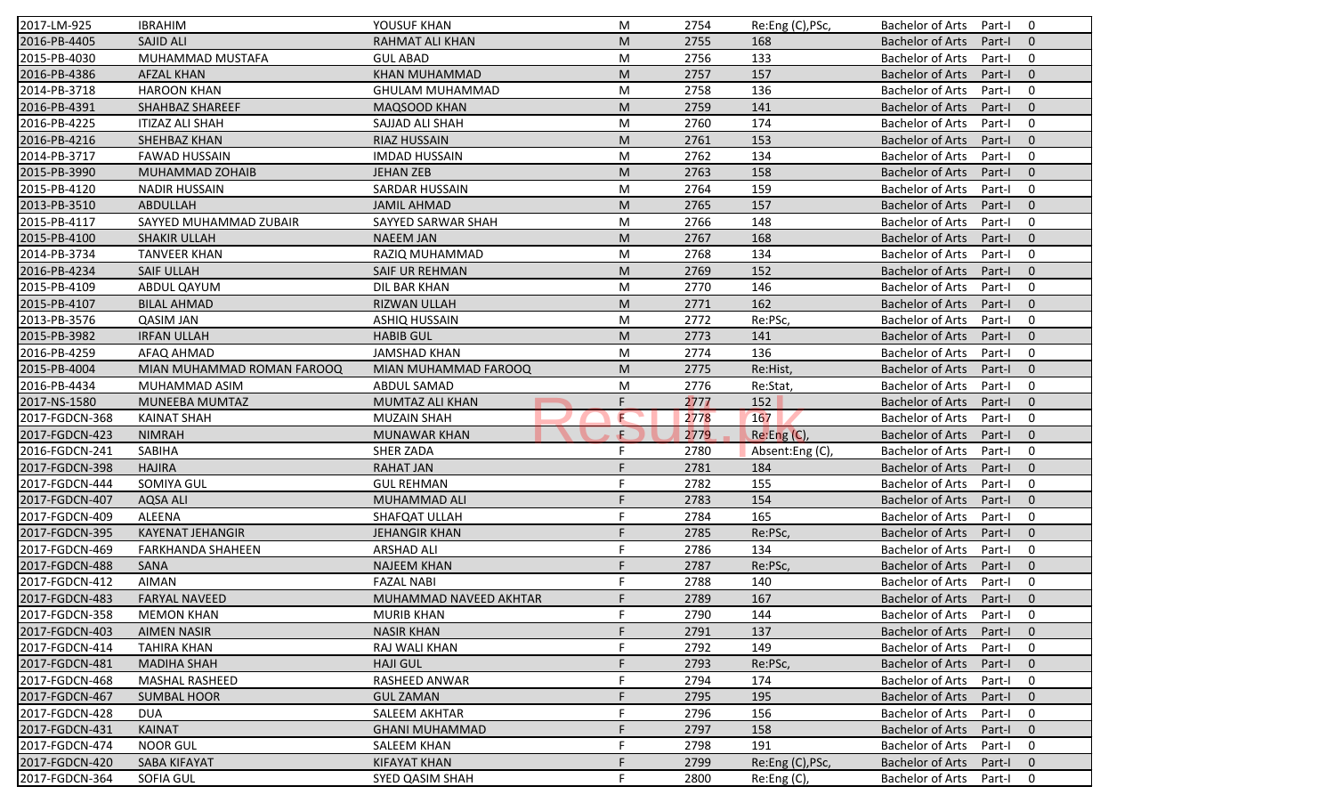| | | | | | | | | |
|---|---|---|---|---|---|---|---|---|
| 2017-LM-925 | IBRAHIM | YOUSUF KHAN | M | 2754 | Re:Eng (C),PSc, | Bachelor of Arts | Part-I | 0 |
| 2016-PB-4405 | SAJID ALI | RAHMAT ALI KHAN | M | 2755 | 168 | Bachelor of Arts | Part-I | 0 |
| 2015-PB-4030 | MUHAMMAD MUSTAFA | GUL ABAD | M | 2756 | 133 | Bachelor of Arts | Part-I | 0 |
| 2016-PB-4386 | AFZAL KHAN | KHAN MUHAMMAD | M | 2757 | 157 | Bachelor of Arts | Part-I | 0 |
| 2014-PB-3718 | HAROON KHAN | GHULAM MUHAMMAD | M | 2758 | 136 | Bachelor of Arts | Part-I | 0 |
| 2016-PB-4391 | SHAHBAZ SHAREEF | MAQSOOD KHAN | M | 2759 | 141 | Bachelor of Arts | Part-I | 0 |
| 2016-PB-4225 | ITIZAZ ALI SHAH | SAJJAD ALI SHAH | M | 2760 | 174 | Bachelor of Arts | Part-I | 0 |
| 2016-PB-4216 | SHEHBAZ KHAN | RIAZ HUSSAIN | M | 2761 | 153 | Bachelor of Arts | Part-I | 0 |
| 2014-PB-3717 | FAWAD HUSSAIN | IMDAD HUSSAIN | M | 2762 | 134 | Bachelor of Arts | Part-I | 0 |
| 2015-PB-3990 | MUHAMMAD ZOHAIB | JEHAN ZEB | M | 2763 | 158 | Bachelor of Arts | Part-I | 0 |
| 2015-PB-4120 | NADIR HUSSAIN | SARDAR HUSSAIN | M | 2764 | 159 | Bachelor of Arts | Part-I | 0 |
| 2013-PB-3510 | ABDULLAH | JAMIL AHMAD | M | 2765 | 157 | Bachelor of Arts | Part-I | 0 |
| 2015-PB-4117 | SAYYED MUHAMMAD ZUBAIR | SAYYED SARWAR SHAH | M | 2766 | 148 | Bachelor of Arts | Part-I | 0 |
| 2015-PB-4100 | SHAKIR ULLAH | NAEEM JAN | M | 2767 | 168 | Bachelor of Arts | Part-I | 0 |
| 2014-PB-3734 | TANVEER KHAN | RAZIQ MUHAMMAD | M | 2768 | 134 | Bachelor of Arts | Part-I | 0 |
| 2016-PB-4234 | SAIF ULLAH | SAIF UR REHMAN | M | 2769 | 152 | Bachelor of Arts | Part-I | 0 |
| 2015-PB-4109 | ABDUL QAYUM | DIL BAR KHAN | M | 2770 | 146 | Bachelor of Arts | Part-I | 0 |
| 2015-PB-4107 | BILAL AHMAD | RIZWAN ULLAH | M | 2771 | 162 | Bachelor of Arts | Part-I | 0 |
| 2013-PB-3576 | QASIM JAN | ASHIQ HUSSAIN | M | 2772 | Re:PSc, | Bachelor of Arts | Part-I | 0 |
| 2015-PB-3982 | IRFAN ULLAH | HABIB GUL | M | 2773 | 141 | Bachelor of Arts | Part-I | 0 |
| 2016-PB-4259 | AFAQ AHMAD | JAMSHAD KHAN | M | 2774 | 136 | Bachelor of Arts | Part-I | 0 |
| 2015-PB-4004 | MIAN MUHAMMAD ROMAN FAROOQ | MIAN MUHAMMAD FAROOQ | M | 2775 | Re:Hist, | Bachelor of Arts | Part-I | 0 |
| 2016-PB-4434 | MUHAMMAD ASIM | ABDUL SAMAD | M | 2776 | Re:Stat, | Bachelor of Arts | Part-I | 0 |
| 2017-NS-1580 | MUNEEBA MUMTAZ | MUMTAZ ALI KHAN | F | 2777 | 152 | Bachelor of Arts | Part-I | 0 |
| 2017-FGDCN-368 | KAINAT SHAH | MUZAIN SHAH | F | 2778 | 167 | Bachelor of Arts | Part-I | 0 |
| 2017-FGDCN-423 | NIMRAH | MUNAWAR KHAN | F | 2779 | Re:Eng (C), | Bachelor of Arts | Part-I | 0 |
| 2016-FGDCN-241 | SABIHA | SHER ZADA | F | 2780 | Absent:Eng (C), | Bachelor of Arts | Part-I | 0 |
| 2017-FGDCN-398 | HAJIRA | RAHAT JAN | F | 2781 | 184 | Bachelor of Arts | Part-I | 0 |
| 2017-FGDCN-444 | SOMIYA GUL | GUL REHMAN | F | 2782 | 155 | Bachelor of Arts | Part-I | 0 |
| 2017-FGDCN-407 | AQSA ALI | MUHAMMAD ALI | F | 2783 | 154 | Bachelor of Arts | Part-I | 0 |
| 2017-FGDCN-409 | ALEENA | SHAFQAT ULLAH | F | 2784 | 165 | Bachelor of Arts | Part-I | 0 |
| 2017-FGDCN-395 | KAYENAT JEHANGIR | JEHANGIR KHAN | F | 2785 | Re:PSc, | Bachelor of Arts | Part-I | 0 |
| 2017-FGDCN-469 | FARKHANDA SHAHEEN | ARSHAD ALI | F | 2786 | 134 | Bachelor of Arts | Part-I | 0 |
| 2017-FGDCN-488 | SANA | NAJEEM KHAN | F | 2787 | Re:PSc, | Bachelor of Arts | Part-I | 0 |
| 2017-FGDCN-412 | AIMAN | FAZAL NABI | F | 2788 | 140 | Bachelor of Arts | Part-I | 0 |
| 2017-FGDCN-483 | FARYAL NAVEED | MUHAMMAD NAVEED AKHTAR | F | 2789 | 167 | Bachelor of Arts | Part-I | 0 |
| 2017-FGDCN-358 | MEMON KHAN | MURIB KHAN | F | 2790 | 144 | Bachelor of Arts | Part-I | 0 |
| 2017-FGDCN-403 | AIMEN NASIR | NASIR KHAN | F | 2791 | 137 | Bachelor of Arts | Part-I | 0 |
| 2017-FGDCN-414 | TAHIRA KHAN | RAJ WALI KHAN | F | 2792 | 149 | Bachelor of Arts | Part-I | 0 |
| 2017-FGDCN-481 | MADIHA SHAH | HAJI GUL | F | 2793 | Re:PSc, | Bachelor of Arts | Part-I | 0 |
| 2017-FGDCN-468 | MASHAL RASHEED | RASHEED ANWAR | F | 2794 | 174 | Bachelor of Arts | Part-I | 0 |
| 2017-FGDCN-467 | SUMBAL HOOR | GUL ZAMAN | F | 2795 | 195 | Bachelor of Arts | Part-I | 0 |
| 2017-FGDCN-428 | DUA | SALEEM AKHTAR | F | 2796 | 156 | Bachelor of Arts | Part-I | 0 |
| 2017-FGDCN-431 | KAINAT | GHANI MUHAMMAD | F | 2797 | 158 | Bachelor of Arts | Part-I | 0 |
| 2017-FGDCN-474 | NOOR GUL | SALEEM KHAN | F | 2798 | 191 | Bachelor of Arts | Part-I | 0 |
| 2017-FGDCN-420 | SABA KIFAYAT | KIFAYAT KHAN | F | 2799 | Re:Eng (C),PSc, | Bachelor of Arts | Part-I | 0 |
| 2017-FGDCN-364 | SOFIA GUL | SYED QASIM SHAH | F | 2800 | Re:Eng (C), | Bachelor of Arts | Part-I | 0 |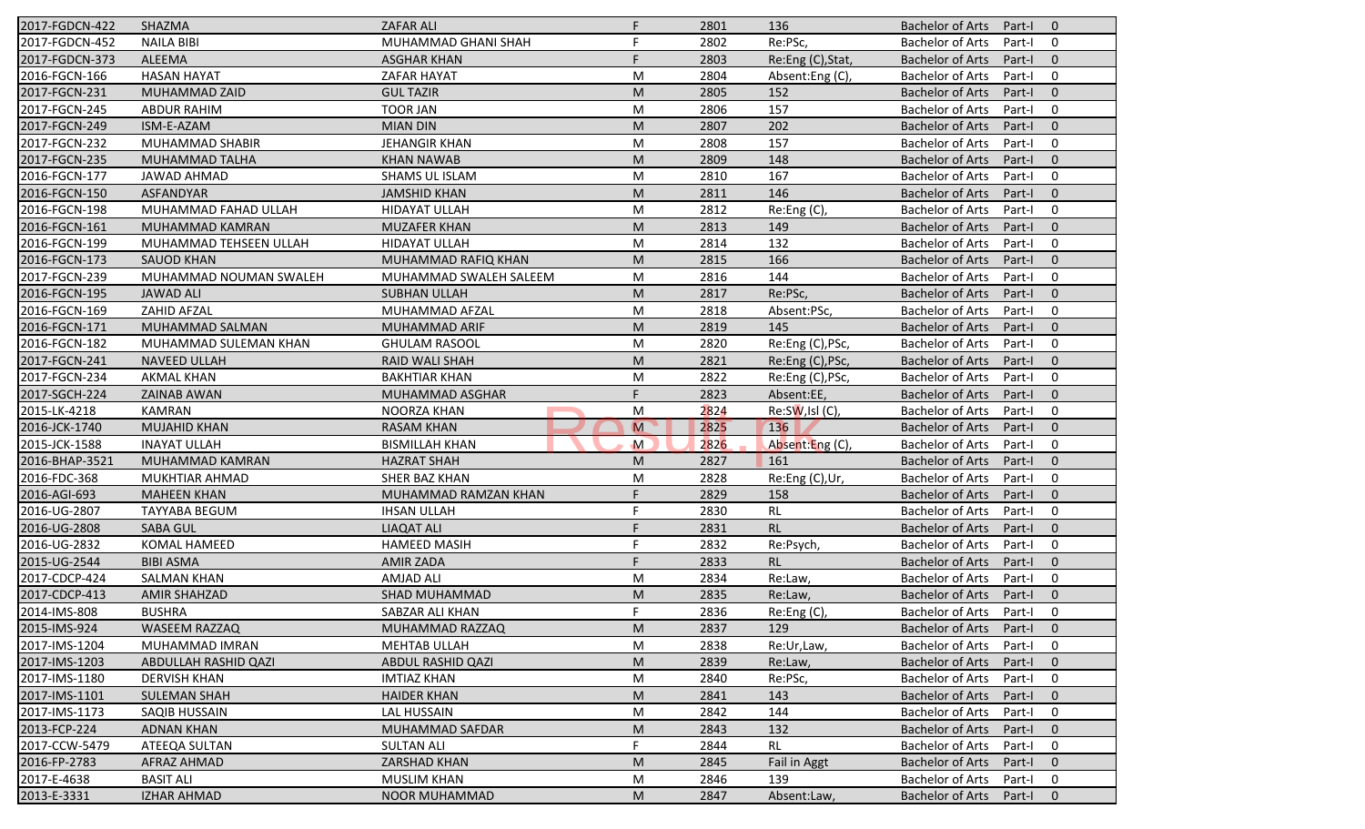| | | | | | | | | |
|---|---|---|---|---|---|---|---|---|
| 2017-FGDCN-422 | SHAZMA | ZAFAR ALI | F | 2801 | 136 | Bachelor of Arts | Part-I | 0 |
| 2017-FGDCN-452 | NAILA BIBI | MUHAMMAD GHANI SHAH | F | 2802 | Re:PSc, | Bachelor of Arts | Part-I | 0 |
| 2017-FGDCN-373 | ALEEMA | ASGHAR KHAN | F | 2803 | Re:Eng (C),Stat, | Bachelor of Arts | Part-I | 0 |
| 2016-FGCN-166 | HASAN HAYAT | ZAFAR HAYAT | M | 2804 | Absent:Eng (C), | Bachelor of Arts | Part-I | 0 |
| 2017-FGCN-231 | MUHAMMAD ZAID | GUL TAZIR | M | 2805 | 152 | Bachelor of Arts | Part-I | 0 |
| 2017-FGCN-245 | ABDUR RAHIM | TOOR JAN | M | 2806 | 157 | Bachelor of Arts | Part-I | 0 |
| 2017-FGCN-249 | ISM-E-AZAM | MIAN DIN | M | 2807 | 202 | Bachelor of Arts | Part-I | 0 |
| 2017-FGCN-232 | MUHAMMAD SHABIR | JEHANGIR KHAN | M | 2808 | 157 | Bachelor of Arts | Part-I | 0 |
| 2017-FGCN-235 | MUHAMMAD TALHA | KHAN NAWAB | M | 2809 | 148 | Bachelor of Arts | Part-I | 0 |
| 2016-FGCN-177 | JAWAD AHMAD | SHAMS UL ISLAM | M | 2810 | 167 | Bachelor of Arts | Part-I | 0 |
| 2016-FGCN-150 | ASFANDYAR | JAMSHID KHAN | M | 2811 | 146 | Bachelor of Arts | Part-I | 0 |
| 2016-FGCN-198 | MUHAMMAD FAHAD ULLAH | HIDAYAT ULLAH | M | 2812 | Re:Eng (C), | Bachelor of Arts | Part-I | 0 |
| 2016-FGCN-161 | MUHAMMAD KAMRAN | MUZAFER KHAN | M | 2813 | 149 | Bachelor of Arts | Part-I | 0 |
| 2016-FGCN-199 | MUHAMMAD TEHSEEN ULLAH | HIDAYAT ULLAH | M | 2814 | 132 | Bachelor of Arts | Part-I | 0 |
| 2016-FGCN-173 | SAUOD KHAN | MUHAMMAD RAFIQ KHAN | M | 2815 | 166 | Bachelor of Arts | Part-I | 0 |
| 2017-FGCN-239 | MUHAMMAD NOUMAN SWALEH | MUHAMMAD SWALEH SALEEM | M | 2816 | 144 | Bachelor of Arts | Part-I | 0 |
| 2016-FGCN-195 | JAWAD ALI | SUBHAN ULLAH | M | 2817 | Re:PSc, | Bachelor of Arts | Part-I | 0 |
| 2016-FGCN-169 | ZAHID AFZAL | MUHAMMAD AFZAL | M | 2818 | Absent:PSc, | Bachelor of Arts | Part-I | 0 |
| 2016-FGCN-171 | MUHAMMAD SALMAN | MUHAMMAD ARIF | M | 2819 | 145 | Bachelor of Arts | Part-I | 0 |
| 2016-FGCN-182 | MUHAMMAD SULEMAN KHAN | GHULAM RASOOL | M | 2820 | Re:Eng (C),PSc, | Bachelor of Arts | Part-I | 0 |
| 2017-FGCN-241 | NAVEED ULLAH | RAID WALI SHAH | M | 2821 | Re:Eng (C),PSc, | Bachelor of Arts | Part-I | 0 |
| 2017-FGCN-234 | AKMAL KHAN | BAKHTIAR KHAN | M | 2822 | Re:Eng (C),PSc, | Bachelor of Arts | Part-I | 0 |
| 2017-SGCH-224 | ZAINAB AWAN | MUHAMMAD ASGHAR | F | 2823 | Absent:EE, | Bachelor of Arts | Part-I | 0 |
| 2015-LK-4218 | KAMRAN | NOORZA KHAN | M | 2824 | Re:SW,Isl (C), | Bachelor of Arts | Part-I | 0 |
| 2016-JCK-1740 | MUJAHID KHAN | RASAM KHAN | M | 2825 | 136 | Bachelor of Arts | Part-I | 0 |
| 2015-JCK-1588 | INAYAT ULLAH | BISMILLAH KHAN | M | 2826 | Absent:Eng (C), | Bachelor of Arts | Part-I | 0 |
| 2016-BHAP-3521 | MUHAMMAD KAMRAN | HAZRAT SHAH | M | 2827 | 161 | Bachelor of Arts | Part-I | 0 |
| 2016-FDC-368 | MUKHTIAR AHMAD | SHER BAZ KHAN | M | 2828 | Re:Eng (C),Ur, | Bachelor of Arts | Part-I | 0 |
| 2016-AGI-693 | MAHEEN KHAN | MUHAMMAD RAMZAN KHAN | F | 2829 | 158 | Bachelor of Arts | Part-I | 0 |
| 2016-UG-2807 | TAYYABA BEGUM | IHSAN ULLAH | F | 2830 | RL | Bachelor of Arts | Part-I | 0 |
| 2016-UG-2808 | SABA GUL | LIAQAT ALI | F | 2831 | RL | Bachelor of Arts | Part-I | 0 |
| 2016-UG-2832 | KOMAL HAMEED | HAMEED MASIH | F | 2832 | Re:Psych, | Bachelor of Arts | Part-I | 0 |
| 2015-UG-2544 | BIBI ASMA | AMIR ZADA | F | 2833 | RL | Bachelor of Arts | Part-I | 0 |
| 2017-CDCP-424 | SALMAN KHAN | AMJAD ALI | M | 2834 | Re:Law, | Bachelor of Arts | Part-I | 0 |
| 2017-CDCP-413 | AMIR SHAHZAD | SHAD MUHAMMAD | M | 2835 | Re:Law, | Bachelor of Arts | Part-I | 0 |
| 2014-IMS-808 | BUSHRA | SABZAR ALI KHAN | F | 2836 | Re:Eng (C), | Bachelor of Arts | Part-I | 0 |
| 2015-IMS-924 | WASEEM RAZZAQ | MUHAMMAD RAZZAQ | M | 2837 | 129 | Bachelor of Arts | Part-I | 0 |
| 2017-IMS-1204 | MUHAMMAD IMRAN | MEHTAB ULLAH | M | 2838 | Re:Ur,Law, | Bachelor of Arts | Part-I | 0 |
| 2017-IMS-1203 | ABDULLAH RASHID QAZI | ABDUL RASHID QAZI | M | 2839 | Re:Law, | Bachelor of Arts | Part-I | 0 |
| 2017-IMS-1180 | DERVISH KHAN | IMTIAZ KHAN | M | 2840 | Re:PSc, | Bachelor of Arts | Part-I | 0 |
| 2017-IMS-1101 | SULEMAN SHAH | HAIDER KHAN | M | 2841 | 143 | Bachelor of Arts | Part-I | 0 |
| 2017-IMS-1173 | SAQIB HUSSAIN | LAL HUSSAIN | M | 2842 | 144 | Bachelor of Arts | Part-I | 0 |
| 2013-FCP-224 | ADNAN KHAN | MUHAMMAD SAFDAR | M | 2843 | 132 | Bachelor of Arts | Part-I | 0 |
| 2017-CCW-5479 | ATEEQA SULTAN | SULTAN ALI | F | 2844 | RL | Bachelor of Arts | Part-I | 0 |
| 2016-FP-2783 | AFRAZ AHMAD | ZARSHAD KHAN | M | 2845 | Fail in Aggt | Bachelor of Arts | Part-I | 0 |
| 2017-E-4638 | BASIT ALI | MUSLIM KHAN | M | 2846 | 139 | Bachelor of Arts | Part-I | 0 |
| 2013-E-3331 | IZHAR AHMAD | NOOR MUHAMMAD | M | 2847 | Absent:Law, | Bachelor of Arts | Part-I | 0 |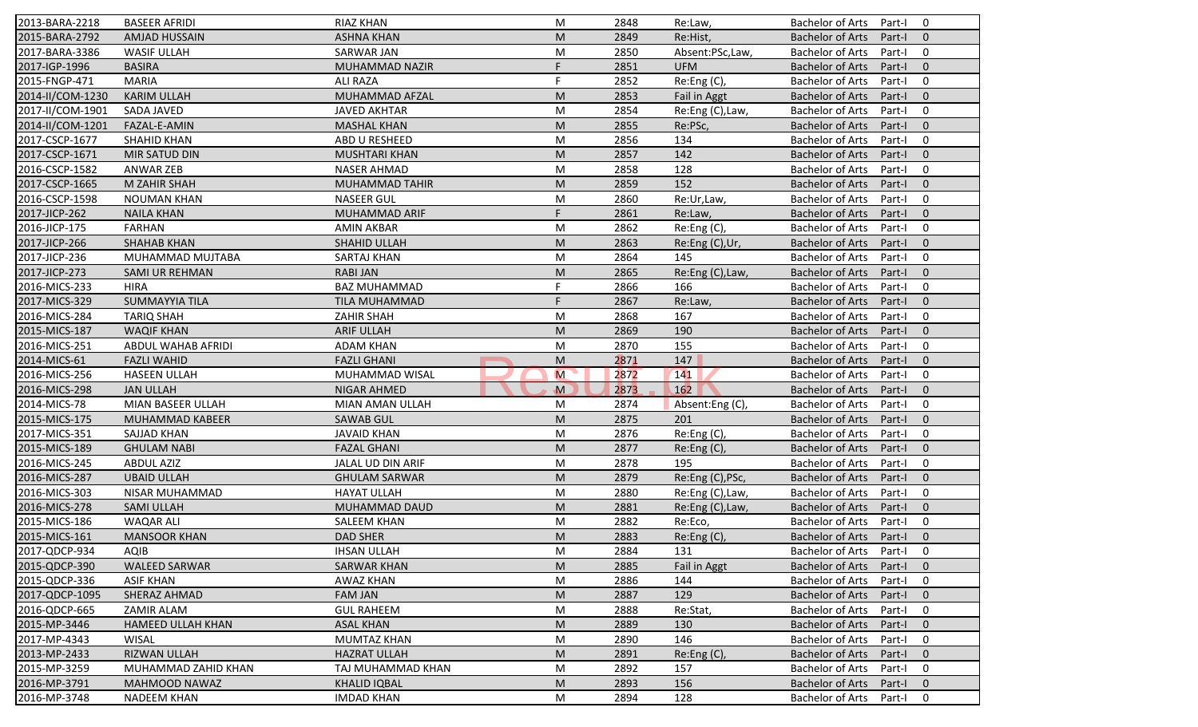| | | | | | | | | |
|---|---|---|---|---|---|---|---|---|
| 2013-BARA-2218 | BASEER AFRIDI | RIAZ KHAN | M | 2848 | Re:Law, | Bachelor of Arts | Part-I | 0 |
| 2015-BARA-2792 | AMJAD HUSSAIN | ASHNA KHAN | M | 2849 | Re:Hist, | Bachelor of Arts | Part-I | 0 |
| 2017-BARA-3386 | WASIF ULLAH | SARWAR JAN | M | 2850 | Absent:PSc,Law, | Bachelor of Arts | Part-I | 0 |
| 2017-IGP-1996 | BASIRA | MUHAMMAD NAZIR | F | 2851 | UFM | Bachelor of Arts | Part-I | 0 |
| 2015-FNGP-471 | MARIA | ALI RAZA | F | 2852 | Re:Eng (C), | Bachelor of Arts | Part-I | 0 |
| 2014-II/COM-1230 | KARIM ULLAH | MUHAMMAD AFZAL | M | 2853 | Fail in Aggt | Bachelor of Arts | Part-I | 0 |
| 2017-II/COM-1901 | SADA JAVED | JAVED AKHTAR | M | 2854 | Re:Eng (C),Law, | Bachelor of Arts | Part-I | 0 |
| 2014-II/COM-1201 | FAZAL-E-AMIN | MASHAL KHAN | M | 2855 | Re:PSc, | Bachelor of Arts | Part-I | 0 |
| 2017-CSCP-1677 | SHAHID KHAN | ABD U RESHEED | M | 2856 | 134 | Bachelor of Arts | Part-I | 0 |
| 2017-CSCP-1671 | MIR SATUD DIN | MUSHTARI KHAN | M | 2857 | 142 | Bachelor of Arts | Part-I | 0 |
| 2016-CSCP-1582 | ANWAR ZEB | NASER AHMAD | M | 2858 | 128 | Bachelor of Arts | Part-I | 0 |
| 2017-CSCP-1665 | M ZAHIR SHAH | MUHAMMAD TAHIR | M | 2859 | 152 | Bachelor of Arts | Part-I | 0 |
| 2016-CSCP-1598 | NOUMAN KHAN | NASEER GUL | M | 2860 | Re:Ur,Law, | Bachelor of Arts | Part-I | 0 |
| 2017-JICP-262 | NAILA KHAN | MUHAMMAD ARIF | F | 2861 | Re:Law, | Bachelor of Arts | Part-I | 0 |
| 2016-JICP-175 | FARHAN | AMIN AKBAR | M | 2862 | Re:Eng (C), | Bachelor of Arts | Part-I | 0 |
| 2017-JICP-266 | SHAHAB KHAN | SHAHID ULLAH | M | 2863 | Re:Eng (C),Ur, | Bachelor of Arts | Part-I | 0 |
| 2017-JICP-236 | MUHAMMAD MUJTABA | SARTAJ KHAN | M | 2864 | 145 | Bachelor of Arts | Part-I | 0 |
| 2017-JICP-273 | SAMI UR REHMAN | RABI JAN | M | 2865 | Re:Eng (C),Law, | Bachelor of Arts | Part-I | 0 |
| 2016-MICS-233 | HIRA | BAZ MUHAMMAD | F | 2866 | 166 | Bachelor of Arts | Part-I | 0 |
| 2017-MICS-329 | SUMMAYYIA TILA | TILA MUHAMMAD | F | 2867 | Re:Law, | Bachelor of Arts | Part-I | 0 |
| 2016-MICS-284 | TARIQ SHAH | ZAHIR SHAH | M | 2868 | 167 | Bachelor of Arts | Part-I | 0 |
| 2015-MICS-187 | WAQIF KHAN | ARIF ULLAH | M | 2869 | 190 | Bachelor of Arts | Part-I | 0 |
| 2016-MICS-251 | ABDUL WAHAB AFRIDI | ADAM KHAN | M | 2870 | 155 | Bachelor of Arts | Part-I | 0 |
| 2014-MICS-61 | FAZLI WAHID | FAZLI GHANI | M | 2871 | 147 | Bachelor of Arts | Part-I | 0 |
| 2016-MICS-256 | HASEEN ULLAH | MUHAMMAD WISAL | M | 2872 | 141 | Bachelor of Arts | Part-I | 0 |
| 2016-MICS-298 | JAN ULLAH | NIGAR AHMED | M | 2873 | 162 | Bachelor of Arts | Part-I | 0 |
| 2014-MICS-78 | MIAN BASEER ULLAH | MIAN AMAN ULLAH | M | 2874 | Absent:Eng (C), | Bachelor of Arts | Part-I | 0 |
| 2015-MICS-175 | MUHAMMAD KABEER | SAWAB GUL | M | 2875 | 201 | Bachelor of Arts | Part-I | 0 |
| 2017-MICS-351 | SAJJAD KHAN | JAVAID KHAN | M | 2876 | Re:Eng (C), | Bachelor of Arts | Part-I | 0 |
| 2015-MICS-189 | GHULAM NABI | FAZAL GHANI | M | 2877 | Re:Eng (C), | Bachelor of Arts | Part-I | 0 |
| 2016-MICS-245 | ABDUL AZIZ | JALAL UD DIN ARIF | M | 2878 | 195 | Bachelor of Arts | Part-I | 0 |
| 2016-MICS-287 | UBAID ULLAH | GHULAM SARWAR | M | 2879 | Re:Eng (C),PSc, | Bachelor of Arts | Part-I | 0 |
| 2016-MICS-303 | NISAR MUHAMMAD | HAYAT ULLAH | M | 2880 | Re:Eng (C),Law, | Bachelor of Arts | Part-I | 0 |
| 2016-MICS-278 | SAMI ULLAH | MUHAMMAD DAUD | M | 2881 | Re:Eng (C),Law, | Bachelor of Arts | Part-I | 0 |
| 2015-MICS-186 | WAQAR ALI | SALEEM KHAN | M | 2882 | Re:Eco, | Bachelor of Arts | Part-I | 0 |
| 2015-MICS-161 | MANSOOR KHAN | DAD SHER | M | 2883 | Re:Eng (C), | Bachelor of Arts | Part-I | 0 |
| 2017-QDCP-934 | AQIB | IHSAN ULLAH | M | 2884 | 131 | Bachelor of Arts | Part-I | 0 |
| 2015-QDCP-390 | WALEED SARWAR | SARWAR KHAN | M | 2885 | Fail in Aggt | Bachelor of Arts | Part-I | 0 |
| 2015-QDCP-336 | ASIF KHAN | AWAZ KHAN | M | 2886 | 144 | Bachelor of Arts | Part-I | 0 |
| 2017-QDCP-1095 | SHERAZ AHMAD | FAM JAN | M | 2887 | 129 | Bachelor of Arts | Part-I | 0 |
| 2016-QDCP-665 | ZAMIR ALAM | GUL RAHEEM | M | 2888 | Re:Stat, | Bachelor of Arts | Part-I | 0 |
| 2015-MP-3446 | HAMEED ULLAH KHAN | ASAL KHAN | M | 2889 | 130 | Bachelor of Arts | Part-I | 0 |
| 2017-MP-4343 | WISAL | MUMTAZ KHAN | M | 2890 | 146 | Bachelor of Arts | Part-I | 0 |
| 2013-MP-2433 | RIZWAN ULLAH | HAZRAT ULLAH | M | 2891 | Re:Eng (C), | Bachelor of Arts | Part-I | 0 |
| 2015-MP-3259 | MUHAMMAD ZAHID KHAN | TAJ MUHAMMAD KHAN | M | 2892 | 157 | Bachelor of Arts | Part-I | 0 |
| 2016-MP-3791 | MAHMOOD NAWAZ | KHALID IQBAL | M | 2893 | 156 | Bachelor of Arts | Part-I | 0 |
| 2016-MP-3748 | NADEEM KHAN | IMDAD KHAN | M | 2894 | 128 | Bachelor of Arts | Part-I | 0 |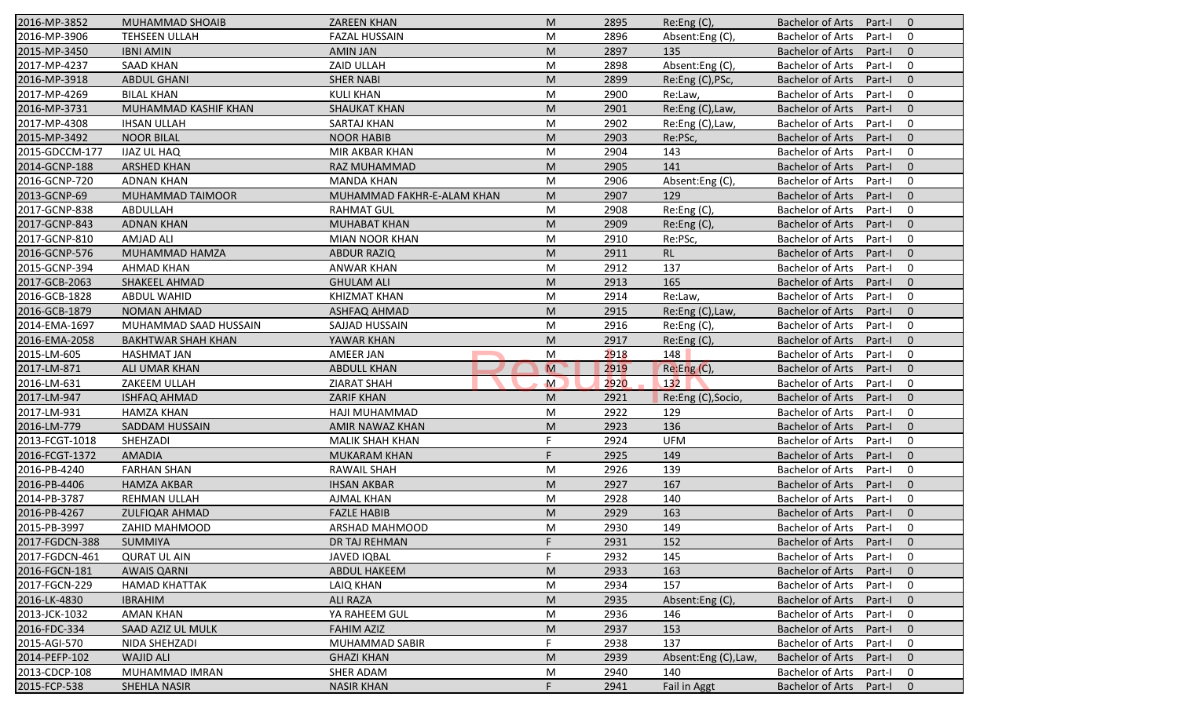| | | | | | | | | |
|---|---|---|---|---|---|---|---|---|
| 2016-MP-3852 | MUHAMMAD SHOAIB | ZAREEN KHAN | M | 2895 | Re:Eng (C), | Bachelor of Arts | Part-I | 0 |
| 2016-MP-3906 | TEHSEEN ULLAH | FAZAL HUSSAIN | M | 2896 | Absent:Eng (C), | Bachelor of Arts | Part-I | 0 |
| 2015-MP-3450 | IBNI AMIN | AMIN JAN | M | 2897 | 135 | Bachelor of Arts | Part-I | 0 |
| 2017-MP-4237 | SAAD KHAN | ZAID ULLAH | M | 2898 | Absent:Eng (C), | Bachelor of Arts | Part-I | 0 |
| 2016-MP-3918 | ABDUL GHANI | SHER NABI | M | 2899 | Re:Eng (C),PSc, | Bachelor of Arts | Part-I | 0 |
| 2017-MP-4269 | BILAL KHAN | KULI KHAN | M | 2900 | Re:Law, | Bachelor of Arts | Part-I | 0 |
| 2016-MP-3731 | MUHAMMAD KASHIF KHAN | SHAUKAT KHAN | M | 2901 | Re:Eng (C),Law, | Bachelor of Arts | Part-I | 0 |
| 2017-MP-4308 | IHSAN ULLAH | SARTAJ KHAN | M | 2902 | Re:Eng (C),Law, | Bachelor of Arts | Part-I | 0 |
| 2015-MP-3492 | NOOR BILAL | NOOR HABIB | M | 2903 | Re:PSc, | Bachelor of Arts | Part-I | 0 |
| 2015-GDCCM-177 | IJAZ UL HAQ | MIR AKBAR KHAN | M | 2904 | 143 | Bachelor of Arts | Part-I | 0 |
| 2014-GCNP-188 | ARSHED KHAN | RAZ MUHAMMAD | M | 2905 | 141 | Bachelor of Arts | Part-I | 0 |
| 2016-GCNP-720 | ADNAN KHAN | MANDA KHAN | M | 2906 | Absent:Eng (C), | Bachelor of Arts | Part-I | 0 |
| 2013-GCNP-69 | MUHAMMAD TAIMOOR | MUHAMMAD FAKHR-E-ALAM KHAN | M | 2907 | 129 | Bachelor of Arts | Part-I | 0 |
| 2017-GCNP-838 | ABDULLAH | RAHMAT GUL | M | 2908 | Re:Eng (C), | Bachelor of Arts | Part-I | 0 |
| 2017-GCNP-843 | ADNAN KHAN | MUHABAT KHAN | M | 2909 | Re:Eng (C), | Bachelor of Arts | Part-I | 0 |
| 2017-GCNP-810 | AMJAD ALI | MIAN NOOR KHAN | M | 2910 | Re:PSc, | Bachelor of Arts | Part-I | 0 |
| 2016-GCNP-576 | MUHAMMAD HAMZA | ABDUR RAZIQ | M | 2911 | RL | Bachelor of Arts | Part-I | 0 |
| 2015-GCNP-394 | AHMAD KHAN | ANWAR KHAN | M | 2912 | 137 | Bachelor of Arts | Part-I | 0 |
| 2017-GCB-2063 | SHAKEEL AHMAD | GHULAM ALI | M | 2913 | 165 | Bachelor of Arts | Part-I | 0 |
| 2016-GCB-1828 | ABDUL WAHID | KHIZMAT KHAN | M | 2914 | Re:Law, | Bachelor of Arts | Part-I | 0 |
| 2016-GCB-1879 | NOMAN AHMAD | ASHFAQ AHMAD | M | 2915 | Re:Eng (C),Law, | Bachelor of Arts | Part-I | 0 |
| 2014-EMA-1697 | MUHAMMAD SAAD HUSSAIN | SAJJAD HUSSAIN | M | 2916 | Re:Eng (C), | Bachelor of Arts | Part-I | 0 |
| 2016-EMA-2058 | BAKHTWAR SHAH KHAN | YAWAR KHAN | M | 2917 | Re:Eng (C), | Bachelor of Arts | Part-I | 0 |
| 2015-LM-605 | HASHMAT JAN | AMEER JAN | M | 2918 | 148 | Bachelor of Arts | Part-I | 0 |
| 2017-LM-871 | ALI UMAR KHAN | ABDULL KHAN | M | 2919 | Re:Eng (C), | Bachelor of Arts | Part-I | 0 |
| 2016-LM-631 | ZAKEEM ULLAH | ZIARAT SHAH | M | 2920 | 132 | Bachelor of Arts | Part-I | 0 |
| 2017-LM-947 | ISHFAQ AHMAD | ZARIF KHAN | M | 2921 | Re:Eng (C),Socio, | Bachelor of Arts | Part-I | 0 |
| 2017-LM-931 | HAMZA KHAN | HAJI MUHAMMAD | M | 2922 | 129 | Bachelor of Arts | Part-I | 0 |
| 2016-LM-779 | SADDAM HUSSAIN | AMIR NAWAZ KHAN | M | 2923 | 136 | Bachelor of Arts | Part-I | 0 |
| 2013-FCGT-1018 | SHEHZADI | MALIK SHAH KHAN | F | 2924 | UFM | Bachelor of Arts | Part-I | 0 |
| 2016-FCGT-1372 | AMADIA | MUKARAM KHAN | F | 2925 | 149 | Bachelor of Arts | Part-I | 0 |
| 2016-PB-4240 | FARHAN SHAN | RAWAIL SHAH | M | 2926 | 139 | Bachelor of Arts | Part-I | 0 |
| 2016-PB-4406 | HAMZA AKBAR | IHSAN AKBAR | M | 2927 | 167 | Bachelor of Arts | Part-I | 0 |
| 2014-PB-3787 | REHMAN ULLAH | AJMAL KHAN | M | 2928 | 140 | Bachelor of Arts | Part-I | 0 |
| 2016-PB-4267 | ZULFIQAR AHMAD | FAZLE HABIB | M | 2929 | 163 | Bachelor of Arts | Part-I | 0 |
| 2015-PB-3997 | ZAHID MAHMOOD | ARSHAD MAHMOOD | M | 2930 | 149 | Bachelor of Arts | Part-I | 0 |
| 2017-FGDCN-388 | SUMMIYA | DR TAJ REHMAN | F | 2931 | 152 | Bachelor of Arts | Part-I | 0 |
| 2017-FGDCN-461 | QURAT UL AIN | JAVED IQBAL | F | 2932 | 145 | Bachelor of Arts | Part-I | 0 |
| 2016-FGCN-181 | AWAIS QARNI | ABDUL HAKEEM | M | 2933 | 163 | Bachelor of Arts | Part-I | 0 |
| 2017-FGCN-229 | HAMAD KHATTAK | LAIQ KHAN | M | 2934 | 157 | Bachelor of Arts | Part-I | 0 |
| 2016-LK-4830 | IBRAHIM | ALI RAZA | M | 2935 | Absent:Eng (C), | Bachelor of Arts | Part-I | 0 |
| 2013-JCK-1032 | AMAN KHAN | YA RAHEEM GUL | M | 2936 | 146 | Bachelor of Arts | Part-I | 0 |
| 2016-FDC-334 | SAAD AZIZ UL MULK | FAHIM AZIZ | M | 2937 | 153 | Bachelor of Arts | Part-I | 0 |
| 2015-AGI-570 | NIDA SHEHZADI | MUHAMMAD SABIR | F | 2938 | 137 | Bachelor of Arts | Part-I | 0 |
| 2014-PEFP-102 | WAJID ALI | GHAZI KHAN | M | 2939 | Absent:Eng (C),Law, | Bachelor of Arts | Part-I | 0 |
| 2013-CDCP-108 | MUHAMMAD IMRAN | SHER ADAM | M | 2940 | 140 | Bachelor of Arts | Part-I | 0 |
| 2015-FCP-538 | SHEHLA NASIR | NASIR KHAN | F | 2941 | Fail in Aggt | Bachelor of Arts | Part-I | 0 |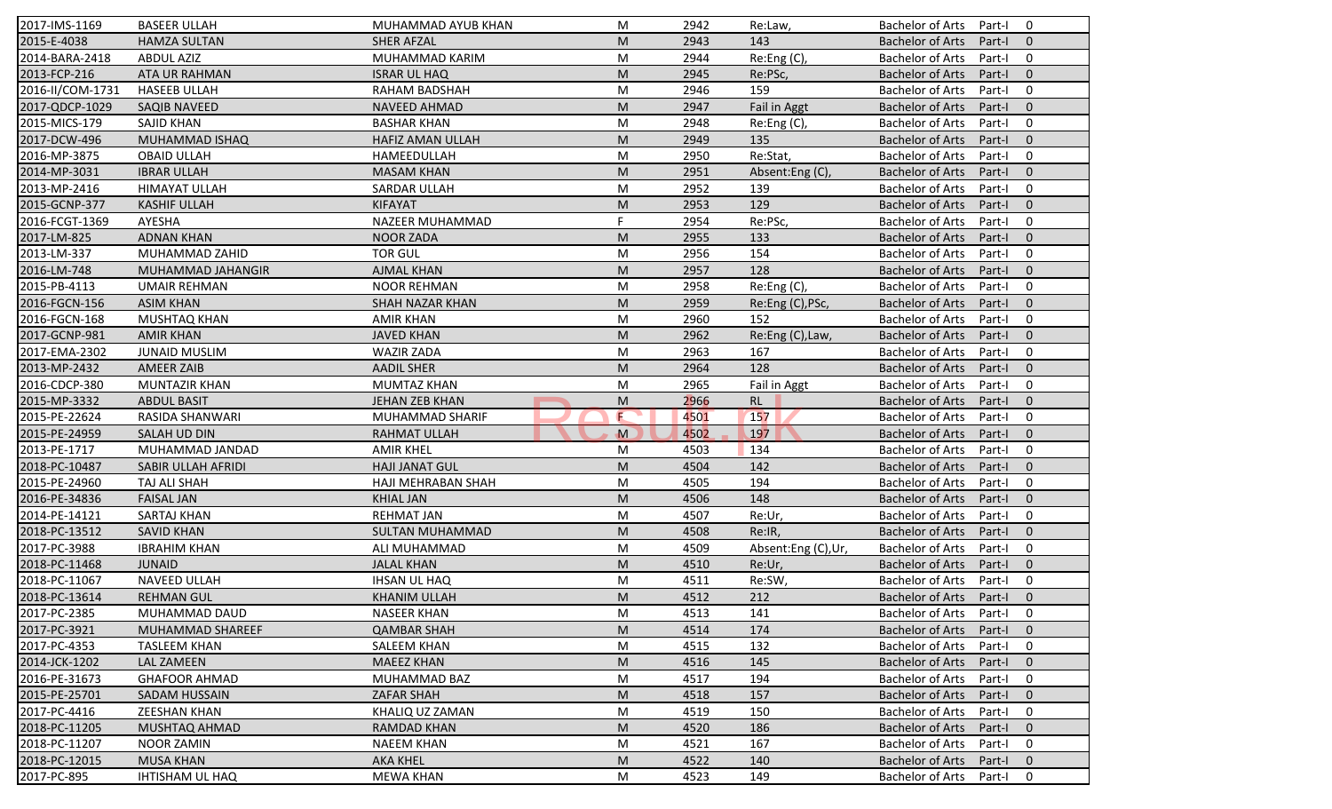| | | | | | | | | |
|---|---|---|---|---|---|---|---|---|
| 2017-IMS-1169 | BASEER ULLAH | MUHAMMAD AYUB KHAN | M | 2942 | Re:Law, | Bachelor of Arts | Part-I | 0 |
| 2015-E-4038 | HAMZA SULTAN | SHER AFZAL | M | 2943 | 143 | Bachelor of Arts | Part-I | 0 |
| 2014-BARA-2418 | ABDUL AZIZ | MUHAMMAD KARIM | M | 2944 | Re:Eng (C), | Bachelor of Arts | Part-I | 0 |
| 2013-FCP-216 | ATA UR RAHMAN | ISRAR UL HAQ | M | 2945 | Re:PSc, | Bachelor of Arts | Part-I | 0 |
| 2016-II/COM-1731 | HASEEB ULLAH | RAHAM BADSHAH | M | 2946 | 159 | Bachelor of Arts | Part-I | 0 |
| 2017-QDCP-1029 | SAQIB NAVEED | NAVEED AHMAD | M | 2947 | Fail in Aggt | Bachelor of Arts | Part-I | 0 |
| 2015-MICS-179 | SAJID KHAN | BASHAR KHAN | M | 2948 | Re:Eng (C), | Bachelor of Arts | Part-I | 0 |
| 2017-DCW-496 | MUHAMMAD ISHAQ | HAFIZ AMAN ULLAH | M | 2949 | 135 | Bachelor of Arts | Part-I | 0 |
| 2016-MP-3875 | OBAID ULLAH | HAMEEDULLAH | M | 2950 | Re:Stat, | Bachelor of Arts | Part-I | 0 |
| 2014-MP-3031 | IBRAR ULLAH | MASAM KHAN | M | 2951 | Absent:Eng (C), | Bachelor of Arts | Part-I | 0 |
| 2013-MP-2416 | HIMAYAT ULLAH | SARDAR ULLAH | M | 2952 | 139 | Bachelor of Arts | Part-I | 0 |
| 2015-GCNP-377 | KASHIF ULLAH | KIFAYAT | M | 2953 | 129 | Bachelor of Arts | Part-I | 0 |
| 2016-FCGT-1369 | AYESHA | NAZEER MUHAMMAD | F | 2954 | Re:PSc, | Bachelor of Arts | Part-I | 0 |
| 2017-LM-825 | ADNAN KHAN | NOOR ZADA | M | 2955 | 133 | Bachelor of Arts | Part-I | 0 |
| 2013-LM-337 | MUHAMMAD ZAHID | TOR GUL | M | 2956 | 154 | Bachelor of Arts | Part-I | 0 |
| 2016-LM-748 | MUHAMMAD JAHANGIR | AJMAL KHAN | M | 2957 | 128 | Bachelor of Arts | Part-I | 0 |
| 2015-PB-4113 | UMAIR REHMAN | NOOR REHMAN | M | 2958 | Re:Eng (C), | Bachelor of Arts | Part-I | 0 |
| 2016-FGCN-156 | ASIM KHAN | SHAH NAZAR KHAN | M | 2959 | Re:Eng (C),PSc, | Bachelor of Arts | Part-I | 0 |
| 2016-FGCN-168 | MUSHTAQ KHAN | AMIR KHAN | M | 2960 | 152 | Bachelor of Arts | Part-I | 0 |
| 2017-GCNP-981 | AMIR KHAN | JAVED KHAN | M | 2962 | Re:Eng (C),Law, | Bachelor of Arts | Part-I | 0 |
| 2017-EMA-2302 | JUNAID MUSLIM | WAZIR ZADA | M | 2963 | 167 | Bachelor of Arts | Part-I | 0 |
| 2013-MP-2432 | AMEER ZAIB | AADIL SHER | M | 2964 | 128 | Bachelor of Arts | Part-I | 0 |
| 2016-CDCP-380 | MUNTAZIR KHAN | MUMTAZ KHAN | M | 2965 | Fail in Aggt | Bachelor of Arts | Part-I | 0 |
| 2015-MP-3332 | ABDUL BASIT | JEHAN ZEB KHAN | M | 2966 | RL | Bachelor of Arts | Part-I | 0 |
| 2015-PE-22624 | RASIDA SHANWARI | MUHAMMAD SHARIF | F | 4501 | 157 | Bachelor of Arts | Part-I | 0 |
| 2015-PE-24959 | SALAH UD DIN | RAHMAT ULLAH | M | 4502 | 197 | Bachelor of Arts | Part-I | 0 |
| 2013-PE-1717 | MUHAMMAD JANDAD | AMIR KHEL | M | 4503 | 134 | Bachelor of Arts | Part-I | 0 |
| 2018-PC-10487 | SABIR ULLAH AFRIDI | HAJI JANAT GUL | M | 4504 | 142 | Bachelor of Arts | Part-I | 0 |
| 2015-PE-24960 | TAJ ALI SHAH | HAJI MEHRABAN SHAH | M | 4505 | 194 | Bachelor of Arts | Part-I | 0 |
| 2016-PE-34836 | FAISAL JAN | KHIAL JAN | M | 4506 | 148 | Bachelor of Arts | Part-I | 0 |
| 2014-PE-14121 | SARTAJ KHAN | REHMAT JAN | M | 4507 | Re:Ur, | Bachelor of Arts | Part-I | 0 |
| 2018-PC-13512 | SAVID KHAN | SULTAN MUHAMMAD | M | 4508 | Re:IR, | Bachelor of Arts | Part-I | 0 |
| 2017-PC-3988 | IBRAHIM KHAN | ALI MUHAMMAD | M | 4509 | Absent:Eng (C),Ur, | Bachelor of Arts | Part-I | 0 |
| 2018-PC-11468 | JUNAID | JALAL KHAN | M | 4510 | Re:Ur, | Bachelor of Arts | Part-I | 0 |
| 2018-PC-11067 | NAVEED ULLAH | IHSAN UL HAQ | M | 4511 | Re:SW, | Bachelor of Arts | Part-I | 0 |
| 2018-PC-13614 | REHMAN GUL | KHANIM ULLAH | M | 4512 | 212 | Bachelor of Arts | Part-I | 0 |
| 2017-PC-2385 | MUHAMMAD DAUD | NASEER KHAN | M | 4513 | 141 | Bachelor of Arts | Part-I | 0 |
| 2017-PC-3921 | MUHAMMAD SHAREEF | QAMBAR SHAH | M | 4514 | 174 | Bachelor of Arts | Part-I | 0 |
| 2017-PC-4353 | TASLEEM KHAN | SALEEM KHAN | M | 4515 | 132 | Bachelor of Arts | Part-I | 0 |
| 2014-JCK-1202 | LAL ZAMEEN | MAEEZ KHAN | M | 4516 | 145 | Bachelor of Arts | Part-I | 0 |
| 2016-PE-31673 | GHAFOOR AHMAD | MUHAMMAD BAZ | M | 4517 | 194 | Bachelor of Arts | Part-I | 0 |
| 2015-PE-25701 | SADAM HUSSAIN | ZAFAR SHAH | M | 4518 | 157 | Bachelor of Arts | Part-I | 0 |
| 2017-PC-4416 | ZEESHAN KHAN | KHALIQ UZ ZAMAN | M | 4519 | 150 | Bachelor of Arts | Part-I | 0 |
| 2018-PC-11205 | MUSHTAQ AHMAD | RAMDAD KHAN | M | 4520 | 186 | Bachelor of Arts | Part-I | 0 |
| 2018-PC-11207 | NOOR ZAMIN | NAEEM KHAN | M | 4521 | 167 | Bachelor of Arts | Part-I | 0 |
| 2018-PC-12015 | MUSA KHAN | AKA KHEL | M | 4522 | 140 | Bachelor of Arts | Part-I | 0 |
| 2017-PC-895 | IHTISHAM UL HAQ | MEWA KHAN | M | 4523 | 149 | Bachelor of Arts | Part-I | 0 |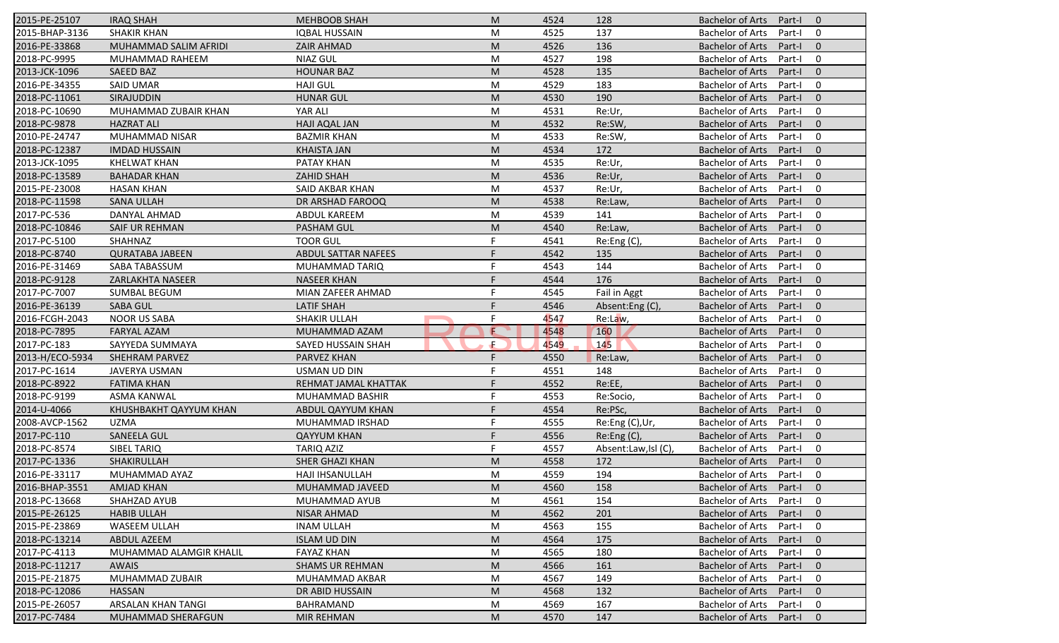| 2015-PE-25107 | IRAQ SHAH | MEHBOOB SHAH | M | 4524 | 128 | Bachelor of Arts | Part-I | 0 |
|---|---|---|---|---|---|---|---|---|
| 2015-BHAP-3136 | SHAKIR KHAN | IQBAL HUSSAIN | M | 4525 | 137 | Bachelor of Arts | Part-I | 0 |
| 2016-PE-33868 | MUHAMMAD SALIM AFRIDI | ZAIR AHMAD | M | 4526 | 136 | Bachelor of Arts | Part-I | 0 |
| 2018-PC-9995 | MUHAMMAD RAHEEM | NIAZ GUL | M | 4527 | 198 | Bachelor of Arts | Part-I | 0 |
| 2013-JCK-1096 | SAEED BAZ | HOUNAR BAZ | M | 4528 | 135 | Bachelor of Arts | Part-I | 0 |
| 2016-PE-34355 | SAID UMAR | HAJI GUL | M | 4529 | 183 | Bachelor of Arts | Part-I | 0 |
| 2018-PC-11061 | SIRAJUDDIN | HUNAR GUL | M | 4530 | 190 | Bachelor of Arts | Part-I | 0 |
| 2018-PC-10690 | MUHAMMAD ZUBAIR KHAN | YAR ALI | M | 4531 | Re:Ur, | Bachelor of Arts | Part-I | 0 |
| 2018-PC-9878 | HAZRAT ALI | HAJI AQAL JAN | M | 4532 | Re:SW, | Bachelor of Arts | Part-I | 0 |
| 2010-PE-24747 | MUHAMMAD NISAR | BAZMIR KHAN | M | 4533 | Re:SW, | Bachelor of Arts | Part-I | 0 |
| 2018-PC-12387 | IMDAD HUSSAIN | KHAISTA JAN | M | 4534 | 172 | Bachelor of Arts | Part-I | 0 |
| 2013-JCK-1095 | KHELWAT KHAN | PATAY KHAN | M | 4535 | Re:Ur, | Bachelor of Arts | Part-I | 0 |
| 2018-PC-13589 | BAHADAR KHAN | ZAHID SHAH | M | 4536 | Re:Ur, | Bachelor of Arts | Part-I | 0 |
| 2015-PE-23008 | HASAN KHAN | SAID AKBAR KHAN | M | 4537 | Re:Ur, | Bachelor of Arts | Part-I | 0 |
| 2018-PC-11598 | SANA ULLAH | DR ARSHAD FAROOQ | M | 4538 | Re:Law, | Bachelor of Arts | Part-I | 0 |
| 2017-PC-536 | DANYAL AHMAD | ABDUL KAREEM | M | 4539 | 141 | Bachelor of Arts | Part-I | 0 |
| 2018-PC-10846 | SAIF UR REHMAN | PASHAM GUL | M | 4540 | Re:Law, | Bachelor of Arts | Part-I | 0 |
| 2017-PC-5100 | SHAHNAZ | TOOR GUL | F | 4541 | Re:Eng (C), | Bachelor of Arts | Part-I | 0 |
| 2018-PC-8740 | QURATABA JABEEN | ABDUL SATTAR NAFEES | F | 4542 | 135 | Bachelor of Arts | Part-I | 0 |
| 2016-PE-31469 | SABA TABASSUM | MUHAMMAD TARIQ | F | 4543 | 144 | Bachelor of Arts | Part-I | 0 |
| 2018-PC-9128 | ZARLAKHTA NASEER | NASEER KHAN | F | 4544 | 176 | Bachelor of Arts | Part-I | 0 |
| 2017-PC-7007 | SUMBAL BEGUM | MIAN ZAFEER AHMAD | F | 4545 | Fail in Aggt | Bachelor of Arts | Part-I | 0 |
| 2016-PE-36139 | SABA GUL | LATIF SHAH | F | 4546 | Absent:Eng (C), | Bachelor of Arts | Part-I | 0 |
| 2016-FCGH-2043 | NOOR US SABA | SHAKIR ULLAH | F | 4547 | Re:Law, | Bachelor of Arts | Part-I | 0 |
| 2018-PC-7895 | FARYAL AZAM | MUHAMMAD AZAM | F | 4548 | 160 | Bachelor of Arts | Part-I | 0 |
| 2017-PC-183 | SAYYEDA SUMMAYA | SAYED HUSSAIN SHAH | F | 4549 | 145 | Bachelor of Arts | Part-I | 0 |
| 2013-H/ECO-5934 | SHEHRAM PARVEZ | PARVEZ KHAN | F | 4550 | Re:Law, | Bachelor of Arts | Part-I | 0 |
| 2017-PC-1614 | JAVERYA USMAN | USMAN UD DIN | F | 4551 | 148 | Bachelor of Arts | Part-I | 0 |
| 2018-PC-8922 | FATIMA KHAN | REHMAT JAMAL KHATTAK | F | 4552 | Re:EE, | Bachelor of Arts | Part-I | 0 |
| 2018-PC-9199 | ASMA KANWAL | MUHAMMAD BASHIR | F | 4553 | Re:Socio, | Bachelor of Arts | Part-I | 0 |
| 2014-U-4066 | KHUSHBAKHT QAYYUM KHAN | ABDUL QAYYUM KHAN | F | 4554 | Re:PSc, | Bachelor of Arts | Part-I | 0 |
| 2008-AVCP-1562 | UZMA | MUHAMMAD IRSHAD | F | 4555 | Re:Eng (C),Ur, | Bachelor of Arts | Part-I | 0 |
| 2017-PC-110 | SANEELA GUL | QAYYUM KHAN | F | 4556 | Re:Eng (C), | Bachelor of Arts | Part-I | 0 |
| 2018-PC-8574 | SIBEL TARIQ | TARIQ AZIZ | F | 4557 | Absent:Law,Isl (C), | Bachelor of Arts | Part-I | 0 |
| 2017-PC-1336 | SHAKIRULLAH | SHER GHAZI KHAN | M | 4558 | 172 | Bachelor of Arts | Part-I | 0 |
| 2016-PE-33117 | MUHAMMAD AYAZ | HAJI IHSANULLAH | M | 4559 | 194 | Bachelor of Arts | Part-I | 0 |
| 2016-BHAP-3551 | AMJAD KHAN | MUHAMMAD JAVEED | M | 4560 | 158 | Bachelor of Arts | Part-I | 0 |
| 2018-PC-13668 | SHAHZAD AYUB | MUHAMMAD AYUB | M | 4561 | 154 | Bachelor of Arts | Part-I | 0 |
| 2015-PE-26125 | HABIB ULLAH | NISAR AHMAD | M | 4562 | 201 | Bachelor of Arts | Part-I | 0 |
| 2015-PE-23869 | WASEEM ULLAH | INAM ULLAH | M | 4563 | 155 | Bachelor of Arts | Part-I | 0 |
| 2018-PC-13214 | ABDUL AZEEM | ISLAM UD DIN | M | 4564 | 175 | Bachelor of Arts | Part-I | 0 |
| 2017-PC-4113 | MUHAMMAD ALAMGIR KHALIL | FAYAZ KHAN | M | 4565 | 180 | Bachelor of Arts | Part-I | 0 |
| 2018-PC-11217 | AWAIS | SHAMS UR REHMAN | M | 4566 | 161 | Bachelor of Arts | Part-I | 0 |
| 2015-PE-21875 | MUHAMMAD ZUBAIR | MUHAMMAD AKBAR | M | 4567 | 149 | Bachelor of Arts | Part-I | 0 |
| 2018-PC-12086 | HASSAN | DR ABID HUSSAIN | M | 4568 | 132 | Bachelor of Arts | Part-I | 0 |
| 2015-PE-26057 | ARSALAN KHAN TANGI | BAHRAMAND | M | 4569 | 167 | Bachelor of Arts | Part-I | 0 |
| 2017-PC-7484 | MUHAMMAD SHERAFGUN | MIR REHMAN | M | 4570 | 147 | Bachelor of Arts | Part-I | 0 |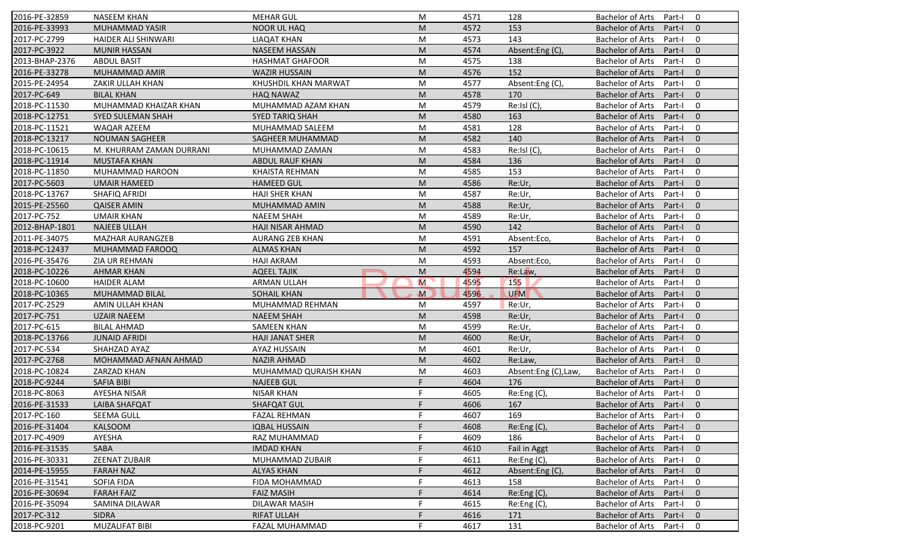| | | | | | | | | |
|---|---|---|---|---|---|---|---|---|
| 2016-PE-32859 | NASEEM KHAN | MEHAR GUL | M | 4571 | 128 | Bachelor of Arts | Part-I | 0 |
| 2016-PE-33993 | MUHAMMAD YASIR | NOOR UL HAQ | M | 4572 | 153 | Bachelor of Arts | Part-I | 0 |
| 2017-PC-2799 | HAIDER ALI SHINWARI | LIAQAT KHAN | M | 4573 | 143 | Bachelor of Arts | Part-I | 0 |
| 2017-PC-3922 | MUNIR HASSAN | NASEEM HASSAN | M | 4574 | Absent:Eng (C), | Bachelor of Arts | Part-I | 0 |
| 2013-BHAP-2376 | ABDUL BASIT | HASHMAT GHAFOOR | M | 4575 | 138 | Bachelor of Arts | Part-I | 0 |
| 2016-PE-33278 | MUHAMMAD AMIR | WAZIR HUSSAIN | M | 4576 | 152 | Bachelor of Arts | Part-I | 0 |
| 2015-PE-24954 | ZAKIR ULLAH KHAN | KHUSHDIL KHAN MARWAT | M | 4577 | Absent:Eng (C), | Bachelor of Arts | Part-I | 0 |
| 2017-PC-649 | BILAL KHAN | HAQ NAWAZ | M | 4578 | 170 | Bachelor of Arts | Part-I | 0 |
| 2018-PC-11530 | MUHAMMAD KHAIZAR KHAN | MUHAMMAD AZAM KHAN | M | 4579 | Re:Isl (C), | Bachelor of Arts | Part-I | 0 |
| 2018-PC-12751 | SYED SULEMAN SHAH | SYED TARIQ SHAH | M | 4580 | 163 | Bachelor of Arts | Part-I | 0 |
| 2018-PC-11521 | WAQAR AZEEM | MUHAMMAD SALEEM | M | 4581 | 128 | Bachelor of Arts | Part-I | 0 |
| 2018-PC-13217 | NOUMAN SAGHEER | SAGHEER MUHAMMAD | M | 4582 | 140 | Bachelor of Arts | Part-I | 0 |
| 2018-PC-10615 | M. KHURRAM ZAMAN DURRANI | MUHAMMAD ZAMAN | M | 4583 | Re:Isl (C), | Bachelor of Arts | Part-I | 0 |
| 2018-PC-11914 | MUSTAFA KHAN | ABDUL RAUF KHAN | M | 4584 | 136 | Bachelor of Arts | Part-I | 0 |
| 2018-PC-11850 | MUHAMMAD HAROON | KHAISTA REHMAN | M | 4585 | 153 | Bachelor of Arts | Part-I | 0 |
| 2017-PC-5603 | UMAIR HAMEED | HAMEED GUL | M | 4586 | Re:Ur, | Bachelor of Arts | Part-I | 0 |
| 2018-PC-13767 | SHAFIQ AFRIDI | HAJI SHER KHAN | M | 4587 | Re:Ur, | Bachelor of Arts | Part-I | 0 |
| 2015-PE-25560 | QAISER AMIN | MUHAMMAD AMIN | M | 4588 | Re:Ur, | Bachelor of Arts | Part-I | 0 |
| 2017-PC-752 | UMAIR KHAN | NAEEM SHAH | M | 4589 | Re:Ur, | Bachelor of Arts | Part-I | 0 |
| 2012-BHAP-1801 | NAJEEB ULLAH | HAJI NISAR AHMAD | M | 4590 | 142 | Bachelor of Arts | Part-I | 0 |
| 2011-PE-34075 | MAZHAR AURANGZEB | AURANG ZEB KHAN | M | 4591 | Absent:Eco, | Bachelor of Arts | Part-I | 0 |
| 2018-PC-12437 | MUHAMMAD FAROOQ | ALMAS KHAN | M | 4592 | 157 | Bachelor of Arts | Part-I | 0 |
| 2016-PE-35476 | ZIA UR REHMAN | HAJI AKRAM | M | 4593 | Absent:Eco, | Bachelor of Arts | Part-I | 0 |
| 2018-PC-10226 | AHMAR KHAN | AQEEL TAJIK | M | 4594 | Re:Law, | Bachelor of Arts | Part-I | 0 |
| 2018-PC-10600 | HAIDER ALAM | ARMAN ULLAH | M | 4595 | 155 | Bachelor of Arts | Part-I | 0 |
| 2018-PC-10365 | MUHAMMAD BILAL | SOHAIL KHAN | M | 4596 | UFM | Bachelor of Arts | Part-I | 0 |
| 2017-PC-2529 | AMIN ULLAH KHAN | MUHAMMAD REHMAN | M | 4597 | Re:Ur, | Bachelor of Arts | Part-I | 0 |
| 2017-PC-751 | UZAIR NAEEM | NAEEM SHAH | M | 4598 | Re:Ur, | Bachelor of Arts | Part-I | 0 |
| 2017-PC-615 | BILAL AHMAD | SAMEEN KHAN | M | 4599 | Re:Ur, | Bachelor of Arts | Part-I | 0 |
| 2018-PC-13766 | JUNAID AFRIDI | HAJI JANAT SHER | M | 4600 | Re:Ur, | Bachelor of Arts | Part-I | 0 |
| 2017-PC-534 | SHAHZAD AYAZ | AYAZ HUSSAIN | M | 4601 | Re:Ur, | Bachelor of Arts | Part-I | 0 |
| 2017-PC-2768 | MOHAMMAD AFNAN AHMAD | NAZIR AHMAD | M | 4602 | Re:Law, | Bachelor of Arts | Part-I | 0 |
| 2018-PC-10824 | ZARZAD KHAN | MUHAMMAD QURAISH KHAN | M | 4603 | Absent:Eng (C),Law, | Bachelor of Arts | Part-I | 0 |
| 2018-PC-9244 | SAFIA BIBI | NAJEEB GUL | F | 4604 | 176 | Bachelor of Arts | Part-I | 0 |
| 2018-PC-8063 | AYESHA NISAR | NISAR KHAN | F | 4605 | Re:Eng (C), | Bachelor of Arts | Part-I | 0 |
| 2016-PE-31533 | LAIBA SHAFQAT | SHAFQAT GUL | F | 4606 | 167 | Bachelor of Arts | Part-I | 0 |
| 2017-PC-160 | SEEMA GULL | FAZAL REHMAN | F | 4607 | 169 | Bachelor of Arts | Part-I | 0 |
| 2016-PE-31404 | KALSOOM | IQBAL HUSSAIN | F | 4608 | Re:Eng (C), | Bachelor of Arts | Part-I | 0 |
| 2017-PC-4909 | AYESHA | RAZ MUHAMMAD | F | 4609 | 186 | Bachelor of Arts | Part-I | 0 |
| 2016-PE-31535 | SABA | IMDAD KHAN | F | 4610 | Fail in Aggt | Bachelor of Arts | Part-I | 0 |
| 2016-PE-30331 | ZEENAT ZUBAIR | MUHAMMAD ZUBAIR | F | 4611 | Re:Eng (C), | Bachelor of Arts | Part-I | 0 |
| 2014-PE-15955 | FARAH NAZ | ALYAS KHAN | F | 4612 | Absent:Eng (C), | Bachelor of Arts | Part-I | 0 |
| 2016-PE-31541 | SOFIA FIDA | FIDA MOHAMMAD | F | 4613 | 158 | Bachelor of Arts | Part-I | 0 |
| 2016-PE-30694 | FARAH FAIZ | FAIZ MASIH | F | 4614 | Re:Eng (C), | Bachelor of Arts | Part-I | 0 |
| 2016-PE-35094 | SAMINA DILAWAR | DILAWAR MASIH | F | 4615 | Re:Eng (C), | Bachelor of Arts | Part-I | 0 |
| 2017-PC-312 | SIDRA | RIFAT ULLAH | F | 4616 | 171 | Bachelor of Arts | Part-I | 0 |
| 2018-PC-9201 | MUZALIFAT BIBI | FAZAL MUHAMMAD | F | 4617 | 131 | Bachelor of Arts | Part-I | 0 |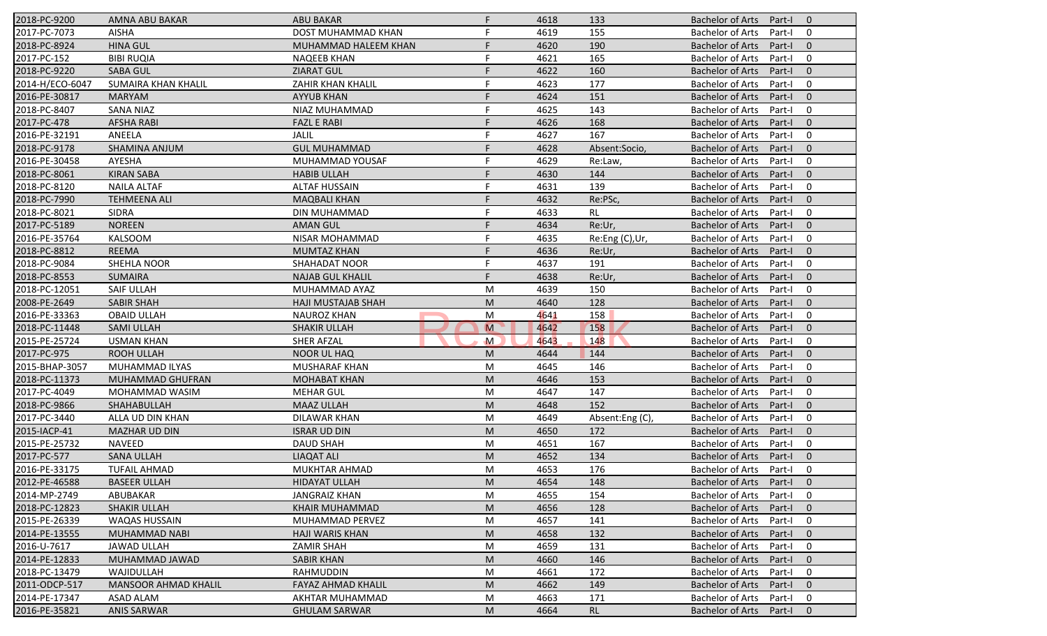| | | | | | | | | |
|---|---|---|---|---|---|---|---|---|
| 2018-PC-9200 | AMNA ABU BAKAR | ABU BAKAR | F | 4618 | 133 | Bachelor of Arts | Part-I | 0 |
| 2017-PC-7073 | AISHA | DOST MUHAMMAD KHAN | F | 4619 | 155 | Bachelor of Arts | Part-I | 0 |
| 2018-PC-8924 | HINA GUL | MUHAMMAD HALEEM KHAN | F | 4620 | 190 | Bachelor of Arts | Part-I | 0 |
| 2017-PC-152 | BIBI RUQIA | NAQEEB KHAN | F | 4621 | 165 | Bachelor of Arts | Part-I | 0 |
| 2018-PC-9220 | SABA GUL | ZIARAT GUL | F | 4622 | 160 | Bachelor of Arts | Part-I | 0 |
| 2014-H/ECO-6047 | SUMAIRA KHAN KHALIL | ZAHIR KHAN KHALIL | F | 4623 | 177 | Bachelor of Arts | Part-I | 0 |
| 2016-PE-30817 | MARYAM | AYYUB KHAN | F | 4624 | 151 | Bachelor of Arts | Part-I | 0 |
| 2018-PC-8407 | SANA NIAZ | NIAZ MUHAMMAD | F | 4625 | 143 | Bachelor of Arts | Part-I | 0 |
| 2017-PC-478 | AFSHA RABI | FAZL E RABI | F | 4626 | 168 | Bachelor of Arts | Part-I | 0 |
| 2016-PE-32191 | ANEELA | JALIL | F | 4627 | 167 | Bachelor of Arts | Part-I | 0 |
| 2018-PC-9178 | SHAMINA ANJUM | GUL MUHAMMAD | F | 4628 | Absent:Socio, | Bachelor of Arts | Part-I | 0 |
| 2016-PE-30458 | AYESHA | MUHAMMAD YOUSAF | F | 4629 | Re:Law, | Bachelor of Arts | Part-I | 0 |
| 2018-PC-8061 | KIRAN SABA | HABIB ULLAH | F | 4630 | 144 | Bachelor of Arts | Part-I | 0 |
| 2018-PC-8120 | NAILA ALTAF | ALTAF HUSSAIN | F | 4631 | 139 | Bachelor of Arts | Part-I | 0 |
| 2018-PC-7990 | TEHMEENA ALI | MAQBALI KHAN | F | 4632 | Re:PSc, | Bachelor of Arts | Part-I | 0 |
| 2018-PC-8021 | SIDRA | DIN MUHAMMAD | F | 4633 | RL | Bachelor of Arts | Part-I | 0 |
| 2017-PC-5189 | NOREEN | AMAN GUL | F | 4634 | Re:Ur, | Bachelor of Arts | Part-I | 0 |
| 2016-PE-35764 | KALSOOM | NISAR MOHAMMAD | F | 4635 | Re:Eng (C),Ur, | Bachelor of Arts | Part-I | 0 |
| 2018-PC-8812 | REEMA | MUMTAZ KHAN | F | 4636 | Re:Ur, | Bachelor of Arts | Part-I | 0 |
| 2018-PC-9084 | SHEHLA NOOR | SHAHADAT NOOR | F | 4637 | 191 | Bachelor of Arts | Part-I | 0 |
| 2018-PC-8553 | SUMAIRA | NAJAB GUL KHALIL | F | 4638 | Re:Ur, | Bachelor of Arts | Part-I | 0 |
| 2018-PC-12051 | SAIF ULLAH | MUHAMMAD AYAZ | M | 4639 | 150 | Bachelor of Arts | Part-I | 0 |
| 2008-PE-2649 | SABIR SHAH | HAJI MUSTAJAB SHAH | M | 4640 | 128 | Bachelor of Arts | Part-I | 0 |
| 2016-PE-33363 | OBAID ULLAH | NAUROZ KHAN | M | 4641 | 158 | Bachelor of Arts | Part-I | 0 |
| 2018-PC-11448 | SAMI ULLAH | SHAKIR ULLAH | M | 4642 | 158 | Bachelor of Arts | Part-I | 0 |
| 2015-PE-25724 | USMAN KHAN | SHER AFZAL | M | 4643 | 148 | Bachelor of Arts | Part-I | 0 |
| 2017-PC-975 | ROOH ULLAH | NOOR UL HAQ | M | 4644 | 144 | Bachelor of Arts | Part-I | 0 |
| 2015-BHAP-3057 | MUHAMMAD ILYAS | MUSHARAF KHAN | M | 4645 | 146 | Bachelor of Arts | Part-I | 0 |
| 2018-PC-11373 | MUHAMMAD GHUFRAN | MOHABAT KHAN | M | 4646 | 153 | Bachelor of Arts | Part-I | 0 |
| 2017-PC-4049 | MOHAMMAD WASIM | MEHAR GUL | M | 4647 | 147 | Bachelor of Arts | Part-I | 0 |
| 2018-PC-9866 | SHAHABULLAH | MAAZ ULLAH | M | 4648 | 152 | Bachelor of Arts | Part-I | 0 |
| 2017-PC-3440 | ALLA UD DIN KHAN | DILAWAR KHAN | M | 4649 | Absent:Eng (C), | Bachelor of Arts | Part-I | 0 |
| 2015-IACP-41 | MAZHAR UD DIN | ISRAR UD DIN | M | 4650 | 172 | Bachelor of Arts | Part-I | 0 |
| 2015-PE-25732 | NAVEED | DAUD SHAH | M | 4651 | 167 | Bachelor of Arts | Part-I | 0 |
| 2017-PC-577 | SANA ULLAH | LIAQAT ALI | M | 4652 | 134 | Bachelor of Arts | Part-I | 0 |
| 2016-PE-33175 | TUFAIL AHMAD | MUKHTAR AHMAD | M | 4653 | 176 | Bachelor of Arts | Part-I | 0 |
| 2012-PE-46588 | BASEER ULLAH | HIDAYAT ULLAH | M | 4654 | 148 | Bachelor of Arts | Part-I | 0 |
| 2014-MP-2749 | ABUBAKAR | JANGRAIZ KHAN | M | 4655 | 154 | Bachelor of Arts | Part-I | 0 |
| 2018-PC-12823 | SHAKIR ULLAH | KHAIR MUHAMMAD | M | 4656 | 128 | Bachelor of Arts | Part-I | 0 |
| 2015-PE-26339 | WAQAS HUSSAIN | MUHAMMAD PERVEZ | M | 4657 | 141 | Bachelor of Arts | Part-I | 0 |
| 2014-PE-13555 | MUHAMMAD NABI | HAJI WARIS KHAN | M | 4658 | 132 | Bachelor of Arts | Part-I | 0 |
| 2016-U-7617 | JAWAD ULLAH | ZAMIR SHAH | M | 4659 | 131 | Bachelor of Arts | Part-I | 0 |
| 2014-PE-12833 | MUHAMMAD JAWAD | SABIR KHAN | M | 4660 | 146 | Bachelor of Arts | Part-I | 0 |
| 2018-PC-13479 | WAJIDULLAH | RAHMUDDIN | M | 4661 | 172 | Bachelor of Arts | Part-I | 0 |
| 2011-ODCP-517 | MANSOOR AHMAD KHALIL | FAYAZ AHMAD KHALIL | M | 4662 | 149 | Bachelor of Arts | Part-I | 0 |
| 2014-PE-17347 | ASAD ALAM | AKHTAR MUHAMMAD | M | 4663 | 171 | Bachelor of Arts | Part-I | 0 |
| 2016-PE-35821 | ANIS SARWAR | GHULAM SARWAR | M | 4664 | RL | Bachelor of Arts | Part-I | 0 |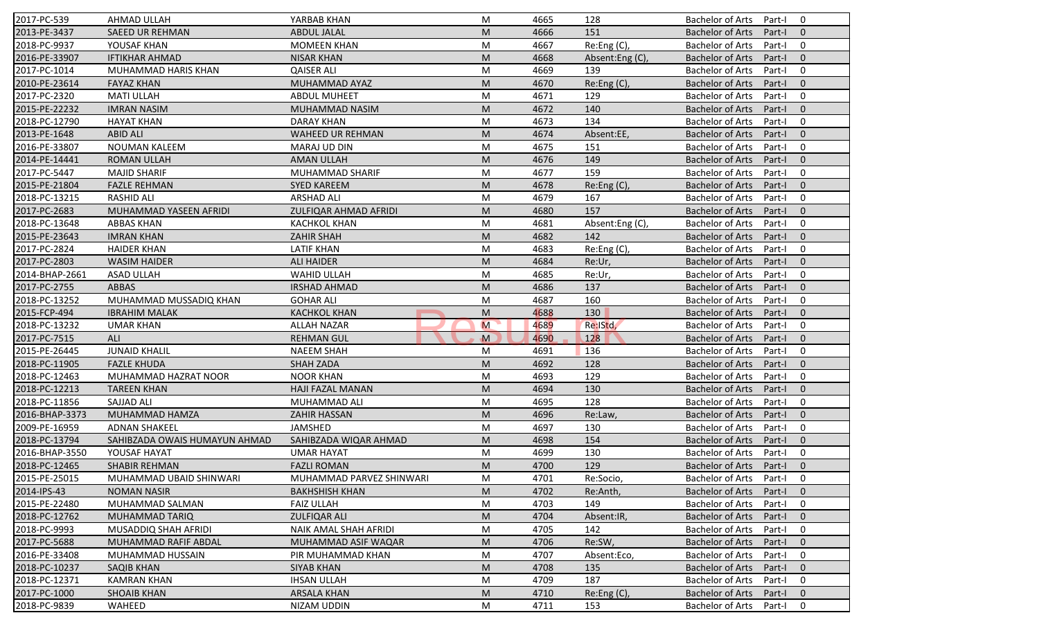| | | | | | | | | |
|---|---|---|---|---|---|---|---|---|
| 2017-PC-539 | AHMAD ULLAH | YARBAB KHAN | M | 4665 | 128 | Bachelor of Arts | Part-I | 0 |
| 2013-PE-3437 | SAEED UR REHMAN | ABDUL JALAL | M | 4666 | 151 | Bachelor of Arts | Part-I | 0 |
| 2018-PC-9937 | YOUSAF KHAN | MOMEEN KHAN | M | 4667 | Re:Eng (C), | Bachelor of Arts | Part-I | 0 |
| 2016-PE-33907 | IFTIKHAR AHMAD | NISAR KHAN | M | 4668 | Absent:Eng (C), | Bachelor of Arts | Part-I | 0 |
| 2017-PC-1014 | MUHAMMAD HARIS KHAN | QAISER ALI | M | 4669 | 139 | Bachelor of Arts | Part-I | 0 |
| 2010-PE-23614 | FAYAZ KHAN | MUHAMMAD AYAZ | M | 4670 | Re:Eng (C), | Bachelor of Arts | Part-I | 0 |
| 2017-PC-2320 | MATI ULLAH | ABDUL MUHEET | M | 4671 | 129 | Bachelor of Arts | Part-I | 0 |
| 2015-PE-22232 | IMRAN NASIM | MUHAMMAD NASIM | M | 4672 | 140 | Bachelor of Arts | Part-I | 0 |
| 2018-PC-12790 | HAYAT KHAN | DARAY KHAN | M | 4673 | 134 | Bachelor of Arts | Part-I | 0 |
| 2013-PE-1648 | ABID ALI | WAHEED UR REHMAN | M | 4674 | Absent:EE, | Bachelor of Arts | Part-I | 0 |
| 2016-PE-33807 | NOUMAN KALEEM | MARAJ UD DIN | M | 4675 | 151 | Bachelor of Arts | Part-I | 0 |
| 2014-PE-14441 | ROMAN ULLAH | AMAN ULLAH | M | 4676 | 149 | Bachelor of Arts | Part-I | 0 |
| 2017-PC-5447 | MAJID SHARIF | MUHAMMAD SHARIF | M | 4677 | 159 | Bachelor of Arts | Part-I | 0 |
| 2015-PE-21804 | FAZLE REHMAN | SYED KAREEM | M | 4678 | Re:Eng (C), | Bachelor of Arts | Part-I | 0 |
| 2018-PC-13215 | RASHID ALI | ARSHAD ALI | M | 4679 | 167 | Bachelor of Arts | Part-I | 0 |
| 2017-PC-2683 | MUHAMMAD YASEEN AFRIDI | ZULFIQAR AHMAD AFRIDI | M | 4680 | 157 | Bachelor of Arts | Part-I | 0 |
| 2018-PC-13648 | ABBAS KHAN | KACHKOL KHAN | M | 4681 | Absent:Eng (C), | Bachelor of Arts | Part-I | 0 |
| 2015-PE-23643 | IMRAN KHAN | ZAHIR SHAH | M | 4682 | 142 | Bachelor of Arts | Part-I | 0 |
| 2017-PC-2824 | HAIDER KHAN | LATIF KHAN | M | 4683 | Re:Eng (C), | Bachelor of Arts | Part-I | 0 |
| 2017-PC-2803 | WASIM HAIDER | ALI HAIDER | M | 4684 | Re:Ur, | Bachelor of Arts | Part-I | 0 |
| 2014-BHAP-2661 | ASAD ULLAH | WAHID ULLAH | M | 4685 | Re:Ur, | Bachelor of Arts | Part-I | 0 |
| 2017-PC-2755 | ABBAS | IRSHAD AHMAD | M | 4686 | 137 | Bachelor of Arts | Part-I | 0 |
| 2018-PC-13252 | MUHAMMAD MUSSADIQ KHAN | GOHAR ALI | M | 4687 | 160 | Bachelor of Arts | Part-I | 0 |
| 2015-FCP-494 | IBRAHIM MALAK | KACHKOL KHAN | M | 4688 | 130 | Bachelor of Arts | Part-I | 0 |
| 2018-PC-13232 | UMAR KHAN | ALLAH NAZAR | M | 4689 | Re:IStd, | Bachelor of Arts | Part-I | 0 |
| 2017-PC-7515 | ALI | REHMAN GUL | M | 4690 | 128 | Bachelor of Arts | Part-I | 0 |
| 2015-PE-26445 | JUNAID KHALIL | NAEEM SHAH | M | 4691 | 136 | Bachelor of Arts | Part-I | 0 |
| 2018-PC-11905 | FAZLE KHUDA | SHAH ZADA | M | 4692 | 128 | Bachelor of Arts | Part-I | 0 |
| 2018-PC-12463 | MUHAMMAD HAZRAT NOOR | NOOR KHAN | M | 4693 | 129 | Bachelor of Arts | Part-I | 0 |
| 2018-PC-12213 | TAREEN KHAN | HAJI FAZAL MANAN | M | 4694 | 130 | Bachelor of Arts | Part-I | 0 |
| 2018-PC-11856 | SAJJAD ALI | MUHAMMAD ALI | M | 4695 | 128 | Bachelor of Arts | Part-I | 0 |
| 2016-BHAP-3373 | MUHAMMAD HAMZA | ZAHIR HASSAN | M | 4696 | Re:Law, | Bachelor of Arts | Part-I | 0 |
| 2009-PE-16959 | ADNAN SHAKEEL | JAMSHED | M | 4697 | 130 | Bachelor of Arts | Part-I | 0 |
| 2018-PC-13794 | SAHIBZADA OWAIS HUMAYUN AHMAD | SAHIBZADA WIQAR AHMAD | M | 4698 | 154 | Bachelor of Arts | Part-I | 0 |
| 2016-BHAP-3550 | YOUSAF HAYAT | UMAR HAYAT | M | 4699 | 130 | Bachelor of Arts | Part-I | 0 |
| 2018-PC-12465 | SHABIR REHMAN | FAZLI ROMAN | M | 4700 | 129 | Bachelor of Arts | Part-I | 0 |
| 2015-PE-25015 | MUHAMMAD UBAID SHINWARI | MUHAMMAD PARVEZ SHINWARI | M | 4701 | Re:Socio, | Bachelor of Arts | Part-I | 0 |
| 2014-IPS-43 | NOMAN NASIR | BAKHSHISH KHAN | M | 4702 | Re:Anth, | Bachelor of Arts | Part-I | 0 |
| 2015-PE-22480 | MUHAMMAD SALMAN | FAIZ ULLAH | M | 4703 | 149 | Bachelor of Arts | Part-I | 0 |
| 2018-PC-12762 | MUHAMMAD TARIQ | ZULFIQAR ALI | M | 4704 | Absent:IR, | Bachelor of Arts | Part-I | 0 |
| 2018-PC-9993 | MUSADDIQ SHAH AFRIDI | NAIK AMAL SHAH AFRIDI | M | 4705 | 142 | Bachelor of Arts | Part-I | 0 |
| 2017-PC-5688 | MUHAMMAD RAFIF ABDAL | MUHAMMAD ASIF WAQAR | M | 4706 | Re:SW, | Bachelor of Arts | Part-I | 0 |
| 2016-PE-33408 | MUHAMMAD HUSSAIN | PIR MUHAMMAD KHAN | M | 4707 | Absent:Eco, | Bachelor of Arts | Part-I | 0 |
| 2018-PC-10237 | SAQIB KHAN | SIYAB KHAN | M | 4708 | 135 | Bachelor of Arts | Part-I | 0 |
| 2018-PC-12371 | KAMRAN KHAN | IHSAN ULLAH | M | 4709 | 187 | Bachelor of Arts | Part-I | 0 |
| 2017-PC-1000 | SHOAIB KHAN | ARSALA KHAN | M | 4710 | Re:Eng (C), | Bachelor of Arts | Part-I | 0 |
| 2018-PC-9839 | WAHEED | NIZAM UDDIN | M | 4711 | 153 | Bachelor of Arts | Part-I | 0 |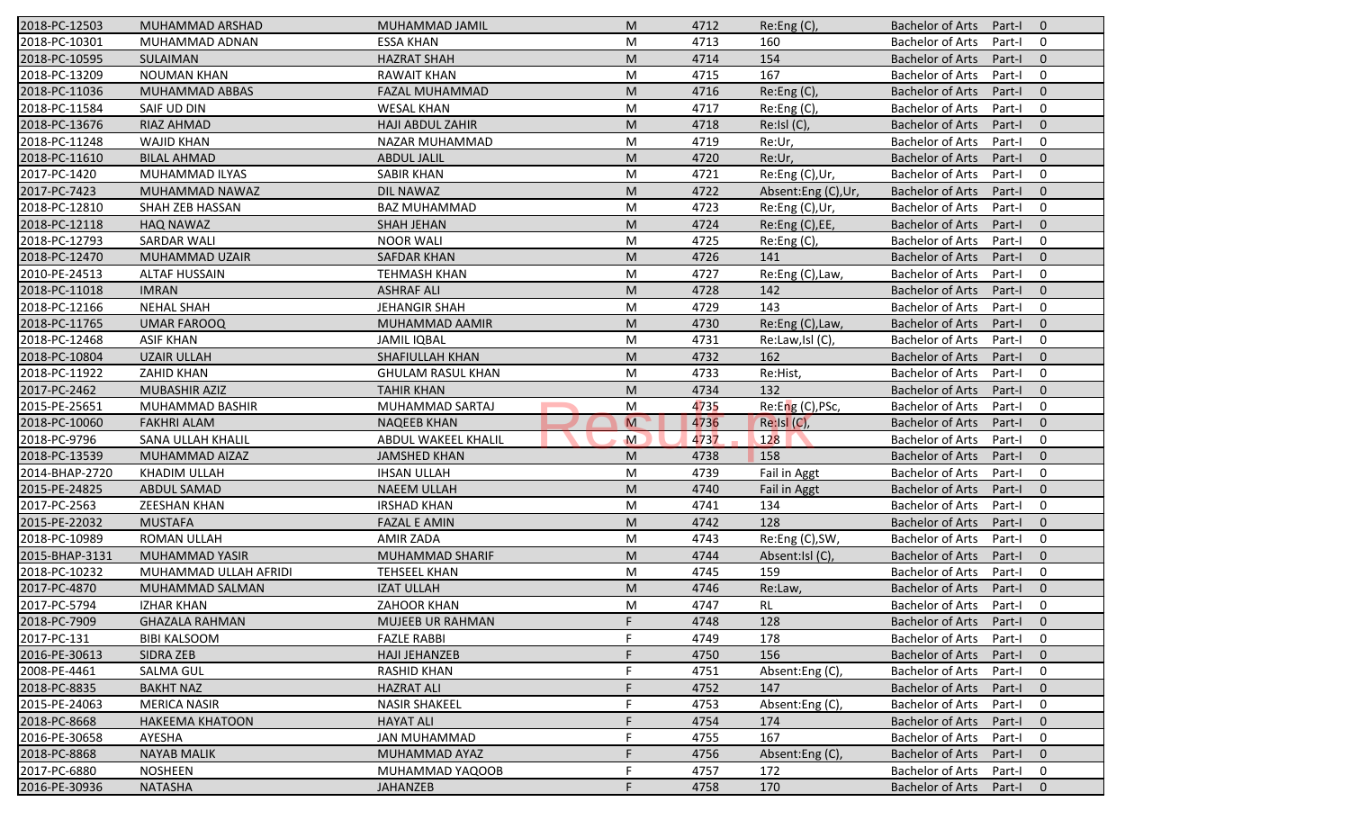| | | | | | | | | |
|---|---|---|---|---|---|---|---|---|
| 2018-PC-12503 | MUHAMMAD ARSHAD | MUHAMMAD JAMIL | M | 4712 | Re:Eng (C), | Bachelor of Arts | Part-I | 0 |
| 2018-PC-10301 | MUHAMMAD ADNAN | ESSA KHAN | M | 4713 | 160 | Bachelor of Arts | Part-I | 0 |
| 2018-PC-10595 | SULAIMAN | HAZRAT SHAH | M | 4714 | 154 | Bachelor of Arts | Part-I | 0 |
| 2018-PC-13209 | NOUMAN KHAN | RAWAIT KHAN | M | 4715 | 167 | Bachelor of Arts | Part-I | 0 |
| 2018-PC-11036 | MUHAMMAD ABBAS | FAZAL MUHAMMAD | M | 4716 | Re:Eng (C), | Bachelor of Arts | Part-I | 0 |
| 2018-PC-11584 | SAIF UD DIN | WESAL KHAN | M | 4717 | Re:Eng (C), | Bachelor of Arts | Part-I | 0 |
| 2018-PC-13676 | RIAZ AHMAD | HAJI ABDUL ZAHIR | M | 4718 | Re:Isl (C), | Bachelor of Arts | Part-I | 0 |
| 2018-PC-11248 | WAJID KHAN | NAZAR MUHAMMAD | M | 4719 | Re:Ur, | Bachelor of Arts | Part-I | 0 |
| 2018-PC-11610 | BILAL AHMAD | ABDUL JALIL | M | 4720 | Re:Ur, | Bachelor of Arts | Part-I | 0 |
| 2017-PC-1420 | MUHAMMAD ILYAS | SABIR KHAN | M | 4721 | Re:Eng (C),Ur, | Bachelor of Arts | Part-I | 0 |
| 2017-PC-7423 | MUHAMMAD NAWAZ | DIL NAWAZ | M | 4722 | Absent:Eng (C),Ur, | Bachelor of Arts | Part-I | 0 |
| 2018-PC-12810 | SHAH ZEB HASSAN | BAZ MUHAMMAD | M | 4723 | Re:Eng (C),Ur, | Bachelor of Arts | Part-I | 0 |
| 2018-PC-12118 | HAQ NAWAZ | SHAH JEHAN | M | 4724 | Re:Eng (C),EE, | Bachelor of Arts | Part-I | 0 |
| 2018-PC-12793 | SARDAR WALI | NOOR WALI | M | 4725 | Re:Eng (C), | Bachelor of Arts | Part-I | 0 |
| 2018-PC-12470 | MUHAMMAD UZAIR | SAFDAR KHAN | M | 4726 | 141 | Bachelor of Arts | Part-I | 0 |
| 2010-PE-24513 | ALTAF HUSSAIN | TEHMASH KHAN | M | 4727 | Re:Eng (C),Law, | Bachelor of Arts | Part-I | 0 |
| 2018-PC-11018 | IMRAN | ASHRAF ALI | M | 4728 | 142 | Bachelor of Arts | Part-I | 0 |
| 2018-PC-12166 | NEHAL SHAH | JEHANGIR SHAH | M | 4729 | 143 | Bachelor of Arts | Part-I | 0 |
| 2018-PC-11765 | UMAR FAROOQ | MUHAMMAD AAMIR | M | 4730 | Re:Eng (C),Law, | Bachelor of Arts | Part-I | 0 |
| 2018-PC-12468 | ASIF KHAN | JAMIL IQBAL | M | 4731 | Re:Law,Isl (C), | Bachelor of Arts | Part-I | 0 |
| 2018-PC-10804 | UZAIR ULLAH | SHAFIULLAH KHAN | M | 4732 | 162 | Bachelor of Arts | Part-I | 0 |
| 2018-PC-11922 | ZAHID KHAN | GHULAM RASUL KHAN | M | 4733 | Re:Hist, | Bachelor of Arts | Part-I | 0 |
| 2017-PC-2462 | MUBASHIR AZIZ | TAHIR KHAN | M | 4734 | 132 | Bachelor of Arts | Part-I | 0 |
| 2015-PE-25651 | MUHAMMAD BASHIR | MUHAMMAD SARTAJ | M | 4735 | Re:Eng (C),PSc, | Bachelor of Arts | Part-I | 0 |
| 2018-PC-10060 | FAKHRI ALAM | NAQEEB KHAN | M | 4736 | Re:Isl (C), | Bachelor of Arts | Part-I | 0 |
| 2018-PC-9796 | SANA ULLAH KHALIL | ABDUL WAKEEL KHALIL | M | 4737 | 128 | Bachelor of Arts | Part-I | 0 |
| 2018-PC-13539 | MUHAMMAD AIZAZ | JAMSHED KHAN | M | 4738 | 158 | Bachelor of Arts | Part-I | 0 |
| 2014-BHAP-2720 | KHADIM ULLAH | IHSAN ULLAH | M | 4739 | Fail in Aggt | Bachelor of Arts | Part-I | 0 |
| 2015-PE-24825 | ABDUL SAMAD | NAEEM ULLAH | M | 4740 | Fail in Aggt | Bachelor of Arts | Part-I | 0 |
| 2017-PC-2563 | ZEESHAN KHAN | IRSHAD KHAN | M | 4741 | 134 | Bachelor of Arts | Part-I | 0 |
| 2015-PE-22032 | MUSTAFA | FAZAL E AMIN | M | 4742 | 128 | Bachelor of Arts | Part-I | 0 |
| 2018-PC-10989 | ROMAN ULLAH | AMIR ZADA | M | 4743 | Re:Eng (C),SW, | Bachelor of Arts | Part-I | 0 |
| 2015-BHAP-3131 | MUHAMMAD YASIR | MUHAMMAD SHARIF | M | 4744 | Absent:Isl (C), | Bachelor of Arts | Part-I | 0 |
| 2018-PC-10232 | MUHAMMAD ULLAH AFRIDI | TEHSEEL KHAN | M | 4745 | 159 | Bachelor of Arts | Part-I | 0 |
| 2017-PC-4870 | MUHAMMAD SALMAN | IZAT ULLAH | M | 4746 | Re:Law, | Bachelor of Arts | Part-I | 0 |
| 2017-PC-5794 | IZHAR KHAN | ZAHOOR KHAN | M | 4747 | RL | Bachelor of Arts | Part-I | 0 |
| 2018-PC-7909 | GHAZALA RAHMAN | MUJEEB UR RAHMAN | F | 4748 | 128 | Bachelor of Arts | Part-I | 0 |
| 2017-PC-131 | BIBI KALSOOM | FAZLE RABBI | F | 4749 | 178 | Bachelor of Arts | Part-I | 0 |
| 2016-PE-30613 | SIDRA ZEB | HAJI JEHANZEB | F | 4750 | 156 | Bachelor of Arts | Part-I | 0 |
| 2008-PE-4461 | SALMA GUL | RASHID KHAN | F | 4751 | Absent:Eng (C), | Bachelor of Arts | Part-I | 0 |
| 2018-PC-8835 | BAKHT NAZ | HAZRAT ALI | F | 4752 | 147 | Bachelor of Arts | Part-I | 0 |
| 2015-PE-24063 | MERICA NASIR | NASIR SHAKEEL | F | 4753 | Absent:Eng (C), | Bachelor of Arts | Part-I | 0 |
| 2018-PC-8668 | HAKEEMA KHATOON | HAYAT ALI | F | 4754 | 174 | Bachelor of Arts | Part-I | 0 |
| 2016-PE-30658 | AYESHA | JAN MUHAMMAD | F | 4755 | 167 | Bachelor of Arts | Part-I | 0 |
| 2018-PC-8868 | NAYAB MALIK | MUHAMMAD AYAZ | F | 4756 | Absent:Eng (C), | Bachelor of Arts | Part-I | 0 |
| 2017-PC-6880 | NOSHEEN | MUHAMMAD YAQOOB | F | 4757 | 172 | Bachelor of Arts | Part-I | 0 |
| 2016-PE-30936 | NATASHA | JAHANZEB | F | 4758 | 170 | Bachelor of Arts | Part-I | 0 |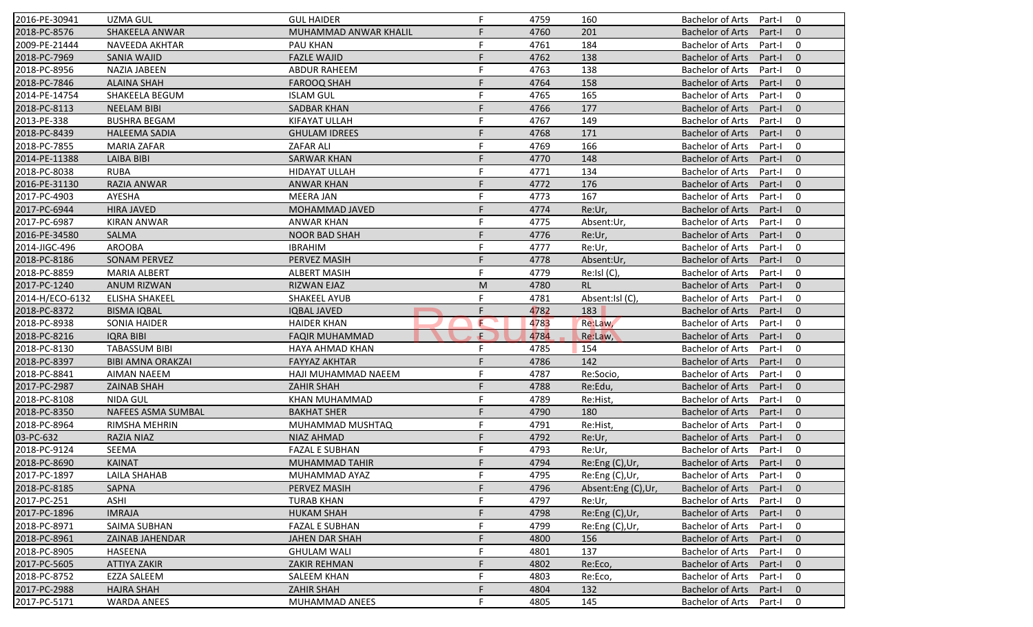| | | | | | | | | |
|---|---|---|---|---|---|---|---|---|
| 2016-PE-30941 | UZMA GUL | GUL HAIDER | F | 4759 | 160 | Bachelor of Arts | Part-I | 0 |
| 2018-PC-8576 | SHAKEELA ANWAR | MUHAMMAD ANWAR KHALIL | F | 4760 | 201 | Bachelor of Arts | Part-I | 0 |
| 2009-PE-21444 | NAVEEDA AKHTAR | PAU KHAN | F | 4761 | 184 | Bachelor of Arts | Part-I | 0 |
| 2018-PC-7969 | SANIA WAJID | FAZLE WAJID | F | 4762 | 138 | Bachelor of Arts | Part-I | 0 |
| 2018-PC-8956 | NAZIA JABEEN | ABDUR RAHEEM | F | 4763 | 138 | Bachelor of Arts | Part-I | 0 |
| 2018-PC-7846 | ALAINA SHAH | FAROOQ SHAH | F | 4764 | 158 | Bachelor of Arts | Part-I | 0 |
| 2014-PE-14754 | SHAKEELA BEGUM | ISLAM GUL | F | 4765 | 165 | Bachelor of Arts | Part-I | 0 |
| 2018-PC-8113 | NEELAM BIBI | SADBAR KHAN | F | 4766 | 177 | Bachelor of Arts | Part-I | 0 |
| 2013-PE-338 | BUSHRA BEGAM | KIFAYAT ULLAH | F | 4767 | 149 | Bachelor of Arts | Part-I | 0 |
| 2018-PC-8439 | HALEEMA SADIA | GHULAM IDREES | F | 4768 | 171 | Bachelor of Arts | Part-I | 0 |
| 2018-PC-7855 | MARIA ZAFAR | ZAFAR ALI | F | 4769 | 166 | Bachelor of Arts | Part-I | 0 |
| 2014-PE-11388 | LAIBA BIBI | SARWAR KHAN | F | 4770 | 148 | Bachelor of Arts | Part-I | 0 |
| 2018-PC-8038 | RUBA | HIDAYAT ULLAH | F | 4771 | 134 | Bachelor of Arts | Part-I | 0 |
| 2016-PE-31130 | RAZIA ANWAR | ANWAR KHAN | F | 4772 | 176 | Bachelor of Arts | Part-I | 0 |
| 2017-PC-4903 | AYESHA | MEERA JAN | F | 4773 | 167 | Bachelor of Arts | Part-I | 0 |
| 2017-PC-6944 | HIRA JAVED | MOHAMMAD JAVED | F | 4774 | Re:Ur, | Bachelor of Arts | Part-I | 0 |
| 2017-PC-6987 | KIRAN ANWAR | ANWAR KHAN | F | 4775 | Absent:Ur, | Bachelor of Arts | Part-I | 0 |
| 2016-PE-34580 | SALMA | NOOR BAD SHAH | F | 4776 | Re:Ur, | Bachelor of Arts | Part-I | 0 |
| 2014-JIGC-496 | AROOBA | IBRAHIM | F | 4777 | Re:Ur, | Bachelor of Arts | Part-I | 0 |
| 2018-PC-8186 | SONAM PERVEZ | PERVEZ MASIH | F | 4778 | Absent:Ur, | Bachelor of Arts | Part-I | 0 |
| 2018-PC-8859 | MARIA ALBERT | ALBERT MASIH | F | 4779 | Re:Isl (C), | Bachelor of Arts | Part-I | 0 |
| 2017-PC-1240 | ANUM RIZWAN | RIZWAN EJAZ | M | 4780 | RL | Bachelor of Arts | Part-I | 0 |
| 2014-H/ECO-6132 | ELISHA SHAKEEL | SHAKEEL AYUB | F | 4781 | Absent:Isl (C), | Bachelor of Arts | Part-I | 0 |
| 2018-PC-8372 | BISMA IQBAL | IQBAL JAVED | F | 4782 | 183 | Bachelor of Arts | Part-I | 0 |
| 2018-PC-8938 | SONIA HAIDER | HAIDER KHAN | F | 4783 | Re:Law, | Bachelor of Arts | Part-I | 0 |
| 2018-PC-8216 | IQRA BIBI | FAQIR MUHAMMAD | F | 4784 | Re:Law, | Bachelor of Arts | Part-I | 0 |
| 2018-PC-8130 | TABASSUM BIBI | HAYA AHMAD KHAN | F | 4785 | 154 | Bachelor of Arts | Part-I | 0 |
| 2018-PC-8397 | BIBI AMNA ORAKZAI | FAYYAZ AKHTAR | F | 4786 | 142 | Bachelor of Arts | Part-I | 0 |
| 2018-PC-8841 | AIMAN NAEEM | HAJI MUHAMMAD NAEEM | F | 4787 | Re:Socio, | Bachelor of Arts | Part-I | 0 |
| 2017-PC-2987 | ZAINAB SHAH | ZAHIR SHAH | F | 4788 | Re:Edu, | Bachelor of Arts | Part-I | 0 |
| 2018-PC-8108 | NIDA GUL | KHAN MUHAMMAD | F | 4789 | Re:Hist, | Bachelor of Arts | Part-I | 0 |
| 2018-PC-8350 | NAFEES ASMA SUMBAL | BAKHAT SHER | F | 4790 | 180 | Bachelor of Arts | Part-I | 0 |
| 2018-PC-8964 | RIMSHA MEHRIN | MUHAMMAD MUSHTAQ | F | 4791 | Re:Hist, | Bachelor of Arts | Part-I | 0 |
| 03-PC-632 | RAZIA NIAZ | NIAZ AHMAD | F | 4792 | Re:Ur, | Bachelor of Arts | Part-I | 0 |
| 2018-PC-9124 | SEEMA | FAZAL E SUBHAN | F | 4793 | Re:Ur, | Bachelor of Arts | Part-I | 0 |
| 2018-PC-8690 | KAINAT | MUHAMMAD TAHIR | F | 4794 | Re:Eng (C),Ur, | Bachelor of Arts | Part-I | 0 |
| 2017-PC-1897 | LAILA SHAHAB | MUHAMMAD AYAZ | F | 4795 | Re:Eng (C),Ur, | Bachelor of Arts | Part-I | 0 |
| 2018-PC-8185 | SAPNA | PERVEZ MASIH | F | 4796 | Absent:Eng (C),Ur, | Bachelor of Arts | Part-I | 0 |
| 2017-PC-251 | ASHI | TURAB KHAN | F | 4797 | Re:Ur, | Bachelor of Arts | Part-I | 0 |
| 2017-PC-1896 | IMRAJA | HUKAM SHAH | F | 4798 | Re:Eng (C),Ur, | Bachelor of Arts | Part-I | 0 |
| 2018-PC-8971 | SAIMA SUBHAN | FAZAL E SUBHAN | F | 4799 | Re:Eng (C),Ur, | Bachelor of Arts | Part-I | 0 |
| 2018-PC-8961 | ZAINAB JAHENDAR | JAHEN DAR SHAH | F | 4800 | 156 | Bachelor of Arts | Part-I | 0 |
| 2018-PC-8905 | HASEENA | GHULAM WALI | F | 4801 | 137 | Bachelor of Arts | Part-I | 0 |
| 2017-PC-5605 | ATTIYA ZAKIR | ZAKIR REHMAN | F | 4802 | Re:Eco, | Bachelor of Arts | Part-I | 0 |
| 2018-PC-8752 | EZZA SALEEM | SALEEM KHAN | F | 4803 | Re:Eco, | Bachelor of Arts | Part-I | 0 |
| 2017-PC-2988 | HAJRA SHAH | ZAHIR SHAH | F | 4804 | 132 | Bachelor of Arts | Part-I | 0 |
| 2017-PC-5171 | WARDA ANEES | MUHAMMAD ANEES | F | 4805 | 145 | Bachelor of Arts | Part-I | 0 |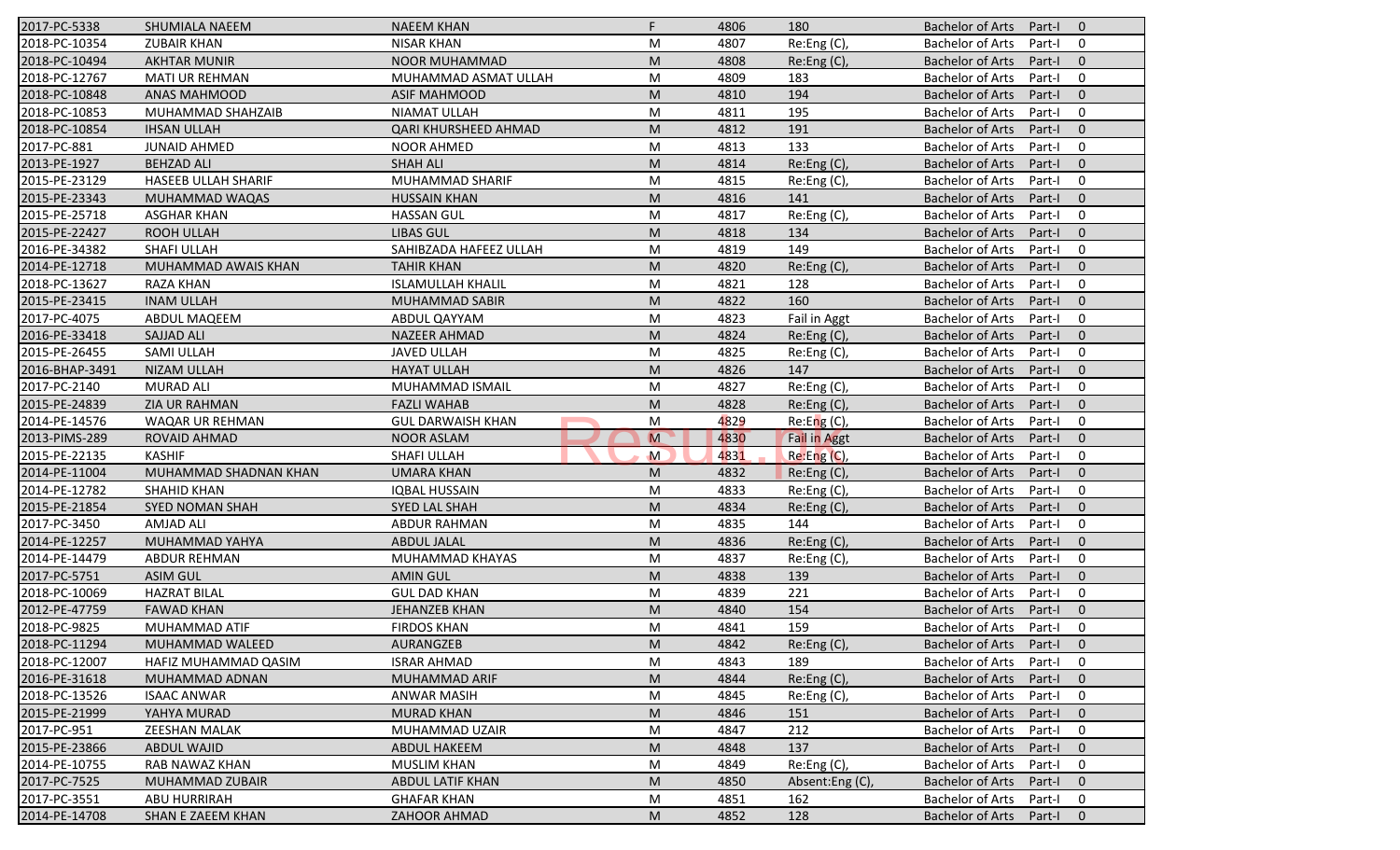| | | | | | | | | |
|---|---|---|---|---|---|---|---|---|
| 2017-PC-5338 | SHUMIALA NAEEM | NAEEM KHAN | F | 4806 | 180 | Bachelor of Arts | Part-I | 0 |
| 2018-PC-10354 | ZUBAIR KHAN | NISAR KHAN | M | 4807 | Re:Eng (C), | Bachelor of Arts | Part-I | 0 |
| 2018-PC-10494 | AKHTAR MUNIR | NOOR MUHAMMAD | M | 4808 | Re:Eng (C), | Bachelor of Arts | Part-I | 0 |
| 2018-PC-12767 | MATI UR REHMAN | MUHAMMAD ASMAT ULLAH | M | 4809 | 183 | Bachelor of Arts | Part-I | 0 |
| 2018-PC-10848 | ANAS MAHMOOD | ASIF MAHMOOD | M | 4810 | 194 | Bachelor of Arts | Part-I | 0 |
| 2018-PC-10853 | MUHAMMAD SHAHZAIB | NIAMAT ULLAH | M | 4811 | 195 | Bachelor of Arts | Part-I | 0 |
| 2018-PC-10854 | IHSAN ULLAH | QARI KHURSHEED AHMAD | M | 4812 | 191 | Bachelor of Arts | Part-I | 0 |
| 2017-PC-881 | JUNAID AHMED | NOOR AHMED | M | 4813 | 133 | Bachelor of Arts | Part-I | 0 |
| 2013-PE-1927 | BEHZAD ALI | SHAH ALI | M | 4814 | Re:Eng (C), | Bachelor of Arts | Part-I | 0 |
| 2015-PE-23129 | HASEEB ULLAH SHARIF | MUHAMMAD SHARIF | M | 4815 | Re:Eng (C), | Bachelor of Arts | Part-I | 0 |
| 2015-PE-23343 | MUHAMMAD WAQAS | HUSSAIN KHAN | M | 4816 | 141 | Bachelor of Arts | Part-I | 0 |
| 2015-PE-25718 | ASGHAR KHAN | HASSAN GUL | M | 4817 | Re:Eng (C), | Bachelor of Arts | Part-I | 0 |
| 2015-PE-22427 | ROOH ULLAH | LIBAS GUL | M | 4818 | 134 | Bachelor of Arts | Part-I | 0 |
| 2016-PE-34382 | SHAFI ULLAH | SAHIBZADA HAFEEZ ULLAH | M | 4819 | 149 | Bachelor of Arts | Part-I | 0 |
| 2014-PE-12718 | MUHAMMAD AWAIS KHAN | TAHIR KHAN | M | 4820 | Re:Eng (C), | Bachelor of Arts | Part-I | 0 |
| 2018-PC-13627 | RAZA KHAN | ISLAMULLAH KHALIL | M | 4821 | 128 | Bachelor of Arts | Part-I | 0 |
| 2015-PE-23415 | INAM ULLAH | MUHAMMAD SABIR | M | 4822 | 160 | Bachelor of Arts | Part-I | 0 |
| 2017-PC-4075 | ABDUL MAQEEM | ABDUL QAYYAM | M | 4823 | Fail in Aggt | Bachelor of Arts | Part-I | 0 |
| 2016-PE-33418 | SAJJAD ALI | NAZEER AHMAD | M | 4824 | Re:Eng (C), | Bachelor of Arts | Part-I | 0 |
| 2015-PE-26455 | SAMI ULLAH | JAVED ULLAH | M | 4825 | Re:Eng (C), | Bachelor of Arts | Part-I | 0 |
| 2016-BHAP-3491 | NIZAM ULLAH | HAYAT ULLAH | M | 4826 | 147 | Bachelor of Arts | Part-I | 0 |
| 2017-PC-2140 | MURAD ALI | MUHAMMAD ISMAIL | M | 4827 | Re:Eng (C), | Bachelor of Arts | Part-I | 0 |
| 2015-PE-24839 | ZIA UR RAHMAN | FAZLI WAHAB | M | 4828 | Re:Eng (C), | Bachelor of Arts | Part-I | 0 |
| 2014-PE-14576 | WAQAR UR REHMAN | GUL DARWAISH KHAN | M | 4829 | Re:Eng (C), | Bachelor of Arts | Part-I | 0 |
| 2013-PIMS-289 | ROVAID AHMAD | NOOR ASLAM | M | 4830 | Fail in Aggt | Bachelor of Arts | Part-I | 0 |
| 2015-PE-22135 | KASHIF | SHAFI ULLAH | M | 4831 | Re:Eng (C), | Bachelor of Arts | Part-I | 0 |
| 2014-PE-11004 | MUHAMMAD SHADNAN KHAN | UMARA KHAN | M | 4832 | Re:Eng (C), | Bachelor of Arts | Part-I | 0 |
| 2014-PE-12782 | SHAHID KHAN | IQBAL HUSSAIN | M | 4833 | Re:Eng (C), | Bachelor of Arts | Part-I | 0 |
| 2015-PE-21854 | SYED NOMAN SHAH | SYED LAL SHAH | M | 4834 | Re:Eng (C), | Bachelor of Arts | Part-I | 0 |
| 2017-PC-3450 | AMJAD ALI | ABDUR RAHMAN | M | 4835 | 144 | Bachelor of Arts | Part-I | 0 |
| 2014-PE-12257 | MUHAMMAD YAHYA | ABDUL JALAL | M | 4836 | Re:Eng (C), | Bachelor of Arts | Part-I | 0 |
| 2014-PE-14479 | ABDUR REHMAN | MUHAMMAD KHAYAS | M | 4837 | Re:Eng (C), | Bachelor of Arts | Part-I | 0 |
| 2017-PC-5751 | ASIM GUL | AMIN GUL | M | 4838 | 139 | Bachelor of Arts | Part-I | 0 |
| 2018-PC-10069 | HAZRAT BILAL | GUL DAD KHAN | M | 4839 | 221 | Bachelor of Arts | Part-I | 0 |
| 2012-PE-47759 | FAWAD KHAN | JEHANZEB KHAN | M | 4840 | 154 | Bachelor of Arts | Part-I | 0 |
| 2018-PC-9825 | MUHAMMAD ATIF | FIRDOS KHAN | M | 4841 | 159 | Bachelor of Arts | Part-I | 0 |
| 2018-PC-11294 | MUHAMMAD WALEED | AURANGZEB | M | 4842 | Re:Eng (C), | Bachelor of Arts | Part-I | 0 |
| 2018-PC-12007 | HAFIZ MUHAMMAD QASIM | ISRAR AHMAD | M | 4843 | 189 | Bachelor of Arts | Part-I | 0 |
| 2016-PE-31618 | MUHAMMAD ADNAN | MUHAMMAD ARIF | M | 4844 | Re:Eng (C), | Bachelor of Arts | Part-I | 0 |
| 2018-PC-13526 | ISAAC ANWAR | ANWAR MASIH | M | 4845 | Re:Eng (C), | Bachelor of Arts | Part-I | 0 |
| 2015-PE-21999 | YAHYA MURAD | MURAD KHAN | M | 4846 | 151 | Bachelor of Arts | Part-I | 0 |
| 2017-PC-951 | ZEESHAN MALAK | MUHAMMAD UZAIR | M | 4847 | 212 | Bachelor of Arts | Part-I | 0 |
| 2015-PE-23866 | ABDUL WAJID | ABDUL HAKEEM | M | 4848 | 137 | Bachelor of Arts | Part-I | 0 |
| 2014-PE-10755 | RAB NAWAZ KHAN | MUSLIM KHAN | M | 4849 | Re:Eng (C), | Bachelor of Arts | Part-I | 0 |
| 2017-PC-7525 | MUHAMMAD ZUBAIR | ABDUL LATIF KHAN | M | 4850 | Absent:Eng (C), | Bachelor of Arts | Part-I | 0 |
| 2017-PC-3551 | ABU HURRIRAH | GHAFAR KHAN | M | 4851 | 162 | Bachelor of Arts | Part-I | 0 |
| 2014-PE-14708 | SHAN E ZAEEM KHAN | ZAHOOR AHMAD | M | 4852 | 128 | Bachelor of Arts | Part-I | 0 |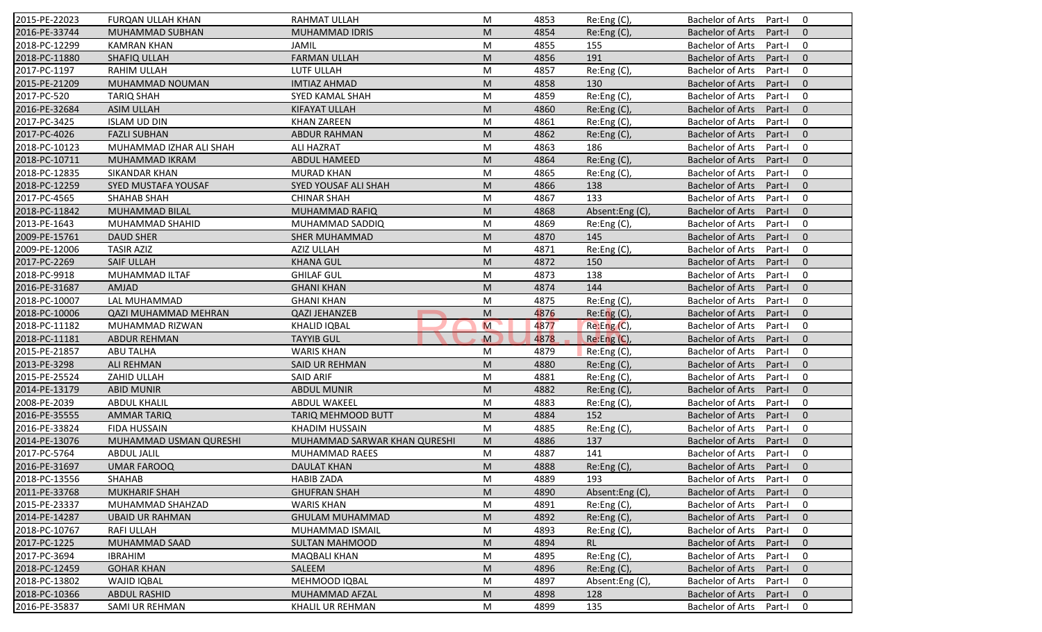| | | | | | | | | |
|---|---|---|---|---|---|---|---|---|
| 2015-PE-22023 | FURQAN ULLAH KHAN | RAHMAT ULLAH | M | 4853 | Re:Eng (C), | Bachelor of Arts | Part-I | 0 |
| 2016-PE-33744 | MUHAMMAD SUBHAN | MUHAMMAD IDRIS | M | 4854 | Re:Eng (C), | Bachelor of Arts | Part-I | 0 |
| 2018-PC-12299 | KAMRAN KHAN | JAMIL | M | 4855 | 155 | Bachelor of Arts | Part-I | 0 |
| 2018-PC-11880 | SHAFIQ ULLAH | FARMAN ULLAH | M | 4856 | 191 | Bachelor of Arts | Part-I | 0 |
| 2017-PC-1197 | RAHIM ULLAH | LUTF ULLAH | M | 4857 | Re:Eng (C), | Bachelor of Arts | Part-I | 0 |
| 2015-PE-21209 | MUHAMMAD NOUMAN | IMTIAZ AHMAD | M | 4858 | 130 | Bachelor of Arts | Part-I | 0 |
| 2017-PC-520 | TARIQ SHAH | SYED KAMAL SHAH | M | 4859 | Re:Eng (C), | Bachelor of Arts | Part-I | 0 |
| 2016-PE-32684 | ASIM ULLAH | KIFAYAT ULLAH | M | 4860 | Re:Eng (C), | Bachelor of Arts | Part-I | 0 |
| 2017-PC-3425 | ISLAM UD DIN | KHAN ZAREEN | M | 4861 | Re:Eng (C), | Bachelor of Arts | Part-I | 0 |
| 2017-PC-4026 | FAZLI SUBHAN | ABDUR RAHMAN | M | 4862 | Re:Eng (C), | Bachelor of Arts | Part-I | 0 |
| 2018-PC-10123 | MUHAMMAD IZHAR ALI SHAH | ALI HAZRAT | M | 4863 | 186 | Bachelor of Arts | Part-I | 0 |
| 2018-PC-10711 | MUHAMMAD IKRAM | ABDUL HAMEED | M | 4864 | Re:Eng (C), | Bachelor of Arts | Part-I | 0 |
| 2018-PC-12835 | SIKANDAR KHAN | MURAD KHAN | M | 4865 | Re:Eng (C), | Bachelor of Arts | Part-I | 0 |
| 2018-PC-12259 | SYED MUSTAFA YOUSAF | SYED YOUSAF ALI SHAH | M | 4866 | 138 | Bachelor of Arts | Part-I | 0 |
| 2017-PC-4565 | SHAHAB SHAH | CHINAR SHAH | M | 4867 | 133 | Bachelor of Arts | Part-I | 0 |
| 2018-PC-11842 | MUHAMMAD BILAL | MUHAMMAD RAFIQ | M | 4868 | Absent:Eng (C), | Bachelor of Arts | Part-I | 0 |
| 2013-PE-1643 | MUHAMMAD SHAHID | MUHAMMAD SADDIQ | M | 4869 | Re:Eng (C), | Bachelor of Arts | Part-I | 0 |
| 2009-PE-15761 | DAUD SHER | SHER MUHAMMAD | M | 4870 | 145 | Bachelor of Arts | Part-I | 0 |
| 2009-PE-12006 | TASIR AZIZ | AZIZ ULLAH | M | 4871 | Re:Eng (C), | Bachelor of Arts | Part-I | 0 |
| 2017-PC-2269 | SAIF ULLAH | KHANA GUL | M | 4872 | 150 | Bachelor of Arts | Part-I | 0 |
| 2018-PC-9918 | MUHAMMAD ILTAF | GHILAF GUL | M | 4873 | 138 | Bachelor of Arts | Part-I | 0 |
| 2016-PE-31687 | AMJAD | GHANI KHAN | M | 4874 | 144 | Bachelor of Arts | Part-I | 0 |
| 2018-PC-10007 | LAL MUHAMMAD | GHANI KHAN | M | 4875 | Re:Eng (C), | Bachelor of Arts | Part-I | 0 |
| 2018-PC-10006 | QAZI MUHAMMAD MEHRAN | QAZI JEHANZEB | M | 4876 | Re:Eng (C), | Bachelor of Arts | Part-I | 0 |
| 2018-PC-11182 | MUHAMMAD RIZWAN | KHALID IQBAL | M | 4877 | Re:Eng (C), | Bachelor of Arts | Part-I | 0 |
| 2018-PC-11181 | ABDUR REHMAN | TAYYIB GUL | M | 4878 | Re:Eng (C), | Bachelor of Arts | Part-I | 0 |
| 2015-PE-21857 | ABU TALHA | WARIS KHAN | M | 4879 | Re:Eng (C), | Bachelor of Arts | Part-I | 0 |
| 2013-PE-3298 | ALI REHMAN | SAID UR REHMAN | M | 4880 | Re:Eng (C), | Bachelor of Arts | Part-I | 0 |
| 2015-PE-25524 | ZAHID ULLAH | SAID ARIF | M | 4881 | Re:Eng (C), | Bachelor of Arts | Part-I | 0 |
| 2014-PE-13179 | ABID MUNIR | ABDUL MUNIR | M | 4882 | Re:Eng (C), | Bachelor of Arts | Part-I | 0 |
| 2008-PE-2039 | ABDUL KHALIL | ABDUL WAKEEL | M | 4883 | Re:Eng (C), | Bachelor of Arts | Part-I | 0 |
| 2016-PE-35555 | AMMAR TARIQ | TARIQ MEHMOOD BUTT | M | 4884 | 152 | Bachelor of Arts | Part-I | 0 |
| 2016-PE-33824 | FIDA HUSSAIN | KHADIM HUSSAIN | M | 4885 | Re:Eng (C), | Bachelor of Arts | Part-I | 0 |
| 2014-PE-13076 | MUHAMMAD USMAN QURESHI | MUHAMMAD SARWAR KHAN QURESHI | M | 4886 | 137 | Bachelor of Arts | Part-I | 0 |
| 2017-PC-5764 | ABDUL JALIL | MUHAMMAD RAEES | M | 4887 | 141 | Bachelor of Arts | Part-I | 0 |
| 2016-PE-31697 | UMAR FAROOQ | DAULAT KHAN | M | 4888 | Re:Eng (C), | Bachelor of Arts | Part-I | 0 |
| 2018-PC-13556 | SHAHAB | HABIB ZADA | M | 4889 | 193 | Bachelor of Arts | Part-I | 0 |
| 2011-PE-33768 | MUKHARIF SHAH | GHUFRAN SHAH | M | 4890 | Absent:Eng (C), | Bachelor of Arts | Part-I | 0 |
| 2015-PE-23337 | MUHAMMAD SHAHZAD | WARIS KHAN | M | 4891 | Re:Eng (C), | Bachelor of Arts | Part-I | 0 |
| 2014-PE-14287 | UBAID UR RAHMAN | GHULAM MUHAMMAD | M | 4892 | Re:Eng (C), | Bachelor of Arts | Part-I | 0 |
| 2018-PC-10767 | RAFI ULLAH | MUHAMMAD ISMAIL | M | 4893 | Re:Eng (C), | Bachelor of Arts | Part-I | 0 |
| 2017-PC-1225 | MUHAMMAD SAAD | SULTAN MAHMOOD | M | 4894 | RL | Bachelor of Arts | Part-I | 0 |
| 2017-PC-3694 | IBRAHIM | MAQBALI KHAN | M | 4895 | Re:Eng (C), | Bachelor of Arts | Part-I | 0 |
| 2018-PC-12459 | GOHAR KHAN | SALEEM | M | 4896 | Re:Eng (C), | Bachelor of Arts | Part-I | 0 |
| 2018-PC-13802 | WAJID IQBAL | MEHMOOD IQBAL | M | 4897 | Absent:Eng (C), | Bachelor of Arts | Part-I | 0 |
| 2018-PC-10366 | ABDUL RASHID | MUHAMMAD AFZAL | M | 4898 | 128 | Bachelor of Arts | Part-I | 0 |
| 2016-PE-35837 | SAMI UR REHMAN | KHALIL UR REHMAN | M | 4899 | 135 | Bachelor of Arts | Part-I | 0 |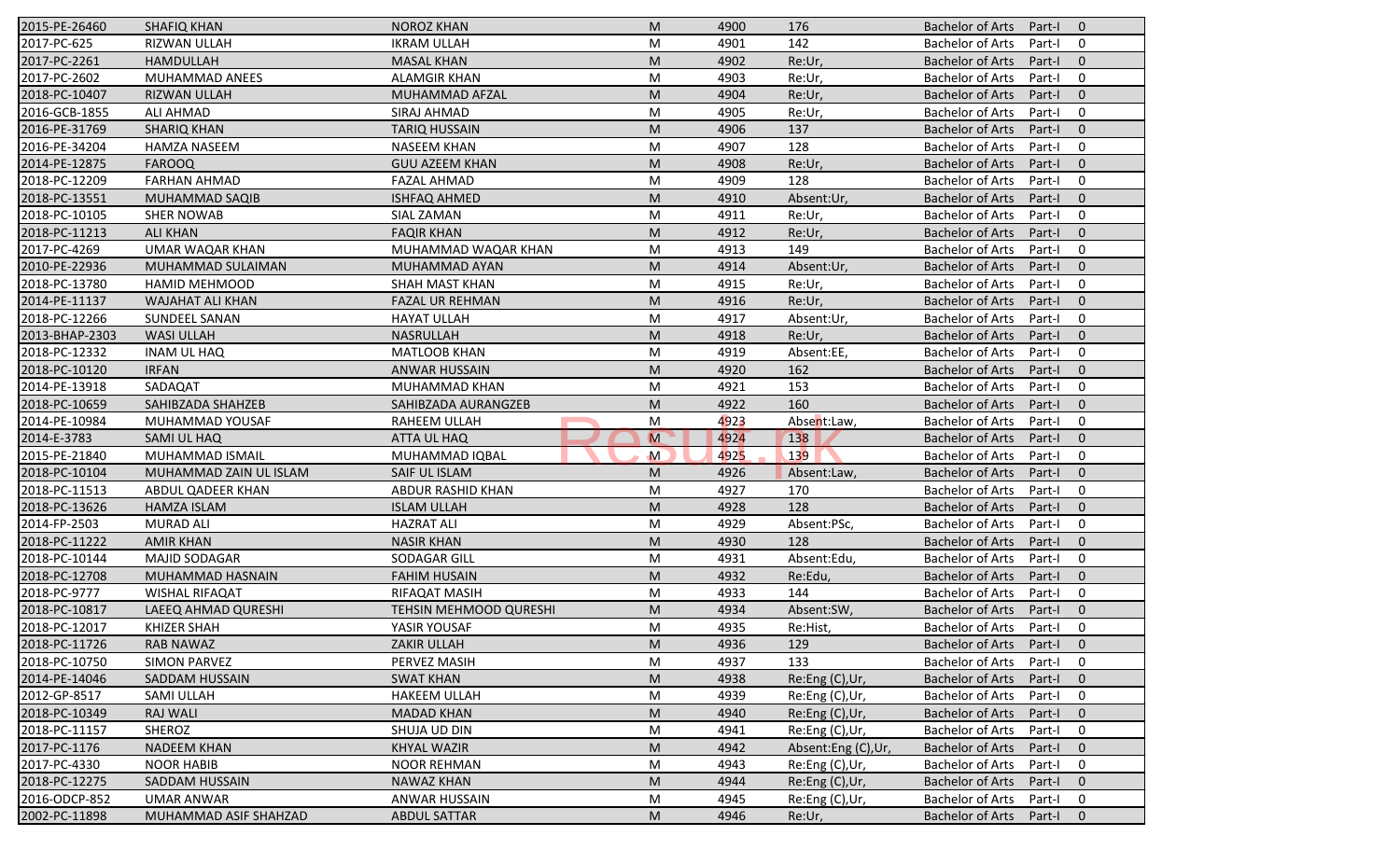| | | | | | | | | |
|---|---|---|---|---|---|---|---|---|
| 2015-PE-26460 | SHAFIQ KHAN | NOROZ KHAN | M | 4900 | 176 | Bachelor of Arts | Part-I | 0 |
| 2017-PC-625 | RIZWAN ULLAH | IKRAM ULLAH | M | 4901 | 142 | Bachelor of Arts | Part-I | 0 |
| 2017-PC-2261 | HAMDULLAH | MASAL KHAN | M | 4902 | Re:Ur, | Bachelor of Arts | Part-I | 0 |
| 2017-PC-2602 | MUHAMMAD ANEES | ALAMGIR KHAN | M | 4903 | Re:Ur, | Bachelor of Arts | Part-I | 0 |
| 2018-PC-10407 | RIZWAN ULLAH | MUHAMMAD AFZAL | M | 4904 | Re:Ur, | Bachelor of Arts | Part-I | 0 |
| 2016-GCB-1855 | ALI AHMAD | SIRAJ AHMAD | M | 4905 | Re:Ur, | Bachelor of Arts | Part-I | 0 |
| 2016-PE-31769 | SHARIQ KHAN | TARIQ HUSSAIN | M | 4906 | 137 | Bachelor of Arts | Part-I | 0 |
| 2016-PE-34204 | HAMZA NASEEM | NASEEM KHAN | M | 4907 | 128 | Bachelor of Arts | Part-I | 0 |
| 2014-PE-12875 | FAROOQ | GUU AZEEM KHAN | M | 4908 | Re:Ur, | Bachelor of Arts | Part-I | 0 |
| 2018-PC-12209 | FARHAN AHMAD | FAZAL AHMAD | M | 4909 | 128 | Bachelor of Arts | Part-I | 0 |
| 2018-PC-13551 | MUHAMMAD SAQIB | ISHFAQ AHMED | M | 4910 | Absent:Ur, | Bachelor of Arts | Part-I | 0 |
| 2018-PC-10105 | SHER NOWAB | SIAL ZAMAN | M | 4911 | Re:Ur, | Bachelor of Arts | Part-I | 0 |
| 2018-PC-11213 | ALI KHAN | FAQIR KHAN | M | 4912 | Re:Ur, | Bachelor of Arts | Part-I | 0 |
| 2017-PC-4269 | UMAR WAQAR KHAN | MUHAMMAD WAQAR KHAN | M | 4913 | 149 | Bachelor of Arts | Part-I | 0 |
| 2010-PE-22936 | MUHAMMAD SULAIMAN | MUHAMMAD AYAN | M | 4914 | Absent:Ur, | Bachelor of Arts | Part-I | 0 |
| 2018-PC-13780 | HAMID MEHMOOD | SHAH MAST KHAN | M | 4915 | Re:Ur, | Bachelor of Arts | Part-I | 0 |
| 2014-PE-11137 | WAJAHAT ALI KHAN | FAZAL UR REHMAN | M | 4916 | Re:Ur, | Bachelor of Arts | Part-I | 0 |
| 2018-PC-12266 | SUNDEEL SANAN | HAYAT ULLAH | M | 4917 | Absent:Ur, | Bachelor of Arts | Part-I | 0 |
| 2013-BHAP-2303 | WASI ULLAH | NASRULLAH | M | 4918 | Re:Ur, | Bachelor of Arts | Part-I | 0 |
| 2018-PC-12332 | INAM UL HAQ | MATLOOB KHAN | M | 4919 | Absent:EE, | Bachelor of Arts | Part-I | 0 |
| 2018-PC-10120 | IRFAN | ANWAR HUSSAIN | M | 4920 | 162 | Bachelor of Arts | Part-I | 0 |
| 2014-PE-13918 | SADAQAT | MUHAMMAD KHAN | M | 4921 | 153 | Bachelor of Arts | Part-I | 0 |
| 2018-PC-10659 | SAHIBZADA SHAHZEB | SAHIBZADA AURANGZEB | M | 4922 | 160 | Bachelor of Arts | Part-I | 0 |
| 2014-PE-10984 | MUHAMMAD YOUSAF | RAHEEM ULLAH | M | 4923 | Absent:Law, | Bachelor of Arts | Part-I | 0 |
| 2014-E-3783 | SAMI UL HAQ | ATTA UL HAQ | M | 4924 | 138 | Bachelor of Arts | Part-I | 0 |
| 2015-PE-21840 | MUHAMMAD ISMAIL | MUHAMMAD IQBAL | M | 4925 | 139 | Bachelor of Arts | Part-I | 0 |
| 2018-PC-10104 | MUHAMMAD ZAIN UL ISLAM | SAIF UL ISLAM | M | 4926 | Absent:Law, | Bachelor of Arts | Part-I | 0 |
| 2018-PC-11513 | ABDUL QADEER KHAN | ABDUR RASHID KHAN | M | 4927 | 170 | Bachelor of Arts | Part-I | 0 |
| 2018-PC-13626 | HAMZA ISLAM | ISLAM ULLAH | M | 4928 | 128 | Bachelor of Arts | Part-I | 0 |
| 2014-FP-2503 | MURAD ALI | HAZRAT ALI | M | 4929 | Absent:PSc, | Bachelor of Arts | Part-I | 0 |
| 2018-PC-11222 | AMIR KHAN | NASIR KHAN | M | 4930 | 128 | Bachelor of Arts | Part-I | 0 |
| 2018-PC-10144 | MAJID SODAGAR | SODAGAR GILL | M | 4931 | Absent:Edu, | Bachelor of Arts | Part-I | 0 |
| 2018-PC-12708 | MUHAMMAD HASNAIN | FAHIM HUSAIN | M | 4932 | Re:Edu, | Bachelor of Arts | Part-I | 0 |
| 2018-PC-9777 | WISHAL RIFAQAT | RIFAQAT MASIH | M | 4933 | 144 | Bachelor of Arts | Part-I | 0 |
| 2018-PC-10817 | LAEEQ AHMAD QURESHI | TEHSIN MEHMOOD QURESHI | M | 4934 | Absent:SW, | Bachelor of Arts | Part-I | 0 |
| 2018-PC-12017 | KHIZER SHAH | YASIR YOUSAF | M | 4935 | Re:Hist, | Bachelor of Arts | Part-I | 0 |
| 2018-PC-11726 | RAB NAWAZ | ZAKIR ULLAH | M | 4936 | 129 | Bachelor of Arts | Part-I | 0 |
| 2018-PC-10750 | SIMON PARVEZ | PERVEZ MASIH | M | 4937 | 133 | Bachelor of Arts | Part-I | 0 |
| 2014-PE-14046 | SADDAM HUSSAIN | SWAT KHAN | M | 4938 | Re:Eng (C),Ur, | Bachelor of Arts | Part-I | 0 |
| 2012-GP-8517 | SAMI ULLAH | HAKEEM ULLAH | M | 4939 | Re:Eng (C),Ur, | Bachelor of Arts | Part-I | 0 |
| 2018-PC-10349 | RAJ WALI | MADAD KHAN | M | 4940 | Re:Eng (C),Ur, | Bachelor of Arts | Part-I | 0 |
| 2018-PC-11157 | SHEROZ | SHUJA UD DIN | M | 4941 | Re:Eng (C),Ur, | Bachelor of Arts | Part-I | 0 |
| 2017-PC-1176 | NADEEM KHAN | KHYAL WAZIR | M | 4942 | Absent:Eng (C),Ur, | Bachelor of Arts | Part-I | 0 |
| 2017-PC-4330 | NOOR HABIB | NOOR REHMAN | M | 4943 | Re:Eng (C),Ur, | Bachelor of Arts | Part-I | 0 |
| 2018-PC-12275 | SADDAM HUSSAIN | NAWAZ KHAN | M | 4944 | Re:Eng (C),Ur, | Bachelor of Arts | Part-I | 0 |
| 2016-ODCP-852 | UMAR ANWAR | ANWAR HUSSAIN | M | 4945 | Re:Eng (C),Ur, | Bachelor of Arts | Part-I | 0 |
| 2002-PC-11898 | MUHAMMAD ASIF SHAHZAD | ABDUL SATTAR | M | 4946 | Re:Ur, | Bachelor of Arts | Part-I | 0 |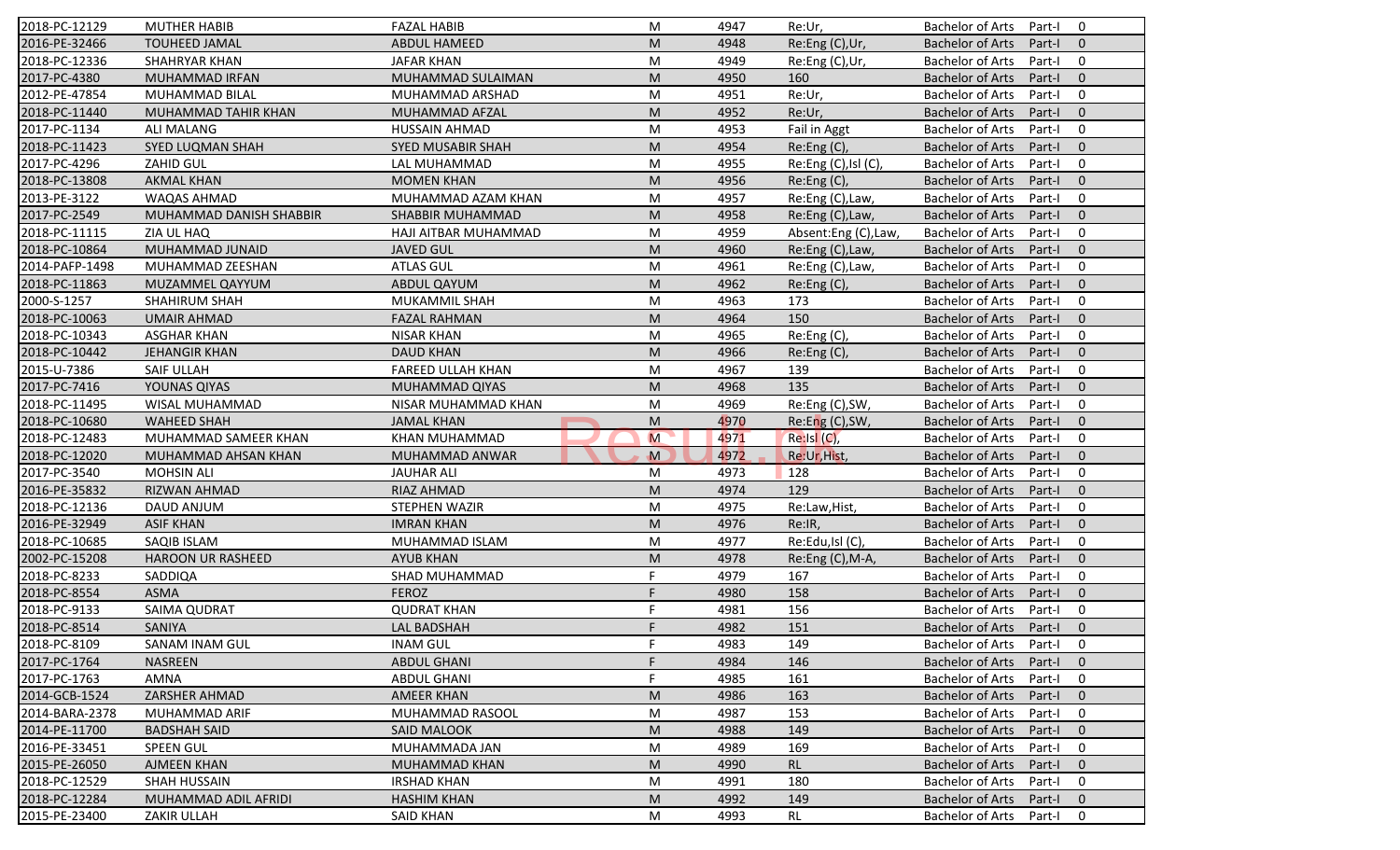| | | | | | | | | |
|---|---|---|---|---|---|---|---|---|
| 2018-PC-12129 | MUTHER HABIB | FAZAL HABIB | M | 4947 | Re:Ur, | Bachelor of Arts | Part-I | 0 |
| 2016-PE-32466 | TOUHEED JAMAL | ABDUL HAMEED | M | 4948 | Re:Eng (C),Ur, | Bachelor of Arts | Part-I | 0 |
| 2018-PC-12336 | SHAHRYAR KHAN | JAFAR KHAN | M | 4949 | Re:Eng (C),Ur, | Bachelor of Arts | Part-I | 0 |
| 2017-PC-4380 | MUHAMMAD IRFAN | MUHAMMAD SULAIMAN | M | 4950 | 160 | Bachelor of Arts | Part-I | 0 |
| 2012-PE-47854 | MUHAMMAD BILAL | MUHAMMAD ARSHAD | M | 4951 | Re:Ur, | Bachelor of Arts | Part-I | 0 |
| 2018-PC-11440 | MUHAMMAD TAHIR KHAN | MUHAMMAD AFZAL | M | 4952 | Re:Ur, | Bachelor of Arts | Part-I | 0 |
| 2017-PC-1134 | ALI MALANG | HUSSAIN AHMAD | M | 4953 | Fail in Aggt | Bachelor of Arts | Part-I | 0 |
| 2018-PC-11423 | SYED LUQMAN SHAH | SYED MUSABIR SHAH | M | 4954 | Re:Eng (C), | Bachelor of Arts | Part-I | 0 |
| 2017-PC-4296 | ZAHID GUL | LAL MUHAMMAD | M | 4955 | Re:Eng (C),Isl (C), | Bachelor of Arts | Part-I | 0 |
| 2018-PC-13808 | AKMAL KHAN | MOMEN KHAN | M | 4956 | Re:Eng (C), | Bachelor of Arts | Part-I | 0 |
| 2013-PE-3122 | WAQAS AHMAD | MUHAMMAD AZAM KHAN | M | 4957 | Re:Eng (C),Law, | Bachelor of Arts | Part-I | 0 |
| 2017-PC-2549 | MUHAMMAD DANISH SHABBIR | SHABBIR MUHAMMAD | M | 4958 | Re:Eng (C),Law, | Bachelor of Arts | Part-I | 0 |
| 2018-PC-11115 | ZIA UL HAQ | HAJI AITBAR MUHAMMAD | M | 4959 | Absent:Eng (C),Law, | Bachelor of Arts | Part-I | 0 |
| 2018-PC-10864 | MUHAMMAD JUNAID | JAVED GUL | M | 4960 | Re:Eng (C),Law, | Bachelor of Arts | Part-I | 0 |
| 2014-PAFP-1498 | MUHAMMAD ZEESHAN | ATLAS GUL | M | 4961 | Re:Eng (C),Law, | Bachelor of Arts | Part-I | 0 |
| 2018-PC-11863 | MUZAMMEL QAYYUM | ABDUL QAYUM | M | 4962 | Re:Eng (C), | Bachelor of Arts | Part-I | 0 |
| 2000-S-1257 | SHAHIRUM SHAH | MUKAMMIL SHAH | M | 4963 | 173 | Bachelor of Arts | Part-I | 0 |
| 2018-PC-10063 | UMAIR AHMAD | FAZAL RAHMAN | M | 4964 | 150 | Bachelor of Arts | Part-I | 0 |
| 2018-PC-10343 | ASGHAR KHAN | NISAR KHAN | M | 4965 | Re:Eng (C), | Bachelor of Arts | Part-I | 0 |
| 2018-PC-10442 | JEHANGIR KHAN | DAUD KHAN | M | 4966 | Re:Eng (C), | Bachelor of Arts | Part-I | 0 |
| 2015-U-7386 | SAIF ULLAH | FAREED ULLAH KHAN | M | 4967 | 139 | Bachelor of Arts | Part-I | 0 |
| 2017-PC-7416 | YOUNAS QIYAS | MUHAMMAD QIYAS | M | 4968 | 135 | Bachelor of Arts | Part-I | 0 |
| 2018-PC-11495 | WISAL MUHAMMAD | NISAR MUHAMMAD KHAN | M | 4969 | Re:Eng (C),SW, | Bachelor of Arts | Part-I | 0 |
| 2018-PC-10680 | WAHEED SHAH | JAMAL KHAN | M | 4970 | Re:Eng (C),SW, | Bachelor of Arts | Part-I | 0 |
| 2018-PC-12483 | MUHAMMAD SAMEER KHAN | KHAN MUHAMMAD | M | 4971 | Re:Isl (C), | Bachelor of Arts | Part-I | 0 |
| 2018-PC-12020 | MUHAMMAD AHSAN KHAN | MUHAMMAD ANWAR | M | 4972 | Re:Ur,Hist, | Bachelor of Arts | Part-I | 0 |
| 2017-PC-3540 | MOHSIN ALI | JAUHAR ALI | M | 4973 | 128 | Bachelor of Arts | Part-I | 0 |
| 2016-PE-35832 | RIZWAN AHMAD | RIAZ AHMAD | M | 4974 | 129 | Bachelor of Arts | Part-I | 0 |
| 2018-PC-12136 | DAUD ANJUM | STEPHEN WAZIR | M | 4975 | Re:Law,Hist, | Bachelor of Arts | Part-I | 0 |
| 2016-PE-32949 | ASIF KHAN | IMRAN KHAN | M | 4976 | Re:IR, | Bachelor of Arts | Part-I | 0 |
| 2018-PC-10685 | SAQIB ISLAM | MUHAMMAD ISLAM | M | 4977 | Re:Edu,Isl (C), | Bachelor of Arts | Part-I | 0 |
| 2002-PC-15208 | HAROON UR RASHEED | AYUB KHAN | M | 4978 | Re:Eng (C),M-A, | Bachelor of Arts | Part-I | 0 |
| 2018-PC-8233 | SADDIQA | SHAD MUHAMMAD | F | 4979 | 167 | Bachelor of Arts | Part-I | 0 |
| 2018-PC-8554 | ASMA | FEROZ | F | 4980 | 158 | Bachelor of Arts | Part-I | 0 |
| 2018-PC-9133 | SAIMA QUDRAT | QUDRAT KHAN | F | 4981 | 156 | Bachelor of Arts | Part-I | 0 |
| 2018-PC-8514 | SANIYA | LAL BADSHAH | F | 4982 | 151 | Bachelor of Arts | Part-I | 0 |
| 2018-PC-8109 | SANAM INAM GUL | INAM GUL | F | 4983 | 149 | Bachelor of Arts | Part-I | 0 |
| 2017-PC-1764 | NASREEN | ABDUL GHANI | F | 4984 | 146 | Bachelor of Arts | Part-I | 0 |
| 2017-PC-1763 | AMNA | ABDUL GHANI | F | 4985 | 161 | Bachelor of Arts | Part-I | 0 |
| 2014-GCB-1524 | ZARSHER AHMAD | AMEER KHAN | M | 4986 | 163 | Bachelor of Arts | Part-I | 0 |
| 2014-BARA-2378 | MUHAMMAD ARIF | MUHAMMAD RASOOL | M | 4987 | 153 | Bachelor of Arts | Part-I | 0 |
| 2014-PE-11700 | BADSHAH SAID | SAID MALOOK | M | 4988 | 149 | Bachelor of Arts | Part-I | 0 |
| 2016-PE-33451 | SPEEN GUL | MUHAMMADA JAN | M | 4989 | 169 | Bachelor of Arts | Part-I | 0 |
| 2015-PE-26050 | AJMEEN KHAN | MUHAMMAD KHAN | M | 4990 | RL | Bachelor of Arts | Part-I | 0 |
| 2018-PC-12529 | SHAH HUSSAIN | IRSHAD KHAN | M | 4991 | 180 | Bachelor of Arts | Part-I | 0 |
| 2018-PC-12284 | MUHAMMAD ADIL AFRIDI | HASHIM KHAN | M | 4992 | 149 | Bachelor of Arts | Part-I | 0 |
| 2015-PE-23400 | ZAKIR ULLAH | SAID KHAN | M | 4993 | RL | Bachelor of Arts | Part-I | 0 |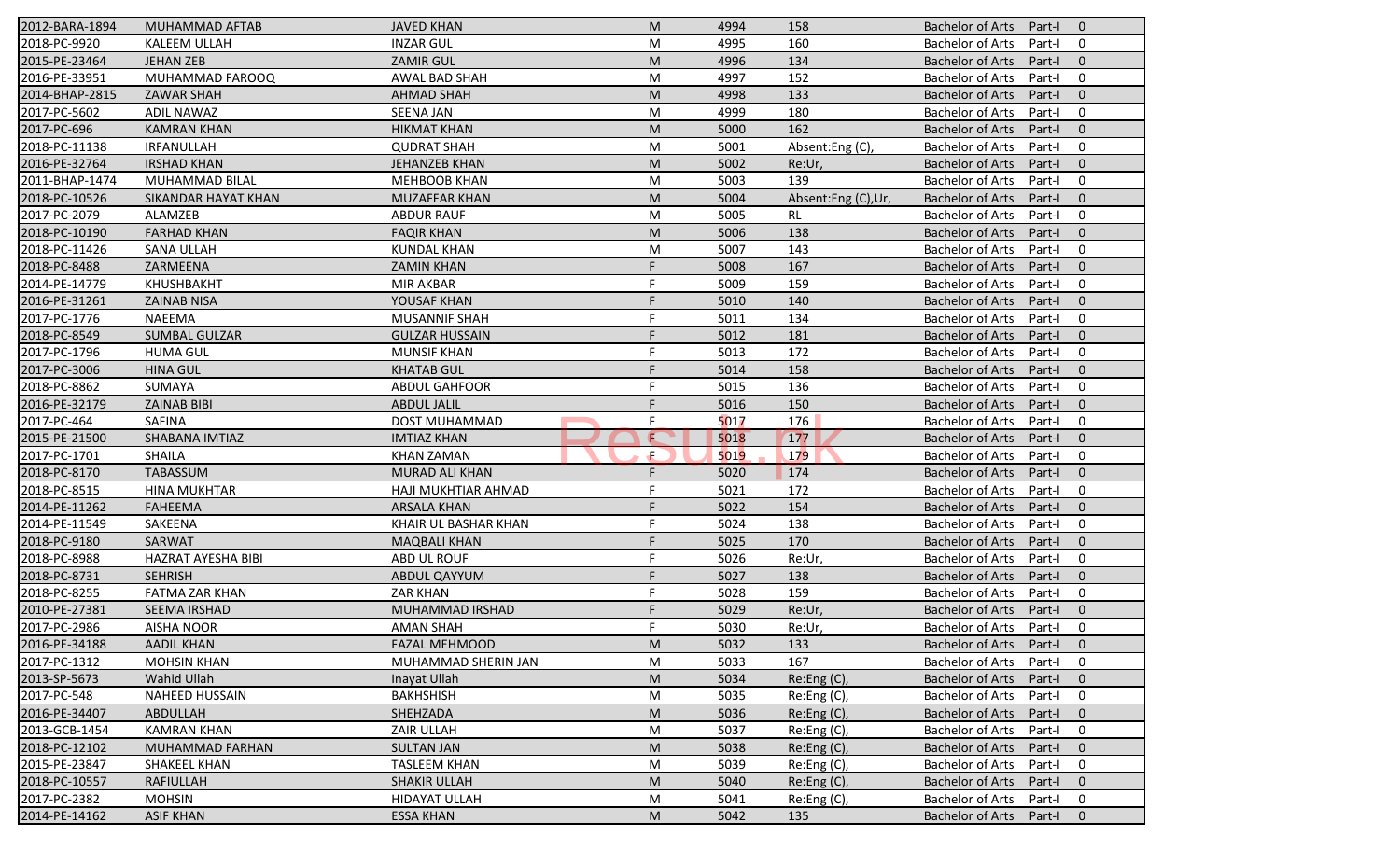| | | | | | | | | |
|---|---|---|---|---|---|---|---|---|
| 2012-BARA-1894 | MUHAMMAD AFTAB | JAVED KHAN | M | 4994 | 158 | Bachelor of Arts | Part-I | 0 |
| 2018-PC-9920 | KALEEM ULLAH | INZAR GUL | M | 4995 | 160 | Bachelor of Arts | Part-I | 0 |
| 2015-PE-23464 | JEHAN ZEB | ZAMIR GUL | M | 4996 | 134 | Bachelor of Arts | Part-I | 0 |
| 2016-PE-33951 | MUHAMMAD FAROOQ | AWAL BAD SHAH | M | 4997 | 152 | Bachelor of Arts | Part-I | 0 |
| 2014-BHAP-2815 | ZAWAR SHAH | AHMAD SHAH | M | 4998 | 133 | Bachelor of Arts | Part-I | 0 |
| 2017-PC-5602 | ADIL NAWAZ | SEENA JAN | M | 4999 | 180 | Bachelor of Arts | Part-I | 0 |
| 2017-PC-696 | KAMRAN KHAN | HIKMAT KHAN | M | 5000 | 162 | Bachelor of Arts | Part-I | 0 |
| 2018-PC-11138 | IRFANULLAH | QUDRAT SHAH | M | 5001 | Absent:Eng (C), | Bachelor of Arts | Part-I | 0 |
| 2016-PE-32764 | IRSHAD KHAN | JEHANZEB KHAN | M | 5002 | Re:Ur, | Bachelor of Arts | Part-I | 0 |
| 2011-BHAP-1474 | MUHAMMAD BILAL | MEHBOOB KHAN | M | 5003 | 139 | Bachelor of Arts | Part-I | 0 |
| 2018-PC-10526 | SIKANDAR HAYAT KHAN | MUZAFFAR KHAN | M | 5004 | Absent:Eng (C),Ur, | Bachelor of Arts | Part-I | 0 |
| 2017-PC-2079 | ALAMZEB | ABDUR RAUF | M | 5005 | RL | Bachelor of Arts | Part-I | 0 |
| 2018-PC-10190 | FARHAD KHAN | FAQIR KHAN | M | 5006 | 138 | Bachelor of Arts | Part-I | 0 |
| 2018-PC-11426 | SANA ULLAH | KUNDAL KHAN | M | 5007 | 143 | Bachelor of Arts | Part-I | 0 |
| 2018-PC-8488 | ZARMEENA | ZAMIN KHAN | F | 5008 | 167 | Bachelor of Arts | Part-I | 0 |
| 2014-PE-14779 | KHUSHBAKHT | MIR AKBAR | F | 5009 | 159 | Bachelor of Arts | Part-I | 0 |
| 2016-PE-31261 | ZAINAB NISA | YOUSAF KHAN | F | 5010 | 140 | Bachelor of Arts | Part-I | 0 |
| 2017-PC-1776 | NAEEMA | MUSANNIF SHAH | F | 5011 | 134 | Bachelor of Arts | Part-I | 0 |
| 2018-PC-8549 | SUMBAL GULZAR | GULZAR HUSSAIN | F | 5012 | 181 | Bachelor of Arts | Part-I | 0 |
| 2017-PC-1796 | HUMA GUL | MUNSIF KHAN | F | 5013 | 172 | Bachelor of Arts | Part-I | 0 |
| 2017-PC-3006 | HINA GUL | KHATAB GUL | F | 5014 | 158 | Bachelor of Arts | Part-I | 0 |
| 2018-PC-8862 | SUMAYA | ABDUL GAHFOOR | F | 5015 | 136 | Bachelor of Arts | Part-I | 0 |
| 2016-PE-32179 | ZAINAB BIBI | ABDUL JALIL | F | 5016 | 150 | Bachelor of Arts | Part-I | 0 |
| 2017-PC-464 | SAFINA | DOST MUHAMMAD | F | 5017 | 176 | Bachelor of Arts | Part-I | 0 |
| 2015-PE-21500 | SHABANA IMTIAZ | IMTIAZ KHAN | F | 5018 | 177 | Bachelor of Arts | Part-I | 0 |
| 2017-PC-1701 | SHAILA | KHAN ZAMAN | F | 5019 | 179 | Bachelor of Arts | Part-I | 0 |
| 2018-PC-8170 | TABASSUM | MURAD ALI KHAN | F | 5020 | 174 | Bachelor of Arts | Part-I | 0 |
| 2018-PC-8515 | HINA MUKHTAR | HAJI MUKHTIAR AHMAD | F | 5021 | 172 | Bachelor of Arts | Part-I | 0 |
| 2014-PE-11262 | FAHEEMA | ARSALA KHAN | F | 5022 | 154 | Bachelor of Arts | Part-I | 0 |
| 2014-PE-11549 | SAKEENA | KHAIR UL BASHAR KHAN | F | 5024 | 138 | Bachelor of Arts | Part-I | 0 |
| 2018-PC-9180 | SARWAT | MAQBALI KHAN | F | 5025 | 170 | Bachelor of Arts | Part-I | 0 |
| 2018-PC-8988 | HAZRAT AYESHA BIBI | ABD UL ROUF | F | 5026 | Re:Ur, | Bachelor of Arts | Part-I | 0 |
| 2018-PC-8731 | SEHRISH | ABDUL QAYYUM | F | 5027 | 138 | Bachelor of Arts | Part-I | 0 |
| 2018-PC-8255 | FATMA ZAR KHAN | ZAR KHAN | F | 5028 | 159 | Bachelor of Arts | Part-I | 0 |
| 2010-PE-27381 | SEEMA IRSHAD | MUHAMMAD IRSHAD | F | 5029 | Re:Ur, | Bachelor of Arts | Part-I | 0 |
| 2017-PC-2986 | AISHA NOOR | AMAN SHAH | F | 5030 | Re:Ur, | Bachelor of Arts | Part-I | 0 |
| 2016-PE-34188 | AADIL KHAN | FAZAL MEHMOOD | M | 5032 | 133 | Bachelor of Arts | Part-I | 0 |
| 2017-PC-1312 | MOHSIN KHAN | MUHAMMAD SHERIN JAN | M | 5033 | 167 | Bachelor of Arts | Part-I | 0 |
| 2013-SP-5673 | Wahid Ullah | Inayat Ullah | M | 5034 | Re:Eng (C), | Bachelor of Arts | Part-I | 0 |
| 2017-PC-548 | NAHEED HUSSAIN | BAKHSHISH | M | 5035 | Re:Eng (C), | Bachelor of Arts | Part-I | 0 |
| 2016-PE-34407 | ABDULLAH | SHEHZADA | M | 5036 | Re:Eng (C), | Bachelor of Arts | Part-I | 0 |
| 2013-GCB-1454 | KAMRAN KHAN | ZAIR ULLAH | M | 5037 | Re:Eng (C), | Bachelor of Arts | Part-I | 0 |
| 2018-PC-12102 | MUHAMMAD FARHAN | SULTAN JAN | M | 5038 | Re:Eng (C), | Bachelor of Arts | Part-I | 0 |
| 2015-PE-23847 | SHAKEEL KHAN | TASLEEM KHAN | M | 5039 | Re:Eng (C), | Bachelor of Arts | Part-I | 0 |
| 2018-PC-10557 | RAFIULLAH | SHAKIR ULLAH | M | 5040 | Re:Eng (C), | Bachelor of Arts | Part-I | 0 |
| 2017-PC-2382 | MOHSIN | HIDAYAT ULLAH | M | 5041 | Re:Eng (C), | Bachelor of Arts | Part-I | 0 |
| 2014-PE-14162 | ASIF KHAN | ESSA KHAN | M | 5042 | 135 | Bachelor of Arts | Part-I | 0 |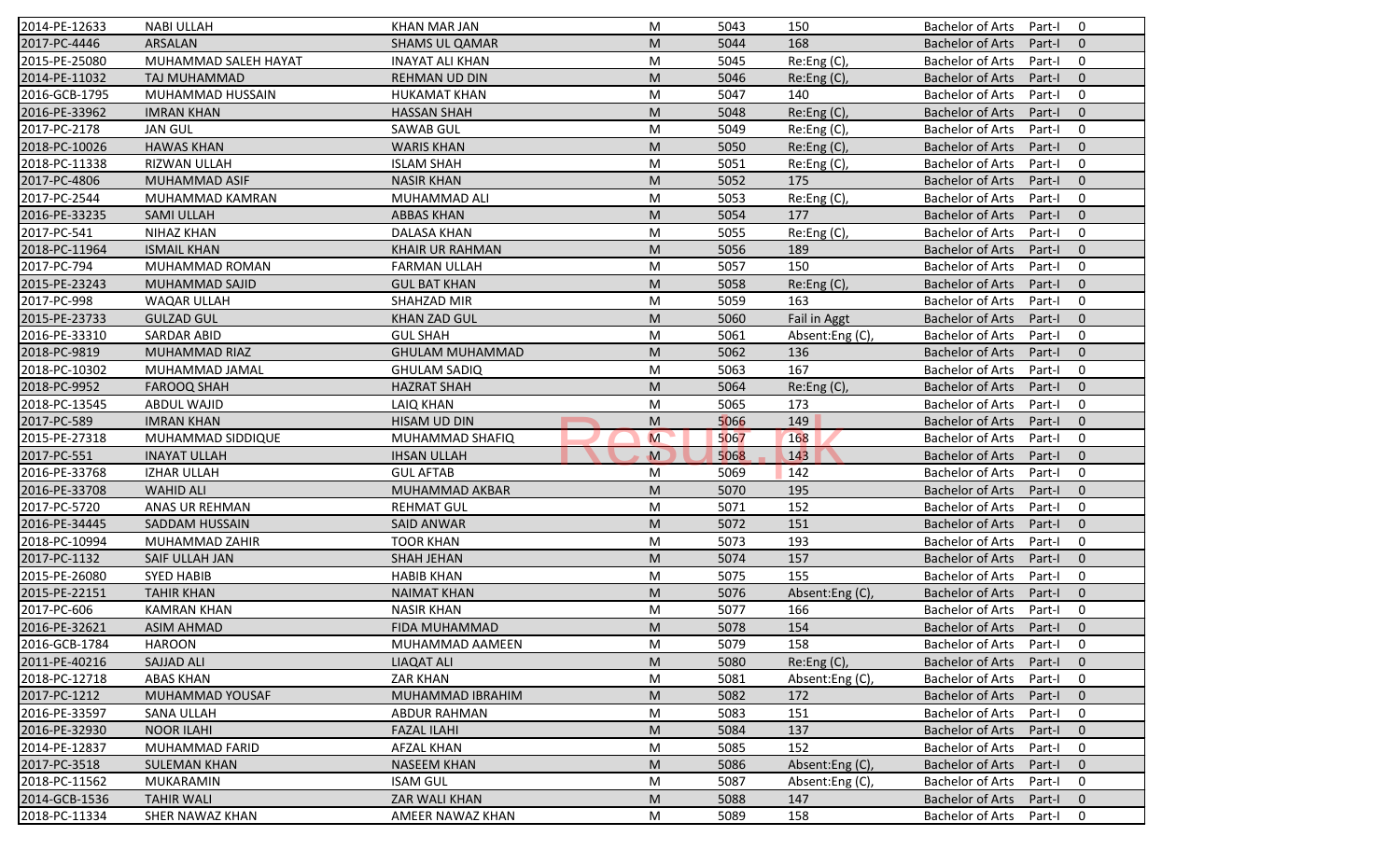| | | | | | | | | |
|---|---|---|---|---|---|---|---|---|
| 2014-PE-12633 | NABI ULLAH | KHAN MAR JAN | M | 5043 | 150 | Bachelor of Arts | Part-I | 0 |
| 2017-PC-4446 | ARSALAN | SHAMS UL QAMAR | M | 5044 | 168 | Bachelor of Arts | Part-I | 0 |
| 2015-PE-25080 | MUHAMMAD SALEH HAYAT | INAYAT ALI KHAN | M | 5045 | Re:Eng (C), | Bachelor of Arts | Part-I | 0 |
| 2014-PE-11032 | TAJ MUHAMMAD | REHMAN UD DIN | M | 5046 | Re:Eng (C), | Bachelor of Arts | Part-I | 0 |
| 2016-GCB-1795 | MUHAMMAD HUSSAIN | HUKAMAT KHAN | M | 5047 | 140 | Bachelor of Arts | Part-I | 0 |
| 2016-PE-33962 | IMRAN KHAN | HASSAN SHAH | M | 5048 | Re:Eng (C), | Bachelor of Arts | Part-I | 0 |
| 2017-PC-2178 | JAN GUL | SAWAB GUL | M | 5049 | Re:Eng (C), | Bachelor of Arts | Part-I | 0 |
| 2018-PC-10026 | HAWAS KHAN | WARIS KHAN | M | 5050 | Re:Eng (C), | Bachelor of Arts | Part-I | 0 |
| 2018-PC-11338 | RIZWAN ULLAH | ISLAM SHAH | M | 5051 | Re:Eng (C), | Bachelor of Arts | Part-I | 0 |
| 2017-PC-4806 | MUHAMMAD ASIF | NASIR KHAN | M | 5052 | 175 | Bachelor of Arts | Part-I | 0 |
| 2017-PC-2544 | MUHAMMAD KAMRAN | MUHAMMAD ALI | M | 5053 | Re:Eng (C), | Bachelor of Arts | Part-I | 0 |
| 2016-PE-33235 | SAMI ULLAH | ABBAS KHAN | M | 5054 | 177 | Bachelor of Arts | Part-I | 0 |
| 2017-PC-541 | NIHAZ KHAN | DALASA KHAN | M | 5055 | Re:Eng (C), | Bachelor of Arts | Part-I | 0 |
| 2018-PC-11964 | ISMAIL KHAN | KHAIR UR RAHMAN | M | 5056 | 189 | Bachelor of Arts | Part-I | 0 |
| 2017-PC-794 | MUHAMMAD ROMAN | FARMAN ULLAH | M | 5057 | 150 | Bachelor of Arts | Part-I | 0 |
| 2015-PE-23243 | MUHAMMAD SAJID | GUL BAT KHAN | M | 5058 | Re:Eng (C), | Bachelor of Arts | Part-I | 0 |
| 2017-PC-998 | WAQAR ULLAH | SHAHZAD MIR | M | 5059 | 163 | Bachelor of Arts | Part-I | 0 |
| 2015-PE-23733 | GULZAD GUL | KHAN ZAD GUL | M | 5060 | Fail in Aggt | Bachelor of Arts | Part-I | 0 |
| 2016-PE-33310 | SARDAR ABID | GUL SHAH | M | 5061 | Absent:Eng (C), | Bachelor of Arts | Part-I | 0 |
| 2018-PC-9819 | MUHAMMAD RIAZ | GHULAM MUHAMMAD | M | 5062 | 136 | Bachelor of Arts | Part-I | 0 |
| 2018-PC-10302 | MUHAMMAD JAMAL | GHULAM SADIQ | M | 5063 | 167 | Bachelor of Arts | Part-I | 0 |
| 2018-PC-9952 | FAROOQ SHAH | HAZRAT SHAH | M | 5064 | Re:Eng (C), | Bachelor of Arts | Part-I | 0 |
| 2018-PC-13545 | ABDUL WAJID | LAIQ KHAN | M | 5065 | 173 | Bachelor of Arts | Part-I | 0 |
| 2017-PC-589 | IMRAN KHAN | HISAM UD DIN | M | 5066 | 149 | Bachelor of Arts | Part-I | 0 |
| 2015-PE-27318 | MUHAMMAD SIDDIQUE | MUHAMMAD SHAFIQ | M | 5067 | 168 | Bachelor of Arts | Part-I | 0 |
| 2017-PC-551 | INAYAT ULLAH | IHSAN ULLAH | M | 5068 | 143 | Bachelor of Arts | Part-I | 0 |
| 2016-PE-33768 | IZHAR ULLAH | GUL AFTAB | M | 5069 | 142 | Bachelor of Arts | Part-I | 0 |
| 2016-PE-33708 | WAHID ALI | MUHAMMAD AKBAR | M | 5070 | 195 | Bachelor of Arts | Part-I | 0 |
| 2017-PC-5720 | ANAS UR REHMAN | REHMAT GUL | M | 5071 | 152 | Bachelor of Arts | Part-I | 0 |
| 2016-PE-34445 | SADDAM HUSSAIN | SAID ANWAR | M | 5072 | 151 | Bachelor of Arts | Part-I | 0 |
| 2018-PC-10994 | MUHAMMAD ZAHIR | TOOR KHAN | M | 5073 | 193 | Bachelor of Arts | Part-I | 0 |
| 2017-PC-1132 | SAIF ULLAH JAN | SHAH JEHAN | M | 5074 | 157 | Bachelor of Arts | Part-I | 0 |
| 2015-PE-26080 | SYED HABIB | HABIB KHAN | M | 5075 | 155 | Bachelor of Arts | Part-I | 0 |
| 2015-PE-22151 | TAHIR KHAN | NAIMAT KHAN | M | 5076 | Absent:Eng (C), | Bachelor of Arts | Part-I | 0 |
| 2017-PC-606 | KAMRAN KHAN | NASIR KHAN | M | 5077 | 166 | Bachelor of Arts | Part-I | 0 |
| 2016-PE-32621 | ASIM AHMAD | FIDA MUHAMMAD | M | 5078 | 154 | Bachelor of Arts | Part-I | 0 |
| 2016-GCB-1784 | HAROON | MUHAMMAD AAMEEN | M | 5079 | 158 | Bachelor of Arts | Part-I | 0 |
| 2011-PE-40216 | SAJJAD ALI | LIAQAT ALI | M | 5080 | Re:Eng (C), | Bachelor of Arts | Part-I | 0 |
| 2018-PC-12718 | ABAS KHAN | ZAR KHAN | M | 5081 | Absent:Eng (C), | Bachelor of Arts | Part-I | 0 |
| 2017-PC-1212 | MUHAMMAD YOUSAF | MUHAMMAD IBRAHIM | M | 5082 | 172 | Bachelor of Arts | Part-I | 0 |
| 2016-PE-33597 | SANA ULLAH | ABDUR RAHMAN | M | 5083 | 151 | Bachelor of Arts | Part-I | 0 |
| 2016-PE-32930 | NOOR ILAHI | FAZAL ILAHI | M | 5084 | 137 | Bachelor of Arts | Part-I | 0 |
| 2014-PE-12837 | MUHAMMAD FARID | AFZAL KHAN | M | 5085 | 152 | Bachelor of Arts | Part-I | 0 |
| 2017-PC-3518 | SULEMAN KHAN | NASEEM KHAN | M | 5086 | Absent:Eng (C), | Bachelor of Arts | Part-I | 0 |
| 2018-PC-11562 | MUKARAMIN | ISAM GUL | M | 5087 | Absent:Eng (C), | Bachelor of Arts | Part-I | 0 |
| 2014-GCB-1536 | TAHIR WALI | ZAR WALI KHAN | M | 5088 | 147 | Bachelor of Arts | Part-I | 0 |
| 2018-PC-11334 | SHER NAWAZ KHAN | AMEER NAWAZ KHAN | M | 5089 | 158 | Bachelor of Arts | Part-I | 0 |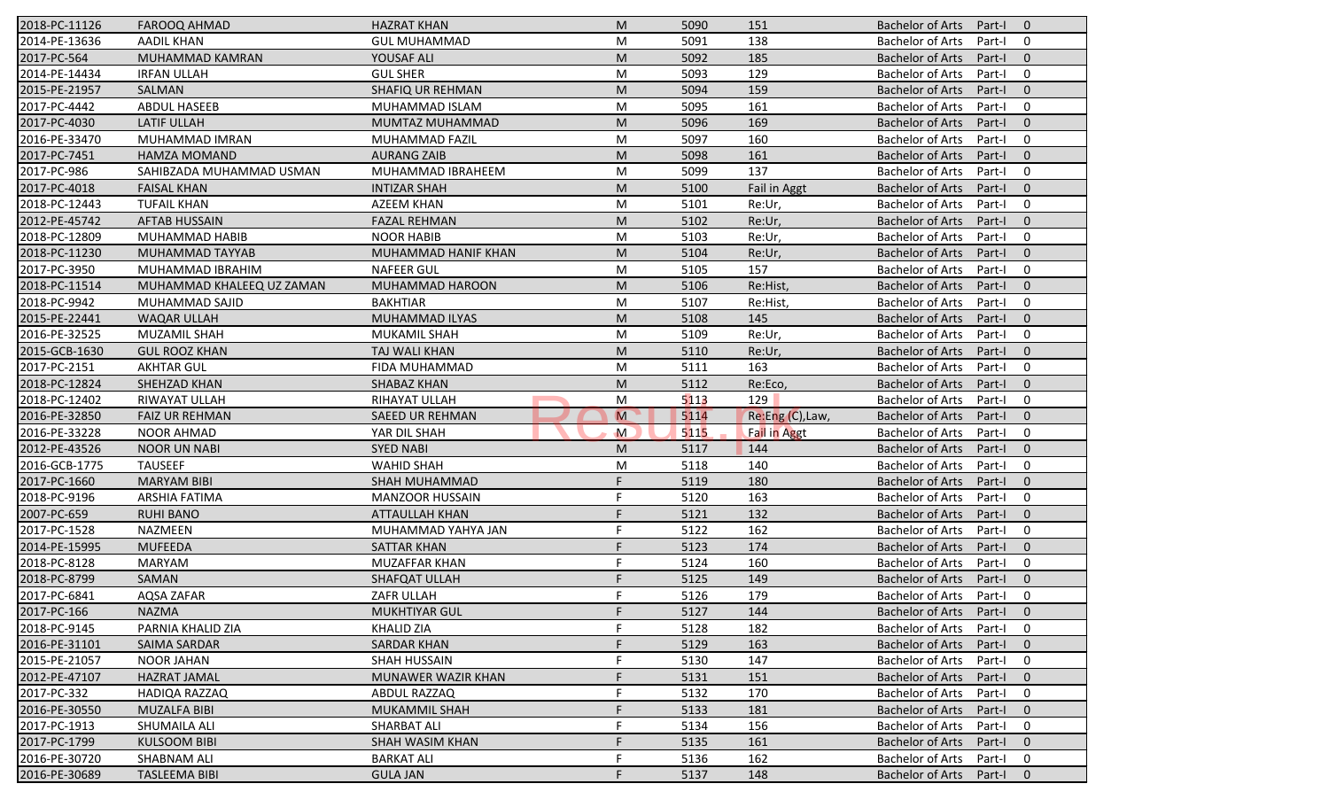| | | | | | | | | |
|---|---|---|---|---|---|---|---|---|
| 2018-PC-11126 | FAROOQ AHMAD | HAZRAT KHAN | M | 5090 | 151 | Bachelor of Arts | Part-I | 0 |
| 2014-PE-13636 | AADIL KHAN | GUL MUHAMMAD | M | 5091 | 138 | Bachelor of Arts | Part-I | 0 |
| 2017-PC-564 | MUHAMMAD KAMRAN | YOUSAF ALI | M | 5092 | 185 | Bachelor of Arts | Part-I | 0 |
| 2014-PE-14434 | IRFAN ULLAH | GUL SHER | M | 5093 | 129 | Bachelor of Arts | Part-I | 0 |
| 2015-PE-21957 | SALMAN | SHAFIQ UR REHMAN | M | 5094 | 159 | Bachelor of Arts | Part-I | 0 |
| 2017-PC-4442 | ABDUL HASEEB | MUHAMMAD ISLAM | M | 5095 | 161 | Bachelor of Arts | Part-I | 0 |
| 2017-PC-4030 | LATIF ULLAH | MUMTAZ MUHAMMAD | M | 5096 | 169 | Bachelor of Arts | Part-I | 0 |
| 2016-PE-33470 | MUHAMMAD IMRAN | MUHAMMAD FAZIL | M | 5097 | 160 | Bachelor of Arts | Part-I | 0 |
| 2017-PC-7451 | HAMZA MOMAND | AURANG ZAIB | M | 5098 | 161 | Bachelor of Arts | Part-I | 0 |
| 2017-PC-986 | SAHIBZADA MUHAMMAD USMAN | MUHAMMAD IBRAHEEM | M | 5099 | 137 | Bachelor of Arts | Part-I | 0 |
| 2017-PC-4018 | FAISAL KHAN | INTIZAR SHAH | M | 5100 | Fail in Aggt | Bachelor of Arts | Part-I | 0 |
| 2018-PC-12443 | TUFAIL KHAN | AZEEM KHAN | M | 5101 | Re:Ur, | Bachelor of Arts | Part-I | 0 |
| 2012-PE-45742 | AFTAB HUSSAIN | FAZAL REHMAN | M | 5102 | Re:Ur, | Bachelor of Arts | Part-I | 0 |
| 2018-PC-12809 | MUHAMMAD HABIB | NOOR HABIB | M | 5103 | Re:Ur, | Bachelor of Arts | Part-I | 0 |
| 2018-PC-11230 | MUHAMMAD TAYYAB | MUHAMMAD HANIF KHAN | M | 5104 | Re:Ur, | Bachelor of Arts | Part-I | 0 |
| 2017-PC-3950 | MUHAMMAD IBRAHIM | NAFEER GUL | M | 5105 | 157 | Bachelor of Arts | Part-I | 0 |
| 2018-PC-11514 | MUHAMMAD KHALEEQ UZ ZAMAN | MUHAMMAD HAROON | M | 5106 | Re:Hist, | Bachelor of Arts | Part-I | 0 |
| 2018-PC-9942 | MUHAMMAD SAJID | BAKHTIAR | M | 5107 | Re:Hist, | Bachelor of Arts | Part-I | 0 |
| 2015-PE-22441 | WAQAR ULLAH | MUHAMMAD ILYAS | M | 5108 | 145 | Bachelor of Arts | Part-I | 0 |
| 2016-PE-32525 | MUZAMIL SHAH | MUKAMIL SHAH | M | 5109 | Re:Ur, | Bachelor of Arts | Part-I | 0 |
| 2015-GCB-1630 | GUL ROOZ KHAN | TAJ WALI KHAN | M | 5110 | Re:Ur, | Bachelor of Arts | Part-I | 0 |
| 2017-PC-2151 | AKHTAR GUL | FIDA MUHAMMAD | M | 5111 | 163 | Bachelor of Arts | Part-I | 0 |
| 2018-PC-12824 | SHEHZAD KHAN | SHABAZ KHAN | M | 5112 | Re:Eco, | Bachelor of Arts | Part-I | 0 |
| 2018-PC-12402 | RIWAYAT ULLAH | RIHAYAT ULLAH | M | 5113 | 129 | Bachelor of Arts | Part-I | 0 |
| 2016-PE-32850 | FAIZ UR REHMAN | SAEED UR REHMAN | M | 5114 | Re:Eng (C),Law, | Bachelor of Arts | Part-I | 0 |
| 2016-PE-33228 | NOOR AHMAD | YAR DIL SHAH | M | 5115 | Fail in Aggt | Bachelor of Arts | Part-I | 0 |
| 2012-PE-43526 | NOOR UN NABI | SYED NABI | M | 5117 | 144 | Bachelor of Arts | Part-I | 0 |
| 2016-GCB-1775 | TAUSEEF | WAHID SHAH | M | 5118 | 140 | Bachelor of Arts | Part-I | 0 |
| 2017-PC-1660 | MARYAM BIBI | SHAH MUHAMMAD | F | 5119 | 180 | Bachelor of Arts | Part-I | 0 |
| 2018-PC-9196 | ARSHIA FATIMA | MANZOOR HUSSAIN | F | 5120 | 163 | Bachelor of Arts | Part-I | 0 |
| 2007-PC-659 | RUHI BANO | ATTAULLAH KHAN | F | 5121 | 132 | Bachelor of Arts | Part-I | 0 |
| 2017-PC-1528 | NAZMEEN | MUHAMMAD YAHYA JAN | F | 5122 | 162 | Bachelor of Arts | Part-I | 0 |
| 2014-PE-15995 | MUFEEDA | SATTAR KHAN | F | 5123 | 174 | Bachelor of Arts | Part-I | 0 |
| 2018-PC-8128 | MARYAM | MUZAFFAR KHAN | F | 5124 | 160 | Bachelor of Arts | Part-I | 0 |
| 2018-PC-8799 | SAMAN | SHAFQAT ULLAH | F | 5125 | 149 | Bachelor of Arts | Part-I | 0 |
| 2017-PC-6841 | AQSA ZAFAR | ZAFR ULLAH | F | 5126 | 179 | Bachelor of Arts | Part-I | 0 |
| 2017-PC-166 | NAZMA | MUKHTIYAR GUL | F | 5127 | 144 | Bachelor of Arts | Part-I | 0 |
| 2018-PC-9145 | PARNIA KHALID ZIA | KHALID ZIA | F | 5128 | 182 | Bachelor of Arts | Part-I | 0 |
| 2016-PE-31101 | SAIMA SARDAR | SARDAR KHAN | F | 5129 | 163 | Bachelor of Arts | Part-I | 0 |
| 2015-PE-21057 | NOOR JAHAN | SHAH HUSSAIN | F | 5130 | 147 | Bachelor of Arts | Part-I | 0 |
| 2012-PE-47107 | HAZRAT JAMAL | MUNAWER WAZIR KHAN | F | 5131 | 151 | Bachelor of Arts | Part-I | 0 |
| 2017-PC-332 | HADIQA RAZZAQ | ABDUL RAZZAQ | F | 5132 | 170 | Bachelor of Arts | Part-I | 0 |
| 2016-PE-30550 | MUZALFA BIBI | MUKAMMIL SHAH | F | 5133 | 181 | Bachelor of Arts | Part-I | 0 |
| 2017-PC-1913 | SHUMAILA ALI | SHARBAT ALI | F | 5134 | 156 | Bachelor of Arts | Part-I | 0 |
| 2017-PC-1799 | KULSOOM BIBI | SHAH WASIM KHAN | F | 5135 | 161 | Bachelor of Arts | Part-I | 0 |
| 2016-PE-30720 | SHABNAM ALI | BARKAT ALI | F | 5136 | 162 | Bachelor of Arts | Part-I | 0 |
| 2016-PE-30689 | TASLEEMA BIBI | GULA JAN | F | 5137 | 148 | Bachelor of Arts | Part-I | 0 |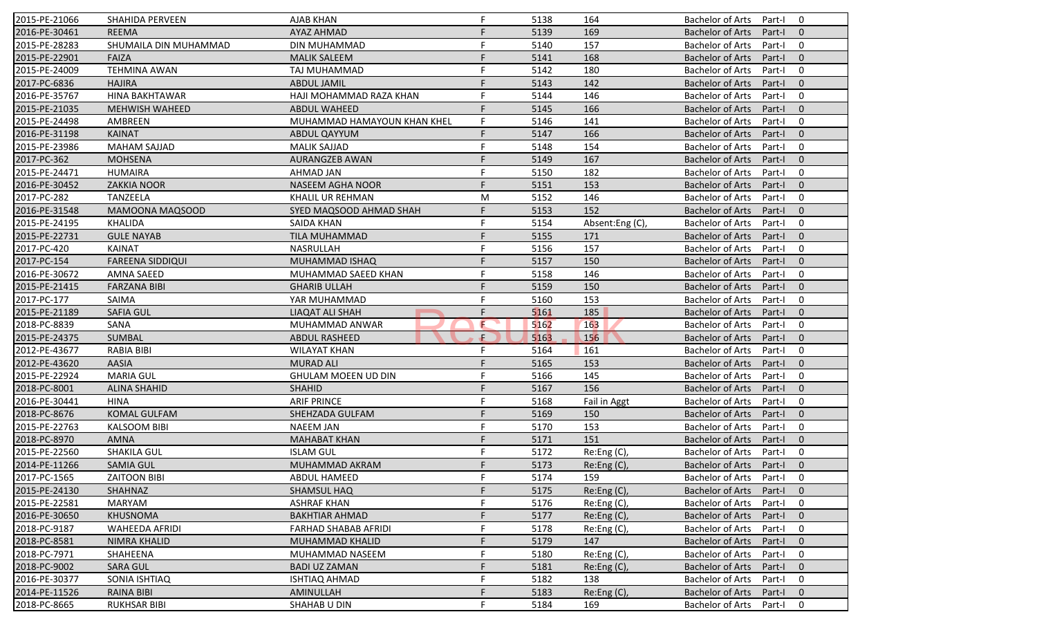| | | | | | | | | |
|---|---|---|---|---|---|---|---|---|
| 2015-PE-21066 | SHAHIDA PERVEEN | AJAB KHAN | F | 5138 | 164 | Bachelor of Arts | Part-I | 0 |
| 2016-PE-30461 | REEMA | AYAZ AHMAD | F | 5139 | 169 | Bachelor of Arts | Part-I | 0 |
| 2015-PE-28283 | SHUMAILA DIN MUHAMMAD | DIN MUHAMMAD | F | 5140 | 157 | Bachelor of Arts | Part-I | 0 |
| 2015-PE-22901 | FAIZA | MALIK SALEEM | F | 5141 | 168 | Bachelor of Arts | Part-I | 0 |
| 2015-PE-24009 | TEHMINA AWAN | TAJ MUHAMMAD | F | 5142 | 180 | Bachelor of Arts | Part-I | 0 |
| 2017-PC-6836 | HAJIRA | ABDUL JAMIL | F | 5143 | 142 | Bachelor of Arts | Part-I | 0 |
| 2016-PE-35767 | HINA BAKHTAWAR | HAJI MOHAMMAD RAZA KHAN | F | 5144 | 146 | Bachelor of Arts | Part-I | 0 |
| 2015-PE-21035 | MEHWISH WAHEED | ABDUL WAHEED | F | 5145 | 166 | Bachelor of Arts | Part-I | 0 |
| 2015-PE-24498 | AMBREEN | MUHAMMAD HAMAYOUN KHAN KHEL | F | 5146 | 141 | Bachelor of Arts | Part-I | 0 |
| 2016-PE-31198 | KAINAT | ABDUL QAYYUM | F | 5147 | 166 | Bachelor of Arts | Part-I | 0 |
| 2015-PE-23986 | MAHAM SAJJAD | MALIK SAJJAD | F | 5148 | 154 | Bachelor of Arts | Part-I | 0 |
| 2017-PC-362 | MOHSENA | AURANGZEB AWAN | F | 5149 | 167 | Bachelor of Arts | Part-I | 0 |
| 2015-PE-24471 | HUMAIRA | AHMAD JAN | F | 5150 | 182 | Bachelor of Arts | Part-I | 0 |
| 2016-PE-30452 | ZAKKIA NOOR | NASEEM AGHA NOOR | F | 5151 | 153 | Bachelor of Arts | Part-I | 0 |
| 2017-PC-282 | TANZEELA | KHALIL UR REHMAN | M | 5152 | 146 | Bachelor of Arts | Part-I | 0 |
| 2016-PE-31548 | MAMOONA MAQSOOD | SYED MAQSOOD AHMAD SHAH | F | 5153 | 152 | Bachelor of Arts | Part-I | 0 |
| 2015-PE-24195 | KHALIDA | SAIDA KHAN | F | 5154 | Absent:Eng (C), | Bachelor of Arts | Part-I | 0 |
| 2015-PE-22731 | GULE NAYAB | TILA MUHAMMAD | F | 5155 | 171 | Bachelor of Arts | Part-I | 0 |
| 2017-PC-420 | KAINAT | NASRULLAH | F | 5156 | 157 | Bachelor of Arts | Part-I | 0 |
| 2017-PC-154 | FAREENA SIDDIQUI | MUHAMMAD ISHAQ | F | 5157 | 150 | Bachelor of Arts | Part-I | 0 |
| 2016-PE-30672 | AMNA SAEED | MUHAMMAD SAEED KHAN | F | 5158 | 146 | Bachelor of Arts | Part-I | 0 |
| 2015-PE-21415 | FARZANA BIBI | GHARIB ULLAH | F | 5159 | 150 | Bachelor of Arts | Part-I | 0 |
| 2017-PC-177 | SAIMA | YAR MUHAMMAD | F | 5160 | 153 | Bachelor of Arts | Part-I | 0 |
| 2015-PE-21189 | SAFIA GUL | LIAQAT ALI SHAH | F | 5161 | 185 | Bachelor of Arts | Part-I | 0 |
| 2018-PC-8839 | SANA | MUHAMMAD ANWAR | F | 5162 | 163 | Bachelor of Arts | Part-I | 0 |
| 2015-PE-24375 | SUMBAL | ABDUL RASHEED | F | 5163 | 156 | Bachelor of Arts | Part-I | 0 |
| 2012-PE-43677 | RABIA BIBI | WILAYAT KHAN | F | 5164 | 161 | Bachelor of Arts | Part-I | 0 |
| 2012-PE-43620 | AASIA | MURAD ALI | F | 5165 | 153 | Bachelor of Arts | Part-I | 0 |
| 2015-PE-22924 | MARIA GUL | GHULAM MOEEN UD DIN | F | 5166 | 145 | Bachelor of Arts | Part-I | 0 |
| 2018-PC-8001 | ALINA SHAHID | SHAHID | F | 5167 | 156 | Bachelor of Arts | Part-I | 0 |
| 2016-PE-30441 | HINA | ARIF PRINCE | F | 5168 | Fail in Aggt | Bachelor of Arts | Part-I | 0 |
| 2018-PC-8676 | KOMAL GULFAM | SHEHZADA GULFAM | F | 5169 | 150 | Bachelor of Arts | Part-I | 0 |
| 2015-PE-22763 | KALSOOM BIBI | NAEEM JAN | F | 5170 | 153 | Bachelor of Arts | Part-I | 0 |
| 2018-PC-8970 | AMNA | MAHABAT KHAN | F | 5171 | 151 | Bachelor of Arts | Part-I | 0 |
| 2015-PE-22560 | SHAKILA GUL | ISLAM GUL | F | 5172 | Re:Eng (C), | Bachelor of Arts | Part-I | 0 |
| 2014-PE-11266 | SAMIA GUL | MUHAMMAD AKRAM | F | 5173 | Re:Eng (C), | Bachelor of Arts | Part-I | 0 |
| 2017-PC-1565 | ZAITOON BIBI | ABDUL HAMEED | F | 5174 | 159 | Bachelor of Arts | Part-I | 0 |
| 2015-PE-24130 | SHAHNAZ | SHAMSUL HAQ | F | 5175 | Re:Eng (C), | Bachelor of Arts | Part-I | 0 |
| 2015-PE-22581 | MARYAM | ASHRAF KHAN | F | 5176 | Re:Eng (C), | Bachelor of Arts | Part-I | 0 |
| 2016-PE-30650 | KHUSNOMA | BAKHTIAR AHMAD | F | 5177 | Re:Eng (C), | Bachelor of Arts | Part-I | 0 |
| 2018-PC-9187 | WAHEEDA AFRIDI | FARHAD SHABAB AFRIDI | F | 5178 | Re:Eng (C), | Bachelor of Arts | Part-I | 0 |
| 2018-PC-8581 | NIMRA KHALID | MUHAMMAD KHALID | F | 5179 | 147 | Bachelor of Arts | Part-I | 0 |
| 2018-PC-7971 | SHAHEENA | MUHAMMAD NASEEM | F | 5180 | Re:Eng (C), | Bachelor of Arts | Part-I | 0 |
| 2018-PC-9002 | SARA GUL | BADI UZ ZAMAN | F | 5181 | Re:Eng (C), | Bachelor of Arts | Part-I | 0 |
| 2016-PE-30377 | SONIA ISHTIAQ | ISHTIAQ AHMAD | F | 5182 | 138 | Bachelor of Arts | Part-I | 0 |
| 2014-PE-11526 | RAINA BIBI | AMINULLAH | F | 5183 | Re:Eng (C), | Bachelor of Arts | Part-I | 0 |
| 2018-PC-8665 | RUKHSAR BIBI | SHAHAB U DIN | F | 5184 | 169 | Bachelor of Arts | Part-I | 0 |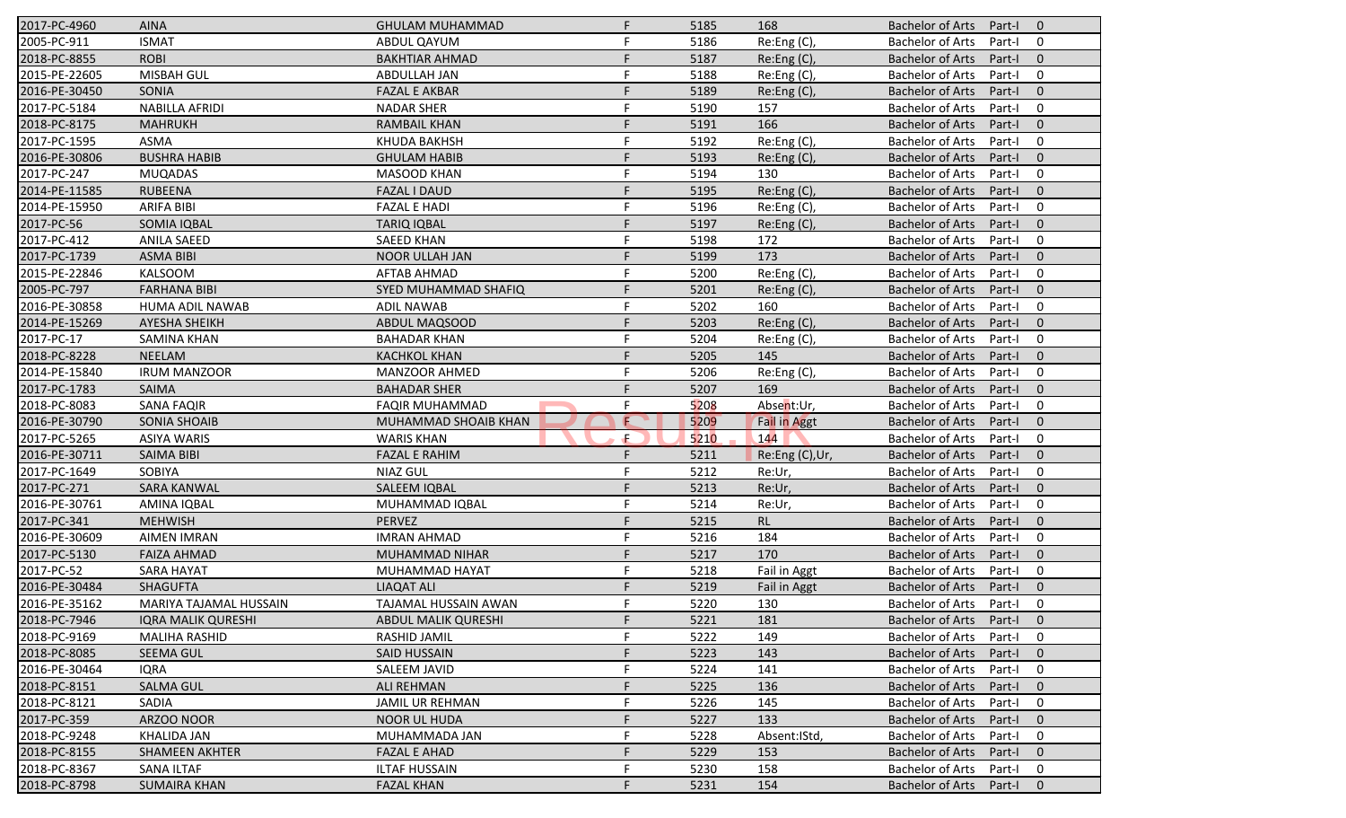| | | | | | | | | |
|---|---|---|---|---|---|---|---|---|
| 2017-PC-4960 | AINA | GHULAM MUHAMMAD | F | 5185 | 168 | Bachelor of Arts | Part-I | 0 |
| 2005-PC-911 | ISMAT | ABDUL QAYUM | F | 5186 | Re:Eng (C), | Bachelor of Arts | Part-I | 0 |
| 2018-PC-8855 | ROBI | BAKHTIAR AHMAD | F | 5187 | Re:Eng (C), | Bachelor of Arts | Part-I | 0 |
| 2015-PE-22605 | MISBAH GUL | ABDULLAH JAN | F | 5188 | Re:Eng (C), | Bachelor of Arts | Part-I | 0 |
| 2016-PE-30450 | SONIA | FAZAL E AKBAR | F | 5189 | Re:Eng (C), | Bachelor of Arts | Part-I | 0 |
| 2017-PC-5184 | NABILLA AFRIDI | NADAR SHER | F | 5190 | 157 | Bachelor of Arts | Part-I | 0 |
| 2018-PC-8175 | MAHRUKH | RAMBAIL KHAN | F | 5191 | 166 | Bachelor of Arts | Part-I | 0 |
| 2017-PC-1595 | ASMA | KHUDA BAKHSH | F | 5192 | Re:Eng (C), | Bachelor of Arts | Part-I | 0 |
| 2016-PE-30806 | BUSHRA HABIB | GHULAM HABIB | F | 5193 | Re:Eng (C), | Bachelor of Arts | Part-I | 0 |
| 2017-PC-247 | MUQADAS | MASOOD KHAN | F | 5194 | 130 | Bachelor of Arts | Part-I | 0 |
| 2014-PE-11585 | RUBEENA | FAZAL I DAUD | F | 5195 | Re:Eng (C), | Bachelor of Arts | Part-I | 0 |
| 2014-PE-15950 | ARIFA BIBI | FAZAL E HADI | F | 5196 | Re:Eng (C), | Bachelor of Arts | Part-I | 0 |
| 2017-PC-56 | SOMIA IQBAL | TARIQ IQBAL | F | 5197 | Re:Eng (C), | Bachelor of Arts | Part-I | 0 |
| 2017-PC-412 | ANILA SAEED | SAEED KHAN | F | 5198 | 172 | Bachelor of Arts | Part-I | 0 |
| 2017-PC-1739 | ASMA BIBI | NOOR ULLAH JAN | F | 5199 | 173 | Bachelor of Arts | Part-I | 0 |
| 2015-PE-22846 | KALSOOM | AFTAB AHMAD | F | 5200 | Re:Eng (C), | Bachelor of Arts | Part-I | 0 |
| 2005-PC-797 | FARHANA BIBI | SYED MUHAMMAD SHAFIQ | F | 5201 | Re:Eng (C), | Bachelor of Arts | Part-I | 0 |
| 2016-PE-30858 | HUMA ADIL NAWAB | ADIL NAWAB | F | 5202 | 160 | Bachelor of Arts | Part-I | 0 |
| 2014-PE-15269 | AYESHA SHEIKH | ABDUL MAQSOOD | F | 5203 | Re:Eng (C), | Bachelor of Arts | Part-I | 0 |
| 2017-PC-17 | SAMINA KHAN | BAHADAR KHAN | F | 5204 | Re:Eng (C), | Bachelor of Arts | Part-I | 0 |
| 2018-PC-8228 | NEELAM | KACHKOL KHAN | F | 5205 | 145 | Bachelor of Arts | Part-I | 0 |
| 2014-PE-15840 | IRUM MANZOOR | MANZOOR AHMED | F | 5206 | Re:Eng (C), | Bachelor of Arts | Part-I | 0 |
| 2017-PC-1783 | SAIMA | BAHADAR SHER | F | 5207 | 169 | Bachelor of Arts | Part-I | 0 |
| 2018-PC-8083 | SANA FAQIR | FAQIR MUHAMMAD | F | 5208 | Absent:Ur, | Bachelor of Arts | Part-I | 0 |
| 2016-PE-30790 | SONIA SHOAIB | MUHAMMAD SHOAIB KHAN | F | 5209 | Fail in Aggt | Bachelor of Arts | Part-I | 0 |
| 2017-PC-5265 | ASIYA WARIS | WARIS KHAN | F | 5210 | 144 | Bachelor of Arts | Part-I | 0 |
| 2016-PE-30711 | SAIMA BIBI | FAZAL E RAHIM | F | 5211 | Re:Eng (C),Ur, | Bachelor of Arts | Part-I | 0 |
| 2017-PC-1649 | SOBIYA | NIAZ GUL | F | 5212 | Re:Ur, | Bachelor of Arts | Part-I | 0 |
| 2017-PC-271 | SARA KANWAL | SALEEM IQBAL | F | 5213 | Re:Ur, | Bachelor of Arts | Part-I | 0 |
| 2016-PE-30761 | AMINA IQBAL | MUHAMMAD IQBAL | F | 5214 | Re:Ur, | Bachelor of Arts | Part-I | 0 |
| 2017-PC-341 | MEHWISH | PERVEZ | F | 5215 | RL | Bachelor of Arts | Part-I | 0 |
| 2016-PE-30609 | AIMEN IMRAN | IMRAN AHMAD | F | 5216 | 184 | Bachelor of Arts | Part-I | 0 |
| 2017-PC-5130 | FAIZA AHMAD | MUHAMMAD NIHAR | F | 5217 | 170 | Bachelor of Arts | Part-I | 0 |
| 2017-PC-52 | SARA HAYAT | MUHAMMAD HAYAT | F | 5218 | Fail in Aggt | Bachelor of Arts | Part-I | 0 |
| 2016-PE-30484 | SHAGUFTA | LIAQAT ALI | F | 5219 | Fail in Aggt | Bachelor of Arts | Part-I | 0 |
| 2016-PE-35162 | MARIYA TAJAMAL HUSSAIN | TAJAMAL HUSSAIN AWAN | F | 5220 | 130 | Bachelor of Arts | Part-I | 0 |
| 2018-PC-7946 | IQRA MALIK QURESHI | ABDUL MALIK QURESHI | F | 5221 | 181 | Bachelor of Arts | Part-I | 0 |
| 2018-PC-9169 | MALIHA RASHID | RASHID JAMIL | F | 5222 | 149 | Bachelor of Arts | Part-I | 0 |
| 2018-PC-8085 | SEEMA GUL | SAID HUSSAIN | F | 5223 | 143 | Bachelor of Arts | Part-I | 0 |
| 2016-PE-30464 | IQRA | SALEEM JAVID | F | 5224 | 141 | Bachelor of Arts | Part-I | 0 |
| 2018-PC-8151 | SALMA GUL | ALI REHMAN | F | 5225 | 136 | Bachelor of Arts | Part-I | 0 |
| 2018-PC-8121 | SADIA | JAMIL UR REHMAN | F | 5226 | 145 | Bachelor of Arts | Part-I | 0 |
| 2017-PC-359 | ARZOO NOOR | NOOR UL HUDA | F | 5227 | 133 | Bachelor of Arts | Part-I | 0 |
| 2018-PC-9248 | KHALIDA JAN | MUHAMMADA JAN | F | 5228 | Absent:IStd, | Bachelor of Arts | Part-I | 0 |
| 2018-PC-8155 | SHAMEEN AKHTER | FAZAL E AHAD | F | 5229 | 153 | Bachelor of Arts | Part-I | 0 |
| 2018-PC-8367 | SANA ILTAF | ILTAF HUSSAIN | F | 5230 | 158 | Bachelor of Arts | Part-I | 0 |
| 2018-PC-8798 | SUMAIRA KHAN | FAZAL KHAN | F | 5231 | 154 | Bachelor of Arts | Part-I | 0 |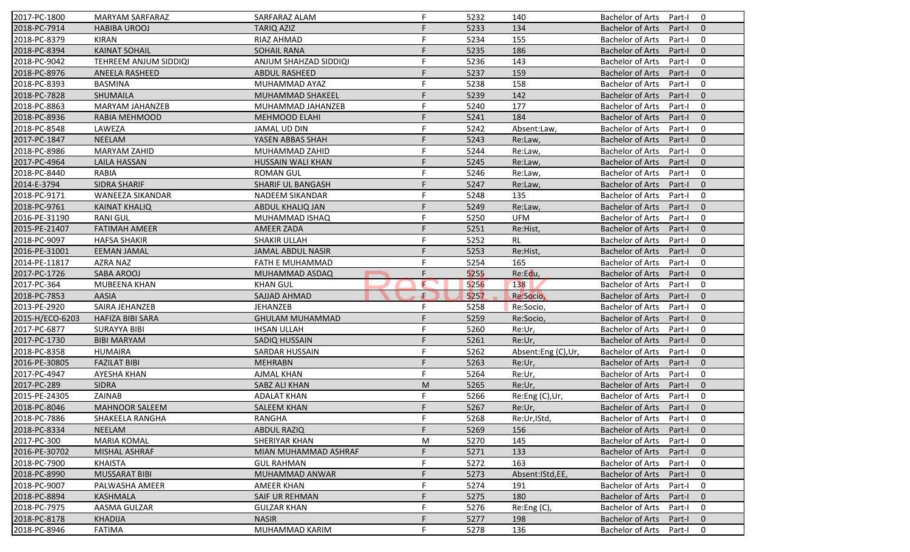| | | | | | | | | |
|---|---|---|---|---|---|---|---|---|
| 2017-PC-1800 | MARYAM SARFARAZ | SARFARAZ ALAM | F | 5232 | 140 | Bachelor of Arts | Part-I | 0 |
| 2018-PC-7914 | HABIBA UROOJ | TARIQ AZIZ | F | 5233 | 134 | Bachelor of Arts | Part-I | 0 |
| 2018-PC-8379 | KIRAN | RIAZ AHMAD | F | 5234 | 155 | Bachelor of Arts | Part-I | 0 |
| 2018-PC-8394 | KAINAT SOHAIL | SOHAIL RANA | F | 5235 | 186 | Bachelor of Arts | Part-I | 0 |
| 2018-PC-9042 | TEHREEM ANJUM SIDDIQI | ANJUM SHAHZAD SIDDIQI | F | 5236 | 143 | Bachelor of Arts | Part-I | 0 |
| 2018-PC-8976 | ANEELA RASHEED | ABDUL RASHEED | F | 5237 | 159 | Bachelor of Arts | Part-I | 0 |
| 2018-PC-8393 | BASMINA | MUHAMMAD AYAZ | F | 5238 | 158 | Bachelor of Arts | Part-I | 0 |
| 2018-PC-7828 | SHUMAILA | MUHAMMAD SHAKEEL | F | 5239 | 142 | Bachelor of Arts | Part-I | 0 |
| 2018-PC-8863 | MARYAM JAHANZEB | MUHAMMAD JAHANZEB | F | 5240 | 177 | Bachelor of Arts | Part-I | 0 |
| 2018-PC-8936 | RABIA MEHMOOD | MEHMOOD ELAHI | F | 5241 | 184 | Bachelor of Arts | Part-I | 0 |
| 2018-PC-8548 | LAWEZA | JAMAL UD DIN | F | 5242 | Absent:Law, | Bachelor of Arts | Part-I | 0 |
| 2017-PC-1847 | NEELAM | YASEN ABBAS SHAH | F | 5243 | Re:Law, | Bachelor of Arts | Part-I | 0 |
| 2018-PC-8986 | MARYAM ZAHID | MUHAMMAD ZAHID | F | 5244 | Re:Law, | Bachelor of Arts | Part-I | 0 |
| 2017-PC-4964 | LAILA HASSAN | HUSSAIN WALI KHAN | F | 5245 | Re:Law, | Bachelor of Arts | Part-I | 0 |
| 2018-PC-8440 | RABIA | ROMAN GUL | F | 5246 | Re:Law, | Bachelor of Arts | Part-I | 0 |
| 2014-E-3794 | SIDRA SHARIF | SHARIF UL BANGASH | F | 5247 | Re:Law, | Bachelor of Arts | Part-I | 0 |
| 2018-PC-9171 | WANEEZA SIKANDAR | NADEEM SIKANDAR | F | 5248 | 135 | Bachelor of Arts | Part-I | 0 |
| 2018-PC-9761 | KAINAT KHALIQ | ABDUL KHALIQ JAN | F | 5249 | Re:Law, | Bachelor of Arts | Part-I | 0 |
| 2016-PE-31190 | RANI GUL | MUHAMMAD ISHAQ | F | 5250 | UFM | Bachelor of Arts | Part-I | 0 |
| 2015-PE-21407 | FATIMAH AMEER | AMEER ZADA | F | 5251 | Re:Hist, | Bachelor of Arts | Part-I | 0 |
| 2018-PC-9097 | HAFSA SHAKIR | SHAKIR ULLAH | F | 5252 | RL | Bachelor of Arts | Part-I | 0 |
| 2016-PE-31001 | EEMAN JAMAL | JAMAL ABDUL NASIR | F | 5253 | Re:Hist, | Bachelor of Arts | Part-I | 0 |
| 2014-PE-11817 | AZRA NAZ | FATH E MUHAMMAD | F | 5254 | 165 | Bachelor of Arts | Part-I | 0 |
| 2017-PC-1726 | SABA AROOJ | MUHAMMAD ASDAQ | F | 5255 | Re:Edu, | Bachelor of Arts | Part-I | 0 |
| 2017-PC-364 | MUBEENA KHAN | KHAN GUL | F | 5256 | 138 | Bachelor of Arts | Part-I | 0 |
| 2018-PC-7853 | AASIA | SAJJAD AHMAD | F | 5257 | Re:Socio, | Bachelor of Arts | Part-I | 0 |
| 2013-PE-2920 | SAIRA JEHANZEB | JEHANZEB | F | 5258 | Re:Socio, | Bachelor of Arts | Part-I | 0 |
| 2015-H/ECO-6203 | HAFIZA BIBI SARA | GHULAM MUHAMMAD | F | 5259 | Re:Socio, | Bachelor of Arts | Part-I | 0 |
| 2017-PC-6877 | SURAYYA BIBI | IHSAN ULLAH | F | 5260 | Re:Ur, | Bachelor of Arts | Part-I | 0 |
| 2017-PC-1730 | BIBI MARYAM | SADIQ HUSSAIN | F | 5261 | Re:Ur, | Bachelor of Arts | Part-I | 0 |
| 2018-PC-8358 | HUMAIRA | SARDAR HUSSAIN | F | 5262 | Absent:Eng (C),Ur, | Bachelor of Arts | Part-I | 0 |
| 2016-PE-30805 | FAZILAT BIBI | MEHRABN | F | 5263 | Re:Ur, | Bachelor of Arts | Part-I | 0 |
| 2017-PC-4947 | AYESHA KHAN | AJMAL KHAN | F | 5264 | Re:Ur, | Bachelor of Arts | Part-I | 0 |
| 2017-PC-289 | SIDRA | SABZ ALI KHAN | M | 5265 | Re:Ur, | Bachelor of Arts | Part-I | 0 |
| 2015-PE-24305 | ZAINAB | ADALAT KHAN | F | 5266 | Re:Eng (C),Ur, | Bachelor of Arts | Part-I | 0 |
| 2018-PC-8046 | MAHNOOR SALEEM | SALEEM KHAN | F | 5267 | Re:Ur, | Bachelor of Arts | Part-I | 0 |
| 2018-PC-7886 | SHAKEELA RANGHA | RANGHA | F | 5268 | Re:Ur,IStd, | Bachelor of Arts | Part-I | 0 |
| 2018-PC-8334 | NEELAM | ABDUL RAZIQ | F | 5269 | 156 | Bachelor of Arts | Part-I | 0 |
| 2017-PC-300 | MARIA KOMAL | SHERIYAR KHAN | M | 5270 | 145 | Bachelor of Arts | Part-I | 0 |
| 2016-PE-30702 | MISHAL ASHRAF | MIAN MUHAMMAD ASHRAF | F | 5271 | 133 | Bachelor of Arts | Part-I | 0 |
| 2018-PC-7900 | KHAISTA | GUL RAHMAN | F | 5272 | 163 | Bachelor of Arts | Part-I | 0 |
| 2018-PC-8990 | MUSSARAT BIBI | MUHAMMAD ANWAR | F | 5273 | Absent:IStd,EE, | Bachelor of Arts | Part-I | 0 |
| 2018-PC-9007 | PALWASHA AMEER | AMEER KHAN | F | 5274 | 191 | Bachelor of Arts | Part-I | 0 |
| 2018-PC-8894 | KASHMALA | SAIF UR REHMAN | F | 5275 | 180 | Bachelor of Arts | Part-I | 0 |
| 2018-PC-7975 | AASMA GULZAR | GULZAR KHAN | F | 5276 | Re:Eng (C), | Bachelor of Arts | Part-I | 0 |
| 2018-PC-8178 | KHADIJA | NASIR | F | 5277 | 198 | Bachelor of Arts | Part-I | 0 |
| 2018-PC-8946 | FATIMA | MUHAMMAD KARIM | F | 5278 | 136 | Bachelor of Arts | Part-I | 0 |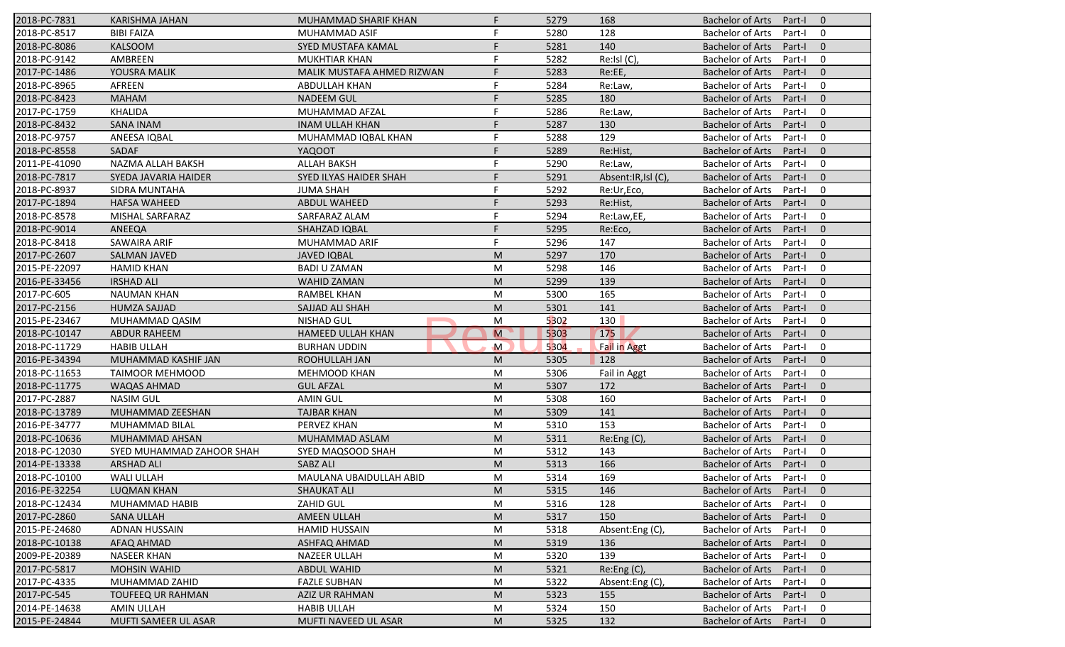| 2018-PC-7831 | KARISHMA JAHAN | MUHAMMAD SHARIF KHAN | F | 5279 | 168 | Bachelor of Arts | Part-I | 0 |
|---|---|---|---|---|---|---|---|---|
| 2018-PC-8517 | BIBI FAIZA | MUHAMMAD ASIF | F | 5280 | 128 | Bachelor of Arts | Part-I | 0 |
| 2018-PC-8086 | KALSOOM | SYED MUSTAFA KAMAL | F | 5281 | 140 | Bachelor of Arts | Part-I | 0 |
| 2018-PC-9142 | AMBREEN | MUKHTIAR KHAN | F | 5282 | Re:Isl (C), | Bachelor of Arts | Part-I | 0 |
| 2017-PC-1486 | YOUSRA MALIK | MALIK MUSTAFA AHMED RIZWAN | F | 5283 | Re:EE, | Bachelor of Arts | Part-I | 0 |
| 2018-PC-8965 | AFREEN | ABDULLAH KHAN | F | 5284 | Re:Law, | Bachelor of Arts | Part-I | 0 |
| 2018-PC-8423 | MAHAM | NADEEM GUL | F | 5285 | 180 | Bachelor of Arts | Part-I | 0 |
| 2017-PC-1759 | KHALIDA | MUHAMMAD AFZAL | F | 5286 | Re:Law, | Bachelor of Arts | Part-I | 0 |
| 2018-PC-8432 | SANA INAM | INAM ULLAH KHAN | F | 5287 | 130 | Bachelor of Arts | Part-I | 0 |
| 2018-PC-9757 | ANEESA IQBAL | MUHAMMAD IQBAL KHAN | F | 5288 | 129 | Bachelor of Arts | Part-I | 0 |
| 2018-PC-8558 | SADAF | YAQOOT | F | 5289 | Re:Hist, | Bachelor of Arts | Part-I | 0 |
| 2011-PE-41090 | NAZMA ALLAH BAKSH | ALLAH BAKSH | F | 5290 | Re:Law, | Bachelor of Arts | Part-I | 0 |
| 2018-PC-7817 | SYEDA JAVARIA HAIDER | SYED ILYAS HAIDER SHAH | F | 5291 | Absent:IR,Isl (C), | Bachelor of Arts | Part-I | 0 |
| 2018-PC-8937 | SIDRA MUNTAHA | JUMA SHAH | F | 5292 | Re:Ur,Eco, | Bachelor of Arts | Part-I | 0 |
| 2017-PC-1894 | HAFSA WAHEED | ABDUL WAHEED | F | 5293 | Re:Hist, | Bachelor of Arts | Part-I | 0 |
| 2018-PC-8578 | MISHAL SARFARAZ | SARFARAZ ALAM | F | 5294 | Re:Law,EE, | Bachelor of Arts | Part-I | 0 |
| 2018-PC-9014 | ANEEQA | SHAHZAD IQBAL | F | 5295 | Re:Eco, | Bachelor of Arts | Part-I | 0 |
| 2018-PC-8418 | SAWAIRA ARIF | MUHAMMAD ARIF | F | 5296 | 147 | Bachelor of Arts | Part-I | 0 |
| 2017-PC-2607 | SALMAN JAVED | JAVED IQBAL | M | 5297 | 170 | Bachelor of Arts | Part-I | 0 |
| 2015-PE-22097 | HAMID KHAN | BADI U ZAMAN | M | 5298 | 146 | Bachelor of Arts | Part-I | 0 |
| 2016-PE-33456 | IRSHAD ALI | WAHID ZAMAN | M | 5299 | 139 | Bachelor of Arts | Part-I | 0 |
| 2017-PC-605 | NAUMAN KHAN | RAMBEL KHAN | M | 5300 | 165 | Bachelor of Arts | Part-I | 0 |
| 2017-PC-2156 | HUMZA SAJJAD | SAJJAD ALI SHAH | M | 5301 | 141 | Bachelor of Arts | Part-I | 0 |
| 2015-PE-23467 | MUHAMMAD QASIM | NISHAD GUL | M | 5302 | 130 | Bachelor of Arts | Part-I | 0 |
| 2018-PC-10147 | ABDUR RAHEEM | HAMEED ULLAH KHAN | M | 5303 | 175 | Bachelor of Arts | Part-I | 0 |
| 2018-PC-11729 | HABIB ULLAH | BURHAN UDDIN | M | 5304 | Fail in Aggt | Bachelor of Arts | Part-I | 0 |
| 2016-PE-34394 | MUHAMMAD KASHIF JAN | ROOHULLAH JAN | M | 5305 | 128 | Bachelor of Arts | Part-I | 0 |
| 2018-PC-11653 | TAIMOOR MEHMOOD | MEHMOOD KHAN | M | 5306 | Fail in Aggt | Bachelor of Arts | Part-I | 0 |
| 2018-PC-11775 | WAQAS AHMAD | GUL AFZAL | M | 5307 | 172 | Bachelor of Arts | Part-I | 0 |
| 2017-PC-2887 | NASIM GUL | AMIN GUL | M | 5308 | 160 | Bachelor of Arts | Part-I | 0 |
| 2018-PC-13789 | MUHAMMAD ZEESHAN | TAJBAR KHAN | M | 5309 | 141 | Bachelor of Arts | Part-I | 0 |
| 2016-PE-34777 | MUHAMMAD BILAL | PERVEZ KHAN | M | 5310 | 153 | Bachelor of Arts | Part-I | 0 |
| 2018-PC-10636 | MUHAMMAD AHSAN | MUHAMMAD ASLAM | M | 5311 | Re:Eng (C), | Bachelor of Arts | Part-I | 0 |
| 2018-PC-12030 | SYED MUHAMMAD ZAHOOR SHAH | SYED MAQSOOD SHAH | M | 5312 | 143 | Bachelor of Arts | Part-I | 0 |
| 2014-PE-13338 | ARSHAD ALI | SABZ ALI | M | 5313 | 166 | Bachelor of Arts | Part-I | 0 |
| 2018-PC-10100 | WALI ULLAH | MAULANA UBAIDULLAH ABID | M | 5314 | 169 | Bachelor of Arts | Part-I | 0 |
| 2016-PE-32254 | LUQMAN KHAN | SHAUKAT ALI | M | 5315 | 146 | Bachelor of Arts | Part-I | 0 |
| 2018-PC-12434 | MUHAMMAD HABIB | ZAHID GUL | M | 5316 | 128 | Bachelor of Arts | Part-I | 0 |
| 2017-PC-2860 | SANA ULLAH | AMEEN ULLAH | M | 5317 | 150 | Bachelor of Arts | Part-I | 0 |
| 2015-PE-24680 | ADNAN HUSSAIN | HAMID HUSSAIN | M | 5318 | Absent:Eng (C), | Bachelor of Arts | Part-I | 0 |
| 2018-PC-10138 | AFAQ AHMAD | ASHFAQ AHMAD | M | 5319 | 136 | Bachelor of Arts | Part-I | 0 |
| 2009-PE-20389 | NASEER KHAN | NAZEER ULLAH | M | 5320 | 139 | Bachelor of Arts | Part-I | 0 |
| 2017-PC-5817 | MOHSIN WAHID | ABDUL WAHID | M | 5321 | Re:Eng (C), | Bachelor of Arts | Part-I | 0 |
| 2017-PC-4335 | MUHAMMAD ZAHID | FAZLE SUBHAN | M | 5322 | Absent:Eng (C), | Bachelor of Arts | Part-I | 0 |
| 2017-PC-545 | TOUFEEQ UR RAHMAN | AZIZ UR RAHMAN | M | 5323 | 155 | Bachelor of Arts | Part-I | 0 |
| 2014-PE-14638 | AMIN ULLAH | HABIB ULLAH | M | 5324 | 150 | Bachelor of Arts | Part-I | 0 |
| 2015-PE-24844 | MUFTI SAMEER UL ASAR | MUFTI NAVEED UL ASAR | M | 5325 | 132 | Bachelor of Arts | Part-I | 0 |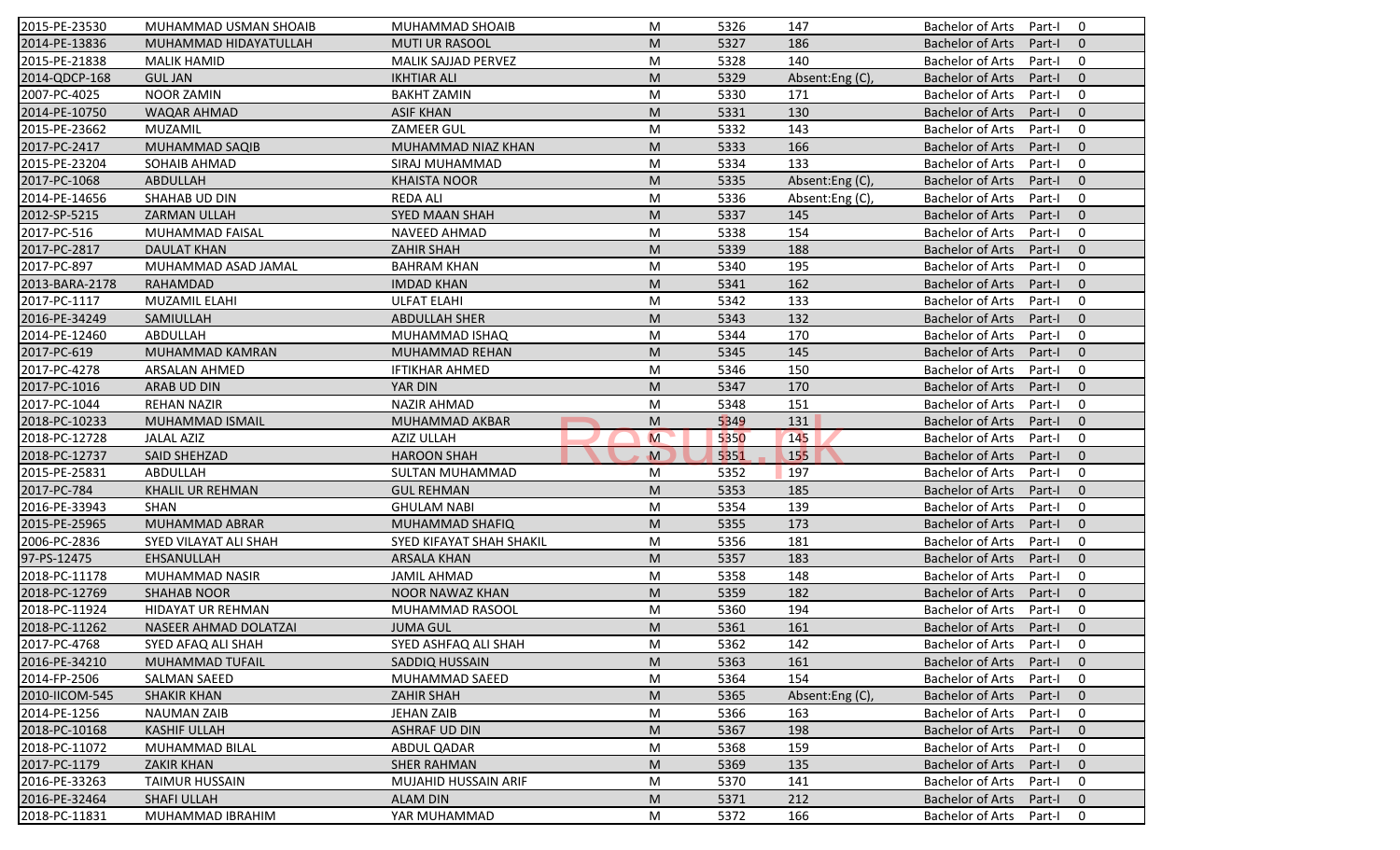| | | | | | | | | |
|---|---|---|---|---|---|---|---|---|
| 2015-PE-23530 | MUHAMMAD USMAN SHOAIB | MUHAMMAD SHOAIB | M | 5326 | 147 | Bachelor of Arts | Part-I | 0 |
| 2014-PE-13836 | MUHAMMAD HIDAYATULLAH | MUTI UR RASOOL | M | 5327 | 186 | Bachelor of Arts | Part-I | 0 |
| 2015-PE-21838 | MALIK HAMID | MALIK SAJJAD PERVEZ | M | 5328 | 140 | Bachelor of Arts | Part-I | 0 |
| 2014-QDCP-168 | GUL JAN | IKHTIAR ALI | M | 5329 | Absent:Eng (C), | Bachelor of Arts | Part-I | 0 |
| 2007-PC-4025 | NOOR ZAMIN | BAKHT ZAMIN | M | 5330 | 171 | Bachelor of Arts | Part-I | 0 |
| 2014-PE-10750 | WAQAR AHMAD | ASIF KHAN | M | 5331 | 130 | Bachelor of Arts | Part-I | 0 |
| 2015-PE-23662 | MUZAMIL | ZAMEER GUL | M | 5332 | 143 | Bachelor of Arts | Part-I | 0 |
| 2017-PC-2417 | MUHAMMAD SAQIB | MUHAMMAD NIAZ KHAN | M | 5333 | 166 | Bachelor of Arts | Part-I | 0 |
| 2015-PE-23204 | SOHAIB AHMAD | SIRAJ MUHAMMAD | M | 5334 | 133 | Bachelor of Arts | Part-I | 0 |
| 2017-PC-1068 | ABDULLAH | KHAISTA NOOR | M | 5335 | Absent:Eng (C), | Bachelor of Arts | Part-I | 0 |
| 2014-PE-14656 | SHAHAB UD DIN | REDA ALI | M | 5336 | Absent:Eng (C), | Bachelor of Arts | Part-I | 0 |
| 2012-SP-5215 | ZARMAN ULLAH | SYED MAAN SHAH | M | 5337 | 145 | Bachelor of Arts | Part-I | 0 |
| 2017-PC-516 | MUHAMMAD FAISAL | NAVEED AHMAD | M | 5338 | 154 | Bachelor of Arts | Part-I | 0 |
| 2017-PC-2817 | DAULAT KHAN | ZAHIR SHAH | M | 5339 | 188 | Bachelor of Arts | Part-I | 0 |
| 2017-PC-897 | MUHAMMAD ASAD JAMAL | BAHRAM KHAN | M | 5340 | 195 | Bachelor of Arts | Part-I | 0 |
| 2013-BARA-2178 | RAHAMDAD | IMDAD KHAN | M | 5341 | 162 | Bachelor of Arts | Part-I | 0 |
| 2017-PC-1117 | MUZAMIL ELAHI | ULFAT ELAHI | M | 5342 | 133 | Bachelor of Arts | Part-I | 0 |
| 2016-PE-34249 | SAMIULLAH | ABDULLAH SHER | M | 5343 | 132 | Bachelor of Arts | Part-I | 0 |
| 2014-PE-12460 | ABDULLAH | MUHAMMAD ISHAQ | M | 5344 | 170 | Bachelor of Arts | Part-I | 0 |
| 2017-PC-619 | MUHAMMAD KAMRAN | MUHAMMAD REHAN | M | 5345 | 145 | Bachelor of Arts | Part-I | 0 |
| 2017-PC-4278 | ARSALAN AHMED | IFTIKHAR AHMED | M | 5346 | 150 | Bachelor of Arts | Part-I | 0 |
| 2017-PC-1016 | ARAB UD DIN | YAR DIN | M | 5347 | 170 | Bachelor of Arts | Part-I | 0 |
| 2017-PC-1044 | REHAN NAZIR | NAZIR AHMAD | M | 5348 | 151 | Bachelor of Arts | Part-I | 0 |
| 2018-PC-10233 | MUHAMMAD ISMAIL | MUHAMMAD AKBAR | M | 5349 | 131 | Bachelor of Arts | Part-I | 0 |
| 2018-PC-12728 | JALAL AZIZ | AZIZ ULLAH | M | 5350 | 145 | Bachelor of Arts | Part-I | 0 |
| 2018-PC-12737 | SAID SHEHZAD | HAROON SHAH | M | 5351 | 155 | Bachelor of Arts | Part-I | 0 |
| 2015-PE-25831 | ABDULLAH | SULTAN MUHAMMAD | M | 5352 | 197 | Bachelor of Arts | Part-I | 0 |
| 2017-PC-784 | KHALIL UR REHMAN | GUL REHMAN | M | 5353 | 185 | Bachelor of Arts | Part-I | 0 |
| 2016-PE-33943 | SHAN | GHULAM NABI | M | 5354 | 139 | Bachelor of Arts | Part-I | 0 |
| 2015-PE-25965 | MUHAMMAD ABRAR | MUHAMMAD SHAFIQ | M | 5355 | 173 | Bachelor of Arts | Part-I | 0 |
| 2006-PC-2836 | SYED VILAYAT ALI SHAH | SYED KIFAYAT SHAH SHAKIL | M | 5356 | 181 | Bachelor of Arts | Part-I | 0 |
| 97-PS-12475 | EHSANULLAH | ARSALA KHAN | M | 5357 | 183 | Bachelor of Arts | Part-I | 0 |
| 2018-PC-11178 | MUHAMMAD NASIR | JAMIL AHMAD | M | 5358 | 148 | Bachelor of Arts | Part-I | 0 |
| 2018-PC-12769 | SHAHAB NOOR | NOOR NAWAZ KHAN | M | 5359 | 182 | Bachelor of Arts | Part-I | 0 |
| 2018-PC-11924 | HIDAYAT UR REHMAN | MUHAMMAD RASOOL | M | 5360 | 194 | Bachelor of Arts | Part-I | 0 |
| 2018-PC-11262 | NASEER AHMAD DOLATZAI | JUMA GUL | M | 5361 | 161 | Bachelor of Arts | Part-I | 0 |
| 2017-PC-4768 | SYED AFAQ ALI SHAH | SYED ASHFAQ ALI SHAH | M | 5362 | 142 | Bachelor of Arts | Part-I | 0 |
| 2016-PE-34210 | MUHAMMAD TUFAIL | SADDIQ HUSSAIN | M | 5363 | 161 | Bachelor of Arts | Part-I | 0 |
| 2014-FP-2506 | SALMAN SAEED | MUHAMMAD SAEED | M | 5364 | 154 | Bachelor of Arts | Part-I | 0 |
| 2010-IICOM-545 | SHAKIR KHAN | ZAHIR SHAH | M | 5365 | Absent:Eng (C), | Bachelor of Arts | Part-I | 0 |
| 2014-PE-1256 | NAUMAN ZAIB | JEHAN ZAIB | M | 5366 | 163 | Bachelor of Arts | Part-I | 0 |
| 2018-PC-10168 | KASHIF ULLAH | ASHRAF UD DIN | M | 5367 | 198 | Bachelor of Arts | Part-I | 0 |
| 2018-PC-11072 | MUHAMMAD BILAL | ABDUL QADAR | M | 5368 | 159 | Bachelor of Arts | Part-I | 0 |
| 2017-PC-1179 | ZAKIR KHAN | SHER RAHMAN | M | 5369 | 135 | Bachelor of Arts | Part-I | 0 |
| 2016-PE-33263 | TAIMUR HUSSAIN | MUJAHID HUSSAIN ARIF | M | 5370 | 141 | Bachelor of Arts | Part-I | 0 |
| 2016-PE-32464 | SHAFI ULLAH | ALAM DIN | M | 5371 | 212 | Bachelor of Arts | Part-I | 0 |
| 2018-PC-11831 | MUHAMMAD IBRAHIM | YAR MUHAMMAD | M | 5372 | 166 | Bachelor of Arts | Part-I | 0 |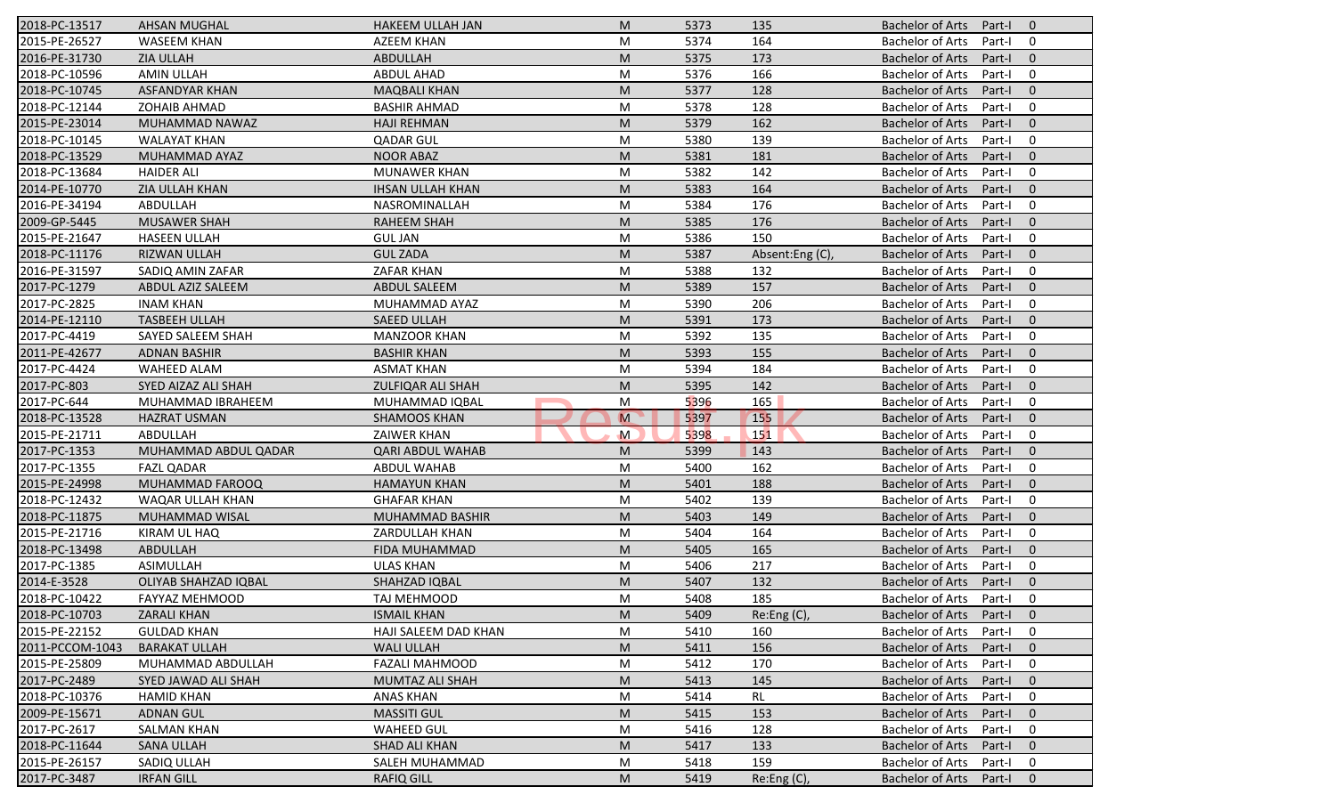| | | | | | | | | |
|---|---|---|---|---|---|---|---|---|
| 2018-PC-13517 | AHSAN MUGHAL | HAKEEM ULLAH JAN | M | 5373 | 135 | Bachelor of Arts | Part-I | 0 |
| 2015-PE-26527 | WASEEM KHAN | AZEEM KHAN | M | 5374 | 164 | Bachelor of Arts | Part-I | 0 |
| 2016-PE-31730 | ZIA ULLAH | ABDULLAH | M | 5375 | 173 | Bachelor of Arts | Part-I | 0 |
| 2018-PC-10596 | AMIN ULLAH | ABDUL AHAD | M | 5376 | 166 | Bachelor of Arts | Part-I | 0 |
| 2018-PC-10745 | ASFANDYAR KHAN | MAQBALI KHAN | M | 5377 | 128 | Bachelor of Arts | Part-I | 0 |
| 2018-PC-12144 | ZOHAIB AHMAD | BASHIR AHMAD | M | 5378 | 128 | Bachelor of Arts | Part-I | 0 |
| 2015-PE-23014 | MUHAMMAD NAWAZ | HAJI REHMAN | M | 5379 | 162 | Bachelor of Arts | Part-I | 0 |
| 2018-PC-10145 | WALAYAT KHAN | QADAR GUL | M | 5380 | 139 | Bachelor of Arts | Part-I | 0 |
| 2018-PC-13529 | MUHAMMAD AYAZ | NOOR ABAZ | M | 5381 | 181 | Bachelor of Arts | Part-I | 0 |
| 2018-PC-13684 | HAIDER ALI | MUNAWER KHAN | M | 5382 | 142 | Bachelor of Arts | Part-I | 0 |
| 2014-PE-10770 | ZIA ULLAH KHAN | IHSAN ULLAH KHAN | M | 5383 | 164 | Bachelor of Arts | Part-I | 0 |
| 2016-PE-34194 | ABDULLAH | NASROMINALLAH | M | 5384 | 176 | Bachelor of Arts | Part-I | 0 |
| 2009-GP-5445 | MUSAWER SHAH | RAHEEM SHAH | M | 5385 | 176 | Bachelor of Arts | Part-I | 0 |
| 2015-PE-21647 | HASEEN ULLAH | GUL JAN | M | 5386 | 150 | Bachelor of Arts | Part-I | 0 |
| 2018-PC-11176 | RIZWAN ULLAH | GUL ZADA | M | 5387 | Absent:Eng (C), | Bachelor of Arts | Part-I | 0 |
| 2016-PE-31597 | SADIQ AMIN ZAFAR | ZAFAR KHAN | M | 5388 | 132 | Bachelor of Arts | Part-I | 0 |
| 2017-PC-1279 | ABDUL AZIZ SALEEM | ABDUL SALEEM | M | 5389 | 157 | Bachelor of Arts | Part-I | 0 |
| 2017-PC-2825 | INAM KHAN | MUHAMMAD AYAZ | M | 5390 | 206 | Bachelor of Arts | Part-I | 0 |
| 2014-PE-12110 | TASBEEH ULLAH | SAEED ULLAH | M | 5391 | 173 | Bachelor of Arts | Part-I | 0 |
| 2017-PC-4419 | SAYED SALEEM SHAH | MANZOOR KHAN | M | 5392 | 135 | Bachelor of Arts | Part-I | 0 |
| 2011-PE-42677 | ADNAN BASHIR | BASHIR KHAN | M | 5393 | 155 | Bachelor of Arts | Part-I | 0 |
| 2017-PC-4424 | WAHEED ALAM | ASMAT KHAN | M | 5394 | 184 | Bachelor of Arts | Part-I | 0 |
| 2017-PC-803 | SYED AIZAZ ALI SHAH | ZULFIQAR ALI SHAH | M | 5395 | 142 | Bachelor of Arts | Part-I | 0 |
| 2017-PC-644 | MUHAMMAD IBRAHEEM | MUHAMMAD IQBAL | M | 5396 | 165 | Bachelor of Arts | Part-I | 0 |
| 2018-PC-13528 | HAZRAT USMAN | SHAMOOS KHAN | M | 5397 | 155 | Bachelor of Arts | Part-I | 0 |
| 2015-PE-21711 | ABDULLAH | ZAIWER KHAN | M | 5398 | 151 | Bachelor of Arts | Part-I | 0 |
| 2017-PC-1353 | MUHAMMAD ABDUL QADAR | QARI ABDUL WAHAB | M | 5399 | 143 | Bachelor of Arts | Part-I | 0 |
| 2017-PC-1355 | FAZL QADAR | ABDUL WAHAB | M | 5400 | 162 | Bachelor of Arts | Part-I | 0 |
| 2015-PE-24998 | MUHAMMAD FAROOQ | HAMAYUN KHAN | M | 5401 | 188 | Bachelor of Arts | Part-I | 0 |
| 2018-PC-12432 | WAQAR ULLAH KHAN | GHAFAR KHAN | M | 5402 | 139 | Bachelor of Arts | Part-I | 0 |
| 2018-PC-11875 | MUHAMMAD WISAL | MUHAMMAD BASHIR | M | 5403 | 149 | Bachelor of Arts | Part-I | 0 |
| 2015-PE-21716 | KIRAM UL HAQ | ZARDULLAH KHAN | M | 5404 | 164 | Bachelor of Arts | Part-I | 0 |
| 2018-PC-13498 | ABDULLAH | FIDA MUHAMMAD | M | 5405 | 165 | Bachelor of Arts | Part-I | 0 |
| 2017-PC-1385 | ASIMULLAH | ULAS KHAN | M | 5406 | 217 | Bachelor of Arts | Part-I | 0 |
| 2014-E-3528 | OLIYAB SHAHZAD IQBAL | SHAHZAD IQBAL | M | 5407 | 132 | Bachelor of Arts | Part-I | 0 |
| 2018-PC-10422 | FAYYAZ MEHMOOD | TAJ MEHMOOD | M | 5408 | 185 | Bachelor of Arts | Part-I | 0 |
| 2018-PC-10703 | ZARALI KHAN | ISMAIL KHAN | M | 5409 | Re:Eng (C), | Bachelor of Arts | Part-I | 0 |
| 2015-PE-22152 | GULDAD KHAN | HAJI SALEEM DAD KHAN | M | 5410 | 160 | Bachelor of Arts | Part-I | 0 |
| 2011-PCCOM-1043 | BARAKAT ULLAH | WALI ULLAH | M | 5411 | 156 | Bachelor of Arts | Part-I | 0 |
| 2015-PE-25809 | MUHAMMAD ABDULLAH | FAZALI MAHMOOD | M | 5412 | 170 | Bachelor of Arts | Part-I | 0 |
| 2017-PC-2489 | SYED JAWAD ALI SHAH | MUMTAZ ALI SHAH | M | 5413 | 145 | Bachelor of Arts | Part-I | 0 |
| 2018-PC-10376 | HAMID KHAN | ANAS KHAN | M | 5414 | RL | Bachelor of Arts | Part-I | 0 |
| 2009-PE-15671 | ADNAN GUL | MASSITI GUL | M | 5415 | 153 | Bachelor of Arts | Part-I | 0 |
| 2017-PC-2617 | SALMAN KHAN | WAHEED GUL | M | 5416 | 128 | Bachelor of Arts | Part-I | 0 |
| 2018-PC-11644 | SANA ULLAH | SHAD ALI KHAN | M | 5417 | 133 | Bachelor of Arts | Part-I | 0 |
| 2015-PE-26157 | SADIQ ULLAH | SALEH MUHAMMAD | M | 5418 | 159 | Bachelor of Arts | Part-I | 0 |
| 2017-PC-3487 | IRFAN GILL | RAFIQ GILL | M | 5419 | Re:Eng (C), | Bachelor of Arts | Part-I | 0 |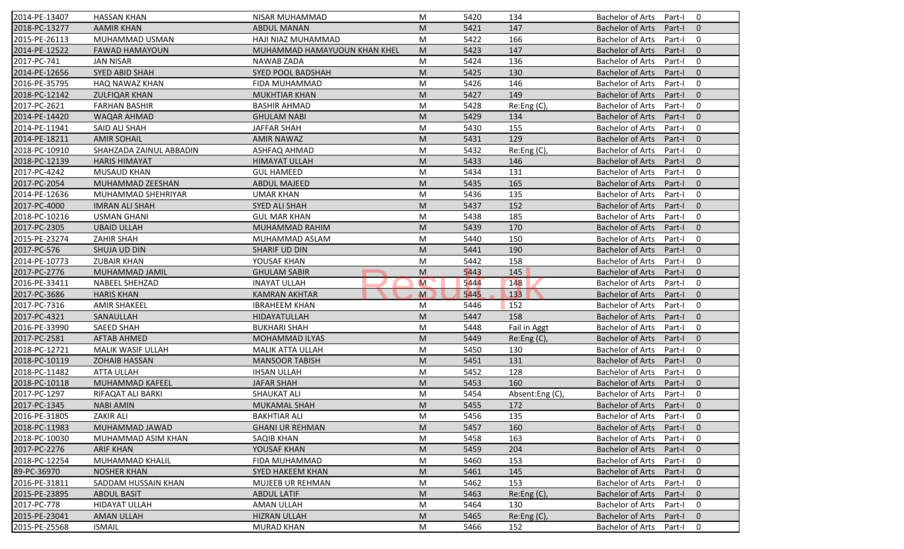| | | | | | | | | |
|---|---|---|---|---|---|---|---|---|
| 2014-PE-13407 | HASSAN KHAN | NISAR MUHAMMAD | M | 5420 | 134 | Bachelor of Arts | Part-I | 0 |
| 2018-PC-13277 | AAMIR KHAN | ABDUL MANAN | M | 5421 | 147 | Bachelor of Arts | Part-I | 0 |
| 2015-PE-26113 | MUHAMMAD USMAN | HAJI NIAZ MUHAMMAD | M | 5422 | 166 | Bachelor of Arts | Part-I | 0 |
| 2014-PE-12522 | FAWAD HAMAYOUN | MUHAMMAD HAMAYUOUN KHAN KHEL | M | 5423 | 147 | Bachelor of Arts | Part-I | 0 |
| 2017-PC-741 | JAN NISAR | NAWAB ZADA | M | 5424 | 136 | Bachelor of Arts | Part-I | 0 |
| 2014-PE-12656 | SYED ABID SHAH | SYED POOL BADSHAH | M | 5425 | 130 | Bachelor of Arts | Part-I | 0 |
| 2016-PE-35795 | HAQ NAWAZ KHAN | FIDA MUHAMMAD | M | 5426 | 146 | Bachelor of Arts | Part-I | 0 |
| 2018-PC-12142 | ZULFIQAR KHAN | MUKHTIAR KHAN | M | 5427 | 149 | Bachelor of Arts | Part-I | 0 |
| 2017-PC-2621 | FARHAN BASHIR | BASHIR AHMAD | M | 5428 | Re:Eng (C), | Bachelor of Arts | Part-I | 0 |
| 2014-PE-14420 | WAQAR AHMAD | GHULAM NABI | M | 5429 | 134 | Bachelor of Arts | Part-I | 0 |
| 2014-PE-11941 | SAID ALI SHAH | JAFFAR SHAH | M | 5430 | 155 | Bachelor of Arts | Part-I | 0 |
| 2014-PE-18211 | AMIR SOHAIL | AMIR NAWAZ | M | 5431 | 129 | Bachelor of Arts | Part-I | 0 |
| 2018-PC-10910 | SHAHZADA ZAINUL ABBADIN | ASHFAQ AHMAD | M | 5432 | Re:Eng (C), | Bachelor of Arts | Part-I | 0 |
| 2018-PC-12139 | HARIS HIMAYAT | HIMAYAT ULLAH | M | 5433 | 146 | Bachelor of Arts | Part-I | 0 |
| 2017-PC-4242 | MUSAUD KHAN | GUL HAMEED | M | 5434 | 131 | Bachelor of Arts | Part-I | 0 |
| 2017-PC-2054 | MUHAMMAD ZEESHAN | ABDUL MAJEED | M | 5435 | 165 | Bachelor of Arts | Part-I | 0 |
| 2014-PE-12636 | MUHAMMAD SHEHRIYAR | UMAR KHAN | M | 5436 | 135 | Bachelor of Arts | Part-I | 0 |
| 2017-PC-4000 | IMRAN ALI SHAH | SYED ALI SHAH | M | 5437 | 152 | Bachelor of Arts | Part-I | 0 |
| 2018-PC-10216 | USMAN GHANI | GUL MAR KHAN | M | 5438 | 185 | Bachelor of Arts | Part-I | 0 |
| 2017-PC-2305 | UBAID ULLAH | MUHAMMAD RAHIM | M | 5439 | 170 | Bachelor of Arts | Part-I | 0 |
| 2015-PE-23274 | ZAHIR SHAH | MUHAMMAD ASLAM | M | 5440 | 150 | Bachelor of Arts | Part-I | 0 |
| 2017-PC-576 | SHUJA UD DIN | SHARIF UD DIN | M | 5441 | 190 | Bachelor of Arts | Part-I | 0 |
| 2014-PE-10773 | ZUBAIR KHAN | YOUSAF KHAN | M | 5442 | 158 | Bachelor of Arts | Part-I | 0 |
| 2017-PC-2776 | MUHAMMAD JAMIL | GHULAM SABIR | M | 5443 | 145 | Bachelor of Arts | Part-I | 0 |
| 2016-PE-33411 | NABEEL SHEHZAD | INAYAT ULLAH | M | 5444 | 148 | Bachelor of Arts | Part-I | 0 |
| 2017-PC-3686 | HARIS KHAN | KAMRAN AKHTAR | M | 5445 | 133 | Bachelor of Arts | Part-I | 0 |
| 2017-PC-7316 | AMIR SHAKEEL | IBRAHEEM KHAN | M | 5446 | 152 | Bachelor of Arts | Part-I | 0 |
| 2017-PC-4321 | SANAULLAH | HIDAYATULLAH | M | 5447 | 158 | Bachelor of Arts | Part-I | 0 |
| 2016-PE-33990 | SAEED SHAH | BUKHARI SHAH | M | 5448 | Fail in Aggt | Bachelor of Arts | Part-I | 0 |
| 2017-PC-2581 | AFTAB AHMED | MOHAMMAD ILYAS | M | 5449 | Re:Eng (C), | Bachelor of Arts | Part-I | 0 |
| 2018-PC-12721 | MALIK WASIF ULLAH | MALIK ATTA ULLAH | M | 5450 | 130 | Bachelor of Arts | Part-I | 0 |
| 2018-PC-10119 | ZOHAIB HASSAN | MANSOOR TABISH | M | 5451 | 131 | Bachelor of Arts | Part-I | 0 |
| 2018-PC-11482 | ATTA ULLAH | IHSAN ULLAH | M | 5452 | 128 | Bachelor of Arts | Part-I | 0 |
| 2018-PC-10118 | MUHAMMAD KAFEEL | JAFAR SHAH | M | 5453 | 160 | Bachelor of Arts | Part-I | 0 |
| 2017-PC-1297 | RIFAQAT ALI BARKI | SHAUKAT ALI | M | 5454 | Absent:Eng (C), | Bachelor of Arts | Part-I | 0 |
| 2017-PC-1345 | NABI AMIN | MUKAMAL SHAH | M | 5455 | 172 | Bachelor of Arts | Part-I | 0 |
| 2016-PE-31805 | ZAKIR ALI | BAKHTIAR ALI | M | 5456 | 135 | Bachelor of Arts | Part-I | 0 |
| 2018-PC-11983 | MUHAMMAD JAWAD | GHANI UR REHMAN | M | 5457 | 160 | Bachelor of Arts | Part-I | 0 |
| 2018-PC-10030 | MUHAMMAD ASIM KHAN | SAQIB KHAN | M | 5458 | 163 | Bachelor of Arts | Part-I | 0 |
| 2017-PC-2276 | ARIF KHAN | YOUSAF KHAN | M | 5459 | 204 | Bachelor of Arts | Part-I | 0 |
| 2018-PC-12254 | MUHAMMAD KHALIL | FIDA MUHAMMAD | M | 5460 | 153 | Bachelor of Arts | Part-I | 0 |
| 89-PC-36970 | NOSHER KHAN | SYED HAKEEM KHAN | M | 5461 | 145 | Bachelor of Arts | Part-I | 0 |
| 2016-PE-31811 | SADDAM HUSSAIN KHAN | MUJEEB UR REHMAN | M | 5462 | 153 | Bachelor of Arts | Part-I | 0 |
| 2015-PE-23895 | ABDUL BASIT | ABDUL LATIF | M | 5463 | Re:Eng (C), | Bachelor of Arts | Part-I | 0 |
| 2017-PC-778 | HIDAYAT ULLAH | AMAN ULLAH | M | 5464 | 130 | Bachelor of Arts | Part-I | 0 |
| 2015-PE-23041 | AMAN ULLAH | HIZRAN ULLAH | M | 5465 | Re:Eng (C), | Bachelor of Arts | Part-I | 0 |
| 2015-PE-25568 | ISMAIL | MURAD KHAN | M | 5466 | 152 | Bachelor of Arts | Part-I | 0 |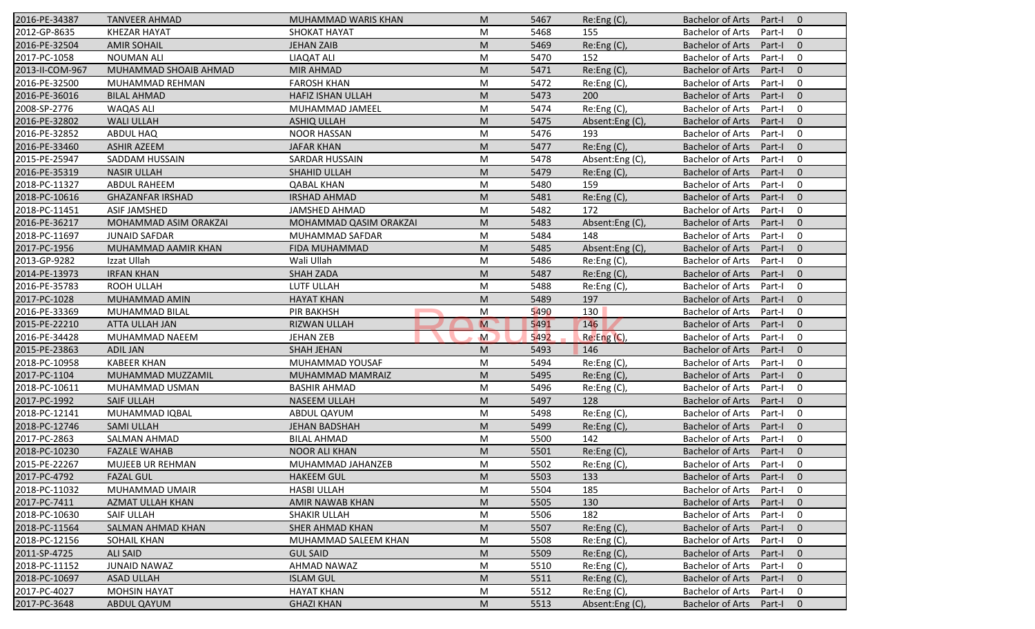| | | | | | | | | |
|---|---|---|---|---|---|---|---|---|
| 2016-PE-34387 | TANVEER AHMAD | MUHAMMAD WARIS KHAN | M | 5467 | Re:Eng (C), | Bachelor of Arts | Part-I | 0 |
| 2012-GP-8635 | KHEZAR HAYAT | SHOKAT HAYAT | M | 5468 | 155 | Bachelor of Arts | Part-I | 0 |
| 2016-PE-32504 | AMIR SOHAIL | JEHAN ZAIB | M | 5469 | Re:Eng (C), | Bachelor of Arts | Part-I | 0 |
| 2017-PC-1058 | NOUMAN ALI | LIAQAT ALI | M | 5470 | 152 | Bachelor of Arts | Part-I | 0 |
| 2013-II-COM-967 | MUHAMMAD SHOAIB AHMAD | MIR AHMAD | M | 5471 | Re:Eng (C), | Bachelor of Arts | Part-I | 0 |
| 2016-PE-32500 | MUHAMMAD REHMAN | FAROSH KHAN | M | 5472 | Re:Eng (C), | Bachelor of Arts | Part-I | 0 |
| 2016-PE-36016 | BILAL AHMAD | HAFIZ ISHAN ULLAH | M | 5473 | 200 | Bachelor of Arts | Part-I | 0 |
| 2008-SP-2776 | WAQAS ALI | MUHAMMAD JAMEEL | M | 5474 | Re:Eng (C), | Bachelor of Arts | Part-I | 0 |
| 2016-PE-32802 | WALI ULLAH | ASHIQ ULLAH | M | 5475 | Absent:Eng (C), | Bachelor of Arts | Part-I | 0 |
| 2016-PE-32852 | ABDUL HAQ | NOOR HASSAN | M | 5476 | 193 | Bachelor of Arts | Part-I | 0 |
| 2016-PE-33460 | ASHIR AZEEM | JAFAR KHAN | M | 5477 | Re:Eng (C), | Bachelor of Arts | Part-I | 0 |
| 2015-PE-25947 | SADDAM HUSSAIN | SARDAR HUSSAIN | M | 5478 | Absent:Eng (C), | Bachelor of Arts | Part-I | 0 |
| 2016-PE-35319 | NASIR ULLAH | SHAHID ULLAH | M | 5479 | Re:Eng (C), | Bachelor of Arts | Part-I | 0 |
| 2018-PC-11327 | ABDUL RAHEEM | QABAL KHAN | M | 5480 | 159 | Bachelor of Arts | Part-I | 0 |
| 2018-PC-10616 | GHAZANFAR IRSHAD | IRSHAD AHMAD | M | 5481 | Re:Eng (C), | Bachelor of Arts | Part-I | 0 |
| 2018-PC-11451 | ASIF JAMSHED | JAMSHED AHMAD | M | 5482 | 172 | Bachelor of Arts | Part-I | 0 |
| 2016-PE-36217 | MOHAMMAD ASIM ORAKZAI | MOHAMMAD QASIM ORAKZAI | M | 5483 | Absent:Eng (C), | Bachelor of Arts | Part-I | 0 |
| 2018-PC-11697 | JUNAID SAFDAR | MUHAMMAD SAFDAR | M | 5484 | 148 | Bachelor of Arts | Part-I | 0 |
| 2017-PC-1956 | MUHAMMAD AAMIR KHAN | FIDA MUHAMMAD | M | 5485 | Absent:Eng (C), | Bachelor of Arts | Part-I | 0 |
| 2013-GP-9282 | Izzat Ullah | Wali Ullah | M | 5486 | Re:Eng (C), | Bachelor of Arts | Part-I | 0 |
| 2014-PE-13973 | IRFAN KHAN | SHAH ZADA | M | 5487 | Re:Eng (C), | Bachelor of Arts | Part-I | 0 |
| 2016-PE-35783 | ROOH ULLAH | LUTF ULLAH | M | 5488 | Re:Eng (C), | Bachelor of Arts | Part-I | 0 |
| 2017-PC-1028 | MUHAMMAD AMIN | HAYAT KHAN | M | 5489 | 197 | Bachelor of Arts | Part-I | 0 |
| 2016-PE-33369 | MUHAMMAD BILAL | PIR BAKHSH | M | 5490 | 130 | Bachelor of Arts | Part-I | 0 |
| 2015-PE-22210 | ATTA ULLAH JAN | RIZWAN ULLAH | M | 5491 | 146 | Bachelor of Arts | Part-I | 0 |
| 2016-PE-34428 | MUHAMMAD NAEEM | JEHAN ZEB | M | 5492 | Re:Eng (C), | Bachelor of Arts | Part-I | 0 |
| 2015-PE-23863 | ADIL JAN | SHAH JEHAN | M | 5493 | 146 | Bachelor of Arts | Part-I | 0 |
| 2018-PC-10958 | KABEER KHAN | MUHAMMAD YOUSAF | M | 5494 | Re:Eng (C), | Bachelor of Arts | Part-I | 0 |
| 2017-PC-1104 | MUHAMMAD MUZZAMIL | MUHAMMAD MAMRAIZ | M | 5495 | Re:Eng (C), | Bachelor of Arts | Part-I | 0 |
| 2018-PC-10611 | MUHAMMAD USMAN | BASHIR AHMAD | M | 5496 | Re:Eng (C), | Bachelor of Arts | Part-I | 0 |
| 2017-PC-1992 | SAIF ULLAH | NASEEM ULLAH | M | 5497 | 128 | Bachelor of Arts | Part-I | 0 |
| 2018-PC-12141 | MUHAMMAD IQBAL | ABDUL QAYUM | M | 5498 | Re:Eng (C), | Bachelor of Arts | Part-I | 0 |
| 2018-PC-12746 | SAMI ULLAH | JEHAN BADSHAH | M | 5499 | Re:Eng (C), | Bachelor of Arts | Part-I | 0 |
| 2017-PC-2863 | SALMAN AHMAD | BILAL AHMAD | M | 5500 | 142 | Bachelor of Arts | Part-I | 0 |
| 2018-PC-10230 | FAZALE WAHAB | NOOR ALI KHAN | M | 5501 | Re:Eng (C), | Bachelor of Arts | Part-I | 0 |
| 2015-PE-22267 | MUJEEB UR REHMAN | MUHAMMAD JAHANZEB | M | 5502 | Re:Eng (C), | Bachelor of Arts | Part-I | 0 |
| 2017-PC-4792 | FAZAL GUL | HAKEEM GUL | M | 5503 | 133 | Bachelor of Arts | Part-I | 0 |
| 2018-PC-11032 | MUHAMMAD UMAIR | HASBI ULLAH | M | 5504 | 185 | Bachelor of Arts | Part-I | 0 |
| 2017-PC-7411 | AZMAT ULLAH KHAN | AMIR NAWAB KHAN | M | 5505 | 130 | Bachelor of Arts | Part-I | 0 |
| 2018-PC-10630 | SAIF ULLAH | SHAKIR ULLAH | M | 5506 | 182 | Bachelor of Arts | Part-I | 0 |
| 2018-PC-11564 | SALMAN AHMAD KHAN | SHER AHMAD KHAN | M | 5507 | Re:Eng (C), | Bachelor of Arts | Part-I | 0 |
| 2018-PC-12156 | SOHAIL KHAN | MUHAMMAD SALEEM KHAN | M | 5508 | Re:Eng (C), | Bachelor of Arts | Part-I | 0 |
| 2011-SP-4725 | ALI SAID | GUL SAID | M | 5509 | Re:Eng (C), | Bachelor of Arts | Part-I | 0 |
| 2018-PC-11152 | JUNAID NAWAZ | AHMAD NAWAZ | M | 5510 | Re:Eng (C), | Bachelor of Arts | Part-I | 0 |
| 2018-PC-10697 | ASAD ULLAH | ISLAM GUL | M | 5511 | Re:Eng (C), | Bachelor of Arts | Part-I | 0 |
| 2017-PC-4027 | MOHSIN HAYAT | HAYAT KHAN | M | 5512 | Re:Eng (C), | Bachelor of Arts | Part-I | 0 |
| 2017-PC-3648 | ABDUL QAYUM | GHAZI KHAN | M | 5513 | Absent:Eng (C), | Bachelor of Arts | Part-I | 0 |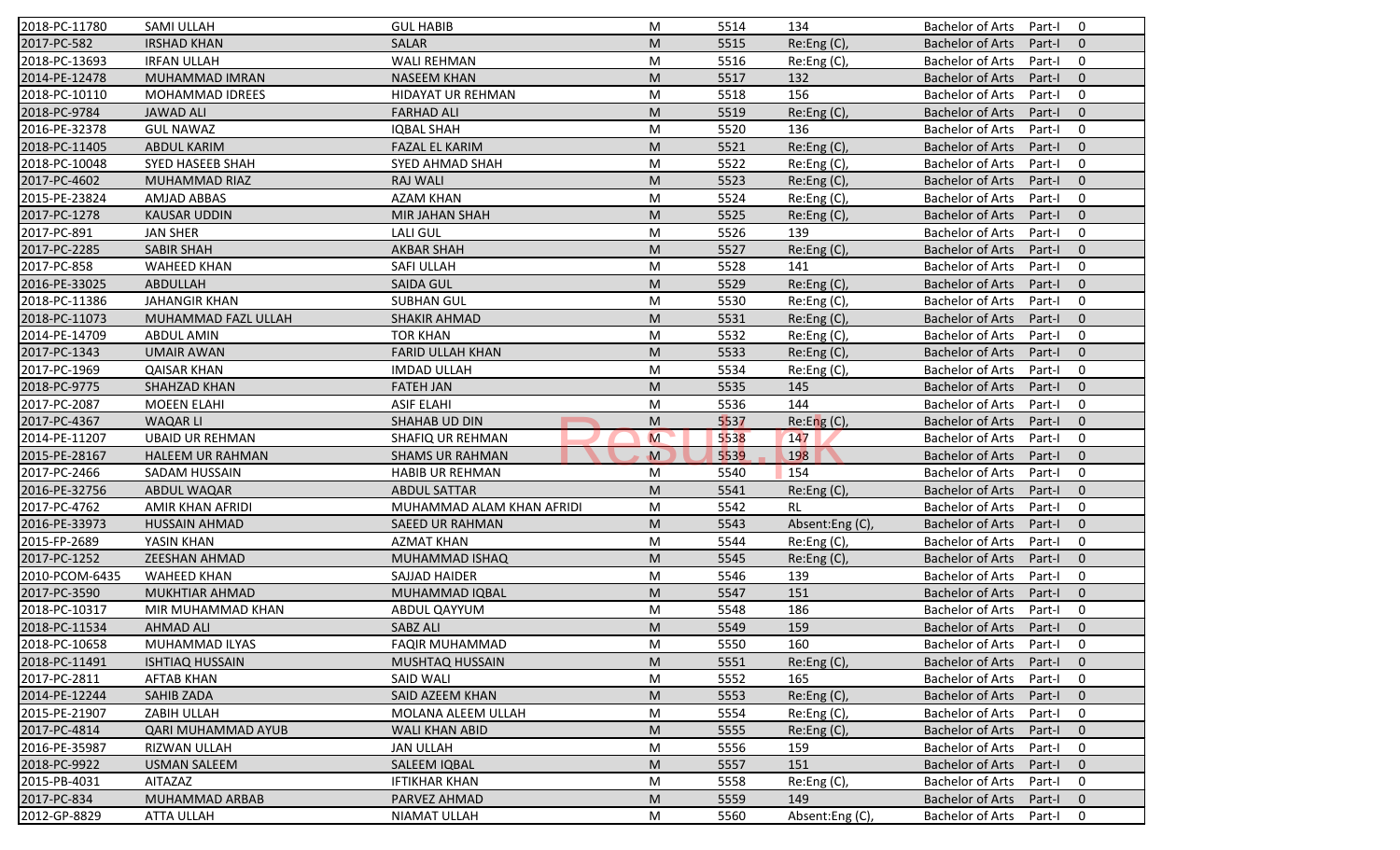| | | | | | | | | |
|---|---|---|---|---|---|---|---|---|
| 2018-PC-11780 | SAMI ULLAH | GUL HABIB | M | 5514 | 134 | Bachelor of Arts | Part-I | 0 |
| 2017-PC-582 | IRSHAD KHAN | SALAR | M | 5515 | Re:Eng (C), | Bachelor of Arts | Part-I | 0 |
| 2018-PC-13693 | IRFAN ULLAH | WALI REHMAN | M | 5516 | Re:Eng (C), | Bachelor of Arts | Part-I | 0 |
| 2014-PE-12478 | MUHAMMAD IMRAN | NASEEM KHAN | M | 5517 | 132 | Bachelor of Arts | Part-I | 0 |
| 2018-PC-10110 | MOHAMMAD IDREES | HIDAYAT UR REHMAN | M | 5518 | 156 | Bachelor of Arts | Part-I | 0 |
| 2018-PC-9784 | JAWAD ALI | FARHAD ALI | M | 5519 | Re:Eng (C), | Bachelor of Arts | Part-I | 0 |
| 2016-PE-32378 | GUL NAWAZ | IQBAL SHAH | M | 5520 | 136 | Bachelor of Arts | Part-I | 0 |
| 2018-PC-11405 | ABDUL KARIM | FAZAL EL KARIM | M | 5521 | Re:Eng (C), | Bachelor of Arts | Part-I | 0 |
| 2018-PC-10048 | SYED HASEEB SHAH | SYED AHMAD SHAH | M | 5522 | Re:Eng (C), | Bachelor of Arts | Part-I | 0 |
| 2017-PC-4602 | MUHAMMAD RIAZ | RAJ WALI | M | 5523 | Re:Eng (C), | Bachelor of Arts | Part-I | 0 |
| 2015-PE-23824 | AMJAD ABBAS | AZAM KHAN | M | 5524 | Re:Eng (C), | Bachelor of Arts | Part-I | 0 |
| 2017-PC-1278 | KAUSAR UDDIN | MIR JAHAN SHAH | M | 5525 | Re:Eng (C), | Bachelor of Arts | Part-I | 0 |
| 2017-PC-891 | JAN SHER | LALI GUL | M | 5526 | 139 | Bachelor of Arts | Part-I | 0 |
| 2017-PC-2285 | SABIR SHAH | AKBAR SHAH | M | 5527 | Re:Eng (C), | Bachelor of Arts | Part-I | 0 |
| 2017-PC-858 | WAHEED KHAN | SAFI ULLAH | M | 5528 | 141 | Bachelor of Arts | Part-I | 0 |
| 2016-PE-33025 | ABDULLAH | SAIDA GUL | M | 5529 | Re:Eng (C), | Bachelor of Arts | Part-I | 0 |
| 2018-PC-11386 | JAHANGIR KHAN | SUBHAN GUL | M | 5530 | Re:Eng (C), | Bachelor of Arts | Part-I | 0 |
| 2018-PC-11073 | MUHAMMAD FAZL ULLAH | SHAKIR AHMAD | M | 5531 | Re:Eng (C), | Bachelor of Arts | Part-I | 0 |
| 2014-PE-14709 | ABDUL AMIN | TOR KHAN | M | 5532 | Re:Eng (C), | Bachelor of Arts | Part-I | 0 |
| 2017-PC-1343 | UMAIR AWAN | FARID ULLAH KHAN | M | 5533 | Re:Eng (C), | Bachelor of Arts | Part-I | 0 |
| 2017-PC-1969 | QAISAR KHAN | IMDAD ULLAH | M | 5534 | Re:Eng (C), | Bachelor of Arts | Part-I | 0 |
| 2018-PC-9775 | SHAHZAD KHAN | FATEH JAN | M | 5535 | 145 | Bachelor of Arts | Part-I | 0 |
| 2017-PC-2087 | MOEEN ELAHI | ASIF ELAHI | M | 5536 | 144 | Bachelor of Arts | Part-I | 0 |
| 2017-PC-4367 | WAQAR LI | SHAHAB UD DIN | M | 5537 | Re:Eng (C), | Bachelor of Arts | Part-I | 0 |
| 2014-PE-11207 | UBAID UR REHMAN | SHAFIQ UR REHMAN | M | 5538 | 147 | Bachelor of Arts | Part-I | 0 |
| 2015-PE-28167 | HALEEM UR RAHMAN | SHAMS UR RAHMAN | M | 5539 | 198 | Bachelor of Arts | Part-I | 0 |
| 2017-PC-2466 | SADAM HUSSAIN | HABIB UR REHMAN | M | 5540 | 154 | Bachelor of Arts | Part-I | 0 |
| 2016-PE-32756 | ABDUL WAQAR | ABDUL SATTAR | M | 5541 | Re:Eng (C), | Bachelor of Arts | Part-I | 0 |
| 2017-PC-4762 | AMIR KHAN AFRIDI | MUHAMMAD ALAM KHAN AFRIDI | M | 5542 | RL | Bachelor of Arts | Part-I | 0 |
| 2016-PE-33973 | HUSSAIN AHMAD | SAEED UR RAHMAN | M | 5543 | Absent:Eng (C), | Bachelor of Arts | Part-I | 0 |
| 2015-FP-2689 | YASIN KHAN | AZMAT KHAN | M | 5544 | Re:Eng (C), | Bachelor of Arts | Part-I | 0 |
| 2017-PC-1252 | ZEESHAN AHMAD | MUHAMMAD ISHAQ | M | 5545 | Re:Eng (C), | Bachelor of Arts | Part-I | 0 |
| 2010-PCOM-6435 | WAHEED KHAN | SAJJAD HAIDER | M | 5546 | 139 | Bachelor of Arts | Part-I | 0 |
| 2017-PC-3590 | MUKHTIAR AHMAD | MUHAMMAD IQBAL | M | 5547 | 151 | Bachelor of Arts | Part-I | 0 |
| 2018-PC-10317 | MIR MUHAMMAD KHAN | ABDUL QAYYUM | M | 5548 | 186 | Bachelor of Arts | Part-I | 0 |
| 2018-PC-11534 | AHMAD ALI | SABZ ALI | M | 5549 | 159 | Bachelor of Arts | Part-I | 0 |
| 2018-PC-10658 | MUHAMMAD ILYAS | FAQIR MUHAMMAD | M | 5550 | 160 | Bachelor of Arts | Part-I | 0 |
| 2018-PC-11491 | ISHTIAQ HUSSAIN | MUSHTAQ HUSSAIN | M | 5551 | Re:Eng (C), | Bachelor of Arts | Part-I | 0 |
| 2017-PC-2811 | AFTAB KHAN | SAID WALI | M | 5552 | 165 | Bachelor of Arts | Part-I | 0 |
| 2014-PE-12244 | SAHIB ZADA | SAID AZEEM KHAN | M | 5553 | Re:Eng (C), | Bachelor of Arts | Part-I | 0 |
| 2015-PE-21907 | ZABIH ULLAH | MOLANA ALEEM ULLAH | M | 5554 | Re:Eng (C), | Bachelor of Arts | Part-I | 0 |
| 2017-PC-4814 | QARI MUHAMMAD AYUB | WALI KHAN ABID | M | 5555 | Re:Eng (C), | Bachelor of Arts | Part-I | 0 |
| 2016-PE-35987 | RIZWAN ULLAH | JAN ULLAH | M | 5556 | 159 | Bachelor of Arts | Part-I | 0 |
| 2018-PC-9922 | USMAN SALEEM | SALEEM IQBAL | M | 5557 | 151 | Bachelor of Arts | Part-I | 0 |
| 2015-PB-4031 | AITAZAZ | IFTIKHAR KHAN | M | 5558 | Re:Eng (C), | Bachelor of Arts | Part-I | 0 |
| 2017-PC-834 | MUHAMMAD ARBAB | PARVEZ AHMAD | M | 5559 | 149 | Bachelor of Arts | Part-I | 0 |
| 2012-GP-8829 | ATTA ULLAH | NIAMAT ULLAH | M | 5560 | Absent:Eng (C), | Bachelor of Arts | Part-I | 0 |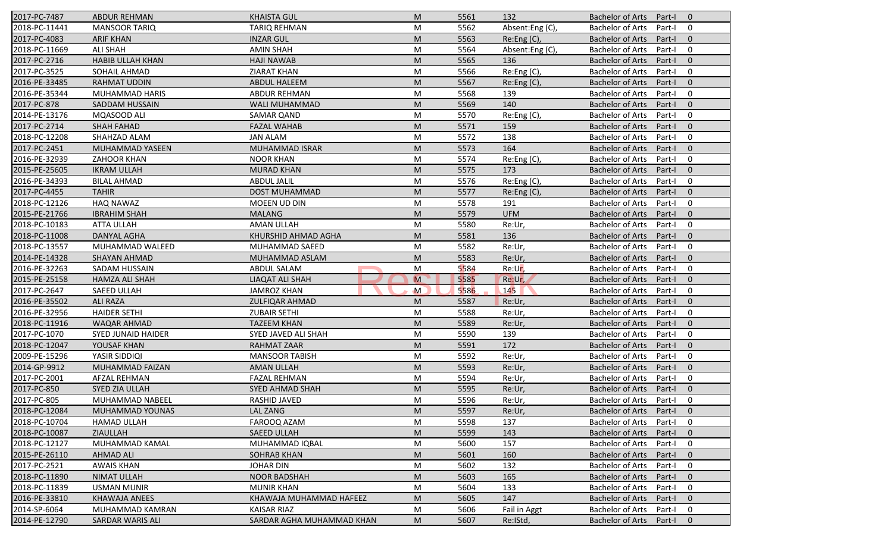| | | | | | | | | |
|---|---|---|---|---|---|---|---|---|
| 2017-PC-7487 | ABDUR REHMAN | KHAISTA GUL | M | 5561 | 132 | Bachelor of Arts | Part-I | 0 |
| 2018-PC-11441 | MANSOOR TARIQ | TARIQ REHMAN | M | 5562 | Absent:Eng (C), | Bachelor of Arts | Part-I | 0 |
| 2017-PC-4083 | ARIF KHAN | INZAR GUL | M | 5563 | Re:Eng (C), | Bachelor of Arts | Part-I | 0 |
| 2018-PC-11669 | ALI SHAH | AMIN SHAH | M | 5564 | Absent:Eng (C), | Bachelor of Arts | Part-I | 0 |
| 2017-PC-2716 | HABIB ULLAH KHAN | HAJI NAWAB | M | 5565 | 136 | Bachelor of Arts | Part-I | 0 |
| 2017-PC-3525 | SOHAIL AHMAD | ZIARAT KHAN | M | 5566 | Re:Eng (C), | Bachelor of Arts | Part-I | 0 |
| 2016-PE-33485 | RAHMAT UDDIN | ABDUL HALEEM | M | 5567 | Re:Eng (C), | Bachelor of Arts | Part-I | 0 |
| 2016-PE-35344 | MUHAMMAD HARIS | ABDUR REHMAN | M | 5568 | 139 | Bachelor of Arts | Part-I | 0 |
| 2017-PC-878 | SADDAM HUSSAIN | WALI MUHAMMAD | M | 5569 | 140 | Bachelor of Arts | Part-I | 0 |
| 2014-PE-13176 | MQASOOD ALI | SAMAR QAND | M | 5570 | Re:Eng (C), | Bachelor of Arts | Part-I | 0 |
| 2017-PC-2714 | SHAH FAHAD | FAZAL WAHAB | M | 5571 | 159 | Bachelor of Arts | Part-I | 0 |
| 2018-PC-12208 | SHAHZAD ALAM | JAN ALAM | M | 5572 | 138 | Bachelor of Arts | Part-I | 0 |
| 2017-PC-2451 | MUHAMMAD YASEEN | MUHAMMAD ISRAR | M | 5573 | 164 | Bachelor of Arts | Part-I | 0 |
| 2016-PE-32939 | ZAHOOR KHAN | NOOR KHAN | M | 5574 | Re:Eng (C), | Bachelor of Arts | Part-I | 0 |
| 2015-PE-25605 | IKRAM ULLAH | MURAD KHAN | M | 5575 | 173 | Bachelor of Arts | Part-I | 0 |
| 2016-PE-34393 | BILAL AHMAD | ABDUL JALIL | M | 5576 | Re:Eng (C), | Bachelor of Arts | Part-I | 0 |
| 2017-PC-4455 | TAHIR | DOST MUHAMMAD | M | 5577 | Re:Eng (C), | Bachelor of Arts | Part-I | 0 |
| 2018-PC-12126 | HAQ NAWAZ | MOEEN UD DIN | M | 5578 | 191 | Bachelor of Arts | Part-I | 0 |
| 2015-PE-21766 | IBRAHIM SHAH | MALANG | M | 5579 | UFM | Bachelor of Arts | Part-I | 0 |
| 2018-PC-10183 | ATTA ULLAH | AMAN ULLAH | M | 5580 | Re:Ur, | Bachelor of Arts | Part-I | 0 |
| 2018-PC-11008 | DANYAL AGHA | KHURSHID AHMAD AGHA | M | 5581 | 136 | Bachelor of Arts | Part-I | 0 |
| 2018-PC-13557 | MUHAMMAD WALEED | MUHAMMAD SAEED | M | 5582 | Re:Ur, | Bachelor of Arts | Part-I | 0 |
| 2014-PE-14328 | SHAYAN AHMAD | MUHAMMAD ASLAM | M | 5583 | Re:Ur, | Bachelor of Arts | Part-I | 0 |
| 2016-PE-32263 | SADAM HUSSAIN | ABDUL SALAM | M | 5584 | Re:Ur, | Bachelor of Arts | Part-I | 0 |
| 2015-PE-25158 | HAMZA ALI SHAH | LIAQAT ALI SHAH | M | 5585 | Re:Ur, | Bachelor of Arts | Part-I | 0 |
| 2017-PC-2647 | SAEED ULLAH | JAMROZ KHAN | M | 5586 | 145 | Bachelor of Arts | Part-I | 0 |
| 2016-PE-35502 | ALI RAZA | ZULFIQAR AHMAD | M | 5587 | Re:Ur, | Bachelor of Arts | Part-I | 0 |
| 2016-PE-32956 | HAIDER SETHI | ZUBAIR SETHI | M | 5588 | Re:Ur, | Bachelor of Arts | Part-I | 0 |
| 2018-PC-11916 | WAQAR AHMAD | TAZEEM KHAN | M | 5589 | Re:Ur, | Bachelor of Arts | Part-I | 0 |
| 2017-PC-1070 | SYED JUNAID HAIDER | SYED JAVED ALI SHAH | M | 5590 | 139 | Bachelor of Arts | Part-I | 0 |
| 2018-PC-12047 | YOUSAF KHAN | RAHMAT ZAAR | M | 5591 | 172 | Bachelor of Arts | Part-I | 0 |
| 2009-PE-15296 | YASIR SIDDIQI | MANSOOR TABISH | M | 5592 | Re:Ur, | Bachelor of Arts | Part-I | 0 |
| 2014-GP-9912 | MUHAMMAD FAIZAN | AMAN ULLAH | M | 5593 | Re:Ur, | Bachelor of Arts | Part-I | 0 |
| 2017-PC-2001 | AFZAL REHMAN | FAZAL REHMAN | M | 5594 | Re:Ur, | Bachelor of Arts | Part-I | 0 |
| 2017-PC-850 | SYED ZIA ULLAH | SYED AHMAD SHAH | M | 5595 | Re:Ur, | Bachelor of Arts | Part-I | 0 |
| 2017-PC-805 | MUHAMMAD NABEEL | RASHID JAVED | M | 5596 | Re:Ur, | Bachelor of Arts | Part-I | 0 |
| 2018-PC-12084 | MUHAMMAD YOUNAS | LAL ZANG | M | 5597 | Re:Ur, | Bachelor of Arts | Part-I | 0 |
| 2018-PC-10704 | HAMAD ULLAH | FAROOQ AZAM | M | 5598 | 137 | Bachelor of Arts | Part-I | 0 |
| 2018-PC-10087 | ZIAULLAH | SAEED ULLAH | M | 5599 | 143 | Bachelor of Arts | Part-I | 0 |
| 2018-PC-12127 | MUHAMMAD KAMAL | MUHAMMAD IQBAL | M | 5600 | 157 | Bachelor of Arts | Part-I | 0 |
| 2015-PE-26110 | AHMAD ALI | SOHRAB KHAN | M | 5601 | 160 | Bachelor of Arts | Part-I | 0 |
| 2017-PC-2521 | AWAIS KHAN | JOHAR DIN | M | 5602 | 132 | Bachelor of Arts | Part-I | 0 |
| 2018-PC-11890 | NIMAT ULLAH | NOOR BADSHAH | M | 5603 | 165 | Bachelor of Arts | Part-I | 0 |
| 2018-PC-11839 | USMAN MUNIR | MUNIR KHAN | M | 5604 | 133 | Bachelor of Arts | Part-I | 0 |
| 2016-PE-33810 | KHAWAJA ANEES | KHAWAJA MUHAMMAD HAFEEZ | M | 5605 | 147 | Bachelor of Arts | Part-I | 0 |
| 2014-SP-6064 | MUHAMMAD KAMRAN | KAISAR RIAZ | M | 5606 | Fail in Aggt | Bachelor of Arts | Part-I | 0 |
| 2014-PE-12790 | SARDAR WARIS ALI | SARDAR AGHA MUHAMMAD KHAN | M | 5607 | Re:IStd, | Bachelor of Arts | Part-I | 0 |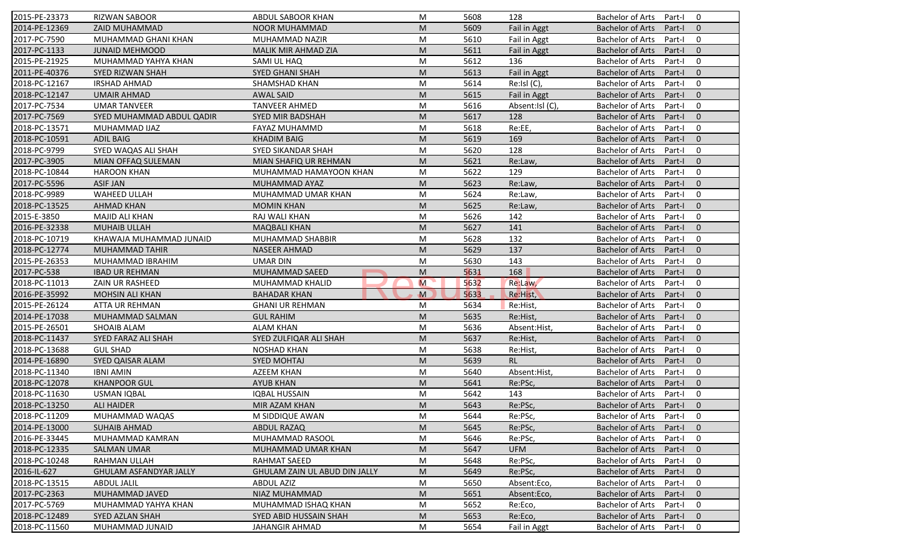| | | | | | | | | |
|---|---|---|---|---|---|---|---|---|
| 2015-PE-23373 | RIZWAN SABOOR | ABDUL SABOOR KHAN | M | 5608 | 128 | Bachelor of Arts | Part-I | 0 |
| 2014-PE-12369 | ZAID MUHAMMAD | NOOR MUHAMMAD | M | 5609 | Fail in Aggt | Bachelor of Arts | Part-I | 0 |
| 2017-PC-7590 | MUHAMMAD GHANI KHAN | MUHAMMAD NAZIR | M | 5610 | Fail in Aggt | Bachelor of Arts | Part-I | 0 |
| 2017-PC-1133 | JUNAID MEHMOOD | MALIK MIR AHMAD ZIA | M | 5611 | Fail in Aggt | Bachelor of Arts | Part-I | 0 |
| 2015-PE-21925 | MUHAMMAD YAHYA KHAN | SAMI UL HAQ | M | 5612 | 136 | Bachelor of Arts | Part-I | 0 |
| 2011-PE-40376 | SYED RIZWAN SHAH | SYED GHANI SHAH | M | 5613 | Fail in Aggt | Bachelor of Arts | Part-I | 0 |
| 2018-PC-12167 | IRSHAD AHMAD | SHAMSHAD KHAN | M | 5614 | Re:Isl (C), | Bachelor of Arts | Part-I | 0 |
| 2018-PC-12147 | UMAIR AHMAD | AWAL SAID | M | 5615 | Fail in Aggt | Bachelor of Arts | Part-I | 0 |
| 2017-PC-7534 | UMAR TANVEER | TANVEER AHMED | M | 5616 | Absent:Isl (C), | Bachelor of Arts | Part-I | 0 |
| 2017-PC-7569 | SYED MUHAMMAD ABDUL QADIR | SYED MIR BADSHAH | M | 5617 | 128 | Bachelor of Arts | Part-I | 0 |
| 2018-PC-13571 | MUHAMMAD IJAZ | FAYAZ MUHAMMD | M | 5618 | Re:EE, | Bachelor of Arts | Part-I | 0 |
| 2018-PC-10591 | ADIL BAIG | KHADIM BAIG | M | 5619 | 169 | Bachelor of Arts | Part-I | 0 |
| 2018-PC-9799 | SYED WAQAS ALI SHAH | SYED SIKANDAR SHAH | M | 5620 | 128 | Bachelor of Arts | Part-I | 0 |
| 2017-PC-3905 | MIAN OFFAQ SULEMAN | MIAN SHAFIQ UR REHMAN | M | 5621 | Re:Law, | Bachelor of Arts | Part-I | 0 |
| 2018-PC-10844 | HAROON KHAN | MUHAMMAD HAMAYOON KHAN | M | 5622 | 129 | Bachelor of Arts | Part-I | 0 |
| 2017-PC-5596 | ASIF JAN | MUHAMMAD AYAZ | M | 5623 | Re:Law, | Bachelor of Arts | Part-I | 0 |
| 2018-PC-9989 | WAHEED ULLAH | MUHAMMAD UMAR KHAN | M | 5624 | Re:Law, | Bachelor of Arts | Part-I | 0 |
| 2018-PC-13525 | AHMAD KHAN | MOMIN KHAN | M | 5625 | Re:Law, | Bachelor of Arts | Part-I | 0 |
| 2015-E-3850 | MAJID ALI KHAN | RAJ WALI KHAN | M | 5626 | 142 | Bachelor of Arts | Part-I | 0 |
| 2016-PE-32338 | MUHAIB ULLAH | MAQBALI KHAN | M | 5627 | 141 | Bachelor of Arts | Part-I | 0 |
| 2018-PC-10719 | KHAWAJA MUHAMMAD JUNAID | MUHAMMAD SHABBIR | M | 5628 | 132 | Bachelor of Arts | Part-I | 0 |
| 2018-PC-12774 | MUHAMMAD TAHIR | NASEER AHMAD | M | 5629 | 137 | Bachelor of Arts | Part-I | 0 |
| 2015-PE-26353 | MUHAMMAD IBRAHIM | UMAR DIN | M | 5630 | 143 | Bachelor of Arts | Part-I | 0 |
| 2017-PC-538 | IBAD UR REHMAN | MUHAMMAD SAEED | M | 5631 | 168 | Bachelor of Arts | Part-I | 0 |
| 2018-PC-11013 | ZAIN UR RASHEED | MUHAMMAD KHALID | M | 5632 | Re:Law, | Bachelor of Arts | Part-I | 0 |
| 2016-PE-35992 | MOHSIN ALI KHAN | BAHADAR KHAN | M | 5633 | Re:Hist, | Bachelor of Arts | Part-I | 0 |
| 2015-PE-26124 | ATTA UR REHMAN | GHANI UR REHMAN | M | 5634 | Re:Hist, | Bachelor of Arts | Part-I | 0 |
| 2014-PE-17038 | MUHAMMAD SALMAN | GUL RAHIM | M | 5635 | Re:Hist, | Bachelor of Arts | Part-I | 0 |
| 2015-PE-26501 | SHOAIB ALAM | ALAM KHAN | M | 5636 | Absent:Hist, | Bachelor of Arts | Part-I | 0 |
| 2018-PC-11437 | SYED FARAZ ALI SHAH | SYED ZULFIQAR ALI SHAH | M | 5637 | Re:Hist, | Bachelor of Arts | Part-I | 0 |
| 2018-PC-13688 | GUL SHAD | NOSHAD KHAN | M | 5638 | Re:Hist, | Bachelor of Arts | Part-I | 0 |
| 2014-PE-16890 | SYED QAISAR ALAM | SYED MOHTAJ | M | 5639 | RL | Bachelor of Arts | Part-I | 0 |
| 2018-PC-11340 | IBNI AMIN | AZEEM KHAN | M | 5640 | Absent:Hist, | Bachelor of Arts | Part-I | 0 |
| 2018-PC-12078 | KHANPOOR GUL | AYUB KHAN | M | 5641 | Re:PSc, | Bachelor of Arts | Part-I | 0 |
| 2018-PC-11630 | USMAN IQBAL | IQBAL HUSSAIN | M | 5642 | 143 | Bachelor of Arts | Part-I | 0 |
| 2018-PC-13250 | ALI HAIDER | MIR AZAM KHAN | M | 5643 | Re:PSc, | Bachelor of Arts | Part-I | 0 |
| 2018-PC-11209 | MUHAMMAD WAQAS | M SIDDIQUE AWAN | M | 5644 | Re:PSc, | Bachelor of Arts | Part-I | 0 |
| 2014-PE-13000 | SUHAIB AHMAD | ABDUL RAZAQ | M | 5645 | Re:PSc, | Bachelor of Arts | Part-I | 0 |
| 2016-PE-33445 | MUHAMMAD KAMRAN | MUHAMMAD RASOOL | M | 5646 | Re:PSc, | Bachelor of Arts | Part-I | 0 |
| 2018-PC-12335 | SALMAN UMAR | MUHAMMAD UMAR KHAN | M | 5647 | UFM | Bachelor of Arts | Part-I | 0 |
| 2018-PC-10248 | RAHMAN ULLAH | RAHMAT SAEED | M | 5648 | Re:PSc, | Bachelor of Arts | Part-I | 0 |
| 2016-IL-627 | GHULAM ASFANDYAR JALLY | GHULAM ZAIN UL ABUD DIN JALLY | M | 5649 | Re:PSc, | Bachelor of Arts | Part-I | 0 |
| 2018-PC-13515 | ABDUL JALIL | ABDUL AZIZ | M | 5650 | Absent:Eco, | Bachelor of Arts | Part-I | 0 |
| 2017-PC-2363 | MUHAMMAD JAVED | NIAZ MUHAMMAD | M | 5651 | Absent:Eco, | Bachelor of Arts | Part-I | 0 |
| 2017-PC-5769 | MUHAMMAD YAHYA KHAN | MUHAMMAD ISHAQ KHAN | M | 5652 | Re:Eco, | Bachelor of Arts | Part-I | 0 |
| 2018-PC-12489 | SYED AZLAN SHAH | SYED ABID HUSSAIN SHAH | M | 5653 | Re:Eco, | Bachelor of Arts | Part-I | 0 |
| 2018-PC-11560 | MUHAMMAD JUNAID | JAHANGIR AHMAD | M | 5654 | Fail in Aggt | Bachelor of Arts | Part-I | 0 |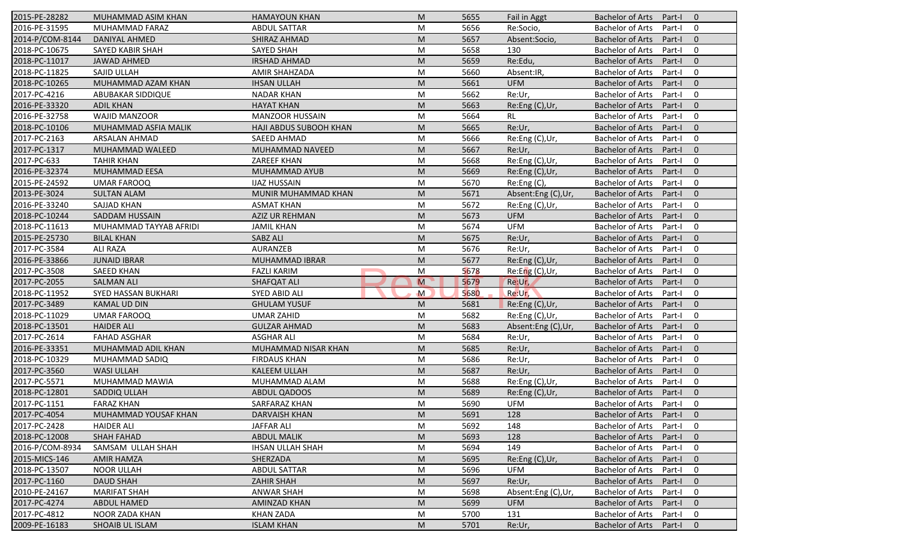| | | | | | | | | |
|---|---|---|---|---|---|---|---|---|
| 2015-PE-28282 | MUHAMMAD ASIM KHAN | HAMAYOUN KHAN | M | 5655 | Fail in Aggt | Bachelor of Arts | Part-I | 0 |
| 2016-PE-31595 | MUHAMMAD FARAZ | ABDUL SATTAR | M | 5656 | Re:Socio, | Bachelor of Arts | Part-I | 0 |
| 2014-P/COM-8144 | DANIYAL AHMED | SHIRAZ AHMAD | M | 5657 | Absent:Socio, | Bachelor of Arts | Part-I | 0 |
| 2018-PC-10675 | SAYED KABIR SHAH | SAYED SHAH | M | 5658 | 130 | Bachelor of Arts | Part-I | 0 |
| 2018-PC-11017 | JAWAD AHMED | IRSHAD AHMAD | M | 5659 | Re:Edu, | Bachelor of Arts | Part-I | 0 |
| 2018-PC-11825 | SAJID ULLAH | AMIR SHAHZADA | M | 5660 | Absent:IR, | Bachelor of Arts | Part-I | 0 |
| 2018-PC-10265 | MUHAMMAD AZAM KHAN | IHSAN ULLAH | M | 5661 | UFM | Bachelor of Arts | Part-I | 0 |
| 2017-PC-4216 | ABUBAKAR SIDDIQUE | NADAR KHAN | M | 5662 | Re:Ur, | Bachelor of Arts | Part-I | 0 |
| 2016-PE-33320 | ADIL KHAN | HAYAT KHAN | M | 5663 | Re:Eng (C),Ur, | Bachelor of Arts | Part-I | 0 |
| 2016-PE-32758 | WAJID MANZOOR | MANZOOR HUSSAIN | M | 5664 | RL | Bachelor of Arts | Part-I | 0 |
| 2018-PC-10106 | MUHAMMAD ASFIA MALIK | HAJI ABDUS SUBOOH KHAN | M | 5665 | Re:Ur, | Bachelor of Arts | Part-I | 0 |
| 2017-PC-2163 | ARSALAN AHMAD | SAEED AHMAD | M | 5666 | Re:Eng (C),Ur, | Bachelor of Arts | Part-I | 0 |
| 2017-PC-1317 | MUHAMMAD WALEED | MUHAMMAD NAVEED | M | 5667 | Re:Ur, | Bachelor of Arts | Part-I | 0 |
| 2017-PC-633 | TAHIR KHAN | ZAREEF KHAN | M | 5668 | Re:Eng (C),Ur, | Bachelor of Arts | Part-I | 0 |
| 2016-PE-32374 | MUHAMMAD EESA | MUHAMMAD AYUB | M | 5669 | Re:Eng (C),Ur, | Bachelor of Arts | Part-I | 0 |
| 2015-PE-24592 | UMAR FAROOQ | IJAZ HUSSAIN | M | 5670 | Re:Eng (C), | Bachelor of Arts | Part-I | 0 |
| 2013-PE-3024 | SULTAN ALAM | MUNIR MUHAMMAD KHAN | M | 5671 | Absent:Eng (C),Ur, | Bachelor of Arts | Part-I | 0 |
| 2016-PE-33240 | SAJJAD KHAN | ASMAT KHAN | M | 5672 | Re:Eng (C),Ur, | Bachelor of Arts | Part-I | 0 |
| 2018-PC-10244 | SADDAM HUSSAIN | AZIZ UR REHMAN | M | 5673 | UFM | Bachelor of Arts | Part-I | 0 |
| 2018-PC-11613 | MUHAMMAD TAYYAB AFRIDI | JAMIL KHAN | M | 5674 | UFM | Bachelor of Arts | Part-I | 0 |
| 2015-PE-25730 | BILAL KHAN | SABZ ALI | M | 5675 | Re:Ur, | Bachelor of Arts | Part-I | 0 |
| 2017-PC-3584 | ALI RAZA | AURANZEB | M | 5676 | Re:Ur, | Bachelor of Arts | Part-I | 0 |
| 2016-PE-33866 | JUNAID IBRAR | MUHAMMAD IBRAR | M | 5677 | Re:Eng (C),Ur, | Bachelor of Arts | Part-I | 0 |
| 2017-PC-3508 | SAEED KHAN | FAZLI KARIM | M | 5678 | Re:Eng (C),Ur, | Bachelor of Arts | Part-I | 0 |
| 2017-PC-2055 | SALMAN ALI | SHAFQAT ALI | M | 5679 | Re:Ur, | Bachelor of Arts | Part-I | 0 |
| 2018-PC-11952 | SYED HASSAN BUKHARI | SYED ABID ALI | M | 5680 | Re:Ur, | Bachelor of Arts | Part-I | 0 |
| 2017-PC-3489 | KAMAL UD DIN | GHULAM YUSUF | M | 5681 | Re:Eng (C),Ur, | Bachelor of Arts | Part-I | 0 |
| 2018-PC-11029 | UMAR FAROOQ | UMAR ZAHID | M | 5682 | Re:Eng (C),Ur, | Bachelor of Arts | Part-I | 0 |
| 2018-PC-13501 | HAIDER ALI | GULZAR AHMAD | M | 5683 | Absent:Eng (C),Ur, | Bachelor of Arts | Part-I | 0 |
| 2017-PC-2614 | FAHAD ASGHAR | ASGHAR ALI | M | 5684 | Re:Ur, | Bachelor of Arts | Part-I | 0 |
| 2016-PE-33351 | MUHAMMAD ADIL KHAN | MUHAMMAD NISAR KHAN | M | 5685 | Re:Ur, | Bachelor of Arts | Part-I | 0 |
| 2018-PC-10329 | MUHAMMAD SADIQ | FIRDAUS KHAN | M | 5686 | Re:Ur, | Bachelor of Arts | Part-I | 0 |
| 2017-PC-3560 | WASI ULLAH | KALEEM ULLAH | M | 5687 | Re:Ur, | Bachelor of Arts | Part-I | 0 |
| 2017-PC-5571 | MUHAMMAD MAWIA | MUHAMMAD ALAM | M | 5688 | Re:Eng (C),Ur, | Bachelor of Arts | Part-I | 0 |
| 2018-PC-12801 | SADDIQ ULLAH | ABDUL QADOOS | M | 5689 | Re:Eng (C),Ur, | Bachelor of Arts | Part-I | 0 |
| 2017-PC-1151 | FARAZ KHAN | SARFARAZ KHAN | M | 5690 | UFM | Bachelor of Arts | Part-I | 0 |
| 2017-PC-4054 | MUHAMMAD YOUSAF KHAN | DARVAISH KHAN | M | 5691 | 128 | Bachelor of Arts | Part-I | 0 |
| 2017-PC-2428 | HAIDER ALI | JAFFAR ALI | M | 5692 | 148 | Bachelor of Arts | Part-I | 0 |
| 2018-PC-12008 | SHAH FAHAD | ABDUL MALIK | M | 5693 | 128 | Bachelor of Arts | Part-I | 0 |
| 2016-P/COM-8934 | SAMSAM ULLAH SHAH | IHSAN ULLAH SHAH | M | 5694 | 149 | Bachelor of Arts | Part-I | 0 |
| 2015-MICS-146 | AMIR HAMZA | SHERZADA | M | 5695 | Re:Eng (C),Ur, | Bachelor of Arts | Part-I | 0 |
| 2018-PC-13507 | NOOR ULLAH | ABDUL SATTAR | M | 5696 | UFM | Bachelor of Arts | Part-I | 0 |
| 2017-PC-1160 | DAUD SHAH | ZAHIR SHAH | M | 5697 | Re:Ur, | Bachelor of Arts | Part-I | 0 |
| 2010-PE-24167 | MARIFAT SHAH | ANWAR SHAH | M | 5698 | Absent:Eng (C),Ur, | Bachelor of Arts | Part-I | 0 |
| 2017-PC-4274 | ABDUL HAMED | AMINZAD KHAN | M | 5699 | UFM | Bachelor of Arts | Part-I | 0 |
| 2017-PC-4812 | NOOR ZADA KHAN | KHAN ZADA | M | 5700 | 131 | Bachelor of Arts | Part-I | 0 |
| 2009-PE-16183 | SHOAIB UL ISLAM | ISLAM KHAN | M | 5701 | Re:Ur, | Bachelor of Arts | Part-I | 0 |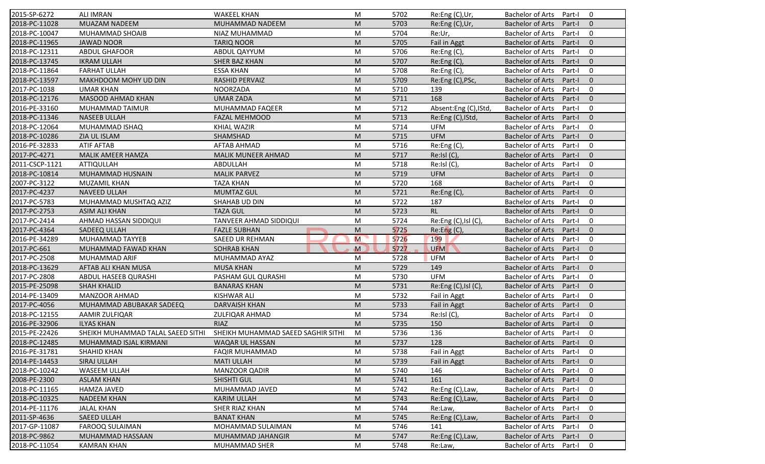| | | | | | | | | |
|---|---|---|---|---|---|---|---|---|
| 2015-SP-6272 | ALI IMRAN | WAKEEL KHAN | M | 5702 | Re:Eng (C),Ur, | Bachelor of Arts | Part-I | 0 |
| 2018-PC-11028 | MUAZAM NADEEM | MUHAMMAD NADEEM | M | 5703 | Re:Eng (C),Ur, | Bachelor of Arts | Part-I | 0 |
| 2018-PC-10047 | MUHAMMAD SHOAIB | NIAZ MUHAMMAD | M | 5704 | Re:Ur, | Bachelor of Arts | Part-I | 0 |
| 2018-PC-11965 | JAWAD NOOR | TARIQ NOOR | M | 5705 | Fail in Aggt | Bachelor of Arts | Part-I | 0 |
| 2018-PC-12311 | ABDUL GHAFOOR | ABDUL QAYYUM | M | 5706 | Re:Eng (C), | Bachelor of Arts | Part-I | 0 |
| 2018-PC-13745 | IKRAM ULLAH | SHER BAZ KHAN | M | 5707 | Re:Eng (C), | Bachelor of Arts | Part-I | 0 |
| 2018-PC-11864 | FARHAT ULLAH | ESSA KHAN | M | 5708 | Re:Eng (C), | Bachelor of Arts | Part-I | 0 |
| 2018-PC-13597 | MAKHDOOM MOHY UD DIN | RASHID PERVAIZ | M | 5709 | Re:Eng (C),PSc, | Bachelor of Arts | Part-I | 0 |
| 2017-PC-1038 | UMAR KHAN | NOORZADA | M | 5710 | 139 | Bachelor of Arts | Part-I | 0 |
| 2018-PC-12176 | MASOOD AHMAD KHAN | UMAR ZADA | M | 5711 | 168 | Bachelor of Arts | Part-I | 0 |
| 2016-PE-33160 | MUHAMMAD TAIMUR | MUHAMMAD FAQEER | M | 5712 | Absent:Eng (C),IStd, | Bachelor of Arts | Part-I | 0 |
| 2018-PC-11346 | NASEEB ULLAH | FAZAL MEHMOOD | M | 5713 | Re:Eng (C),IStd, | Bachelor of Arts | Part-I | 0 |
| 2018-PC-12064 | MUHAMMAD ISHAQ | KHIAL WAZIR | M | 5714 | UFM | Bachelor of Arts | Part-I | 0 |
| 2018-PC-10286 | ZIA UL ISLAM | SHAMSHAD | M | 5715 | UFM | Bachelor of Arts | Part-I | 0 |
| 2016-PE-32833 | ATIF AFTAB | AFTAB AHMAD | M | 5716 | Re:Eng (C), | Bachelor of Arts | Part-I | 0 |
| 2017-PC-4271 | MALIK AMEER HAMZA | MALIK MUNEER AHMAD | M | 5717 | Re:Isl (C), | Bachelor of Arts | Part-I | 0 |
| 2011-CSCP-1121 | ATTIQULLAH | ABDULLAH | M | 5718 | Re:Isl (C), | Bachelor of Arts | Part-I | 0 |
| 2018-PC-10814 | MUHAMMAD HUSNAIN | MALIK PARVEZ | M | 5719 | UFM | Bachelor of Arts | Part-I | 0 |
| 2007-PC-3122 | MUZAMIL KHAN | TAZA KHAN | M | 5720 | 168 | Bachelor of Arts | Part-I | 0 |
| 2017-PC-4237 | NAVEED ULLAH | MUMTAZ GUL | M | 5721 | Re:Eng (C), | Bachelor of Arts | Part-I | 0 |
| 2017-PC-5783 | MUHAMMAD MUSHTAQ AZIZ | SHAHAB UD DIN | M | 5722 | 187 | Bachelor of Arts | Part-I | 0 |
| 2017-PC-2753 | ASIM ALI KHAN | TAZA GUL | M | 5723 | RL | Bachelor of Arts | Part-I | 0 |
| 2017-PC-2414 | AHMAD HASSAN SIDDIQUI | TANVEER AHMAD SIDDIQUI | M | 5724 | Re:Eng (C),Isl (C), | Bachelor of Arts | Part-I | 0 |
| 2017-PC-4364 | SADEEQ ULLAH | FAZLE SUBHAN | M | 5725 | Re:Eng (C), | Bachelor of Arts | Part-I | 0 |
| 2016-PE-34289 | MUHAMMAD TAYYEB | SAEED UR REHMAN | M | 5726 | 199 | Bachelor of Arts | Part-I | 0 |
| 2017-PC-661 | MUHAMMAD FAWAD KHAN | SOHRAB KHAN | M | 5727 | UFM | Bachelor of Arts | Part-I | 0 |
| 2017-PC-2508 | MUHAMMAD ARIF | MUHAMMAD AYAZ | M | 5728 | UFM | Bachelor of Arts | Part-I | 0 |
| 2018-PC-13629 | AFTAB ALI KHAN MUSA | MUSA KHAN | M | 5729 | 149 | Bachelor of Arts | Part-I | 0 |
| 2017-PC-2808 | ABDUL HASEEB QURASHI | PASHAM GUL QURASHI | M | 5730 | UFM | Bachelor of Arts | Part-I | 0 |
| 2015-PE-25098 | SHAH KHALID | BANARAS KHAN | M | 5731 | Re:Eng (C),Isl (C), | Bachelor of Arts | Part-I | 0 |
| 2014-PE-13409 | MANZOOR AHMAD | KISHWAR ALI | M | 5732 | Fail in Aggt | Bachelor of Arts | Part-I | 0 |
| 2017-PC-4056 | MUHAMMAD ABUBAKAR SADEEQ | DARVAISH KHAN | M | 5733 | Fail in Aggt | Bachelor of Arts | Part-I | 0 |
| 2018-PC-12155 | AAMIR ZULFIQAR | ZULFIQAR AHMAD | M | 5734 | Re:Isl (C), | Bachelor of Arts | Part-I | 0 |
| 2016-PE-32906 | ILYAS KHAN | RIAZ | M | 5735 | 150 | Bachelor of Arts | Part-I | 0 |
| 2015-PE-22426 | SHEIKH MUHAMMAD TALAL SAEED SITHI | SHEIKH MUHAMMAD SAEED SAGHIR SITHI | M | 5736 | 136 | Bachelor of Arts | Part-I | 0 |
| 2018-PC-12485 | MUHAMMAD ISJAL KIRMANI | WAQAR UL HASSAN | M | 5737 | 128 | Bachelor of Arts | Part-I | 0 |
| 2016-PE-31781 | SHAHID KHAN | FAQIR MUHAMMAD | M | 5738 | Fail in Aggt | Bachelor of Arts | Part-I | 0 |
| 2014-PE-14453 | SIRAJ ULLAH | MATI ULLAH | M | 5739 | Fail in Aggt | Bachelor of Arts | Part-I | 0 |
| 2018-PC-10242 | WASEEM ULLAH | MANZOOR QADIR | M | 5740 | 146 | Bachelor of Arts | Part-I | 0 |
| 2008-PE-2300 | ASLAM KHAN | SHISHTI GUL | M | 5741 | 161 | Bachelor of Arts | Part-I | 0 |
| 2018-PC-11165 | HAMZA JAVED | MUHAMMAD JAVED | M | 5742 | Re:Eng (C),Law, | Bachelor of Arts | Part-I | 0 |
| 2018-PC-10325 | NADEEM KHAN | KARIM ULLAH | M | 5743 | Re:Eng (C),Law, | Bachelor of Arts | Part-I | 0 |
| 2014-PE-11176 | JALAL KHAN | SHER RIAZ KHAN | M | 5744 | Re:Law, | Bachelor of Arts | Part-I | 0 |
| 2011-SP-4636 | SAEED ULLAH | BANAT KHAN | M | 5745 | Re:Eng (C),Law, | Bachelor of Arts | Part-I | 0 |
| 2017-GP-11087 | FAROOQ SULAIMAN | MOHAMMAD SULAIMAN | M | 5746 | 141 | Bachelor of Arts | Part-I | 0 |
| 2018-PC-9862 | MUHAMMAD HASSAAN | MUHAMMAD JAHANGIR | M | 5747 | Re:Eng (C),Law, | Bachelor of Arts | Part-I | 0 |
| 2018-PC-11054 | KAMRAN KHAN | MUHAMMAD SHER | M | 5748 | Re:Law, | Bachelor of Arts | Part-I | 0 |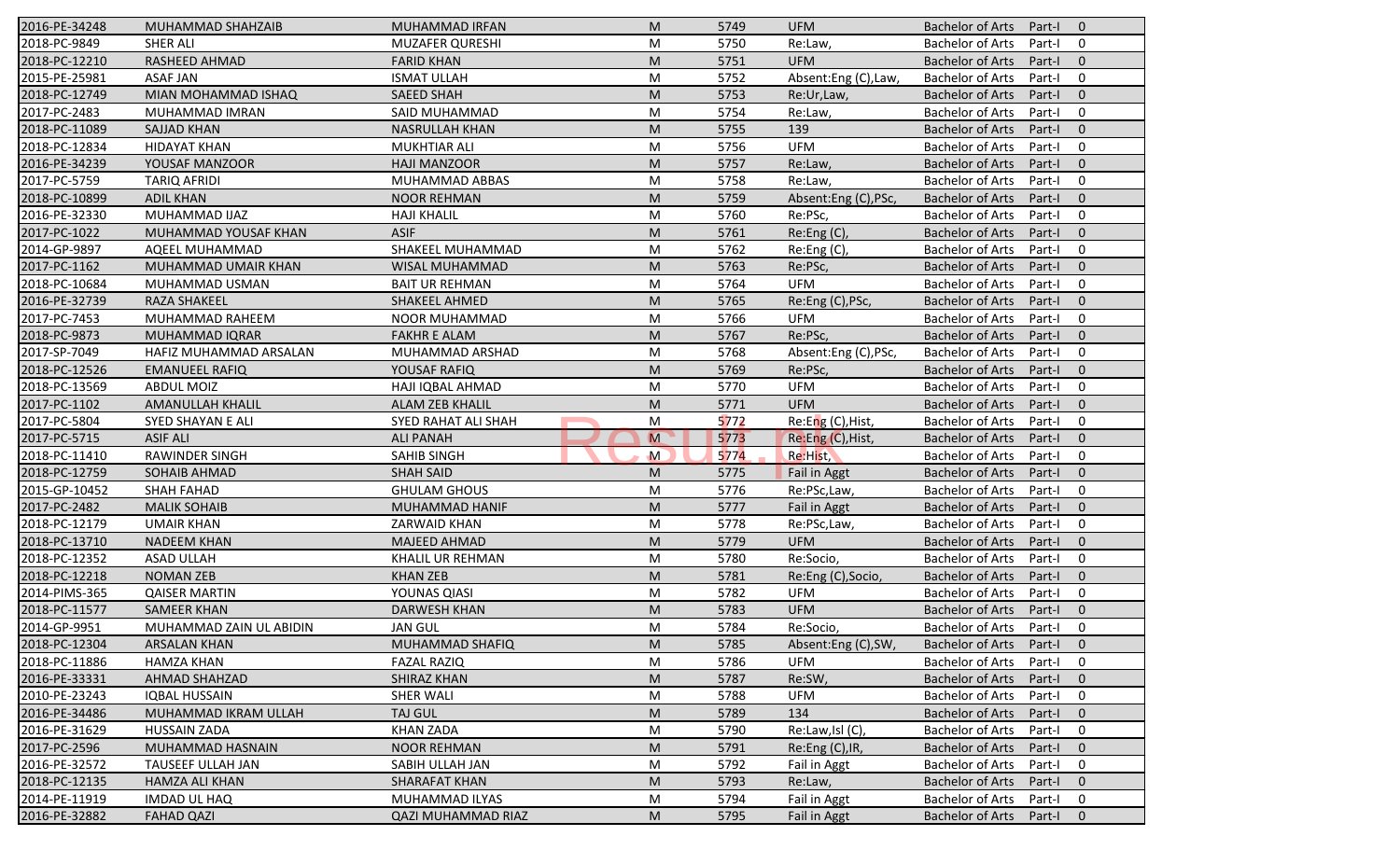| | | | | | | | | |
|---|---|---|---|---|---|---|---|---|
| 2016-PE-34248 | MUHAMMAD SHAHZAIB | MUHAMMAD IRFAN | M | 5749 | UFM | Bachelor of Arts | Part-I | 0 |
| 2018-PC-9849 | SHER ALI | MUZAFER QURESHI | M | 5750 | Re:Law, | Bachelor of Arts | Part-I | 0 |
| 2018-PC-12210 | RASHEED AHMAD | FARID KHAN | M | 5751 | UFM | Bachelor of Arts | Part-I | 0 |
| 2015-PE-25981 | ASAF JAN | ISMAT ULLAH | M | 5752 | Absent:Eng (C),Law, | Bachelor of Arts | Part-I | 0 |
| 2018-PC-12749 | MIAN MOHAMMAD ISHAQ | SAEED SHAH | M | 5753 | Re:Ur,Law, | Bachelor of Arts | Part-I | 0 |
| 2017-PC-2483 | MUHAMMAD IMRAN | SAID MUHAMMAD | M | 5754 | Re:Law, | Bachelor of Arts | Part-I | 0 |
| 2018-PC-11089 | SAJJAD KHAN | NASRULLAH KHAN | M | 5755 | 139 | Bachelor of Arts | Part-I | 0 |
| 2018-PC-12834 | HIDAYAT KHAN | MUKHTIAR ALI | M | 5756 | UFM | Bachelor of Arts | Part-I | 0 |
| 2016-PE-34239 | YOUSAF MANZOOR | HAJI MANZOOR | M | 5757 | Re:Law, | Bachelor of Arts | Part-I | 0 |
| 2017-PC-5759 | TARIQ AFRIDI | MUHAMMAD ABBAS | M | 5758 | Re:Law, | Bachelor of Arts | Part-I | 0 |
| 2018-PC-10899 | ADIL KHAN | NOOR REHMAN | M | 5759 | Absent:Eng (C),PSc, | Bachelor of Arts | Part-I | 0 |
| 2016-PE-32330 | MUHAMMAD IJAZ | HAJI KHALIL | M | 5760 | Re:PSc, | Bachelor of Arts | Part-I | 0 |
| 2017-PC-1022 | MUHAMMAD YOUSAF KHAN | ASIF | M | 5761 | Re:Eng (C), | Bachelor of Arts | Part-I | 0 |
| 2014-GP-9897 | AQEEL MUHAMMAD | SHAKEEL MUHAMMAD | M | 5762 | Re:Eng (C), | Bachelor of Arts | Part-I | 0 |
| 2017-PC-1162 | MUHAMMAD UMAIR KHAN | WISAL MUHAMMAD | M | 5763 | Re:PSc, | Bachelor of Arts | Part-I | 0 |
| 2018-PC-10684 | MUHAMMAD USMAN | BAIT UR REHMAN | M | 5764 | UFM | Bachelor of Arts | Part-I | 0 |
| 2016-PE-32739 | RAZA SHAKEEL | SHAKEEL AHMED | M | 5765 | Re:Eng (C),PSc, | Bachelor of Arts | Part-I | 0 |
| 2017-PC-7453 | MUHAMMAD RAHEEM | NOOR MUHAMMAD | M | 5766 | UFM | Bachelor of Arts | Part-I | 0 |
| 2018-PC-9873 | MUHAMMAD IQRAR | FAKHR E ALAM | M | 5767 | Re:PSc, | Bachelor of Arts | Part-I | 0 |
| 2017-SP-7049 | HAFIZ MUHAMMAD ARSALAN | MUHAMMAD ARSHAD | M | 5768 | Absent:Eng (C),PSc, | Bachelor of Arts | Part-I | 0 |
| 2018-PC-12526 | EMANUEEL RAFIQ | YOUSAF RAFIQ | M | 5769 | Re:PSc, | Bachelor of Arts | Part-I | 0 |
| 2018-PC-13569 | ABDUL MOIZ | HAJI IQBAL AHMAD | M | 5770 | UFM | Bachelor of Arts | Part-I | 0 |
| 2017-PC-1102 | AMANULLAH KHALIL | ALAM ZEB KHALIL | M | 5771 | UFM | Bachelor of Arts | Part-I | 0 |
| 2017-PC-5804 | SYED SHAYAN E ALI | SYED RAHAT ALI SHAH | M | 5772 | Re:Eng (C),Hist, | Bachelor of Arts | Part-I | 0 |
| 2017-PC-5715 | ASIF ALI | ALI PANAH | M | 5773 | Re:Eng (C),Hist, | Bachelor of Arts | Part-I | 0 |
| 2018-PC-11410 | RAWINDER SINGH | SAHIB SINGH | M | 5774 | Re:Hist, | Bachelor of Arts | Part-I | 0 |
| 2018-PC-12759 | SOHAIB AHMAD | SHAH SAID | M | 5775 | Fail in Aggt | Bachelor of Arts | Part-I | 0 |
| 2015-GP-10452 | SHAH FAHAD | GHULAM GHOUS | M | 5776 | Re:PSc,Law, | Bachelor of Arts | Part-I | 0 |
| 2017-PC-2482 | MALIK SOHAIB | MUHAMMAD HANIF | M | 5777 | Fail in Aggt | Bachelor of Arts | Part-I | 0 |
| 2018-PC-12179 | UMAIR KHAN | ZARWAID KHAN | M | 5778 | Re:PSc,Law, | Bachelor of Arts | Part-I | 0 |
| 2018-PC-13710 | NADEEM KHAN | MAJEED AHMAD | M | 5779 | UFM | Bachelor of Arts | Part-I | 0 |
| 2018-PC-12352 | ASAD ULLAH | KHALIL UR REHMAN | M | 5780 | Re:Socio, | Bachelor of Arts | Part-I | 0 |
| 2018-PC-12218 | NOMAN ZEB | KHAN ZEB | M | 5781 | Re:Eng (C),Socio, | Bachelor of Arts | Part-I | 0 |
| 2014-PIMS-365 | QAISER MARTIN | YOUNAS QIASI | M | 5782 | UFM | Bachelor of Arts | Part-I | 0 |
| 2018-PC-11577 | SAMEER KHAN | DARWESH KHAN | M | 5783 | UFM | Bachelor of Arts | Part-I | 0 |
| 2014-GP-9951 | MUHAMMAD ZAIN UL ABIDIN | JAN GUL | M | 5784 | Re:Socio, | Bachelor of Arts | Part-I | 0 |
| 2018-PC-12304 | ARSALAN KHAN | MUHAMMAD SHAFIQ | M | 5785 | Absent:Eng (C),SW, | Bachelor of Arts | Part-I | 0 |
| 2018-PC-11886 | HAMZA KHAN | FAZAL RAZIQ | M | 5786 | UFM | Bachelor of Arts | Part-I | 0 |
| 2016-PE-33331 | AHMAD SHAHZAD | SHIRAZ KHAN | M | 5787 | Re:SW, | Bachelor of Arts | Part-I | 0 |
| 2010-PE-23243 | IQBAL HUSSAIN | SHER WALI | M | 5788 | UFM | Bachelor of Arts | Part-I | 0 |
| 2016-PE-34486 | MUHAMMAD IKRAM ULLAH | TAJ GUL | M | 5789 | 134 | Bachelor of Arts | Part-I | 0 |
| 2016-PE-31629 | HUSSAIN ZADA | KHAN ZADA | M | 5790 | Re:Law,Isl (C), | Bachelor of Arts | Part-I | 0 |
| 2017-PC-2596 | MUHAMMAD HASNAIN | NOOR REHMAN | M | 5791 | Re:Eng (C),IR, | Bachelor of Arts | Part-I | 0 |
| 2016-PE-32572 | TAUSEEF ULLAH JAN | SABIH ULLAH JAN | M | 5792 | Fail in Aggt | Bachelor of Arts | Part-I | 0 |
| 2018-PC-12135 | HAMZA ALI KHAN | SHARAFAT KHAN | M | 5793 | Re:Law, | Bachelor of Arts | Part-I | 0 |
| 2014-PE-11919 | IMDAD UL HAQ | MUHAMMAD ILYAS | M | 5794 | Fail in Aggt | Bachelor of Arts | Part-I | 0 |
| 2016-PE-32882 | FAHAD QAZI | QAZI MUHAMMAD RIAZ | M | 5795 | Fail in Aggt | Bachelor of Arts | Part-I | 0 |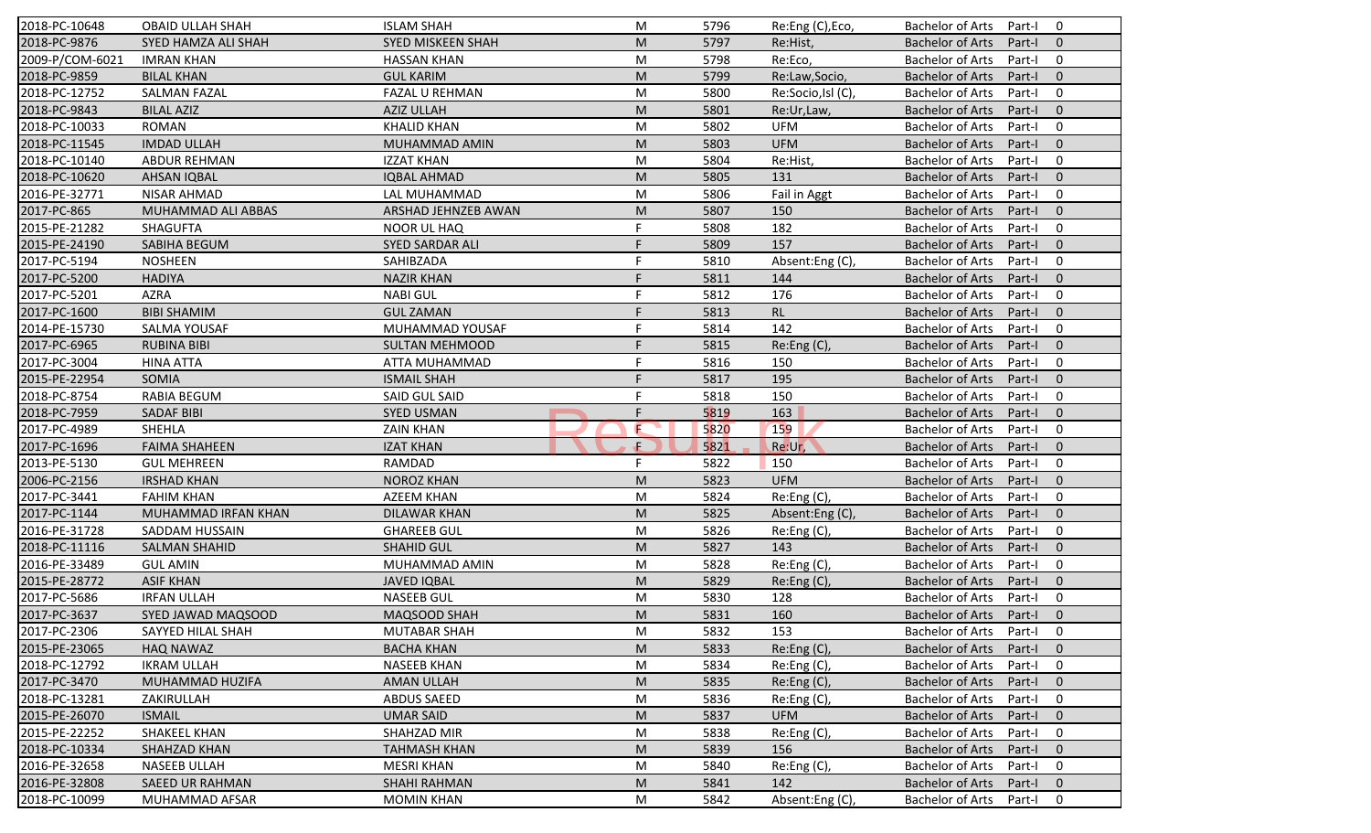| | | | | | | | | |
|---|---|---|---|---|---|---|---|---|
| 2018-PC-10648 | OBAID ULLAH SHAH | ISLAM SHAH | M | 5796 | Re:Eng (C),Eco, | Bachelor of Arts | Part-I | 0 |
| 2018-PC-9876 | SYED HAMZA ALI SHAH | SYED MISKEEN SHAH | M | 5797 | Re:Hist, | Bachelor of Arts | Part-I | 0 |
| 2009-P/COM-6021 | IMRAN KHAN | HASSAN KHAN | M | 5798 | Re:Eco, | Bachelor of Arts | Part-I | 0 |
| 2018-PC-9859 | BILAL KHAN | GUL KARIM | M | 5799 | Re:Law,Socio, | Bachelor of Arts | Part-I | 0 |
| 2018-PC-12752 | SALMAN FAZAL | FAZAL U REHMAN | M | 5800 | Re:Socio,Isl (C), | Bachelor of Arts | Part-I | 0 |
| 2018-PC-9843 | BILAL AZIZ | AZIZ ULLAH | M | 5801 | Re:Ur,Law, | Bachelor of Arts | Part-I | 0 |
| 2018-PC-10033 | ROMAN | KHALID KHAN | M | 5802 | UFM | Bachelor of Arts | Part-I | 0 |
| 2018-PC-11545 | IMDAD ULLAH | MUHAMMAD AMIN | M | 5803 | UFM | Bachelor of Arts | Part-I | 0 |
| 2018-PC-10140 | ABDUR REHMAN | IZZAT KHAN | M | 5804 | Re:Hist, | Bachelor of Arts | Part-I | 0 |
| 2018-PC-10620 | AHSAN IQBAL | IQBAL AHMAD | M | 5805 | 131 | Bachelor of Arts | Part-I | 0 |
| 2016-PE-32771 | NISAR AHMAD | LAL MUHAMMAD | M | 5806 | Fail in Aggt | Bachelor of Arts | Part-I | 0 |
| 2017-PC-865 | MUHAMMAD ALI ABBAS | ARSHAD JEHNZEB AWAN | M | 5807 | 150 | Bachelor of Arts | Part-I | 0 |
| 2015-PE-21282 | SHAGUFTA | NOOR UL HAQ | F | 5808 | 182 | Bachelor of Arts | Part-I | 0 |
| 2015-PE-24190 | SABIHA BEGUM | SYED SARDAR ALI | F | 5809 | 157 | Bachelor of Arts | Part-I | 0 |
| 2017-PC-5194 | NOSHEEN | SAHIBZADA | F | 5810 | Absent:Eng (C), | Bachelor of Arts | Part-I | 0 |
| 2017-PC-5200 | HADIYA | NAZIR KHAN | F | 5811 | 144 | Bachelor of Arts | Part-I | 0 |
| 2017-PC-5201 | AZRA | NABI GUL | F | 5812 | 176 | Bachelor of Arts | Part-I | 0 |
| 2017-PC-1600 | BIBI SHAMIM | GUL ZAMAN | F | 5813 | RL | Bachelor of Arts | Part-I | 0 |
| 2014-PE-15730 | SALMA YOUSAF | MUHAMMAD YOUSAF | F | 5814 | 142 | Bachelor of Arts | Part-I | 0 |
| 2017-PC-6965 | RUBINA BIBI | SULTAN MEHMOOD | F | 5815 | Re:Eng (C), | Bachelor of Arts | Part-I | 0 |
| 2017-PC-3004 | HINA ATTA | ATTA MUHAMMAD | F | 5816 | 150 | Bachelor of Arts | Part-I | 0 |
| 2015-PE-22954 | SOMIA | ISMAIL SHAH | F | 5817 | 195 | Bachelor of Arts | Part-I | 0 |
| 2018-PC-8754 | RABIA BEGUM | SAID GUL SAID | F | 5818 | 150 | Bachelor of Arts | Part-I | 0 |
| 2018-PC-7959 | SADAF BIBI | SYED USMAN | F | 5819 | 163 | Bachelor of Arts | Part-I | 0 |
| 2017-PC-4989 | SHEHLA | ZAIN KHAN | F | 5820 | 159 | Bachelor of Arts | Part-I | 0 |
| 2017-PC-1696 | FAIMA SHAHEEN | IZAT KHAN | F | 5821 | Re:Ur, | Bachelor of Arts | Part-I | 0 |
| 2013-PE-5130 | GUL MEHREEN | RAMDAD | F | 5822 | 150 | Bachelor of Arts | Part-I | 0 |
| 2006-PC-2156 | IRSHAD KHAN | NOROZ KHAN | M | 5823 | UFM | Bachelor of Arts | Part-I | 0 |
| 2017-PC-3441 | FAHIM KHAN | AZEEM KHAN | M | 5824 | Re:Eng (C), | Bachelor of Arts | Part-I | 0 |
| 2017-PC-1144 | MUHAMMAD IRFAN KHAN | DILAWAR KHAN | M | 5825 | Absent:Eng (C), | Bachelor of Arts | Part-I | 0 |
| 2016-PE-31728 | SADDAM HUSSAIN | GHAREEB GUL | M | 5826 | Re:Eng (C), | Bachelor of Arts | Part-I | 0 |
| 2018-PC-11116 | SALMAN SHAHID | SHAHID GUL | M | 5827 | 143 | Bachelor of Arts | Part-I | 0 |
| 2016-PE-33489 | GUL AMIN | MUHAMMAD AMIN | M | 5828 | Re:Eng (C), | Bachelor of Arts | Part-I | 0 |
| 2015-PE-28772 | ASIF KHAN | JAVED IQBAL | M | 5829 | Re:Eng (C), | Bachelor of Arts | Part-I | 0 |
| 2017-PC-5686 | IRFAN ULLAH | NASEEB GUL | M | 5830 | 128 | Bachelor of Arts | Part-I | 0 |
| 2017-PC-3637 | SYED JAWAD MAQSOOD | MAQSOOD SHAH | M | 5831 | 160 | Bachelor of Arts | Part-I | 0 |
| 2017-PC-2306 | SAYYED HILAL SHAH | MUTABAR SHAH | M | 5832 | 153 | Bachelor of Arts | Part-I | 0 |
| 2015-PE-23065 | HAQ NAWAZ | BACHA KHAN | M | 5833 | Re:Eng (C), | Bachelor of Arts | Part-I | 0 |
| 2018-PC-12792 | IKRAM ULLAH | NASEEB KHAN | M | 5834 | Re:Eng (C), | Bachelor of Arts | Part-I | 0 |
| 2017-PC-3470 | MUHAMMAD HUZIFA | AMAN ULLAH | M | 5835 | Re:Eng (C), | Bachelor of Arts | Part-I | 0 |
| 2018-PC-13281 | ZAKIRULLAH | ABDUS SAEED | M | 5836 | Re:Eng (C), | Bachelor of Arts | Part-I | 0 |
| 2015-PE-26070 | ISMAIL | UMAR SAID | M | 5837 | UFM | Bachelor of Arts | Part-I | 0 |
| 2015-PE-22252 | SHAKEEL KHAN | SHAHZAD MIR | M | 5838 | Re:Eng (C), | Bachelor of Arts | Part-I | 0 |
| 2018-PC-10334 | SHAHZAD KHAN | TAHMASH KHAN | M | 5839 | 156 | Bachelor of Arts | Part-I | 0 |
| 2016-PE-32658 | NASEEB ULLAH | MESRI KHAN | M | 5840 | Re:Eng (C), | Bachelor of Arts | Part-I | 0 |
| 2016-PE-32808 | SAEED UR RAHMAN | SHAHI RAHMAN | M | 5841 | 142 | Bachelor of Arts | Part-I | 0 |
| 2018-PC-10099 | MUHAMMAD AFSAR | MOMIN KHAN | M | 5842 | Absent:Eng (C), | Bachelor of Arts | Part-I | 0 |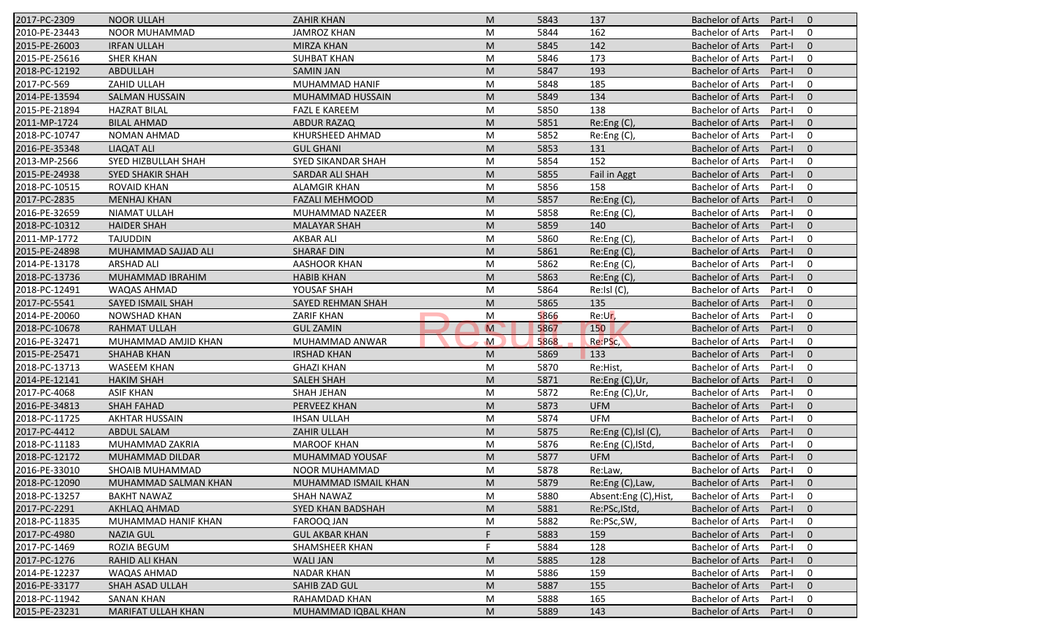| | | | | | | | | |
|---|---|---|---|---|---|---|---|---|
| 2017-PC-2309 | NOOR ULLAH | ZAHIR KHAN | M | 5843 | 137 | Bachelor of Arts | Part-I | 0 |
| 2010-PE-23443 | NOOR MUHAMMAD | JAMROZ KHAN | M | 5844 | 162 | Bachelor of Arts | Part-I | 0 |
| 2015-PE-26003 | IRFAN ULLAH | MIRZA KHAN | M | 5845 | 142 | Bachelor of Arts | Part-I | 0 |
| 2015-PE-25616 | SHER KHAN | SUHBAT KHAN | M | 5846 | 173 | Bachelor of Arts | Part-I | 0 |
| 2018-PC-12192 | ABDULLAH | SAMIN JAN | M | 5847 | 193 | Bachelor of Arts | Part-I | 0 |
| 2017-PC-569 | ZAHID ULLAH | MUHAMMAD HANIF | M | 5848 | 185 | Bachelor of Arts | Part-I | 0 |
| 2014-PE-13594 | SALMAN HUSSAIN | MUHAMMAD HUSSAIN | M | 5849 | 134 | Bachelor of Arts | Part-I | 0 |
| 2015-PE-21894 | HAZRAT BILAL | FAZL E KAREEM | M | 5850 | 138 | Bachelor of Arts | Part-I | 0 |
| 2011-MP-1724 | BILAL AHMAD | ABDUR RAZAQ | M | 5851 | Re:Eng (C), | Bachelor of Arts | Part-I | 0 |
| 2018-PC-10747 | NOMAN AHMAD | KHURSHEED AHMAD | M | 5852 | Re:Eng (C), | Bachelor of Arts | Part-I | 0 |
| 2016-PE-35348 | LIAQAT ALI | GUL GHANI | M | 5853 | 131 | Bachelor of Arts | Part-I | 0 |
| 2013-MP-2566 | SYED HIZBULLAH SHAH | SYED SIKANDAR SHAH | M | 5854 | 152 | Bachelor of Arts | Part-I | 0 |
| 2015-PE-24938 | SYED SHAKIR SHAH | SARDAR ALI SHAH | M | 5855 | Fail in Aggt | Bachelor of Arts | Part-I | 0 |
| 2018-PC-10515 | ROVAID KHAN | ALAMGIR KHAN | M | 5856 | 158 | Bachelor of Arts | Part-I | 0 |
| 2017-PC-2835 | MENHAJ KHAN | FAZALI MEHMOOD | M | 5857 | Re:Eng (C), | Bachelor of Arts | Part-I | 0 |
| 2016-PE-32659 | NIAMAT ULLAH | MUHAMMAD NAZEER | M | 5858 | Re:Eng (C), | Bachelor of Arts | Part-I | 0 |
| 2018-PC-10312 | HAIDER SHAH | MALAYAR SHAH | M | 5859 | 140 | Bachelor of Arts | Part-I | 0 |
| 2011-MP-1772 | TAJUDDIN | AKBAR ALI | M | 5860 | Re:Eng (C), | Bachelor of Arts | Part-I | 0 |
| 2015-PE-24898 | MUHAMMAD SAJJAD ALI | SHARAF DIN | M | 5861 | Re:Eng (C), | Bachelor of Arts | Part-I | 0 |
| 2014-PE-13178 | ARSHAD ALI | AASHOOR KHAN | M | 5862 | Re:Eng (C), | Bachelor of Arts | Part-I | 0 |
| 2018-PC-13736 | MUHAMMAD IBRAHIM | HABIB KHAN | M | 5863 | Re:Eng (C), | Bachelor of Arts | Part-I | 0 |
| 2018-PC-12491 | WAQAS AHMAD | YOUSAF SHAH | M | 5864 | Re:Isl (C), | Bachelor of Arts | Part-I | 0 |
| 2017-PC-5541 | SAYED ISMAIL SHAH | SAYED REHMAN SHAH | M | 5865 | 135 | Bachelor of Arts | Part-I | 0 |
| 2014-PE-20060 | NOWSHAD KHAN | ZARIF KHAN | M | 5866 | Re:Ur, | Bachelor of Arts | Part-I | 0 |
| 2018-PC-10678 | RAHMAT ULLAH | GUL ZAMIN | M | 5867 | 150 | Bachelor of Arts | Part-I | 0 |
| 2016-PE-32471 | MUHAMMAD AMJID KHAN | MUHAMMAD ANWAR | M | 5868 | Re:PSc, | Bachelor of Arts | Part-I | 0 |
| 2015-PE-25471 | SHAHAB KHAN | IRSHAD KHAN | M | 5869 | 133 | Bachelor of Arts | Part-I | 0 |
| 2018-PC-13713 | WASEEM KHAN | GHAZI KHAN | M | 5870 | Re:Hist, | Bachelor of Arts | Part-I | 0 |
| 2014-PE-12141 | HAKIM SHAH | SALEH SHAH | M | 5871 | Re:Eng (C),Ur, | Bachelor of Arts | Part-I | 0 |
| 2017-PC-4068 | ASIF KHAN | SHAH JEHAN | M | 5872 | Re:Eng (C),Ur, | Bachelor of Arts | Part-I | 0 |
| 2016-PE-34813 | SHAH FAHAD | PERVEEZ KHAN | M | 5873 | UFM | Bachelor of Arts | Part-I | 0 |
| 2018-PC-11725 | AKHTAR HUSSAIN | IHSAN ULLAH | M | 5874 | UFM | Bachelor of Arts | Part-I | 0 |
| 2017-PC-4412 | ABDUL SALAM | ZAHIR ULLAH | M | 5875 | Re:Eng (C),Isl (C), | Bachelor of Arts | Part-I | 0 |
| 2018-PC-11183 | MUHAMMAD ZAKRIA | MAROOF KHAN | M | 5876 | Re:Eng (C),IStd, | Bachelor of Arts | Part-I | 0 |
| 2018-PC-12172 | MUHAMMAD DILDAR | MUHAMMAD YOUSAF | M | 5877 | UFM | Bachelor of Arts | Part-I | 0 |
| 2016-PE-33010 | SHOAIB MUHAMMAD | NOOR MUHAMMAD | M | 5878 | Re:Law, | Bachelor of Arts | Part-I | 0 |
| 2018-PC-12090 | MUHAMMAD SALMAN KHAN | MUHAMMAD ISMAIL KHAN | M | 5879 | Re:Eng (C),Law, | Bachelor of Arts | Part-I | 0 |
| 2018-PC-13257 | BAKHT NAWAZ | SHAH NAWAZ | M | 5880 | Absent:Eng (C),Hist, | Bachelor of Arts | Part-I | 0 |
| 2017-PC-2291 | AKHLAQ AHMAD | SYED KHAN BADSHAH | M | 5881 | Re:PSc,IStd, | Bachelor of Arts | Part-I | 0 |
| 2018-PC-11835 | MUHAMMAD HANIF KHAN | FAROOQ JAN | M | 5882 | Re:PSc,SW, | Bachelor of Arts | Part-I | 0 |
| 2017-PC-4980 | NAZIA GUL | GUL AKBAR KHAN | F | 5883 | 159 | Bachelor of Arts | Part-I | 0 |
| 2017-PC-1469 | ROZIA BEGUM | SHAMSHEER KHAN | F | 5884 | 128 | Bachelor of Arts | Part-I | 0 |
| 2017-PC-1276 | RAHID ALI KHAN | WALI JAN | M | 5885 | 128 | Bachelor of Arts | Part-I | 0 |
| 2014-PE-12237 | WAQAS AHMAD | NADAR KHAN | M | 5886 | 159 | Bachelor of Arts | Part-I | 0 |
| 2016-PE-33177 | SHAH ASAD ULLAH | SAHIB ZAD GUL | M | 5887 | 155 | Bachelor of Arts | Part-I | 0 |
| 2018-PC-11942 | SANAN KHAN | RAHAMDAD KHAN | M | 5888 | 165 | Bachelor of Arts | Part-I | 0 |
| 2015-PE-23231 | MARIFAT ULLAH KHAN | MUHAMMAD IQBAL KHAN | M | 5889 | 143 | Bachelor of Arts | Part-I | 0 |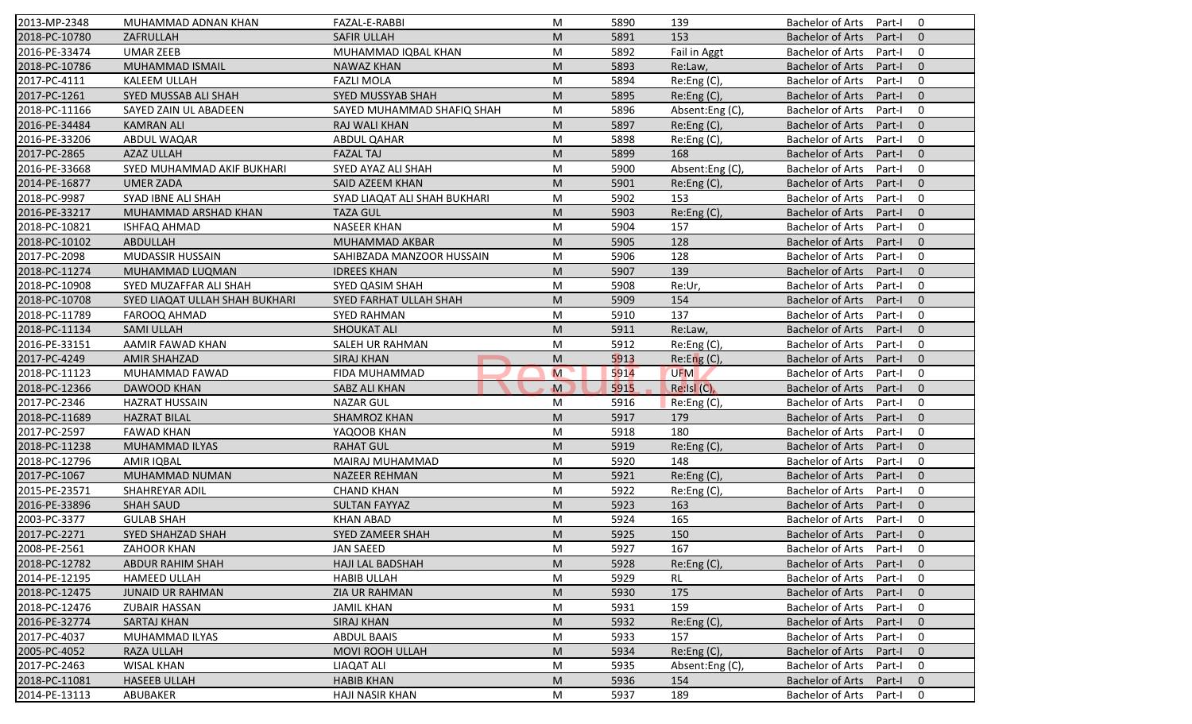| | | | | | | | | |
|---|---|---|---|---|---|---|---|---|
| 2013-MP-2348 | MUHAMMAD ADNAN KHAN | FAZAL-E-RABBI | M | 5890 | 139 | Bachelor of Arts | Part-I | 0 |
| 2018-PC-10780 | ZAFRULLAH | SAFIR ULLAH | M | 5891 | 153 | Bachelor of Arts | Part-I | 0 |
| 2016-PE-33474 | UMAR ZEEB | MUHAMMAD IQBAL KHAN | M | 5892 | Fail in Aggt | Bachelor of Arts | Part-I | 0 |
| 2018-PC-10786 | MUHAMMAD ISMAIL | NAWAZ KHAN | M | 5893 | Re:Law, | Bachelor of Arts | Part-I | 0 |
| 2017-PC-4111 | KALEEM ULLAH | FAZLI MOLA | M | 5894 | Re:Eng (C), | Bachelor of Arts | Part-I | 0 |
| 2017-PC-1261 | SYED MUSSAB ALI SHAH | SYED MUSSYAB SHAH | M | 5895 | Re:Eng (C), | Bachelor of Arts | Part-I | 0 |
| 2018-PC-11166 | SAYED ZAIN UL ABADEEN | SAYED MUHAMMAD SHAFIQ SHAH | M | 5896 | Absent:Eng (C), | Bachelor of Arts | Part-I | 0 |
| 2016-PE-34484 | KAMRAN ALI | RAJ WALI KHAN | M | 5897 | Re:Eng (C), | Bachelor of Arts | Part-I | 0 |
| 2016-PE-33206 | ABDUL WAQAR | ABDUL QAHAR | M | 5898 | Re:Eng (C), | Bachelor of Arts | Part-I | 0 |
| 2017-PC-2865 | AZAZ ULLAH | FAZAL TAJ | M | 5899 | 168 | Bachelor of Arts | Part-I | 0 |
| 2016-PE-33668 | SYED MUHAMMAD AKIF BUKHARI | SYED AYAZ ALI SHAH | M | 5900 | Absent:Eng (C), | Bachelor of Arts | Part-I | 0 |
| 2014-PE-16877 | UMER ZADA | SAID AZEEM KHAN | M | 5901 | Re:Eng (C), | Bachelor of Arts | Part-I | 0 |
| 2018-PC-9987 | SYAD IBNE ALI SHAH | SYAD LIAQAT ALI SHAH BUKHARI | M | 5902 | 153 | Bachelor of Arts | Part-I | 0 |
| 2016-PE-33217 | MUHAMMAD ARSHAD KHAN | TAZA GUL | M | 5903 | Re:Eng (C), | Bachelor of Arts | Part-I | 0 |
| 2018-PC-10821 | ISHFAQ AHMAD | NASEER KHAN | M | 5904 | 157 | Bachelor of Arts | Part-I | 0 |
| 2018-PC-10102 | ABDULLAH | MUHAMMAD AKBAR | M | 5905 | 128 | Bachelor of Arts | Part-I | 0 |
| 2017-PC-2098 | MUDASSIR HUSSAIN | SAHIBZADA MANZOOR HUSSAIN | M | 5906 | 128 | Bachelor of Arts | Part-I | 0 |
| 2018-PC-11274 | MUHAMMAD LUQMAN | IDREES KHAN | M | 5907 | 139 | Bachelor of Arts | Part-I | 0 |
| 2018-PC-10908 | SYED MUZAFFAR ALI SHAH | SYED QASIM SHAH | M | 5908 | Re:Ur, | Bachelor of Arts | Part-I | 0 |
| 2018-PC-10708 | SYED LIAQAT ULLAH SHAH BUKHARI | SYED FARHAT ULLAH SHAH | M | 5909 | 154 | Bachelor of Arts | Part-I | 0 |
| 2018-PC-11789 | FAROOQ AHMAD | SYED RAHMAN | M | 5910 | 137 | Bachelor of Arts | Part-I | 0 |
| 2018-PC-11134 | SAMI ULLAH | SHOUKAT ALI | M | 5911 | Re:Law, | Bachelor of Arts | Part-I | 0 |
| 2016-PE-33151 | AAMIR FAWAD KHAN | SALEH UR RAHMAN | M | 5912 | Re:Eng (C), | Bachelor of Arts | Part-I | 0 |
| 2017-PC-4249 | AMIR SHAHZAD | SIRAJ KHAN | M | 5913 | Re:Eng (C), | Bachelor of Arts | Part-I | 0 |
| 2018-PC-11123 | MUHAMMAD FAWAD | FIDA MUHAMMAD | M | 5914 | UFM | Bachelor of Arts | Part-I | 0 |
| 2018-PC-12366 | DAWOOD KHAN | SABZ ALI KHAN | M | 5915 | Re:Isl (C), | Bachelor of Arts | Part-I | 0 |
| 2017-PC-2346 | HAZRAT HUSSAIN | NAZAR GUL | M | 5916 | Re:Eng (C), | Bachelor of Arts | Part-I | 0 |
| 2018-PC-11689 | HAZRAT BILAL | SHAMROZ KHAN | M | 5917 | 179 | Bachelor of Arts | Part-I | 0 |
| 2017-PC-2597 | FAWAD KHAN | YAQOOB KHAN | M | 5918 | 180 | Bachelor of Arts | Part-I | 0 |
| 2018-PC-11238 | MUHAMMAD ILYAS | RAHAT GUL | M | 5919 | Re:Eng (C), | Bachelor of Arts | Part-I | 0 |
| 2018-PC-12796 | AMIR IQBAL | MAIRAJ MUHAMMAD | M | 5920 | 148 | Bachelor of Arts | Part-I | 0 |
| 2017-PC-1067 | MUHAMMAD NUMAN | NAZEER REHMAN | M | 5921 | Re:Eng (C), | Bachelor of Arts | Part-I | 0 |
| 2015-PE-23571 | SHAHREYAR ADIL | CHAND KHAN | M | 5922 | Re:Eng (C), | Bachelor of Arts | Part-I | 0 |
| 2016-PE-33896 | SHAH SAUD | SULTAN FAYYAZ | M | 5923 | 163 | Bachelor of Arts | Part-I | 0 |
| 2003-PC-3377 | GULAB SHAH | KHAN ABAD | M | 5924 | 165 | Bachelor of Arts | Part-I | 0 |
| 2017-PC-2271 | SYED SHAHZAD SHAH | SYED ZAMEER SHAH | M | 5925 | 150 | Bachelor of Arts | Part-I | 0 |
| 2008-PE-2561 | ZAHOOR KHAN | JAN SAEED | M | 5927 | 167 | Bachelor of Arts | Part-I | 0 |
| 2018-PC-12782 | ABDUR RAHIM SHAH | HAJI LAL BADSHAH | M | 5928 | Re:Eng (C), | Bachelor of Arts | Part-I | 0 |
| 2014-PE-12195 | HAMEED ULLAH | HABIB ULLAH | M | 5929 | RL | Bachelor of Arts | Part-I | 0 |
| 2018-PC-12475 | JUNAID UR RAHMAN | ZIA UR RAHMAN | M | 5930 | 175 | Bachelor of Arts | Part-I | 0 |
| 2018-PC-12476 | ZUBAIR HASSAN | JAMIL KHAN | M | 5931 | 159 | Bachelor of Arts | Part-I | 0 |
| 2016-PE-32774 | SARTAJ KHAN | SIRAJ KHAN | M | 5932 | Re:Eng (C), | Bachelor of Arts | Part-I | 0 |
| 2017-PC-4037 | MUHAMMAD ILYAS | ABDUL BAAIS | M | 5933 | 157 | Bachelor of Arts | Part-I | 0 |
| 2005-PC-4052 | RAZA ULLAH | MOVI ROOH ULLAH | M | 5934 | Re:Eng (C), | Bachelor of Arts | Part-I | 0 |
| 2017-PC-2463 | WISAL KHAN | LIAQAT ALI | M | 5935 | Absent:Eng (C), | Bachelor of Arts | Part-I | 0 |
| 2018-PC-11081 | HASEEB ULLAH | HABIB KHAN | M | 5936 | 154 | Bachelor of Arts | Part-I | 0 |
| 2014-PE-13113 | ABUBAKER | HAJI NASIR KHAN | M | 5937 | 189 | Bachelor of Arts | Part-I | 0 |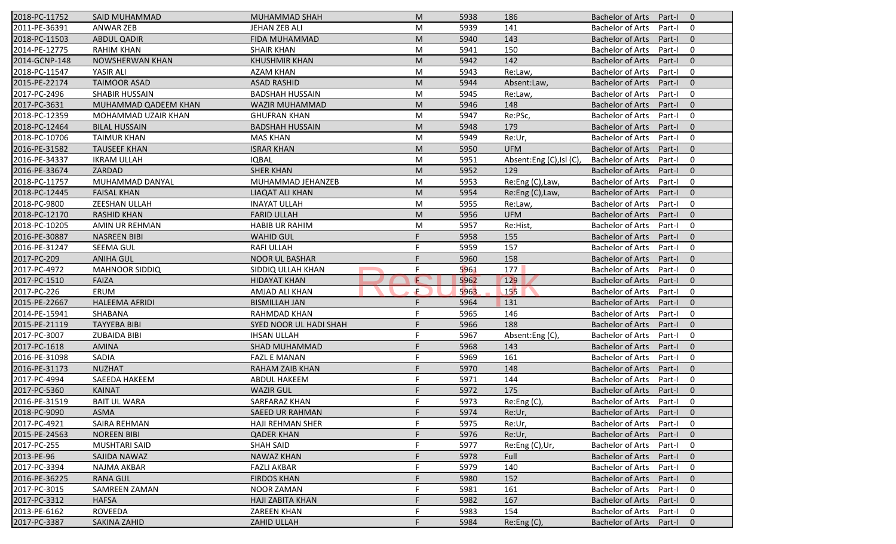| 2018-PC-11752 | SAID MUHAMMAD | MUHAMMAD SHAH | M | 5938 | 186 | Bachelor of Arts | Part-I | 0 |
|---|---|---|---|---|---|---|---|---|
| 2011-PE-36391 | ANWAR ZEB | JEHAN ZEB ALI | M | 5939 | 141 | Bachelor of Arts | Part-I | 0 |
| 2018-PC-11503 | ABDUL QADIR | FIDA MUHAMMAD | M | 5940 | 143 | Bachelor of Arts | Part-I | 0 |
| 2014-PE-12775 | RAHIM KHAN | SHAIR KHAN | M | 5941 | 150 | Bachelor of Arts | Part-I | 0 |
| 2014-GCNP-148 | NOWSHERWAN KHAN | KHUSHMIR KHAN | M | 5942 | 142 | Bachelor of Arts | Part-I | 0 |
| 2018-PC-11547 | YASIR ALI | AZAM KHAN | M | 5943 | Re:Law, | Bachelor of Arts | Part-I | 0 |
| 2015-PE-22174 | TAIMOOR ASAD | ASAD RASHID | M | 5944 | Absent:Law, | Bachelor of Arts | Part-I | 0 |
| 2017-PC-2496 | SHABIR HUSSAIN | BADSHAH HUSSAIN | M | 5945 | Re:Law, | Bachelor of Arts | Part-I | 0 |
| 2017-PC-3631 | MUHAMMAD QADEEM KHAN | WAZIR MUHAMMAD | M | 5946 | 148 | Bachelor of Arts | Part-I | 0 |
| 2018-PC-12359 | MOHAMMAD UZAIR KHAN | GHUFRAN KHAN | M | 5947 | Re:PSc, | Bachelor of Arts | Part-I | 0 |
| 2018-PC-12464 | BILAL HUSSAIN | BADSHAH HUSSAIN | M | 5948 | 179 | Bachelor of Arts | Part-I | 0 |
| 2018-PC-10706 | TAIMUR KHAN | MAS KHAN | M | 5949 | Re:Ur, | Bachelor of Arts | Part-I | 0 |
| 2016-PE-31582 | TAUSEEF KHAN | ISRAR KHAN | M | 5950 | UFM | Bachelor of Arts | Part-I | 0 |
| 2016-PE-34337 | IKRAM ULLAH | IQBAL | M | 5951 | Absent:Eng (C),Isl (C), | Bachelor of Arts | Part-I | 0 |
| 2016-PE-33674 | ZARDAD | SHER KHAN | M | 5952 | 129 | Bachelor of Arts | Part-I | 0 |
| 2018-PC-11757 | MUHAMMAD DANYAL | MUHAMMAD JEHANZEB | M | 5953 | Re:Eng (C),Law, | Bachelor of Arts | Part-I | 0 |
| 2018-PC-12445 | FAISAL KHAN | LIAQAT ALI KHAN | M | 5954 | Re:Eng (C),Law, | Bachelor of Arts | Part-I | 0 |
| 2018-PC-9800 | ZEESHAN ULLAH | INAYAT ULLAH | M | 5955 | Re:Law, | Bachelor of Arts | Part-I | 0 |
| 2018-PC-12170 | RASHID KHAN | FARID ULLAH | M | 5956 | UFM | Bachelor of Arts | Part-I | 0 |
| 2018-PC-10205 | AMIN UR REHMAN | HABIB UR RAHIM | M | 5957 | Re:Hist, | Bachelor of Arts | Part-I | 0 |
| 2016-PE-30887 | NASREEN BIBI | WAHID GUL | F | 5958 | 155 | Bachelor of Arts | Part-I | 0 |
| 2016-PE-31247 | SEEMA GUL | RAFI ULLAH | F | 5959 | 157 | Bachelor of Arts | Part-I | 0 |
| 2017-PC-209 | ANIHA GUL | NOOR UL BASHAR | F | 5960 | 158 | Bachelor of Arts | Part-I | 0 |
| 2017-PC-4972 | MAHNOOR SIDDIQ | SIDDIQ ULLAH KHAN | F | 5961 | 177 | Bachelor of Arts | Part-I | 0 |
| 2017-PC-1510 | FAIZA | HIDAYAT KHAN | F | 5962 | 129 | Bachelor of Arts | Part-I | 0 |
| 2017-PC-226 | ERUM | AMJAD ALI KHAN | F | 5963 | 155 | Bachelor of Arts | Part-I | 0 |
| 2015-PE-22667 | HALEEMA AFRIDI | BISMILLAH JAN | F | 5964 | 131 | Bachelor of Arts | Part-I | 0 |
| 2014-PE-15941 | SHABANA | RAHMDAD KHAN | F | 5965 | 146 | Bachelor of Arts | Part-I | 0 |
| 2015-PE-21119 | TAYYEBA BIBI | SYED NOOR UL HADI SHAH | F | 5966 | 188 | Bachelor of Arts | Part-I | 0 |
| 2017-PC-3007 | ZUBAIDA BIBI | IHSAN ULLAH | F | 5967 | Absent:Eng (C), | Bachelor of Arts | Part-I | 0 |
| 2017-PC-1618 | AMINA | SHAD MUHAMMAD | F | 5968 | 143 | Bachelor of Arts | Part-I | 0 |
| 2016-PE-31098 | SADIA | FAZL E MANAN | F | 5969 | 161 | Bachelor of Arts | Part-I | 0 |
| 2016-PE-31173 | NUZHAT | RAHAM ZAIB KHAN | F | 5970 | 148 | Bachelor of Arts | Part-I | 0 |
| 2017-PC-4994 | SAEEDA HAKEEM | ABDUL HAKEEM | F | 5971 | 144 | Bachelor of Arts | Part-I | 0 |
| 2017-PC-5360 | KAINAT | WAZIR GUL | F | 5972 | 175 | Bachelor of Arts | Part-I | 0 |
| 2016-PE-31519 | BAIT UL WARA | SARFARAZ KHAN | F | 5973 | Re:Eng (C), | Bachelor of Arts | Part-I | 0 |
| 2018-PC-9090 | ASMA | SAEED UR RAHMAN | F | 5974 | Re:Ur, | Bachelor of Arts | Part-I | 0 |
| 2017-PC-4921 | SAIRA REHMAN | HAJI REHMAN SHER | F | 5975 | Re:Ur, | Bachelor of Arts | Part-I | 0 |
| 2015-PE-24563 | NOREEN BIBI | QADER KHAN | F | 5976 | Re:Ur, | Bachelor of Arts | Part-I | 0 |
| 2017-PC-255 | MUSHTARI SAID | SHAH SAID | F | 5977 | Re:Eng (C),Ur, | Bachelor of Arts | Part-I | 0 |
| 2013-PE-96 | SAJIDA NAWAZ | NAWAZ KHAN | F | 5978 | Full | Bachelor of Arts | Part-I | 0 |
| 2017-PC-3394 | NAJMA AKBAR | FAZLI AKBAR | F | 5979 | 140 | Bachelor of Arts | Part-I | 0 |
| 2016-PE-36225 | RANA GUL | FIRDOS KHAN | F | 5980 | 152 | Bachelor of Arts | Part-I | 0 |
| 2017-PC-3015 | SAMREEN ZAMAN | NOOR ZAMAN | F | 5981 | 161 | Bachelor of Arts | Part-I | 0 |
| 2017-PC-3312 | HAFSA | HAJI ZABITA KHAN | F | 5982 | 167 | Bachelor of Arts | Part-I | 0 |
| 2013-PE-6162 | ROVEEDA | ZAREEN KHAN | F | 5983 | 154 | Bachelor of Arts | Part-I | 0 |
| 2017-PC-3387 | SAKINA ZAHID | ZAHID ULLAH | F | 5984 | Re:Eng (C), | Bachelor of Arts | Part-I | 0 |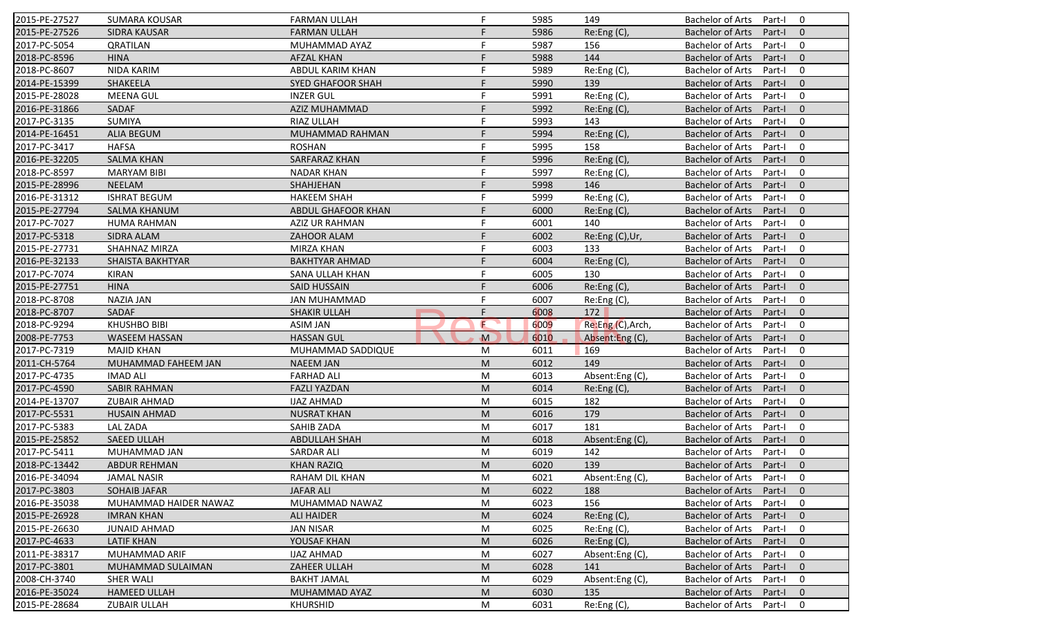| | | | | | | | | |
|---|---|---|---|---|---|---|---|---|
| 2015-PE-27527 | SUMARA KOUSAR | FARMAN ULLAH | F | 5985 | 149 | Bachelor of Arts | Part-I | 0 |
| 2015-PE-27526 | SIDRA KAUSAR | FARMAN ULLAH | F | 5986 | Re:Eng (C), | Bachelor of Arts | Part-I | 0 |
| 2017-PC-5054 | QRATILAN | MUHAMMAD AYAZ | F | 5987 | 156 | Bachelor of Arts | Part-I | 0 |
| 2018-PC-8596 | HINA | AFZAL KHAN | F | 5988 | 144 | Bachelor of Arts | Part-I | 0 |
| 2018-PC-8607 | NIDA KARIM | ABDUL KARIM KHAN | F | 5989 | Re:Eng (C), | Bachelor of Arts | Part-I | 0 |
| 2014-PE-15399 | SHAKEELA | SYED GHAFOOR SHAH | F | 5990 | 139 | Bachelor of Arts | Part-I | 0 |
| 2015-PE-28028 | MEENA GUL | INZER GUL | F | 5991 | Re:Eng (C), | Bachelor of Arts | Part-I | 0 |
| 2016-PE-31866 | SADAF | AZIZ MUHAMMAD | F | 5992 | Re:Eng (C), | Bachelor of Arts | Part-I | 0 |
| 2017-PC-3135 | SUMIYA | RIAZ ULLAH | F | 5993 | 143 | Bachelor of Arts | Part-I | 0 |
| 2014-PE-16451 | ALIA BEGUM | MUHAMMAD RAHMAN | F | 5994 | Re:Eng (C), | Bachelor of Arts | Part-I | 0 |
| 2017-PC-3417 | HAFSA | ROSHAN | F | 5995 | 158 | Bachelor of Arts | Part-I | 0 |
| 2016-PE-32205 | SALMA KHAN | SARFARAZ KHAN | F | 5996 | Re:Eng (C), | Bachelor of Arts | Part-I | 0 |
| 2018-PC-8597 | MARYAM BIBI | NADAR KHAN | F | 5997 | Re:Eng (C), | Bachelor of Arts | Part-I | 0 |
| 2015-PE-28996 | NEELAM | SHAHJEHAN | F | 5998 | 146 | Bachelor of Arts | Part-I | 0 |
| 2016-PE-31312 | ISHRAT BEGUM | HAKEEM SHAH | F | 5999 | Re:Eng (C), | Bachelor of Arts | Part-I | 0 |
| 2015-PE-27794 | SALMA KHANUM | ABDUL GHAFOOR KHAN | F | 6000 | Re:Eng (C), | Bachelor of Arts | Part-I | 0 |
| 2017-PC-7027 | HUMA RAHMAN | AZIZ UR RAHMAN | F | 6001 | 140 | Bachelor of Arts | Part-I | 0 |
| 2017-PC-5318 | SIDRA ALAM | ZAHOOR ALAM | F | 6002 | Re:Eng (C),Ur, | Bachelor of Arts | Part-I | 0 |
| 2015-PE-27731 | SHAHNAZ MIRZA | MIRZA KHAN | F | 6003 | 133 | Bachelor of Arts | Part-I | 0 |
| 2016-PE-32133 | SHAISTA BAKHTYAR | BAKHTYAR AHMAD | F | 6004 | Re:Eng (C), | Bachelor of Arts | Part-I | 0 |
| 2017-PC-7074 | KIRAN | SANA ULLAH KHAN | F | 6005 | 130 | Bachelor of Arts | Part-I | 0 |
| 2015-PE-27751 | HINA | SAID HUSSAIN | F | 6006 | Re:Eng (C), | Bachelor of Arts | Part-I | 0 |
| 2018-PC-8708 | NAZIA JAN | JAN MUHAMMAD | F | 6007 | Re:Eng (C), | Bachelor of Arts | Part-I | 0 |
| 2018-PC-8707 | SADAF | SHAKIR ULLAH | F | 6008 | 172 | Bachelor of Arts | Part-I | 0 |
| 2018-PC-9294 | KHUSHBO BIBI | ASIM JAN | F | 6009 | Re:Eng (C),Arch, | Bachelor of Arts | Part-I | 0 |
| 2008-PE-7753 | WASEEM HASSAN | HASSAN GUL | M | 6010 | Absent:Eng (C), | Bachelor of Arts | Part-I | 0 |
| 2017-PC-7319 | MAJID KHAN | MUHAMMAD SADDIQUE | M | 6011 | 169 | Bachelor of Arts | Part-I | 0 |
| 2011-CH-5764 | MUHAMMAD FAHEEM JAN | NAEEM JAN | M | 6012 | 149 | Bachelor of Arts | Part-I | 0 |
| 2017-PC-4735 | IMAD ALI | FARHAD ALI | M | 6013 | Absent:Eng (C), | Bachelor of Arts | Part-I | 0 |
| 2017-PC-4590 | SABIR RAHMAN | FAZLI YAZDAN | M | 6014 | Re:Eng (C), | Bachelor of Arts | Part-I | 0 |
| 2014-PE-13707 | ZUBAIR AHMAD | IJAZ AHMAD | M | 6015 | 182 | Bachelor of Arts | Part-I | 0 |
| 2017-PC-5531 | HUSAIN AHMAD | NUSRAT KHAN | M | 6016 | 179 | Bachelor of Arts | Part-I | 0 |
| 2017-PC-5383 | LAL ZADA | SAHIB ZADA | M | 6017 | 181 | Bachelor of Arts | Part-I | 0 |
| 2015-PE-25852 | SAEED ULLAH | ABDULLAH SHAH | M | 6018 | Absent:Eng (C), | Bachelor of Arts | Part-I | 0 |
| 2017-PC-5411 | MUHAMMAD JAN | SARDAR ALI | M | 6019 | 142 | Bachelor of Arts | Part-I | 0 |
| 2018-PC-13442 | ABDUR REHMAN | KHAN RAZIQ | M | 6020 | 139 | Bachelor of Arts | Part-I | 0 |
| 2016-PE-34094 | JAMAL NASIR | RAHAM DIL KHAN | M | 6021 | Absent:Eng (C), | Bachelor of Arts | Part-I | 0 |
| 2017-PC-3803 | SOHAIB JAFAR | JAFAR ALI | M | 6022 | 188 | Bachelor of Arts | Part-I | 0 |
| 2016-PE-35038 | MUHAMMAD HAIDER NAWAZ | MUHAMMAD NAWAZ | M | 6023 | 156 | Bachelor of Arts | Part-I | 0 |
| 2015-PE-26928 | IMRAN KHAN | ALI HAIDER | M | 6024 | Re:Eng (C), | Bachelor of Arts | Part-I | 0 |
| 2015-PE-26630 | JUNAID AHMAD | JAN NISAR | M | 6025 | Re:Eng (C), | Bachelor of Arts | Part-I | 0 |
| 2017-PC-4633 | LATIF KHAN | YOUSAF KHAN | M | 6026 | Re:Eng (C), | Bachelor of Arts | Part-I | 0 |
| 2011-PE-38317 | MUHAMMAD ARIF | IJAZ AHMAD | M | 6027 | Absent:Eng (C), | Bachelor of Arts | Part-I | 0 |
| 2017-PC-3801 | MUHAMMAD SULAIMAN | ZAHEER ULLAH | M | 6028 | 141 | Bachelor of Arts | Part-I | 0 |
| 2008-CH-3740 | SHER WALI | BAKHT JAMAL | M | 6029 | Absent:Eng (C), | Bachelor of Arts | Part-I | 0 |
| 2016-PE-35024 | HAMEED ULLAH | MUHAMMAD AYAZ | M | 6030 | 135 | Bachelor of Arts | Part-I | 0 |
| 2015-PE-28684 | ZUBAIR ULLAH | KHURSHID | M | 6031 | Re:Eng (C), | Bachelor of Arts | Part-I | 0 |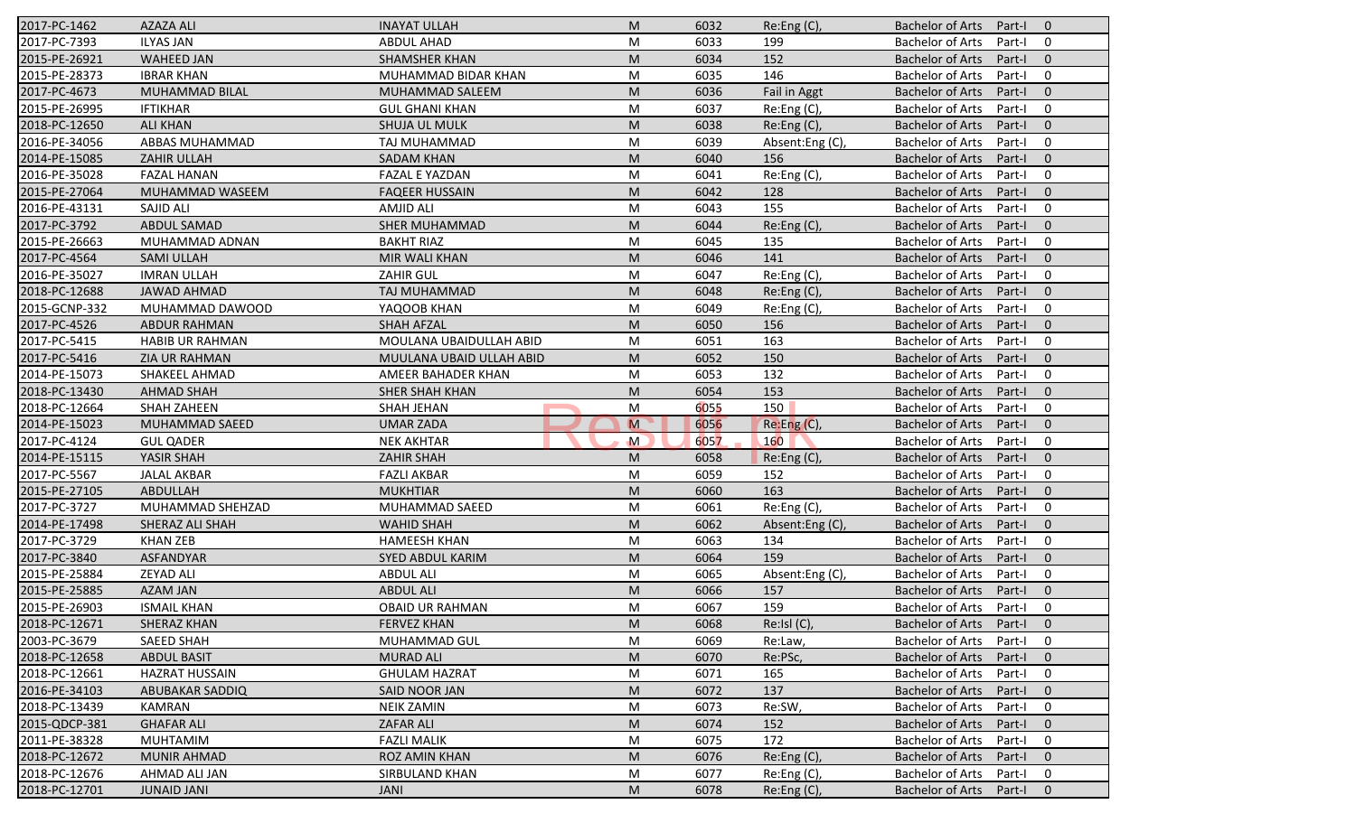| | | | | | | | | |
|---|---|---|---|---|---|---|---|---|
| 2017-PC-1462 | AZAZA ALI | INAYAT ULLAH | M | 6032 | Re:Eng (C), | Bachelor of Arts | Part-I | 0 |
| 2017-PC-7393 | ILYAS JAN | ABDUL AHAD | M | 6033 | 199 | Bachelor of Arts | Part-I | 0 |
| 2015-PE-26921 | WAHEED JAN | SHAMSHER KHAN | M | 6034 | 152 | Bachelor of Arts | Part-I | 0 |
| 2015-PE-28373 | IBRAR KHAN | MUHAMMAD BIDAR KHAN | M | 6035 | 146 | Bachelor of Arts | Part-I | 0 |
| 2017-PC-4673 | MUHAMMAD BILAL | MUHAMMAD SALEEM | M | 6036 | Fail in Aggt | Bachelor of Arts | Part-I | 0 |
| 2015-PE-26995 | IFTIKHAR | GUL GHANI KHAN | M | 6037 | Re:Eng (C), | Bachelor of Arts | Part-I | 0 |
| 2018-PC-12650 | ALI KHAN | SHUJA UL MULK | M | 6038 | Re:Eng (C), | Bachelor of Arts | Part-I | 0 |
| 2016-PE-34056 | ABBAS MUHAMMAD | TAJ MUHAMMAD | M | 6039 | Absent:Eng (C), | Bachelor of Arts | Part-I | 0 |
| 2014-PE-15085 | ZAHIR ULLAH | SADAM KHAN | M | 6040 | 156 | Bachelor of Arts | Part-I | 0 |
| 2016-PE-35028 | FAZAL HANAN | FAZAL E YAZDAN | M | 6041 | Re:Eng (C), | Bachelor of Arts | Part-I | 0 |
| 2015-PE-27064 | MUHAMMAD WASEEM | FAQEER HUSSAIN | M | 6042 | 128 | Bachelor of Arts | Part-I | 0 |
| 2016-PE-43131 | SAJID ALI | AMJID ALI | M | 6043 | 155 | Bachelor of Arts | Part-I | 0 |
| 2017-PC-3792 | ABDUL SAMAD | SHER MUHAMMAD | M | 6044 | Re:Eng (C), | Bachelor of Arts | Part-I | 0 |
| 2015-PE-26663 | MUHAMMAD ADNAN | BAKHT RIAZ | M | 6045 | 135 | Bachelor of Arts | Part-I | 0 |
| 2017-PC-4564 | SAMI ULLAH | MIR WALI KHAN | M | 6046 | 141 | Bachelor of Arts | Part-I | 0 |
| 2016-PE-35027 | IMRAN ULLAH | ZAHIR GUL | M | 6047 | Re:Eng (C), | Bachelor of Arts | Part-I | 0 |
| 2018-PC-12688 | JAWAD AHMAD | TAJ MUHAMMAD | M | 6048 | Re:Eng (C), | Bachelor of Arts | Part-I | 0 |
| 2015-GCNP-332 | MUHAMMAD DAWOOD | YAQOOB KHAN | M | 6049 | Re:Eng (C), | Bachelor of Arts | Part-I | 0 |
| 2017-PC-4526 | ABDUR RAHMAN | SHAH AFZAL | M | 6050 | 156 | Bachelor of Arts | Part-I | 0 |
| 2017-PC-5415 | HABIB UR RAHMAN | MOULANA UBAIDULLAH ABID | M | 6051 | 163 | Bachelor of Arts | Part-I | 0 |
| 2017-PC-5416 | ZIA UR RAHMAN | MUULANA UBAID ULLAH ABID | M | 6052 | 150 | Bachelor of Arts | Part-I | 0 |
| 2014-PE-15073 | SHAKEEL AHMAD | AMEER BAHADER KHAN | M | 6053 | 132 | Bachelor of Arts | Part-I | 0 |
| 2018-PC-13430 | AHMAD SHAH | SHER SHAH KHAN | M | 6054 | 153 | Bachelor of Arts | Part-I | 0 |
| 2018-PC-12664 | SHAH ZAHEEN | SHAH JEHAN | M | 6055 | 150 | Bachelor of Arts | Part-I | 0 |
| 2014-PE-15023 | MUHAMMAD SAEED | UMAR ZADA | M | 6056 | Re:Eng (C), | Bachelor of Arts | Part-I | 0 |
| 2017-PC-4124 | GUL QADER | NEK AKHTAR | M | 6057 | 160 | Bachelor of Arts | Part-I | 0 |
| 2014-PE-15115 | YASIR SHAH | ZAHIR SHAH | M | 6058 | Re:Eng (C), | Bachelor of Arts | Part-I | 0 |
| 2017-PC-5567 | JALAL AKBAR | FAZLI AKBAR | M | 6059 | 152 | Bachelor of Arts | Part-I | 0 |
| 2015-PE-27105 | ABDULLAH | MUKHTIAR | M | 6060 | 163 | Bachelor of Arts | Part-I | 0 |
| 2017-PC-3727 | MUHAMMAD SHEHZAD | MUHAMMAD SAEED | M | 6061 | Re:Eng (C), | Bachelor of Arts | Part-I | 0 |
| 2014-PE-17498 | SHERAZ ALI SHAH | WAHID SHAH | M | 6062 | Absent:Eng (C), | Bachelor of Arts | Part-I | 0 |
| 2017-PC-3729 | KHAN ZEB | HAMEESH KHAN | M | 6063 | 134 | Bachelor of Arts | Part-I | 0 |
| 2017-PC-3840 | ASFANDYAR | SYED ABDUL KARIM | M | 6064 | 159 | Bachelor of Arts | Part-I | 0 |
| 2015-PE-25884 | ZEYAD ALI | ABDUL ALI | M | 6065 | Absent:Eng (C), | Bachelor of Arts | Part-I | 0 |
| 2015-PE-25885 | AZAM JAN | ABDUL ALI | M | 6066 | 157 | Bachelor of Arts | Part-I | 0 |
| 2015-PE-26903 | ISMAIL KHAN | OBAID UR RAHMAN | M | 6067 | 159 | Bachelor of Arts | Part-I | 0 |
| 2018-PC-12671 | SHERAZ KHAN | FERVEZ KHAN | M | 6068 | Re:Isl (C), | Bachelor of Arts | Part-I | 0 |
| 2003-PC-3679 | SAEED SHAH | MUHAMMAD GUL | M | 6069 | Re:Law, | Bachelor of Arts | Part-I | 0 |
| 2018-PC-12658 | ABDUL BASIT | MURAD ALI | M | 6070 | Re:PSc, | Bachelor of Arts | Part-I | 0 |
| 2018-PC-12661 | HAZRAT HUSSAIN | GHULAM HAZRAT | M | 6071 | 165 | Bachelor of Arts | Part-I | 0 |
| 2016-PE-34103 | ABUBAKAR SADDIQ | SAID NOOR JAN | M | 6072 | 137 | Bachelor of Arts | Part-I | 0 |
| 2018-PC-13439 | KAMRAN | NEIK ZAMIN | M | 6073 | Re:SW, | Bachelor of Arts | Part-I | 0 |
| 2015-QDCP-381 | GHAFAR ALI | ZAFAR ALI | M | 6074 | 152 | Bachelor of Arts | Part-I | 0 |
| 2011-PE-38328 | MUHTAMIM | FAZLI MALIK | M | 6075 | 172 | Bachelor of Arts | Part-I | 0 |
| 2018-PC-12672 | MUNIR AHMAD | ROZ AMIN KHAN | M | 6076 | Re:Eng (C), | Bachelor of Arts | Part-I | 0 |
| 2018-PC-12676 | AHMAD ALI JAN | SIRBULAND KHAN | M | 6077 | Re:Eng (C), | Bachelor of Arts | Part-I | 0 |
| 2018-PC-12701 | JUNAID JANI | JANI | M | 6078 | Re:Eng (C), | Bachelor of Arts | Part-I | 0 |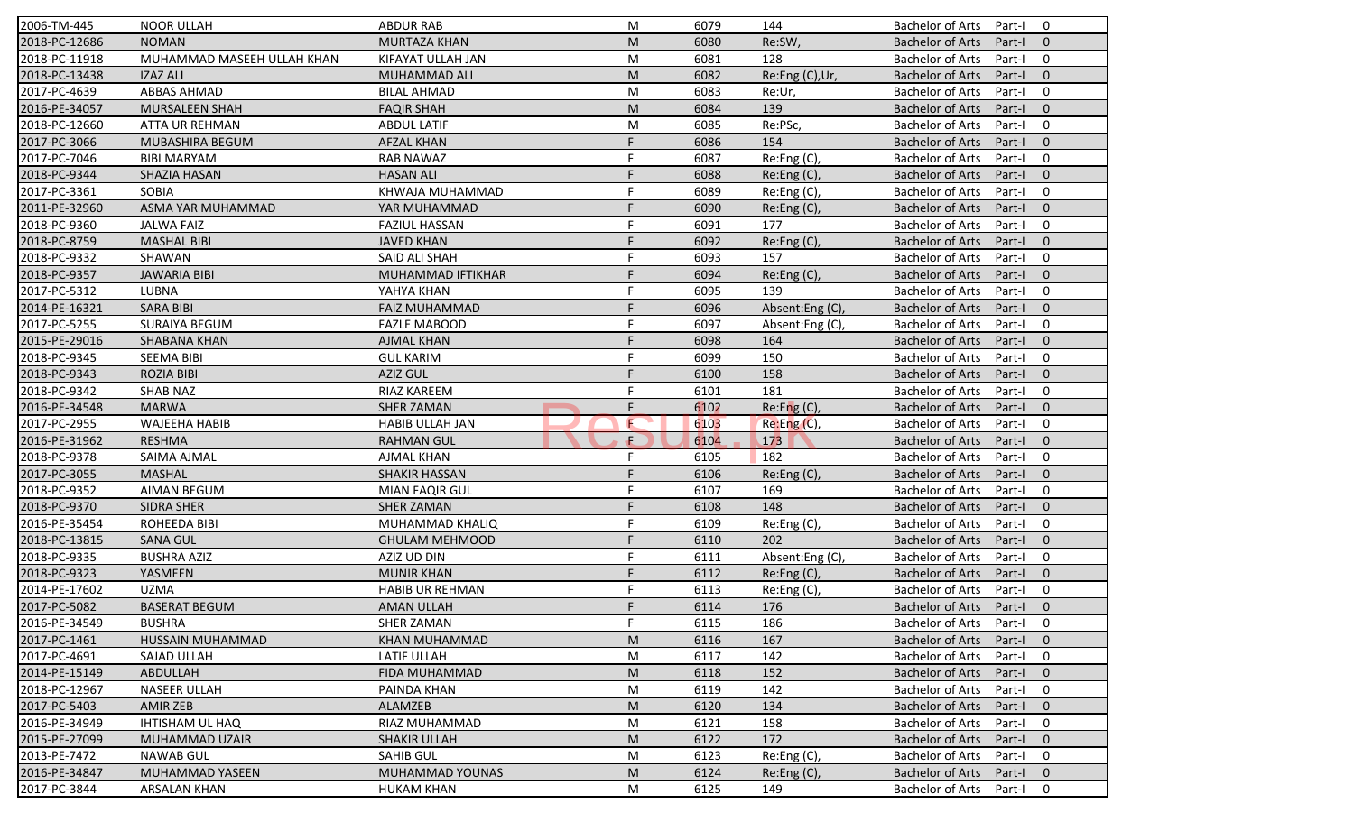| | | | | | | | | |
|---|---|---|---|---|---|---|---|---|
| 2006-TM-445 | NOOR ULLAH | ABDUR RAB | M | 6079 | 144 | Bachelor of Arts | Part-I | 0 |
| 2018-PC-12686 | NOMAN | MURTAZA KHAN | M | 6080 | Re:SW, | Bachelor of Arts | Part-I | 0 |
| 2018-PC-11918 | MUHAMMAD MASEEH ULLAH KHAN | KIFAYAT ULLAH JAN | M | 6081 | 128 | Bachelor of Arts | Part-I | 0 |
| 2018-PC-13438 | IZAZ ALI | MUHAMMAD ALI | M | 6082 | Re:Eng (C),Ur, | Bachelor of Arts | Part-I | 0 |
| 2017-PC-4639 | ABBAS AHMAD | BILAL AHMAD | M | 6083 | Re:Ur, | Bachelor of Arts | Part-I | 0 |
| 2016-PE-34057 | MURSALEEN SHAH | FAQIR SHAH | M | 6084 | 139 | Bachelor of Arts | Part-I | 0 |
| 2018-PC-12660 | ATTA UR REHMAN | ABDUL LATIF | M | 6085 | Re:PSc, | Bachelor of Arts | Part-I | 0 |
| 2017-PC-3066 | MUBASHIRA BEGUM | AFZAL KHAN | F | 6086 | 154 | Bachelor of Arts | Part-I | 0 |
| 2017-PC-7046 | BIBI MARYAM | RAB NAWAZ | F | 6087 | Re:Eng (C), | Bachelor of Arts | Part-I | 0 |
| 2018-PC-9344 | SHAZIA HASAN | HASAN ALI | F | 6088 | Re:Eng (C), | Bachelor of Arts | Part-I | 0 |
| 2017-PC-3361 | SOBIA | KHWAJA MUHAMMAD | F | 6089 | Re:Eng (C), | Bachelor of Arts | Part-I | 0 |
| 2011-PE-32960 | ASMA YAR MUHAMMAD | YAR MUHAMMAD | F | 6090 | Re:Eng (C), | Bachelor of Arts | Part-I | 0 |
| 2018-PC-9360 | JALWA FAIZ | FAZIUL HASSAN | F | 6091 | 177 | Bachelor of Arts | Part-I | 0 |
| 2018-PC-8759 | MASHAL BIBI | JAVED KHAN | F | 6092 | Re:Eng (C), | Bachelor of Arts | Part-I | 0 |
| 2018-PC-9332 | SHAWAN | SAID ALI SHAH | F | 6093 | 157 | Bachelor of Arts | Part-I | 0 |
| 2018-PC-9357 | JAWARIA BIBI | MUHAMMAD IFTIKHAR | F | 6094 | Re:Eng (C), | Bachelor of Arts | Part-I | 0 |
| 2017-PC-5312 | LUBNA | YAHYA KHAN | F | 6095 | 139 | Bachelor of Arts | Part-I | 0 |
| 2014-PE-16321 | SARA BIBI | FAIZ MUHAMMAD | F | 6096 | Absent:Eng (C), | Bachelor of Arts | Part-I | 0 |
| 2017-PC-5255 | SURAIYA BEGUM | FAZLE MABOOD | F | 6097 | Absent:Eng (C), | Bachelor of Arts | Part-I | 0 |
| 2015-PE-29016 | SHABANA KHAN | AJMAL KHAN | F | 6098 | 164 | Bachelor of Arts | Part-I | 0 |
| 2018-PC-9345 | SEEMA BIBI | GUL KARIM | F | 6099 | 150 | Bachelor of Arts | Part-I | 0 |
| 2018-PC-9343 | ROZIA BIBI | AZIZ GUL | F | 6100 | 158 | Bachelor of Arts | Part-I | 0 |
| 2018-PC-9342 | SHAB NAZ | RIAZ KAREEM | F | 6101 | 181 | Bachelor of Arts | Part-I | 0 |
| 2016-PE-34548 | MARWA | SHER ZAMAN | F | 6102 | Re:Eng (C), | Bachelor of Arts | Part-I | 0 |
| 2017-PC-2955 | WAJEEHA HABIB | HABIB ULLAH JAN | F | 6103 | Re:Eng (C), | Bachelor of Arts | Part-I | 0 |
| 2016-PE-31962 | RESHMA | RAHMAN GUL | F | 6104 | 173 | Bachelor of Arts | Part-I | 0 |
| 2018-PC-9378 | SAIMA AJMAL | AJMAL KHAN | F | 6105 | 182 | Bachelor of Arts | Part-I | 0 |
| 2017-PC-3055 | MASHAL | SHAKIR HASSAN | F | 6106 | Re:Eng (C), | Bachelor of Arts | Part-I | 0 |
| 2018-PC-9352 | AIMAN BEGUM | MIAN FAQIR GUL | F | 6107 | 169 | Bachelor of Arts | Part-I | 0 |
| 2018-PC-9370 | SIDRA SHER | SHER ZAMAN | F | 6108 | 148 | Bachelor of Arts | Part-I | 0 |
| 2016-PE-35454 | ROHEEDA BIBI | MUHAMMAD KHALIQ | F | 6109 | Re:Eng (C), | Bachelor of Arts | Part-I | 0 |
| 2018-PC-13815 | SANA GUL | GHULAM MEHMOOD | F | 6110 | 202 | Bachelor of Arts | Part-I | 0 |
| 2018-PC-9335 | BUSHRA AZIZ | AZIZ UD DIN | F | 6111 | Absent:Eng (C), | Bachelor of Arts | Part-I | 0 |
| 2018-PC-9323 | YASMEEN | MUNIR KHAN | F | 6112 | Re:Eng (C), | Bachelor of Arts | Part-I | 0 |
| 2014-PE-17602 | UZMA | HABIB UR REHMAN | F | 6113 | Re:Eng (C), | Bachelor of Arts | Part-I | 0 |
| 2017-PC-5082 | BASERAT BEGUM | AMAN ULLAH | F | 6114 | 176 | Bachelor of Arts | Part-I | 0 |
| 2016-PE-34549 | BUSHRA | SHER ZAMAN | F | 6115 | 186 | Bachelor of Arts | Part-I | 0 |
| 2017-PC-1461 | HUSSAIN MUHAMMAD | KHAN MUHAMMAD | M | 6116 | 167 | Bachelor of Arts | Part-I | 0 |
| 2017-PC-4691 | SAJAD ULLAH | LATIF ULLAH | M | 6117 | 142 | Bachelor of Arts | Part-I | 0 |
| 2014-PE-15149 | ABDULLAH | FIDA MUHAMMAD | M | 6118 | 152 | Bachelor of Arts | Part-I | 0 |
| 2018-PC-12967 | NASEER ULLAH | PAINDA KHAN | M | 6119 | 142 | Bachelor of Arts | Part-I | 0 |
| 2017-PC-5403 | AMIR ZEB | ALAMZEB | M | 6120 | 134 | Bachelor of Arts | Part-I | 0 |
| 2016-PE-34949 | IHTISHAM UL HAQ | RIAZ MUHAMMAD | M | 6121 | 158 | Bachelor of Arts | Part-I | 0 |
| 2015-PE-27099 | MUHAMMAD UZAIR | SHAKIR ULLAH | M | 6122 | 172 | Bachelor of Arts | Part-I | 0 |
| 2013-PE-7472 | NAWAB GUL | SAHIB GUL | M | 6123 | Re:Eng (C), | Bachelor of Arts | Part-I | 0 |
| 2016-PE-34847 | MUHAMMAD YASEEN | MUHAMMAD YOUNAS | M | 6124 | Re:Eng (C), | Bachelor of Arts | Part-I | 0 |
| 2017-PC-3844 | ARSALAN KHAN | HUKAM KHAN | M | 6125 | 149 | Bachelor of Arts | Part-I | 0 |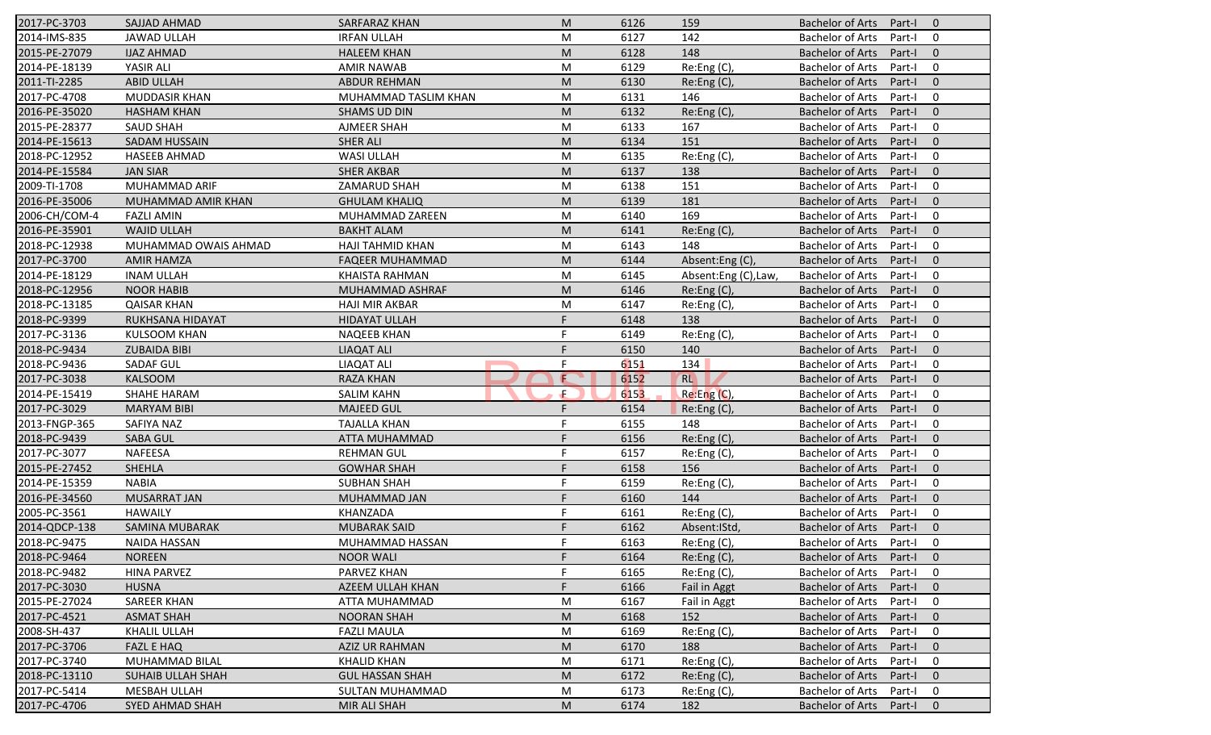| | | | | | | | | |
|---|---|---|---|---|---|---|---|---|
| 2017-PC-3703 | SAJJAD AHMAD | SARFARAZ KHAN | M | 6126 | 159 | Bachelor of Arts | Part-I | 0 |
| 2014-IMS-835 | JAWAD ULLAH | IRFAN ULLAH | M | 6127 | 142 | Bachelor of Arts | Part-I | 0 |
| 2015-PE-27079 | IJAZ AHMAD | HALEEM KHAN | M | 6128 | 148 | Bachelor of Arts | Part-I | 0 |
| 2014-PE-18139 | YASIR ALI | AMIR NAWAB | M | 6129 | Re:Eng (C), | Bachelor of Arts | Part-I | 0 |
| 2011-TI-2285 | ABID ULLAH | ABDUR REHMAN | M | 6130 | Re:Eng (C), | Bachelor of Arts | Part-I | 0 |
| 2017-PC-4708 | MUDDASIR KHAN | MUHAMMAD TASLIM KHAN | M | 6131 | 146 | Bachelor of Arts | Part-I | 0 |
| 2016-PE-35020 | HASHAM KHAN | SHAMS UD DIN | M | 6132 | Re:Eng (C), | Bachelor of Arts | Part-I | 0 |
| 2015-PE-28377 | SAUD SHAH | AJMEER SHAH | M | 6133 | 167 | Bachelor of Arts | Part-I | 0 |
| 2014-PE-15613 | SADAM HUSSAIN | SHER ALI | M | 6134 | 151 | Bachelor of Arts | Part-I | 0 |
| 2018-PC-12952 | HASEEB AHMAD | WASI ULLAH | M | 6135 | Re:Eng (C), | Bachelor of Arts | Part-I | 0 |
| 2014-PE-15584 | JAN SIAR | SHER AKBAR | M | 6137 | 138 | Bachelor of Arts | Part-I | 0 |
| 2009-TI-1708 | MUHAMMAD ARIF | ZAMARUD SHAH | M | 6138 | 151 | Bachelor of Arts | Part-I | 0 |
| 2016-PE-35006 | MUHAMMAD AMIR KHAN | GHULAM KHALIQ | M | 6139 | 181 | Bachelor of Arts | Part-I | 0 |
| 2006-CH/COM-4 | FAZLI AMIN | MUHAMMAD ZAREEN | M | 6140 | 169 | Bachelor of Arts | Part-I | 0 |
| 2016-PE-35901 | WAJID ULLAH | BAKHT ALAM | M | 6141 | Re:Eng (C), | Bachelor of Arts | Part-I | 0 |
| 2018-PC-12938 | MUHAMMAD OWAIS AHMAD | HAJI TAHMID KHAN | M | 6143 | 148 | Bachelor of Arts | Part-I | 0 |
| 2017-PC-3700 | AMIR HAMZA | FAQEER MUHAMMAD | M | 6144 | Absent:Eng (C), | Bachelor of Arts | Part-I | 0 |
| 2014-PE-18129 | INAM ULLAH | KHAISTA RAHMAN | M | 6145 | Absent:Eng (C),Law, | Bachelor of Arts | Part-I | 0 |
| 2018-PC-12956 | NOOR HABIB | MUHAMMAD ASHRAF | M | 6146 | Re:Eng (C), | Bachelor of Arts | Part-I | 0 |
| 2018-PC-13185 | QAISAR KHAN | HAJI MIR AKBAR | M | 6147 | Re:Eng (C), | Bachelor of Arts | Part-I | 0 |
| 2018-PC-9399 | RUKHSANA HIDAYAT | HIDAYAT ULLAH | F | 6148 | 138 | Bachelor of Arts | Part-I | 0 |
| 2017-PC-3136 | KULSOOM KHAN | NAQEEB KHAN | F | 6149 | Re:Eng (C), | Bachelor of Arts | Part-I | 0 |
| 2018-PC-9434 | ZUBAIDA BIBI | LIAQAT ALI | F | 6150 | 140 | Bachelor of Arts | Part-I | 0 |
| 2018-PC-9436 | SADAF GUL | LIAQAT ALI | F | 6151 | 134 | Bachelor of Arts | Part-I | 0 |
| 2017-PC-3038 | KALSOOM | RAZA KHAN | F | 6152 | RL | Bachelor of Arts | Part-I | 0 |
| 2014-PE-15419 | SHAHE HARAM | SALIM KAHN | F | 6153 | Re:Eng (C), | Bachelor of Arts | Part-I | 0 |
| 2017-PC-3029 | MARYAM BIBI | MAJEED GUL | F | 6154 | Re:Eng (C), | Bachelor of Arts | Part-I | 0 |
| 2013-FNGP-365 | SAFIYA NAZ | TAJALLA KHAN | F | 6155 | 148 | Bachelor of Arts | Part-I | 0 |
| 2018-PC-9439 | SABA GUL | ATTA MUHAMMAD | F | 6156 | Re:Eng (C), | Bachelor of Arts | Part-I | 0 |
| 2017-PC-3077 | NAFEESA | REHMAN GUL | F | 6157 | Re:Eng (C), | Bachelor of Arts | Part-I | 0 |
| 2015-PE-27452 | SHEHLA | GOWHAR SHAH | F | 6158 | 156 | Bachelor of Arts | Part-I | 0 |
| 2014-PE-15359 | NABIA | SUBHAN SHAH | F | 6159 | Re:Eng (C), | Bachelor of Arts | Part-I | 0 |
| 2016-PE-34560 | MUSARRAT JAN | MUHAMMAD JAN | F | 6160 | 144 | Bachelor of Arts | Part-I | 0 |
| 2005-PC-3561 | HAWAILY | KHANZADA | F | 6161 | Re:Eng (C), | Bachelor of Arts | Part-I | 0 |
| 2014-QDCP-138 | SAMINA MUBARAK | MUBARAK SAID | F | 6162 | Absent:IStd, | Bachelor of Arts | Part-I | 0 |
| 2018-PC-9475 | NAIDA HASSAN | MUHAMMAD HASSAN | F | 6163 | Re:Eng (C), | Bachelor of Arts | Part-I | 0 |
| 2018-PC-9464 | NOREEN | NOOR WALI | F | 6164 | Re:Eng (C), | Bachelor of Arts | Part-I | 0 |
| 2018-PC-9482 | HINA PARVEZ | PARVEZ KHAN | F | 6165 | Re:Eng (C), | Bachelor of Arts | Part-I | 0 |
| 2017-PC-3030 | HUSNA | AZEEM ULLAH KHAN | F | 6166 | Fail in Aggt | Bachelor of Arts | Part-I | 0 |
| 2015-PE-27024 | SAREER KHAN | ATTA MUHAMMAD | M | 6167 | Fail in Aggt | Bachelor of Arts | Part-I | 0 |
| 2017-PC-4521 | ASMAT SHAH | NOORAN SHAH | M | 6168 | 152 | Bachelor of Arts | Part-I | 0 |
| 2008-SH-437 | KHALIL ULLAH | FAZLI MAULA | M | 6169 | Re:Eng (C), | Bachelor of Arts | Part-I | 0 |
| 2017-PC-3706 | FAZL E HAQ | AZIZ UR RAHMAN | M | 6170 | 188 | Bachelor of Arts | Part-I | 0 |
| 2017-PC-3740 | MUHAMMAD BILAL | KHALID KHAN | M | 6171 | Re:Eng (C), | Bachelor of Arts | Part-I | 0 |
| 2018-PC-13110 | SUHAIB ULLAH SHAH | GUL HASSAN SHAH | M | 6172 | Re:Eng (C), | Bachelor of Arts | Part-I | 0 |
| 2017-PC-5414 | MESBAH ULLAH | SULTAN MUHAMMAD | M | 6173 | Re:Eng (C), | Bachelor of Arts | Part-I | 0 |
| 2017-PC-4706 | SYED AHMAD SHAH | MIR ALI SHAH | M | 6174 | 182 | Bachelor of Arts | Part-I | 0 |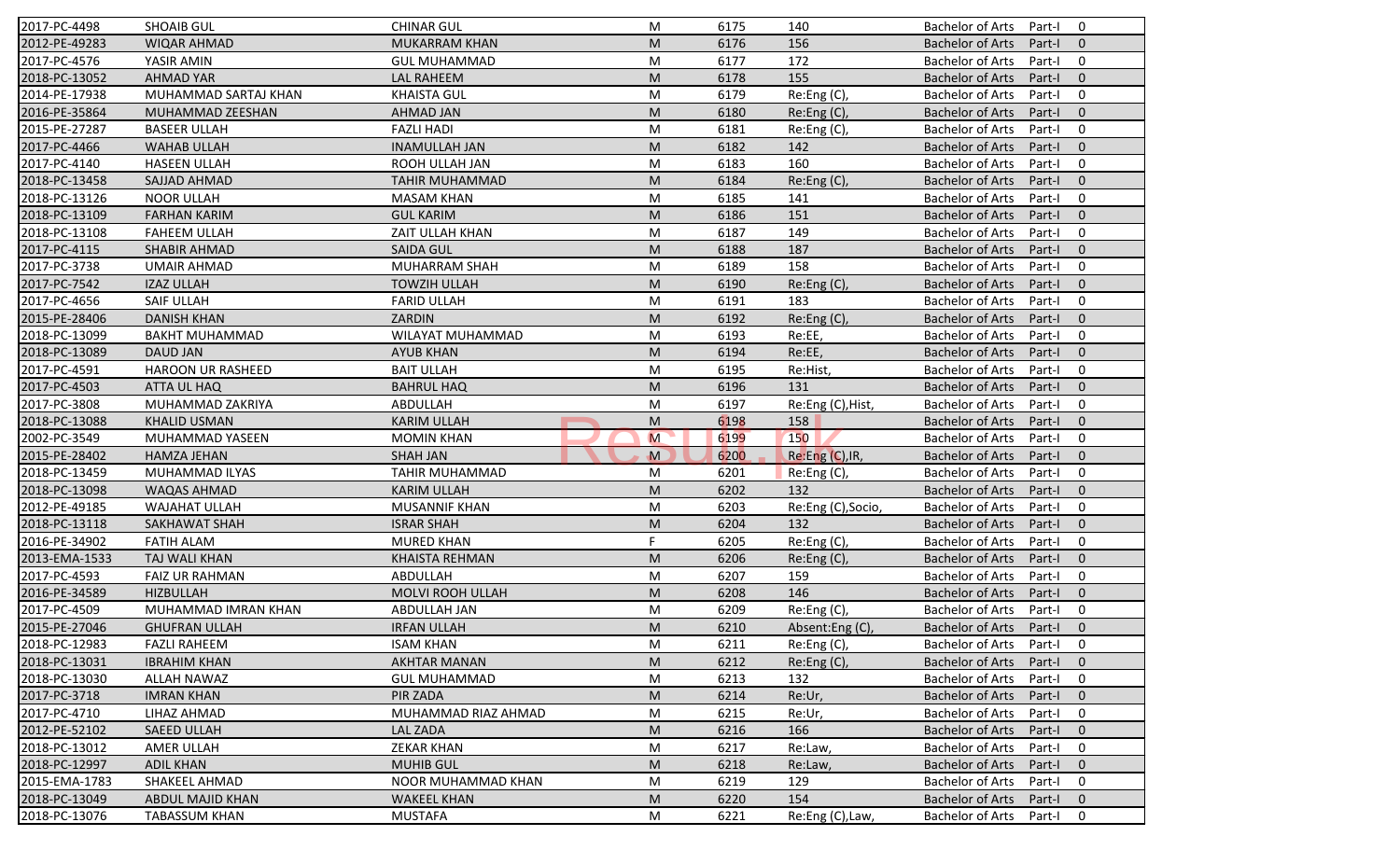| | | | | | | | | |
|---|---|---|---|---|---|---|---|---|
| 2017-PC-4498 | SHOAIB GUL | CHINAR GUL | M | 6175 | 140 | Bachelor of Arts | Part-I | 0 |
| 2012-PE-49283 | WIQAR AHMAD | MUKARRAM KHAN | M | 6176 | 156 | Bachelor of Arts | Part-I | 0 |
| 2017-PC-4576 | YASIR AMIN | GUL MUHAMMAD | M | 6177 | 172 | Bachelor of Arts | Part-I | 0 |
| 2018-PC-13052 | AHMAD YAR | LAL RAHEEM | M | 6178 | 155 | Bachelor of Arts | Part-I | 0 |
| 2014-PE-17938 | MUHAMMAD SARTAJ KHAN | KHAISTA GUL | M | 6179 | Re:Eng (C), | Bachelor of Arts | Part-I | 0 |
| 2016-PE-35864 | MUHAMMAD ZEESHAN | AHMAD JAN | M | 6180 | Re:Eng (C), | Bachelor of Arts | Part-I | 0 |
| 2015-PE-27287 | BASEER ULLAH | FAZLI HADI | M | 6181 | Re:Eng (C), | Bachelor of Arts | Part-I | 0 |
| 2017-PC-4466 | WAHAB ULLAH | INAMULLAH JAN | M | 6182 | 142 | Bachelor of Arts | Part-I | 0 |
| 2017-PC-4140 | HASEEN ULLAH | ROOH ULLAH JAN | M | 6183 | 160 | Bachelor of Arts | Part-I | 0 |
| 2018-PC-13458 | SAJJAD AHMAD | TAHIR MUHAMMAD | M | 6184 | Re:Eng (C), | Bachelor of Arts | Part-I | 0 |
| 2018-PC-13126 | NOOR ULLAH | MASAM KHAN | M | 6185 | 141 | Bachelor of Arts | Part-I | 0 |
| 2018-PC-13109 | FARHAN KARIM | GUL KARIM | M | 6186 | 151 | Bachelor of Arts | Part-I | 0 |
| 2018-PC-13108 | FAHEEM ULLAH | ZAIT ULLAH KHAN | M | 6187 | 149 | Bachelor of Arts | Part-I | 0 |
| 2017-PC-4115 | SHABIR AHMAD | SAIDA GUL | M | 6188 | 187 | Bachelor of Arts | Part-I | 0 |
| 2017-PC-3738 | UMAIR AHMAD | MUHARRAM SHAH | M | 6189 | 158 | Bachelor of Arts | Part-I | 0 |
| 2017-PC-7542 | IZAZ ULLAH | TOWZIH ULLAH | M | 6190 | Re:Eng (C), | Bachelor of Arts | Part-I | 0 |
| 2017-PC-4656 | SAIF ULLAH | FARID ULLAH | M | 6191 | 183 | Bachelor of Arts | Part-I | 0 |
| 2015-PE-28406 | DANISH KHAN | ZARDIN | M | 6192 | Re:Eng (C), | Bachelor of Arts | Part-I | 0 |
| 2018-PC-13099 | BAKHT MUHAMMAD | WILAYAT MUHAMMAD | M | 6193 | Re:EE, | Bachelor of Arts | Part-I | 0 |
| 2018-PC-13089 | DAUD JAN | AYUB KHAN | M | 6194 | Re:EE, | Bachelor of Arts | Part-I | 0 |
| 2017-PC-4591 | HAROON UR RASHEED | BAIT ULLAH | M | 6195 | Re:Hist, | Bachelor of Arts | Part-I | 0 |
| 2017-PC-4503 | ATTA UL HAQ | BAHRUL HAQ | M | 6196 | 131 | Bachelor of Arts | Part-I | 0 |
| 2017-PC-3808 | MUHAMMAD ZAKRIYA | ABDULLAH | M | 6197 | Re:Eng (C),Hist, | Bachelor of Arts | Part-I | 0 |
| 2018-PC-13088 | KHALID USMAN | KARIM ULLAH | M | 6198 | 158 | Bachelor of Arts | Part-I | 0 |
| 2002-PC-3549 | MUHAMMAD YASEEN | MOMIN KHAN | M | 6199 | 150 | Bachelor of Arts | Part-I | 0 |
| 2015-PE-28402 | HAMZA JEHAN | SHAH JAN | M | 6200 | Re:Eng (C),IR, | Bachelor of Arts | Part-I | 0 |
| 2018-PC-13459 | MUHAMMAD ILYAS | TAHIR MUHAMMAD | M | 6201 | Re:Eng (C), | Bachelor of Arts | Part-I | 0 |
| 2018-PC-13098 | WAQAS AHMAD | KARIM ULLAH | M | 6202 | 132 | Bachelor of Arts | Part-I | 0 |
| 2012-PE-49185 | WAJAHAT ULLAH | MUSANNIF KHAN | M | 6203 | Re:Eng (C),Socio, | Bachelor of Arts | Part-I | 0 |
| 2018-PC-13118 | SAKHAWAT SHAH | ISRAR SHAH | M | 6204 | 132 | Bachelor of Arts | Part-I | 0 |
| 2016-PE-34902 | FATIH ALAM | MURED KHAN | F | 6205 | Re:Eng (C), | Bachelor of Arts | Part-I | 0 |
| 2013-EMA-1533 | TAJ WALI KHAN | KHAISTA REHMAN | M | 6206 | Re:Eng (C), | Bachelor of Arts | Part-I | 0 |
| 2017-PC-4593 | FAIZ UR RAHMAN | ABDULLAH | M | 6207 | 159 | Bachelor of Arts | Part-I | 0 |
| 2016-PE-34589 | HIZBULLAH | MOLVI ROOH ULLAH | M | 6208 | 146 | Bachelor of Arts | Part-I | 0 |
| 2017-PC-4509 | MUHAMMAD IMRAN KHAN | ABDULLAH JAN | M | 6209 | Re:Eng (C), | Bachelor of Arts | Part-I | 0 |
| 2015-PE-27046 | GHUFRAN ULLAH | IRFAN ULLAH | M | 6210 | Absent:Eng (C), | Bachelor of Arts | Part-I | 0 |
| 2018-PC-12983 | FAZLI RAHEEM | ISAM KHAN | M | 6211 | Re:Eng (C), | Bachelor of Arts | Part-I | 0 |
| 2018-PC-13031 | IBRAHIM KHAN | AKHTAR MANAN | M | 6212 | Re:Eng (C), | Bachelor of Arts | Part-I | 0 |
| 2018-PC-13030 | ALLAH NAWAZ | GUL MUHAMMAD | M | 6213 | 132 | Bachelor of Arts | Part-I | 0 |
| 2017-PC-3718 | IMRAN KHAN | PIR ZADA | M | 6214 | Re:Ur, | Bachelor of Arts | Part-I | 0 |
| 2017-PC-4710 | LIHAZ AHMAD | MUHAMMAD RIAZ AHMAD | M | 6215 | Re:Ur, | Bachelor of Arts | Part-I | 0 |
| 2012-PE-52102 | SAEED ULLAH | LAL ZADA | M | 6216 | 166 | Bachelor of Arts | Part-I | 0 |
| 2018-PC-13012 | AMER ULLAH | ZEKAR KHAN | M | 6217 | Re:Law, | Bachelor of Arts | Part-I | 0 |
| 2018-PC-12997 | ADIL KHAN | MUHIB GUL | M | 6218 | Re:Law, | Bachelor of Arts | Part-I | 0 |
| 2015-EMA-1783 | SHAKEEL AHMAD | NOOR MUHAMMAD KHAN | M | 6219 | 129 | Bachelor of Arts | Part-I | 0 |
| 2018-PC-13049 | ABDUL MAJID KHAN | WAKEEL KHAN | M | 6220 | 154 | Bachelor of Arts | Part-I | 0 |
| 2018-PC-13076 | TABASSUM KHAN | MUSTAFA | M | 6221 | Re:Eng (C),Law, | Bachelor of Arts | Part-I | 0 |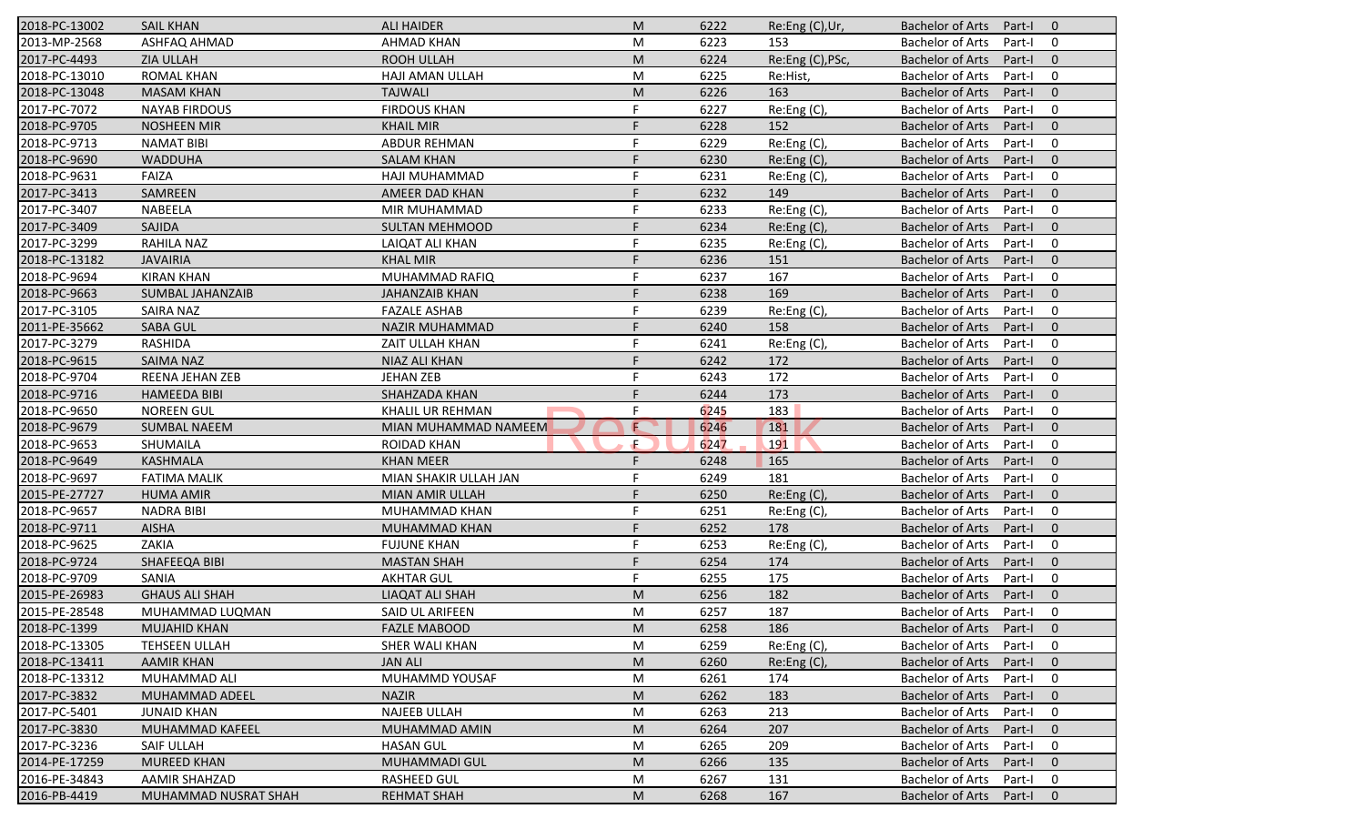| | | | | | | | | |
|---|---|---|---|---|---|---|---|---|
| 2018-PC-13002 | SAIL KHAN | ALI HAIDER | M | 6222 | Re:Eng (C),Ur, | Bachelor of Arts | Part-I | 0 |
| 2013-MP-2568 | ASHFAQ AHMAD | AHMAD KHAN | M | 6223 | 153 | Bachelor of Arts | Part-I | 0 |
| 2017-PC-4493 | ZIA ULLAH | ROOH ULLAH | M | 6224 | Re:Eng (C),PSc, | Bachelor of Arts | Part-I | 0 |
| 2018-PC-13010 | ROMAL KHAN | HAJI AMAN ULLAH | M | 6225 | Re:Hist, | Bachelor of Arts | Part-I | 0 |
| 2018-PC-13048 | MASAM KHAN | TAJWALI | M | 6226 | 163 | Bachelor of Arts | Part-I | 0 |
| 2017-PC-7072 | NAYAB FIRDOUS | FIRDOUS KHAN | F | 6227 | Re:Eng (C), | Bachelor of Arts | Part-I | 0 |
| 2018-PC-9705 | NOSHEEN MIR | KHAIL MIR | F | 6228 | 152 | Bachelor of Arts | Part-I | 0 |
| 2018-PC-9713 | NAMAT BIBI | ABDUR REHMAN | F | 6229 | Re:Eng (C), | Bachelor of Arts | Part-I | 0 |
| 2018-PC-9690 | WADDUHA | SALAM KHAN | F | 6230 | Re:Eng (C), | Bachelor of Arts | Part-I | 0 |
| 2018-PC-9631 | FAIZA | HAJI MUHAMMAD | F | 6231 | Re:Eng (C), | Bachelor of Arts | Part-I | 0 |
| 2017-PC-3413 | SAMREEN | AMEER DAD KHAN | F | 6232 | 149 | Bachelor of Arts | Part-I | 0 |
| 2017-PC-3407 | NABEELA | MIR MUHAMMAD | F | 6233 | Re:Eng (C), | Bachelor of Arts | Part-I | 0 |
| 2017-PC-3409 | SAJIDA | SULTAN MEHMOOD | F | 6234 | Re:Eng (C), | Bachelor of Arts | Part-I | 0 |
| 2017-PC-3299 | RAHILA NAZ | LAIQAT ALI KHAN | F | 6235 | Re:Eng (C), | Bachelor of Arts | Part-I | 0 |
| 2018-PC-13182 | JAVAIRIA | KHAL MIR | F | 6236 | 151 | Bachelor of Arts | Part-I | 0 |
| 2018-PC-9694 | KIRAN KHAN | MUHAMMAD RAFIQ | F | 6237 | 167 | Bachelor of Arts | Part-I | 0 |
| 2018-PC-9663 | SUMBAL JAHANZAIB | JAHANZAIB KHAN | F | 6238 | 169 | Bachelor of Arts | Part-I | 0 |
| 2017-PC-3105 | SAIRA NAZ | FAZALE ASHAB | F | 6239 | Re:Eng (C), | Bachelor of Arts | Part-I | 0 |
| 2011-PE-35662 | SABA GUL | NAZIR MUHAMMAD | F | 6240 | 158 | Bachelor of Arts | Part-I | 0 |
| 2017-PC-3279 | RASHIDA | ZAIT ULLAH KHAN | F | 6241 | Re:Eng (C), | Bachelor of Arts | Part-I | 0 |
| 2018-PC-9615 | SAIMA NAZ | NIAZ ALI KHAN | F | 6242 | 172 | Bachelor of Arts | Part-I | 0 |
| 2018-PC-9704 | REENA JEHAN ZEB | JEHAN ZEB | F | 6243 | 172 | Bachelor of Arts | Part-I | 0 |
| 2018-PC-9716 | HAMEEDA BIBI | SHAHZADA KHAN | F | 6244 | 173 | Bachelor of Arts | Part-I | 0 |
| 2018-PC-9650 | NOREEN GUL | KHALIL UR REHMAN | F | 6245 | 183 | Bachelor of Arts | Part-I | 0 |
| 2018-PC-9679 | SUMBAL NAEEM | MIAN MUHAMMAD NAMEEM | F | 6246 | 181 | Bachelor of Arts | Part-I | 0 |
| 2018-PC-9653 | SHUMAILA | ROIDAD KHAN | F | 6247 | 191 | Bachelor of Arts | Part-I | 0 |
| 2018-PC-9649 | KASHMALA | KHAN MEER | F | 6248 | 165 | Bachelor of Arts | Part-I | 0 |
| 2018-PC-9697 | FATIMA MALIK | MIAN SHAKIR ULLAH JAN | F | 6249 | 181 | Bachelor of Arts | Part-I | 0 |
| 2015-PE-27727 | HUMA AMIR | MIAN AMIR ULLAH | F | 6250 | Re:Eng (C), | Bachelor of Arts | Part-I | 0 |
| 2018-PC-9657 | NADRA BIBI | MUHAMMAD KHAN | F | 6251 | Re:Eng (C), | Bachelor of Arts | Part-I | 0 |
| 2018-PC-9711 | AISHA | MUHAMMAD KHAN | F | 6252 | 178 | Bachelor of Arts | Part-I | 0 |
| 2018-PC-9625 | ZAKIA | FUJUNE KHAN | F | 6253 | Re:Eng (C), | Bachelor of Arts | Part-I | 0 |
| 2018-PC-9724 | SHAFEEQA BIBI | MASTAN SHAH | F | 6254 | 174 | Bachelor of Arts | Part-I | 0 |
| 2018-PC-9709 | SANIA | AKHTAR GUL | F | 6255 | 175 | Bachelor of Arts | Part-I | 0 |
| 2015-PE-26983 | GHAUS ALI SHAH | LIAQAT ALI SHAH | M | 6256 | 182 | Bachelor of Arts | Part-I | 0 |
| 2015-PE-28548 | MUHAMMAD LUQMAN | SAID UL ARIFEEN | M | 6257 | 187 | Bachelor of Arts | Part-I | 0 |
| 2018-PC-1399 | MUJAHID KHAN | FAZLE MABOOD | M | 6258 | 186 | Bachelor of Arts | Part-I | 0 |
| 2018-PC-13305 | TEHSEEN ULLAH | SHER WALI KHAN | M | 6259 | Re:Eng (C), | Bachelor of Arts | Part-I | 0 |
| 2018-PC-13411 | AAMIR KHAN | JAN ALI | M | 6260 | Re:Eng (C), | Bachelor of Arts | Part-I | 0 |
| 2018-PC-13312 | MUHAMMAD ALI | MUHAMMD YOUSAF | M | 6261 | 174 | Bachelor of Arts | Part-I | 0 |
| 2017-PC-3832 | MUHAMMAD ADEEL | NAZIR | M | 6262 | 183 | Bachelor of Arts | Part-I | 0 |
| 2017-PC-5401 | JUNAID KHAN | NAJEEB ULLAH | M | 6263 | 213 | Bachelor of Arts | Part-I | 0 |
| 2017-PC-3830 | MUHAMMAD KAFEEL | MUHAMMAD AMIN | M | 6264 | 207 | Bachelor of Arts | Part-I | 0 |
| 2017-PC-3236 | SAIF ULLAH | HASAN GUL | M | 6265 | 209 | Bachelor of Arts | Part-I | 0 |
| 2014-PE-17259 | MUREED KHAN | MUHAMMADI GUL | M | 6266 | 135 | Bachelor of Arts | Part-I | 0 |
| 2016-PE-34843 | AAMIR SHAHZAD | RASHEED GUL | M | 6267 | 131 | Bachelor of Arts | Part-I | 0 |
| 2016-PB-4419 | MUHAMMAD NUSRAT SHAH | REHMAT SHAH | M | 6268 | 167 | Bachelor of Arts | Part-I | 0 |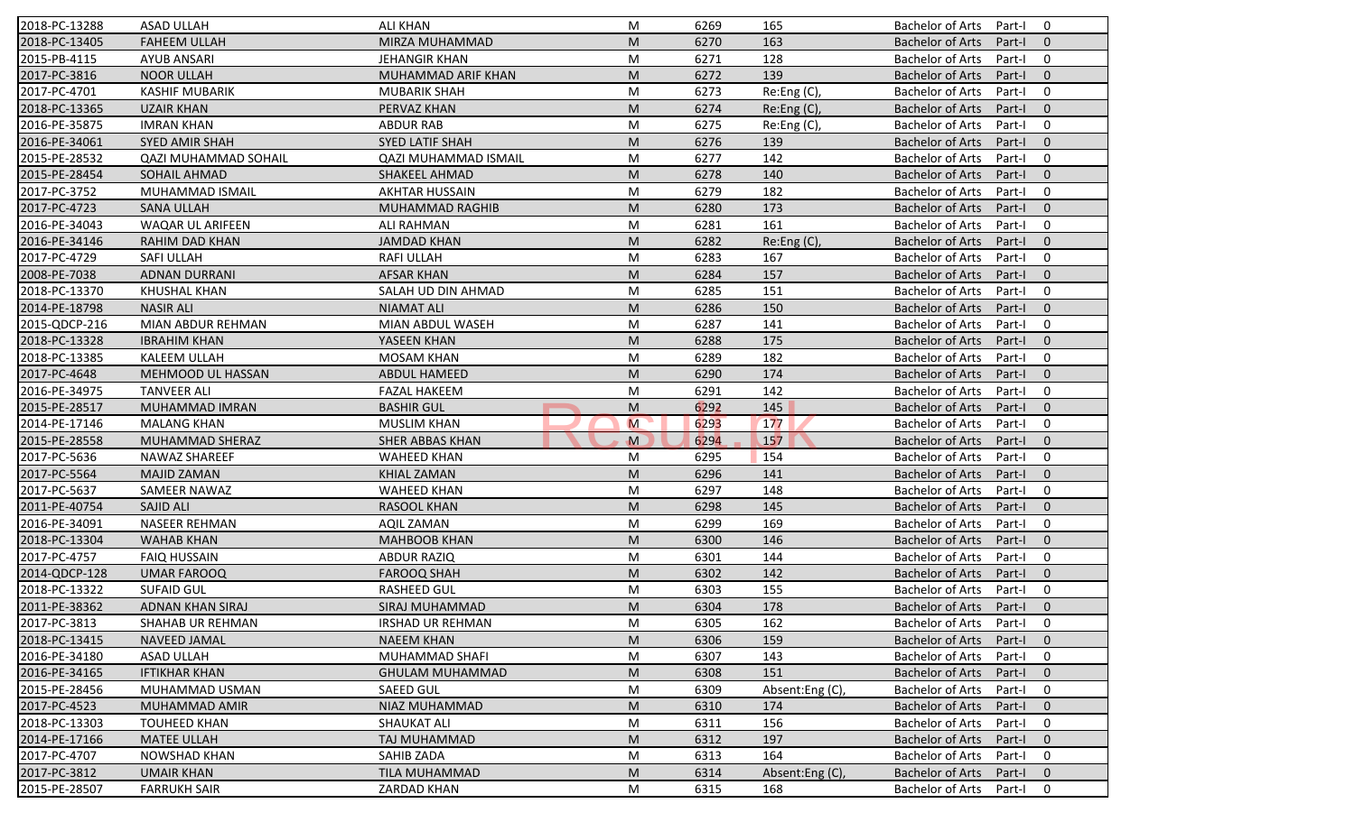| | | | | | | | | |
|---|---|---|---|---|---|---|---|---|
| 2018-PC-13288 | ASAD ULLAH | ALI KHAN | M | 6269 | 165 | Bachelor of Arts | Part-I | 0 |
| 2018-PC-13405 | FAHEEM ULLAH | MIRZA MUHAMMAD | M | 6270 | 163 | Bachelor of Arts | Part-I | 0 |
| 2015-PB-4115 | AYUB ANSARI | JEHANGIR KHAN | M | 6271 | 128 | Bachelor of Arts | Part-I | 0 |
| 2017-PC-3816 | NOOR ULLAH | MUHAMMAD ARIF KHAN | M | 6272 | 139 | Bachelor of Arts | Part-I | 0 |
| 2017-PC-4701 | KASHIF MUBARIK | MUBARIK SHAH | M | 6273 | Re:Eng (C), | Bachelor of Arts | Part-I | 0 |
| 2018-PC-13365 | UZAIR KHAN | PERVAZ KHAN | M | 6274 | Re:Eng (C), | Bachelor of Arts | Part-I | 0 |
| 2016-PE-35875 | IMRAN KHAN | ABDUR RAB | M | 6275 | Re:Eng (C), | Bachelor of Arts | Part-I | 0 |
| 2016-PE-34061 | SYED AMIR SHAH | SYED LATIF SHAH | M | 6276 | 139 | Bachelor of Arts | Part-I | 0 |
| 2015-PE-28532 | QAZI MUHAMMAD SOHAIL | QAZI MUHAMMAD ISMAIL | M | 6277 | 142 | Bachelor of Arts | Part-I | 0 |
| 2015-PE-28454 | SOHAIL AHMAD | SHAKEEL AHMAD | M | 6278 | 140 | Bachelor of Arts | Part-I | 0 |
| 2017-PC-3752 | MUHAMMAD ISMAIL | AKHTAR HUSSAIN | M | 6279 | 182 | Bachelor of Arts | Part-I | 0 |
| 2017-PC-4723 | SANA ULLAH | MUHAMMAD RAGHIB | M | 6280 | 173 | Bachelor of Arts | Part-I | 0 |
| 2016-PE-34043 | WAQAR UL ARIFEEN | ALI RAHMAN | M | 6281 | 161 | Bachelor of Arts | Part-I | 0 |
| 2016-PE-34146 | RAHIM DAD KHAN | JAMDAD KHAN | M | 6282 | Re:Eng (C), | Bachelor of Arts | Part-I | 0 |
| 2017-PC-4729 | SAFI ULLAH | RAFI ULLAH | M | 6283 | 167 | Bachelor of Arts | Part-I | 0 |
| 2008-PE-7038 | ADNAN DURRANI | AFSAR KHAN | M | 6284 | 157 | Bachelor of Arts | Part-I | 0 |
| 2018-PC-13370 | KHUSHAL KHAN | SALAH UD DIN AHMAD | M | 6285 | 151 | Bachelor of Arts | Part-I | 0 |
| 2014-PE-18798 | NASIR ALI | NIAMAT ALI | M | 6286 | 150 | Bachelor of Arts | Part-I | 0 |
| 2015-QDCP-216 | MIAN ABDUR REHMAN | MIAN ABDUL WASEH | M | 6287 | 141 | Bachelor of Arts | Part-I | 0 |
| 2018-PC-13328 | IBRAHIM KHAN | YASEEN KHAN | M | 6288 | 175 | Bachelor of Arts | Part-I | 0 |
| 2018-PC-13385 | KALEEM ULLAH | MOSAM KHAN | M | 6289 | 182 | Bachelor of Arts | Part-I | 0 |
| 2017-PC-4648 | MEHMOOD UL HASSAN | ABDUL HAMEED | M | 6290 | 174 | Bachelor of Arts | Part-I | 0 |
| 2016-PE-34975 | TANVEER ALI | FAZAL HAKEEM | M | 6291 | 142 | Bachelor of Arts | Part-I | 0 |
| 2015-PE-28517 | MUHAMMAD IMRAN | BASHIR GUL | M | 6292 | 145 | Bachelor of Arts | Part-I | 0 |
| 2014-PE-17146 | MALANG KHAN | MUSLIM KHAN | M | 6293 | 177 | Bachelor of Arts | Part-I | 0 |
| 2015-PE-28558 | MUHAMMAD SHERAZ | SHER ABBAS KHAN | M | 6294 | 157 | Bachelor of Arts | Part-I | 0 |
| 2017-PC-5636 | NAWAZ SHAREEF | WAHEED KHAN | M | 6295 | 154 | Bachelor of Arts | Part-I | 0 |
| 2017-PC-5564 | MAJID ZAMAN | KHIAL ZAMAN | M | 6296 | 141 | Bachelor of Arts | Part-I | 0 |
| 2017-PC-5637 | SAMEER NAWAZ | WAHEED KHAN | M | 6297 | 148 | Bachelor of Arts | Part-I | 0 |
| 2011-PE-40754 | SAJID ALI | RASOOL KHAN | M | 6298 | 145 | Bachelor of Arts | Part-I | 0 |
| 2016-PE-34091 | NASEER REHMAN | AQIL ZAMAN | M | 6299 | 169 | Bachelor of Arts | Part-I | 0 |
| 2018-PC-13304 | WAHAB KHAN | MAHBOOB KHAN | M | 6300 | 146 | Bachelor of Arts | Part-I | 0 |
| 2017-PC-4757 | FAIQ HUSSAIN | ABDUR RAZIQ | M | 6301 | 144 | Bachelor of Arts | Part-I | 0 |
| 2014-QDCP-128 | UMAR FAROOQ | FAROOQ SHAH | M | 6302 | 142 | Bachelor of Arts | Part-I | 0 |
| 2018-PC-13322 | SUFAID GUL | RASHEED GUL | M | 6303 | 155 | Bachelor of Arts | Part-I | 0 |
| 2011-PE-38362 | ADNAN KHAN SIRAJ | SIRAJ MUHAMMAD | M | 6304 | 178 | Bachelor of Arts | Part-I | 0 |
| 2017-PC-3813 | SHAHAB UR REHMAN | IRSHAD UR REHMAN | M | 6305 | 162 | Bachelor of Arts | Part-I | 0 |
| 2018-PC-13415 | NAVEED JAMAL | NAEEM KHAN | M | 6306 | 159 | Bachelor of Arts | Part-I | 0 |
| 2016-PE-34180 | ASAD ULLAH | MUHAMMAD SHAFI | M | 6307 | 143 | Bachelor of Arts | Part-I | 0 |
| 2016-PE-34165 | IFTIKHAR KHAN | GHULAM MUHAMMAD | M | 6308 | 151 | Bachelor of Arts | Part-I | 0 |
| 2015-PE-28456 | MUHAMMAD USMAN | SAEED GUL | M | 6309 | Absent:Eng (C), | Bachelor of Arts | Part-I | 0 |
| 2017-PC-4523 | MUHAMMAD AMIR | NIAZ MUHAMMAD | M | 6310 | 174 | Bachelor of Arts | Part-I | 0 |
| 2018-PC-13303 | TOUHEED KHAN | SHAUKAT ALI | M | 6311 | 156 | Bachelor of Arts | Part-I | 0 |
| 2014-PE-17166 | MATEE ULLAH | TAJ MUHAMMAD | M | 6312 | 197 | Bachelor of Arts | Part-I | 0 |
| 2017-PC-4707 | NOWSHAD KHAN | SAHIB ZADA | M | 6313 | 164 | Bachelor of Arts | Part-I | 0 |
| 2017-PC-3812 | UMAIR KHAN | TILA MUHAMMAD | M | 6314 | Absent:Eng (C), | Bachelor of Arts | Part-I | 0 |
| 2015-PE-28507 | FARRUKH SAIR | ZARDAD KHAN | M | 6315 | 168 | Bachelor of Arts | Part-I | 0 |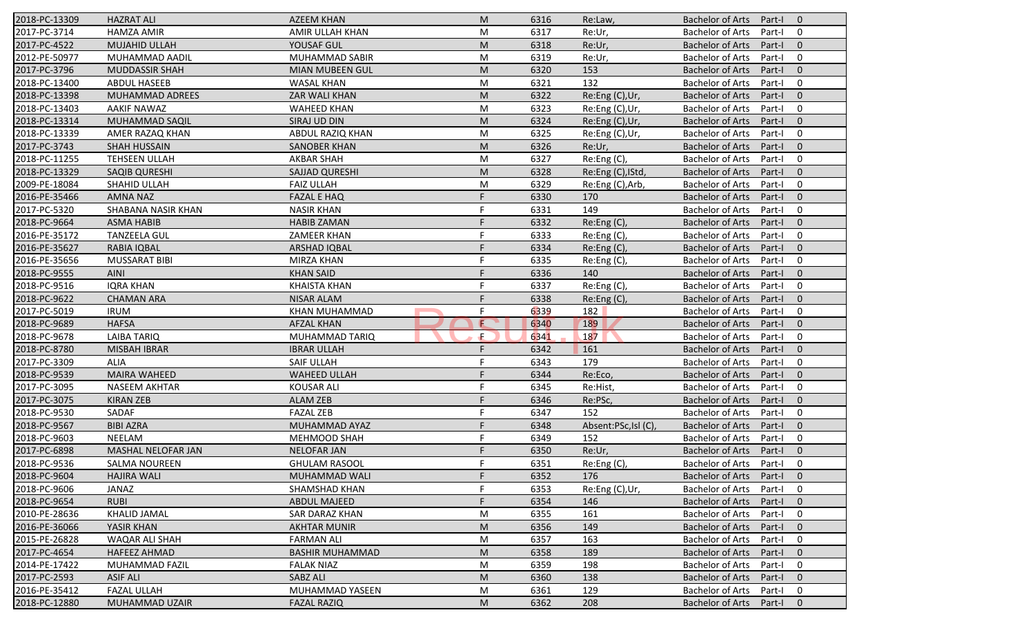| | | | | | | | | |
|---|---|---|---|---|---|---|---|---|
| 2018-PC-13309 | HAZRAT ALI | AZEEM KHAN | M | 6316 | Re:Law, | Bachelor of Arts | Part-I | 0 |
| 2017-PC-3714 | HAMZA AMIR | AMIR ULLAH KHAN | M | 6317 | Re:Ur, | Bachelor of Arts | Part-I | 0 |
| 2017-PC-4522 | MUJAHID ULLAH | YOUSAF GUL | M | 6318 | Re:Ur, | Bachelor of Arts | Part-I | 0 |
| 2012-PE-50977 | MUHAMMAD AADIL | MUHAMMAD SABIR | M | 6319 | Re:Ur, | Bachelor of Arts | Part-I | 0 |
| 2017-PC-3796 | MUDDASSIR SHAH | MIAN MUBEEN GUL | M | 6320 | 153 | Bachelor of Arts | Part-I | 0 |
| 2018-PC-13400 | ABDUL HASEEB | WASAL KHAN | M | 6321 | 132 | Bachelor of Arts | Part-I | 0 |
| 2018-PC-13398 | MUHAMMAD ADREES | ZAR WALI KHAN | M | 6322 | Re:Eng (C),Ur, | Bachelor of Arts | Part-I | 0 |
| 2018-PC-13403 | AAKIF NAWAZ | WAHEED KHAN | M | 6323 | Re:Eng (C),Ur, | Bachelor of Arts | Part-I | 0 |
| 2018-PC-13314 | MUHAMMAD SAQIL | SIRAJ UD DIN | M | 6324 | Re:Eng (C),Ur, | Bachelor of Arts | Part-I | 0 |
| 2018-PC-13339 | AMER RAZAQ KHAN | ABDUL RAZIQ KHAN | M | 6325 | Re:Eng (C),Ur, | Bachelor of Arts | Part-I | 0 |
| 2017-PC-3743 | SHAH HUSSAIN | SANOBER KHAN | M | 6326 | Re:Ur, | Bachelor of Arts | Part-I | 0 |
| 2018-PC-11255 | TEHSEEN ULLAH | AKBAR SHAH | M | 6327 | Re:Eng (C), | Bachelor of Arts | Part-I | 0 |
| 2018-PC-13329 | SAQIB QURESHI | SAJJAD QURESHI | M | 6328 | Re:Eng (C),IStd, | Bachelor of Arts | Part-I | 0 |
| 2009-PE-18084 | SHAHID ULLAH | FAIZ ULLAH | M | 6329 | Re:Eng (C),Arb, | Bachelor of Arts | Part-I | 0 |
| 2016-PE-35466 | AMNA NAZ | FAZAL E HAQ | F | 6330 | 170 | Bachelor of Arts | Part-I | 0 |
| 2017-PC-5320 | SHABANA NASIR KHAN | NASIR KHAN | F | 6331 | 149 | Bachelor of Arts | Part-I | 0 |
| 2018-PC-9664 | ASMA HABIB | HABIB ZAMAN | F | 6332 | Re:Eng (C), | Bachelor of Arts | Part-I | 0 |
| 2016-PE-35172 | TANZEELA GUL | ZAMEER KHAN | F | 6333 | Re:Eng (C), | Bachelor of Arts | Part-I | 0 |
| 2016-PE-35627 | RABIA IQBAL | ARSHAD IQBAL | F | 6334 | Re:Eng (C), | Bachelor of Arts | Part-I | 0 |
| 2016-PE-35656 | MUSSARAT BIBI | MIRZA KHAN | F | 6335 | Re:Eng (C), | Bachelor of Arts | Part-I | 0 |
| 2018-PC-9555 | AINI | KHAN SAID | F | 6336 | 140 | Bachelor of Arts | Part-I | 0 |
| 2018-PC-9516 | IQRA KHAN | KHAISTA KHAN | F | 6337 | Re:Eng (C), | Bachelor of Arts | Part-I | 0 |
| 2018-PC-9622 | CHAMAN ARA | NISAR ALAM | F | 6338 | Re:Eng (C), | Bachelor of Arts | Part-I | 0 |
| 2017-PC-5019 | IRUM | KHAN MUHAMMAD | F | 6339 | 182 | Bachelor of Arts | Part-I | 0 |
| 2018-PC-9689 | HAFSA | AFZAL KHAN | F | 6340 | 189 | Bachelor of Arts | Part-I | 0 |
| 2018-PC-9678 | LAIBA TARIQ | MUHAMMAD TARIQ | F | 6341 | 187 | Bachelor of Arts | Part-I | 0 |
| 2018-PC-8780 | MISBAH IBRAR | IBRAR ULLAH | F | 6342 | 161 | Bachelor of Arts | Part-I | 0 |
| 2017-PC-3309 | ALIA | SAIF ULLAH | F | 6343 | 179 | Bachelor of Arts | Part-I | 0 |
| 2018-PC-9539 | MAIRA WAHEED | WAHEED ULLAH | F | 6344 | Re:Eco, | Bachelor of Arts | Part-I | 0 |
| 2017-PC-3095 | NASEEM AKHTAR | KOUSAR ALI | F | 6345 | Re:Hist, | Bachelor of Arts | Part-I | 0 |
| 2017-PC-3075 | KIRAN ZEB | ALAM ZEB | F | 6346 | Re:PSc, | Bachelor of Arts | Part-I | 0 |
| 2018-PC-9530 | SADAF | FAZAL ZEB | F | 6347 | 152 | Bachelor of Arts | Part-I | 0 |
| 2018-PC-9567 | BIBI AZRA | MUHAMMAD AYAZ | F | 6348 | Absent:PSc,Isl (C), | Bachelor of Arts | Part-I | 0 |
| 2018-PC-9603 | NEELAM | MEHMOOD SHAH | F | 6349 | 152 | Bachelor of Arts | Part-I | 0 |
| 2017-PC-6898 | MASHAL NELOFAR JAN | NELOFAR JAN | F | 6350 | Re:Ur, | Bachelor of Arts | Part-I | 0 |
| 2018-PC-9536 | SALMA NOUREEN | GHULAM RASOOL | F | 6351 | Re:Eng (C), | Bachelor of Arts | Part-I | 0 |
| 2018-PC-9604 | HAJIRA WALI | MUHAMMAD WALI | F | 6352 | 176 | Bachelor of Arts | Part-I | 0 |
| 2018-PC-9606 | JANAZ | SHAMSHAD KHAN | F | 6353 | Re:Eng (C),Ur, | Bachelor of Arts | Part-I | 0 |
| 2018-PC-9654 | RUBI | ABDUL MAJEED | F | 6354 | 146 | Bachelor of Arts | Part-I | 0 |
| 2010-PE-28636 | KHALID JAMAL | SAR DARAZ KHAN | M | 6355 | 161 | Bachelor of Arts | Part-I | 0 |
| 2016-PE-36066 | YASIR KHAN | AKHTAR MUNIR | M | 6356 | 149 | Bachelor of Arts | Part-I | 0 |
| 2015-PE-26828 | WAQAR ALI SHAH | FARMAN ALI | M | 6357 | 163 | Bachelor of Arts | Part-I | 0 |
| 2017-PC-4654 | HAFEEZ AHMAD | BASHIR MUHAMMAD | M | 6358 | 189 | Bachelor of Arts | Part-I | 0 |
| 2014-PE-17422 | MUHAMMAD FAZIL | FALAK NIAZ | M | 6359 | 198 | Bachelor of Arts | Part-I | 0 |
| 2017-PC-2593 | ASIF ALI | SABZ ALI | M | 6360 | 138 | Bachelor of Arts | Part-I | 0 |
| 2016-PE-35412 | FAZAL ULLAH | MUHAMMAD YASEEN | M | 6361 | 129 | Bachelor of Arts | Part-I | 0 |
| 2018-PC-12880 | MUHAMMAD UZAIR | FAZAL RAZIQ | M | 6362 | 208 | Bachelor of Arts | Part-I | 0 |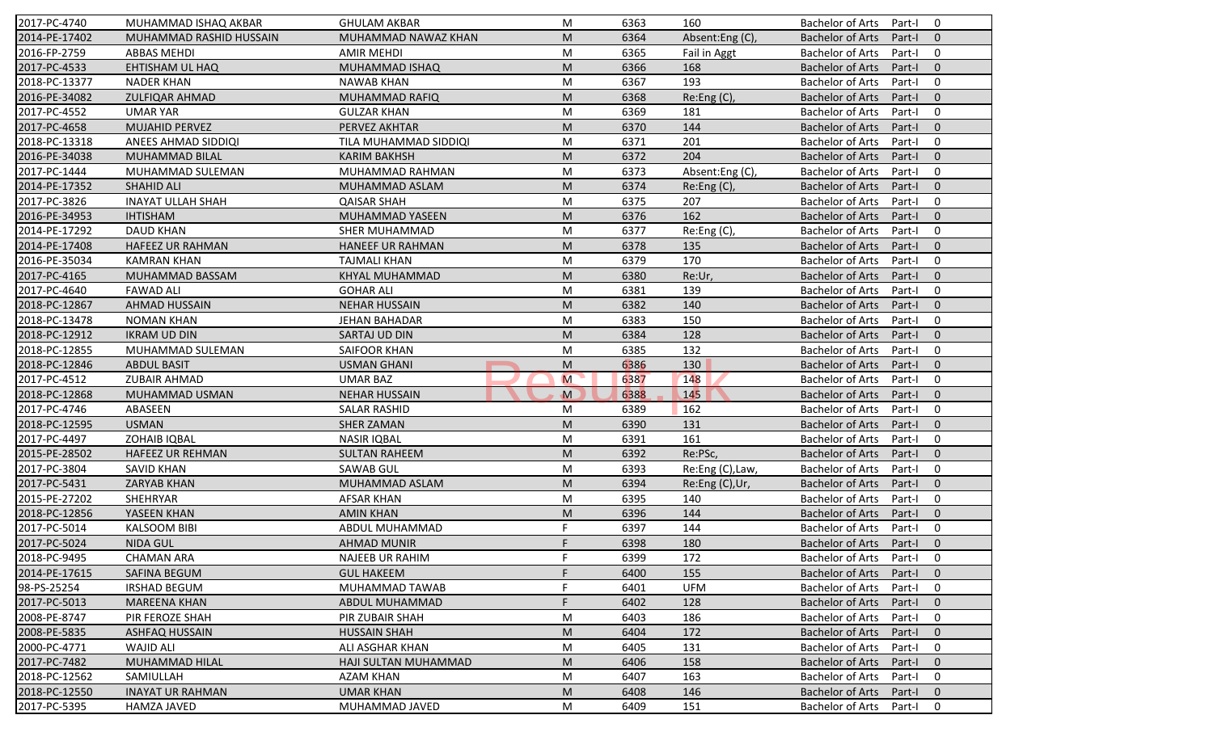| | | | | | | | | |
|---|---|---|---|---|---|---|---|---|
| 2017-PC-4740 | MUHAMMAD ISHAQ AKBAR | GHULAM AKBAR | M | 6363 | 160 | Bachelor of Arts | Part-I | 0 |
| 2014-PE-17402 | MUHAMMAD RASHID HUSSAIN | MUHAMMAD NAWAZ KHAN | M | 6364 | Absent:Eng (C), | Bachelor of Arts | Part-I | 0 |
| 2016-FP-2759 | ABBAS MEHDI | AMIR MEHDI | M | 6365 | Fail in Aggt | Bachelor of Arts | Part-I | 0 |
| 2017-PC-4533 | EHTISHAM UL HAQ | MUHAMMAD ISHAQ | M | 6366 | 168 | Bachelor of Arts | Part-I | 0 |
| 2018-PC-13377 | NADER KHAN | NAWAB KHAN | M | 6367 | 193 | Bachelor of Arts | Part-I | 0 |
| 2016-PE-34082 | ZULFIQAR AHMAD | MUHAMMAD RAFIQ | M | 6368 | Re:Eng (C), | Bachelor of Arts | Part-I | 0 |
| 2017-PC-4552 | UMAR YAR | GULZAR KHAN | M | 6369 | 181 | Bachelor of Arts | Part-I | 0 |
| 2017-PC-4658 | MUJAHID PERVEZ | PERVEZ AKHTAR | M | 6370 | 144 | Bachelor of Arts | Part-I | 0 |
| 2018-PC-13318 | ANEES AHMAD SIDDIQI | TILA MUHAMMAD SIDDIQI | M | 6371 | 201 | Bachelor of Arts | Part-I | 0 |
| 2016-PE-34038 | MUHAMMAD BILAL | KARIM BAKHSH | M | 6372 | 204 | Bachelor of Arts | Part-I | 0 |
| 2017-PC-1444 | MUHAMMAD SULEMAN | MUHAMMAD RAHMAN | M | 6373 | Absent:Eng (C), | Bachelor of Arts | Part-I | 0 |
| 2014-PE-17352 | SHAHID ALI | MUHAMMAD ASLAM | M | 6374 | Re:Eng (C), | Bachelor of Arts | Part-I | 0 |
| 2017-PC-3826 | INAYAT ULLAH SHAH | QAISAR SHAH | M | 6375 | 207 | Bachelor of Arts | Part-I | 0 |
| 2016-PE-34953 | IHTISHAM | MUHAMMAD YASEEN | M | 6376 | 162 | Bachelor of Arts | Part-I | 0 |
| 2014-PE-17292 | DAUD KHAN | SHER MUHAMMAD | M | 6377 | Re:Eng (C), | Bachelor of Arts | Part-I | 0 |
| 2014-PE-17408 | HAFEEZ UR RAHMAN | HANEEF UR RAHMAN | M | 6378 | 135 | Bachelor of Arts | Part-I | 0 |
| 2016-PE-35034 | KAMRAN KHAN | TAJMALI KHAN | M | 6379 | 170 | Bachelor of Arts | Part-I | 0 |
| 2017-PC-4165 | MUHAMMAD BASSAM | KHYAL MUHAMMAD | M | 6380 | Re:Ur, | Bachelor of Arts | Part-I | 0 |
| 2017-PC-4640 | FAWAD ALI | GOHAR ALI | M | 6381 | 139 | Bachelor of Arts | Part-I | 0 |
| 2018-PC-12867 | AHMAD HUSSAIN | NEHAR HUSSAIN | M | 6382 | 140 | Bachelor of Arts | Part-I | 0 |
| 2018-PC-13478 | NOMAN KHAN | JEHAN BAHADAR | M | 6383 | 150 | Bachelor of Arts | Part-I | 0 |
| 2018-PC-12912 | IKRAM UD DIN | SARTAJ UD DIN | M | 6384 | 128 | Bachelor of Arts | Part-I | 0 |
| 2018-PC-12855 | MUHAMMAD SULEMAN | SAIFOOR KHAN | M | 6385 | 132 | Bachelor of Arts | Part-I | 0 |
| 2018-PC-12846 | ABDUL BASIT | USMAN GHANI | M | 6386 | 130 | Bachelor of Arts | Part-I | 0 |
| 2017-PC-4512 | ZUBAIR AHMAD | UMAR BAZ | M | 6387 | 148 | Bachelor of Arts | Part-I | 0 |
| 2018-PC-12868 | MUHAMMAD USMAN | NEHAR HUSSAIN | M | 6388 | 145 | Bachelor of Arts | Part-I | 0 |
| 2017-PC-4746 | ABASEEN | SALAR RASHID | M | 6389 | 162 | Bachelor of Arts | Part-I | 0 |
| 2018-PC-12595 | USMAN | SHER ZAMAN | M | 6390 | 131 | Bachelor of Arts | Part-I | 0 |
| 2017-PC-4497 | ZOHAIB IQBAL | NASIR IQBAL | M | 6391 | 161 | Bachelor of Arts | Part-I | 0 |
| 2015-PE-28502 | HAFEEZ UR REHMAN | SULTAN RAHEEM | M | 6392 | Re:PSc, | Bachelor of Arts | Part-I | 0 |
| 2017-PC-3804 | SAVID KHAN | SAWAB GUL | M | 6393 | Re:Eng (C),Law, | Bachelor of Arts | Part-I | 0 |
| 2017-PC-5431 | ZARYAB KHAN | MUHAMMAD ASLAM | M | 6394 | Re:Eng (C),Ur, | Bachelor of Arts | Part-I | 0 |
| 2015-PE-27202 | SHEHRYAR | AFSAR KHAN | M | 6395 | 140 | Bachelor of Arts | Part-I | 0 |
| 2018-PC-12856 | YASEEN KHAN | AMIN KHAN | M | 6396 | 144 | Bachelor of Arts | Part-I | 0 |
| 2017-PC-5014 | KALSOOM BIBI | ABDUL MUHAMMAD | F | 6397 | 144 | Bachelor of Arts | Part-I | 0 |
| 2017-PC-5024 | NIDA GUL | AHMAD MUNIR | F | 6398 | 180 | Bachelor of Arts | Part-I | 0 |
| 2018-PC-9495 | CHAMAN ARA | NAJEEB UR RAHIM | F | 6399 | 172 | Bachelor of Arts | Part-I | 0 |
| 2014-PE-17615 | SAFINA BEGUM | GUL HAKEEM | F | 6400 | 155 | Bachelor of Arts | Part-I | 0 |
| 98-PS-25254 | IRSHAD BEGUM | MUHAMMAD TAWAB | F | 6401 | UFM | Bachelor of Arts | Part-I | 0 |
| 2017-PC-5013 | MAREENA KHAN | ABDUL MUHAMMAD | F | 6402 | 128 | Bachelor of Arts | Part-I | 0 |
| 2008-PE-8747 | PIR FEROZE SHAH | PIR ZUBAIR SHAH | M | 6403 | 186 | Bachelor of Arts | Part-I | 0 |
| 2008-PE-5835 | ASHFAQ HUSSAIN | HUSSAIN SHAH | M | 6404 | 172 | Bachelor of Arts | Part-I | 0 |
| 2000-PC-4771 | WAJID ALI | ALI ASGHAR KHAN | M | 6405 | 131 | Bachelor of Arts | Part-I | 0 |
| 2017-PC-7482 | MUHAMMAD HILAL | HAJI SULTAN MUHAMMAD | M | 6406 | 158 | Bachelor of Arts | Part-I | 0 |
| 2018-PC-12562 | SAMIULLAH | AZAM KHAN | M | 6407 | 163 | Bachelor of Arts | Part-I | 0 |
| 2018-PC-12550 | INAYAT UR RAHMAN | UMAR KHAN | M | 6408 | 146 | Bachelor of Arts | Part-I | 0 |
| 2017-PC-5395 | HAMZA JAVED | MUHAMMAD JAVED | M | 6409 | 151 | Bachelor of Arts | Part-I | 0 |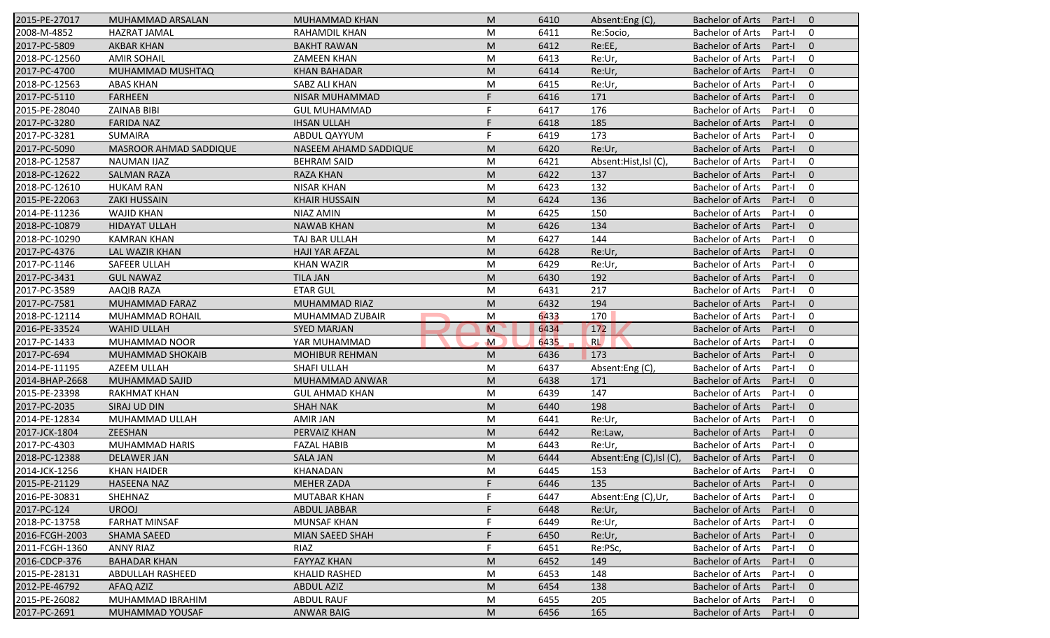| | | | | | | | | |
|---|---|---|---|---|---|---|---|---|
| 2015-PE-27017 | MUHAMMAD ARSALAN | MUHAMMAD KHAN | M | 6410 | Absent:Eng (C), | Bachelor of Arts | Part-I | 0 |
| 2008-M-4852 | HAZRAT JAMAL | RAHAMDIL KHAN | M | 6411 | Re:Socio, | Bachelor of Arts | Part-I | 0 |
| 2017-PC-5809 | AKBAR KHAN | BAKHT RAWAN | M | 6412 | Re:EE, | Bachelor of Arts | Part-I | 0 |
| 2018-PC-12560 | AMIR SOHAIL | ZAMEEN KHAN | M | 6413 | Re:Ur, | Bachelor of Arts | Part-I | 0 |
| 2017-PC-4700 | MUHAMMAD MUSHTAQ | KHAN BAHADAR | M | 6414 | Re:Ur, | Bachelor of Arts | Part-I | 0 |
| 2018-PC-12563 | ABAS KHAN | SABZ ALI KHAN | M | 6415 | Re:Ur, | Bachelor of Arts | Part-I | 0 |
| 2017-PC-5110 | FARHEEN | NISAR MUHAMMAD | F | 6416 | 171 | Bachelor of Arts | Part-I | 0 |
| 2015-PE-28040 | ZAINAB BIBI | GUL MUHAMMAD | F | 6417 | 176 | Bachelor of Arts | Part-I | 0 |
| 2017-PC-3280 | FARIDA NAZ | IHSAN ULLAH | F | 6418 | 185 | Bachelor of Arts | Part-I | 0 |
| 2017-PC-3281 | SUMAIRA | ABDUL QAYYUM | F | 6419 | 173 | Bachelor of Arts | Part-I | 0 |
| 2017-PC-5090 | MASROOR AHMAD SADDIQUE | NASEEM AHAMD SADDIQUE | M | 6420 | Re:Ur, | Bachelor of Arts | Part-I | 0 |
| 2018-PC-12587 | NAUMAN IJAZ | BEHRAM SAID | M | 6421 | Absent:Hist,Isl (C), | Bachelor of Arts | Part-I | 0 |
| 2018-PC-12622 | SALMAN RAZA | RAZA KHAN | M | 6422 | 137 | Bachelor of Arts | Part-I | 0 |
| 2018-PC-12610 | HUKAM RAN | NISAR KHAN | M | 6423 | 132 | Bachelor of Arts | Part-I | 0 |
| 2015-PE-22063 | ZAKI HUSSAIN | KHAIR HUSSAIN | M | 6424 | 136 | Bachelor of Arts | Part-I | 0 |
| 2014-PE-11236 | WAJID KHAN | NIAZ AMIN | M | 6425 | 150 | Bachelor of Arts | Part-I | 0 |
| 2018-PC-10879 | HIDAYAT ULLAH | NAWAB KHAN | M | 6426 | 134 | Bachelor of Arts | Part-I | 0 |
| 2018-PC-10290 | KAMRAN KHAN | TAJ BAR ULLAH | M | 6427 | 144 | Bachelor of Arts | Part-I | 0 |
| 2017-PC-4376 | LAL WAZIR KHAN | HAJI YAR AFZAL | M | 6428 | Re:Ur, | Bachelor of Arts | Part-I | 0 |
| 2017-PC-1146 | SAFEER ULLAH | KHAN WAZIR | M | 6429 | Re:Ur, | Bachelor of Arts | Part-I | 0 |
| 2017-PC-3431 | GUL NAWAZ | TILA JAN | M | 6430 | 192 | Bachelor of Arts | Part-I | 0 |
| 2017-PC-3589 | AAQIB RAZA | ETAR GUL | M | 6431 | 217 | Bachelor of Arts | Part-I | 0 |
| 2017-PC-7581 | MUHAMMAD FARAZ | MUHAMMAD RIAZ | M | 6432 | 194 | Bachelor of Arts | Part-I | 0 |
| 2018-PC-12114 | MUHAMMAD ROHAIL | MUHAMMAD ZUBAIR | M | 6433 | 170 | Bachelor of Arts | Part-I | 0 |
| 2016-PE-33524 | WAHID ULLAH | SYED MARJAN | M | 6434 | 172 | Bachelor of Arts | Part-I | 0 |
| 2017-PC-1433 | MUHAMMAD NOOR | YAR MUHAMMAD | M | 6435 | RL | Bachelor of Arts | Part-I | 0 |
| 2017-PC-694 | MUHAMMAD SHOKAIB | MOHIBUR REHMAN | M | 6436 | 173 | Bachelor of Arts | Part-I | 0 |
| 2014-PE-11195 | AZEEM ULLAH | SHAFI ULLAH | M | 6437 | Absent:Eng (C), | Bachelor of Arts | Part-I | 0 |
| 2014-BHAP-2668 | MUHAMMAD SAJID | MUHAMMAD ANWAR | M | 6438 | 171 | Bachelor of Arts | Part-I | 0 |
| 2015-PE-23398 | RAKHMAT KHAN | GUL AHMAD KHAN | M | 6439 | 147 | Bachelor of Arts | Part-I | 0 |
| 2017-PC-2035 | SIRAJ UD DIN | SHAH NAK | M | 6440 | 198 | Bachelor of Arts | Part-I | 0 |
| 2014-PE-12834 | MUHAMMAD ULLAH | AMIR JAN | M | 6441 | Re:Ur, | Bachelor of Arts | Part-I | 0 |
| 2017-JCK-1804 | ZEESHAN | PERVAIZ KHAN | M | 6442 | Re:Law, | Bachelor of Arts | Part-I | 0 |
| 2017-PC-4303 | MUHAMMAD HARIS | FAZAL HABIB | M | 6443 | Re:Ur, | Bachelor of Arts | Part-I | 0 |
| 2018-PC-12388 | DELAWER JAN | SALA JAN | M | 6444 | Absent:Eng (C),Isl (C), | Bachelor of Arts | Part-I | 0 |
| 2014-JCK-1256 | KHAN HAIDER | KHANADAN | M | 6445 | 153 | Bachelor of Arts | Part-I | 0 |
| 2015-PE-21129 | HASEENA NAZ | MEHER ZADA | F | 6446 | 135 | Bachelor of Arts | Part-I | 0 |
| 2016-PE-30831 | SHEHNAZ | MUTABAR KHAN | F | 6447 | Absent:Eng (C),Ur, | Bachelor of Arts | Part-I | 0 |
| 2017-PC-124 | UROOJ | ABDUL JABBAR | F | 6448 | Re:Ur, | Bachelor of Arts | Part-I | 0 |
| 2018-PC-13758 | FARHAT MINSAF | MUNSAF KHAN | F | 6449 | Re:Ur, | Bachelor of Arts | Part-I | 0 |
| 2016-FCGH-2003 | SHAMA SAEED | MIAN SAEED SHAH | F | 6450 | Re:Ur, | Bachelor of Arts | Part-I | 0 |
| 2011-FCGH-1360 | ANNY RIAZ | RIAZ | F | 6451 | Re:PSc, | Bachelor of Arts | Part-I | 0 |
| 2016-CDCP-376 | BAHADAR KHAN | FAYYAZ KHAN | M | 6452 | 149 | Bachelor of Arts | Part-I | 0 |
| 2015-PE-28131 | ABDULLAH RASHEED | KHALID RASHED | M | 6453 | 148 | Bachelor of Arts | Part-I | 0 |
| 2012-PE-46792 | AFAQ AZIZ | ABDUL AZIZ | M | 6454 | 138 | Bachelor of Arts | Part-I | 0 |
| 2015-PE-26082 | MUHAMMAD IBRAHIM | ABDUL RAUF | M | 6455 | 205 | Bachelor of Arts | Part-I | 0 |
| 2017-PC-2691 | MUHAMMAD YOUSAF | ANWAR BAIG | M | 6456 | 165 | Bachelor of Arts | Part-I | 0 |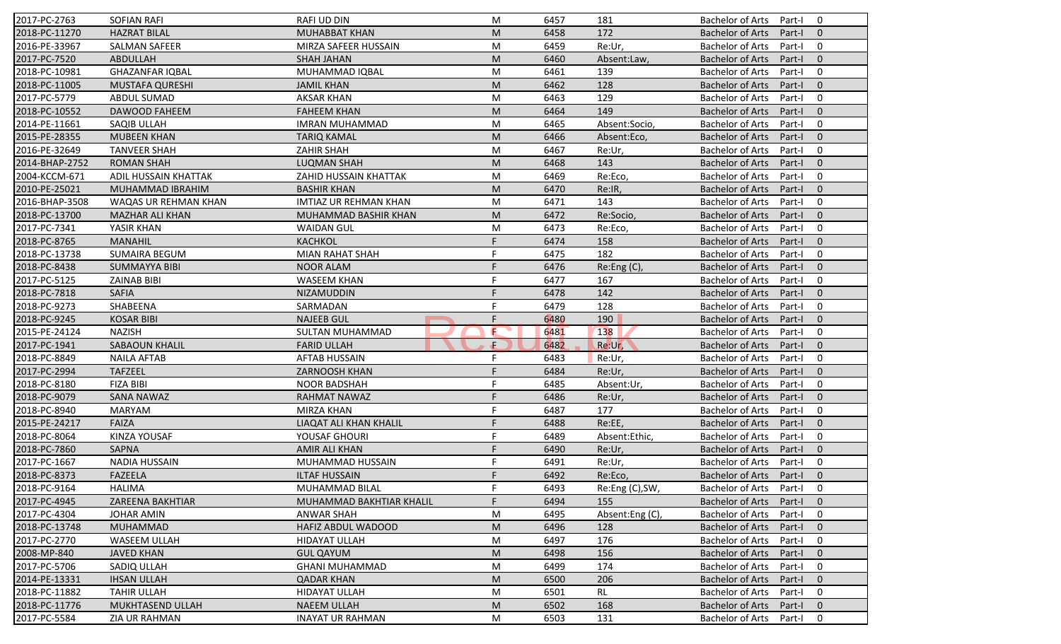| | | | | | | | | |
|---|---|---|---|---|---|---|---|---|
| 2017-PC-2763 | SOFIAN RAFI | RAFI UD DIN | M | 6457 | 181 | Bachelor of Arts | Part-I | 0 |
| 2018-PC-11270 | HAZRAT BILAL | MUHABBAT KHAN | M | 6458 | 172 | Bachelor of Arts | Part-I | 0 |
| 2016-PE-33967 | SALMAN SAFEER | MIRZA SAFEER HUSSAIN | M | 6459 | Re:Ur, | Bachelor of Arts | Part-I | 0 |
| 2017-PC-7520 | ABDULLAH | SHAH JAHAN | M | 6460 | Absent:Law, | Bachelor of Arts | Part-I | 0 |
| 2018-PC-10981 | GHAZANFAR IQBAL | MUHAMMAD IQBAL | M | 6461 | 139 | Bachelor of Arts | Part-I | 0 |
| 2018-PC-11005 | MUSTAFA QURESHI | JAMIL KHAN | M | 6462 | 128 | Bachelor of Arts | Part-I | 0 |
| 2017-PC-5779 | ABDUL SUMAD | AKSAR KHAN | M | 6463 | 129 | Bachelor of Arts | Part-I | 0 |
| 2018-PC-10552 | DAWOOD FAHEEM | FAHEEM KHAN | M | 6464 | 149 | Bachelor of Arts | Part-I | 0 |
| 2014-PE-11661 | SAQIB ULLAH | IMRAN MUHAMMAD | M | 6465 | Absent:Socio, | Bachelor of Arts | Part-I | 0 |
| 2015-PE-28355 | MUBEEN KHAN | TARIQ KAMAL | M | 6466 | Absent:Eco, | Bachelor of Arts | Part-I | 0 |
| 2016-PE-32649 | TANVEER SHAH | ZAHIR SHAH | M | 6467 | Re:Ur, | Bachelor of Arts | Part-I | 0 |
| 2014-BHAP-2752 | ROMAN SHAH | LUQMAN SHAH | M | 6468 | 143 | Bachelor of Arts | Part-I | 0 |
| 2004-KCCM-671 | ADIL HUSSAIN KHATTAK | ZAHID HUSSAIN KHATTAK | M | 6469 | Re:Eco, | Bachelor of Arts | Part-I | 0 |
| 2010-PE-25021 | MUHAMMAD IBRAHIM | BASHIR KHAN | M | 6470 | Re:IR, | Bachelor of Arts | Part-I | 0 |
| 2016-BHAP-3508 | WAQAS UR REHMAN KHAN | IMTIAZ UR REHMAN KHAN | M | 6471 | 143 | Bachelor of Arts | Part-I | 0 |
| 2018-PC-13700 | MAZHAR ALI KHAN | MUHAMMAD BASHIR KHAN | M | 6472 | Re:Socio, | Bachelor of Arts | Part-I | 0 |
| 2017-PC-7341 | YASIR KHAN | WAIDAN GUL | M | 6473 | Re:Eco, | Bachelor of Arts | Part-I | 0 |
| 2018-PC-8765 | MANAHIL | KACHKOL | F | 6474 | 158 | Bachelor of Arts | Part-I | 0 |
| 2018-PC-13738 | SUMAIRA BEGUM | MIAN RAHAT SHAH | F | 6475 | 182 | Bachelor of Arts | Part-I | 0 |
| 2018-PC-8438 | SUMMAYYA BIBI | NOOR ALAM | F | 6476 | Re:Eng (C), | Bachelor of Arts | Part-I | 0 |
| 2017-PC-5125 | ZAINAB BIBI | WASEEM KHAN | F | 6477 | 167 | Bachelor of Arts | Part-I | 0 |
| 2018-PC-7818 | SAFIA | NIZAMUDDIN | F | 6478 | 142 | Bachelor of Arts | Part-I | 0 |
| 2018-PC-9273 | SHABEENA | SARMADAN | F | 6479 | 128 | Bachelor of Arts | Part-I | 0 |
| 2018-PC-9245 | KOSAR BIBI | NAJEEB GUL | F | 6480 | 190 | Bachelor of Arts | Part-I | 0 |
| 2015-PE-24124 | NAZISH | SULTAN MUHAMMAD | F | 6481 | 138 | Bachelor of Arts | Part-I | 0 |
| 2017-PC-1941 | SABAOUN KHALIL | FARID ULLAH | F | 6482 | Re:Ur, | Bachelor of Arts | Part-I | 0 |
| 2018-PC-8849 | NAILA AFTAB | AFTAB HUSSAIN | F | 6483 | Re:Ur, | Bachelor of Arts | Part-I | 0 |
| 2017-PC-2994 | TAFZEEL | ZARNOOSH KHAN | F | 6484 | Re:Ur, | Bachelor of Arts | Part-I | 0 |
| 2018-PC-8180 | FIZA BIBI | NOOR BADSHAH | F | 6485 | Absent:Ur, | Bachelor of Arts | Part-I | 0 |
| 2018-PC-9079 | SANA NAWAZ | RAHMAT NAWAZ | F | 6486 | Re:Ur, | Bachelor of Arts | Part-I | 0 |
| 2018-PC-8940 | MARYAM | MIRZA KHAN | F | 6487 | 177 | Bachelor of Arts | Part-I | 0 |
| 2015-PE-24217 | FAIZA | LIAQAT ALI KHAN KHALIL | F | 6488 | Re:EE, | Bachelor of Arts | Part-I | 0 |
| 2018-PC-8064 | KINZA YOUSAF | YOUSAF GHOURI | F | 6489 | Absent:Ethic, | Bachelor of Arts | Part-I | 0 |
| 2018-PC-7860 | SAPNA | AMIR ALI KHAN | F | 6490 | Re:Ur, | Bachelor of Arts | Part-I | 0 |
| 2017-PC-1667 | NADIA HUSSAIN | MUHAMMAD HUSSAIN | F | 6491 | Re:Ur, | Bachelor of Arts | Part-I | 0 |
| 2018-PC-8373 | FAZEELA | ILTAF HUSSAIN | F | 6492 | Re:Eco, | Bachelor of Arts | Part-I | 0 |
| 2018-PC-9164 | HALIMA | MUHAMMAD BILAL | F | 6493 | Re:Eng (C),SW, | Bachelor of Arts | Part-I | 0 |
| 2017-PC-4945 | ZAREENA BAKHTIAR | MUHAMMAD BAKHTIAR KHALIL | F | 6494 | 155 | Bachelor of Arts | Part-I | 0 |
| 2017-PC-4304 | JOHAR AMIN | ANWAR SHAH | M | 6495 | Absent:Eng (C), | Bachelor of Arts | Part-I | 0 |
| 2018-PC-13748 | MUHAMMAD | HAFIZ ABDUL WADOOD | M | 6496 | 128 | Bachelor of Arts | Part-I | 0 |
| 2017-PC-2770 | WASEEM ULLAH | HIDAYAT ULLAH | M | 6497 | 176 | Bachelor of Arts | Part-I | 0 |
| 2008-MP-840 | JAVED KHAN | GUL QAYUM | M | 6498 | 156 | Bachelor of Arts | Part-I | 0 |
| 2017-PC-5706 | SADIQ ULLAH | GHANI MUHAMMAD | M | 6499 | 174 | Bachelor of Arts | Part-I | 0 |
| 2014-PE-13331 | IHSAN ULLAH | QADAR KHAN | M | 6500 | 206 | Bachelor of Arts | Part-I | 0 |
| 2018-PC-11882 | TAHIR ULLAH | HIDAYAT ULLAH | M | 6501 | RL | Bachelor of Arts | Part-I | 0 |
| 2018-PC-11776 | MUKHTASEND ULLAH | NAEEM ULLAH | M | 6502 | 168 | Bachelor of Arts | Part-I | 0 |
| 2017-PC-5584 | ZIA UR RAHMAN | INAYAT UR RAHMAN | M | 6503 | 131 | Bachelor of Arts | Part-I | 0 |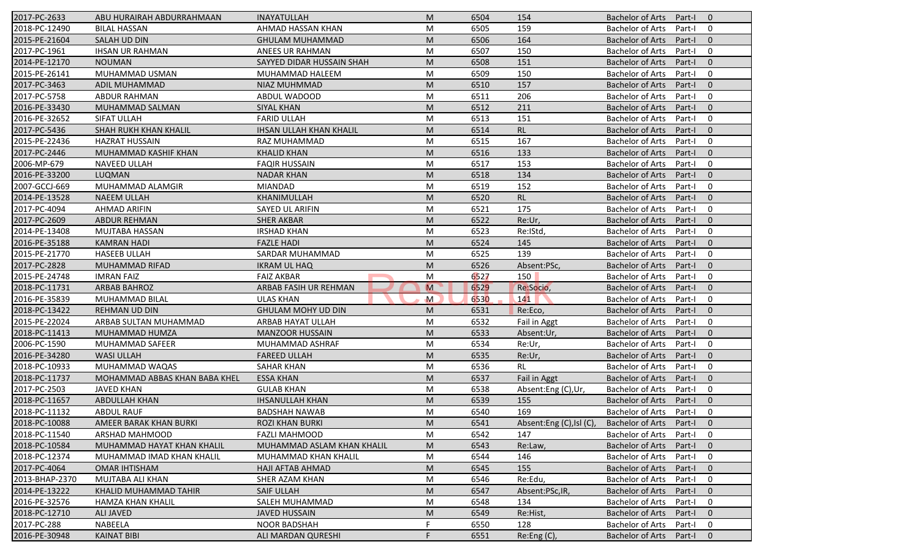| | | | | | | | | |
|---|---|---|---|---|---|---|---|---|
| 2017-PC-2633 | ABU HURAIRAH ABDURRAHMAAN | INAYATULLAH | M | 6504 | 154 | Bachelor of Arts | Part-I | 0 |
| 2018-PC-12490 | BILAL HASSAN | AHMAD HASSAN KHAN | M | 6505 | 159 | Bachelor of Arts | Part-I | 0 |
| 2015-PE-21604 | SALAH UD DIN | GHULAM MUHAMMAD | M | 6506 | 164 | Bachelor of Arts | Part-I | 0 |
| 2017-PC-1961 | IHSAN UR RAHMAN | ANEES UR RAHMAN | M | 6507 | 150 | Bachelor of Arts | Part-I | 0 |
| 2014-PE-12170 | NOUMAN | SAYYED DIDAR HUSSAIN SHAH | M | 6508 | 151 | Bachelor of Arts | Part-I | 0 |
| 2015-PE-26141 | MUHAMMAD USMAN | MUHAMMAD HALEEM | M | 6509 | 150 | Bachelor of Arts | Part-I | 0 |
| 2017-PC-3463 | ADIL MUHAMMAD | NIAZ MUHMMAD | M | 6510 | 157 | Bachelor of Arts | Part-I | 0 |
| 2017-PC-5758 | ABDUR RAHMAN | ABDUL WADOOD | M | 6511 | 206 | Bachelor of Arts | Part-I | 0 |
| 2016-PE-33430 | MUHAMMAD SALMAN | SIYAL KHAN | M | 6512 | 211 | Bachelor of Arts | Part-I | 0 |
| 2016-PE-32652 | SIFAT ULLAH | FARID ULLAH | M | 6513 | 151 | Bachelor of Arts | Part-I | 0 |
| 2017-PC-5436 | SHAH RUKH KHAN KHALIL | IHSAN ULLAH KHAN KHALIL | M | 6514 | RL | Bachelor of Arts | Part-I | 0 |
| 2015-PE-22436 | HAZRAT HUSSAIN | RAZ MUHAMMAD | M | 6515 | 167 | Bachelor of Arts | Part-I | 0 |
| 2017-PC-2446 | MUHAMMAD KASHIF KHAN | KHALID KHAN | M | 6516 | 133 | Bachelor of Arts | Part-I | 0 |
| 2006-MP-679 | NAVEED ULLAH | FAQIR HUSSAIN | M | 6517 | 153 | Bachelor of Arts | Part-I | 0 |
| 2016-PE-33200 | LUQMAN | NADAR KHAN | M | 6518 | 134 | Bachelor of Arts | Part-I | 0 |
| 2007-GCCJ-669 | MUHAMMAD ALAMGIR | MIANDAD | M | 6519 | 152 | Bachelor of Arts | Part-I | 0 |
| 2014-PE-13528 | NAEEM ULLAH | KHANIMULLAH | M | 6520 | RL | Bachelor of Arts | Part-I | 0 |
| 2017-PC-4094 | AHMAD ARIFIN | SAYED UL ARIFIN | M | 6521 | 175 | Bachelor of Arts | Part-I | 0 |
| 2017-PC-2609 | ABDUR REHMAN | SHER AKBAR | M | 6522 | Re:Ur, | Bachelor of Arts | Part-I | 0 |
| 2014-PE-13408 | MUJTABA HASSAN | IRSHAD KHAN | M | 6523 | Re:IStd, | Bachelor of Arts | Part-I | 0 |
| 2016-PE-35188 | KAMRAN HADI | FAZLE HADI | M | 6524 | 145 | Bachelor of Arts | Part-I | 0 |
| 2015-PE-21770 | HASEEB ULLAH | SARDAR MUHAMMAD | M | 6525 | 139 | Bachelor of Arts | Part-I | 0 |
| 2017-PC-2828 | MUHAMMAD RIFAD | IKRAM UL HAQ | M | 6526 | Absent:PSc, | Bachelor of Arts | Part-I | 0 |
| 2015-PE-24748 | IMRAN FAIZ | FAIZ AKBAR | M | 6527 | 150 | Bachelor of Arts | Part-I | 0 |
| 2018-PC-11731 | ARBAB BAHROZ | ARBAB FASIH UR REHMAN | M | 6529 | Re:Socio, | Bachelor of Arts | Part-I | 0 |
| 2016-PE-35839 | MUHAMMAD BILAL | ULAS KHAN | M | 6530 | 141 | Bachelor of Arts | Part-I | 0 |
| 2018-PC-13422 | REHMAN UD DIN | GHULAM MOHY UD DIN | M | 6531 | Re:Eco, | Bachelor of Arts | Part-I | 0 |
| 2015-PE-22024 | ARBAB SULTAN MUHAMMAD | ARBAB HAYAT ULLAH | M | 6532 | Fail in Aggt | Bachelor of Arts | Part-I | 0 |
| 2018-PC-11413 | MUHAMMAD HUMZA | MANZOOR HUSSAIN | M | 6533 | Absent:Ur, | Bachelor of Arts | Part-I | 0 |
| 2006-PC-1590 | MUHAMMAD SAFEER | MUHAMMAD ASHRAF | M | 6534 | Re:Ur, | Bachelor of Arts | Part-I | 0 |
| 2016-PE-34280 | WASI ULLAH | FAREED ULLAH | M | 6535 | Re:Ur, | Bachelor of Arts | Part-I | 0 |
| 2018-PC-10933 | MUHAMMAD WAQAS | SAHAR KHAN | M | 6536 | RL | Bachelor of Arts | Part-I | 0 |
| 2018-PC-11737 | MOHAMMAD ABBAS KHAN BABA KHEL | ESSA KHAN | M | 6537 | Fail in Aggt | Bachelor of Arts | Part-I | 0 |
| 2017-PC-2503 | JAVED KHAN | GULAB KHAN | M | 6538 | Absent:Eng (C),Ur, | Bachelor of Arts | Part-I | 0 |
| 2018-PC-11657 | ABDULLAH KHAN | IHSANULLAH KHAN | M | 6539 | 155 | Bachelor of Arts | Part-I | 0 |
| 2018-PC-11132 | ABDUL RAUF | BADSHAH NAWAB | M | 6540 | 169 | Bachelor of Arts | Part-I | 0 |
| 2018-PC-10088 | AMEER BARAK KHAN BURKI | ROZI KHAN BURKI | M | 6541 | Absent:Eng (C),Isl (C), | Bachelor of Arts | Part-I | 0 |
| 2018-PC-11540 | ARSHAD MAHMOOD | FAZLI MAHMOOD | M | 6542 | 147 | Bachelor of Arts | Part-I | 0 |
| 2018-PC-10584 | MUHAMMAD HAYAT KHAN KHALIL | MUHAMMAD ASLAM KHAN KHALIL | M | 6543 | Re:Law, | Bachelor of Arts | Part-I | 0 |
| 2018-PC-12374 | MUHAMMAD IMAD KHAN KHALIL | MUHAMMAD KHAN KHALIL | M | 6544 | 146 | Bachelor of Arts | Part-I | 0 |
| 2017-PC-4064 | OMAR IHTISHAM | HAJI AFTAB AHMAD | M | 6545 | 155 | Bachelor of Arts | Part-I | 0 |
| 2013-BHAP-2370 | MUJTABA ALI KHAN | SHER AZAM KHAN | M | 6546 | Re:Edu, | Bachelor of Arts | Part-I | 0 |
| 2014-PE-13222 | KHALID MUHAMMAD TAHIR | SAIF ULLAH | M | 6547 | Absent:PSc,IR, | Bachelor of Arts | Part-I | 0 |
| 2016-PE-32576 | HAMZA KHAN KHALIL | SALEH MUHAMMAD | M | 6548 | 134 | Bachelor of Arts | Part-I | 0 |
| 2018-PC-12710 | ALI JAVED | JAVED HUSSAIN | M | 6549 | Re:Hist, | Bachelor of Arts | Part-I | 0 |
| 2017-PC-288 | NABEELA | NOOR BADSHAH | F | 6550 | 128 | Bachelor of Arts | Part-I | 0 |
| 2016-PE-30948 | KAINAT BIBI | ALI MARDAN QURESHI | F | 6551 | Re:Eng (C), | Bachelor of Arts | Part-I | 0 |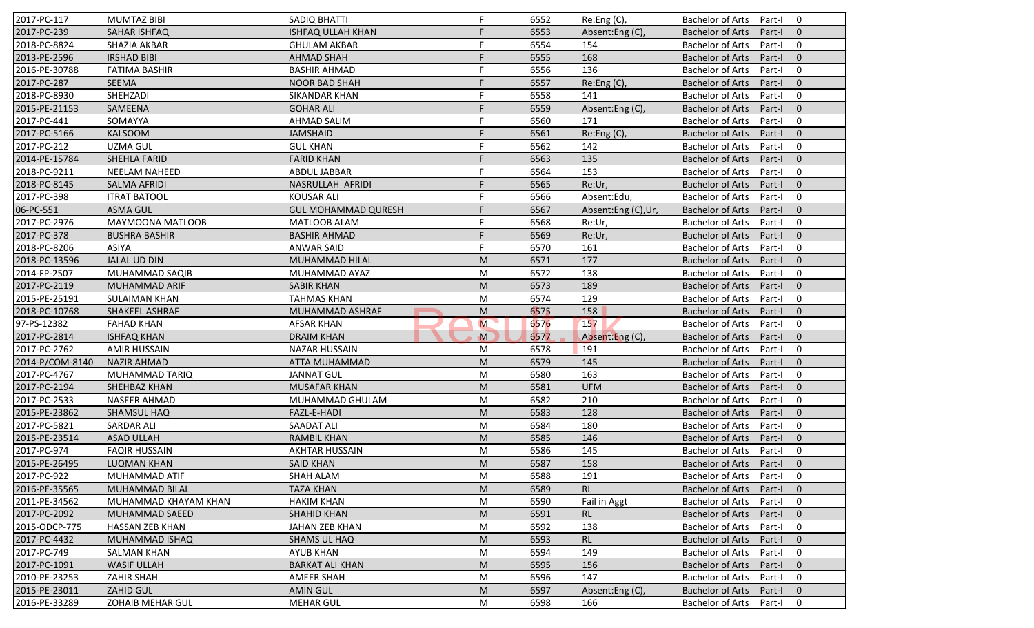| | | | | | | | | |
|---|---|---|---|---|---|---|---|---|
| 2017-PC-117 | MUMTAZ BIBI | SADIQ BHATTI | F | 6552 | Re:Eng (C), | Bachelor of Arts | Part-I | 0 |
| 2017-PC-239 | SAHAR ISHFAQ | ISHFAQ ULLAH KHAN | F | 6553 | Absent:Eng (C), | Bachelor of Arts | Part-I | 0 |
| 2018-PC-8824 | SHAZIA AKBAR | GHULAM AKBAR | F | 6554 | 154 | Bachelor of Arts | Part-I | 0 |
| 2013-PE-2596 | IRSHAD BIBI | AHMAD SHAH | F | 6555 | 168 | Bachelor of Arts | Part-I | 0 |
| 2016-PE-30788 | FATIMA BASHIR | BASHIR AHMAD | F | 6556 | 136 | Bachelor of Arts | Part-I | 0 |
| 2017-PC-287 | SEEMA | NOOR BAD SHAH | F | 6557 | Re:Eng (C), | Bachelor of Arts | Part-I | 0 |
| 2018-PC-8930 | SHEHZADI | SIKANDAR KHAN | F | 6558 | 141 | Bachelor of Arts | Part-I | 0 |
| 2015-PE-21153 | SAMEENA | GOHAR ALI | F | 6559 | Absent:Eng (C), | Bachelor of Arts | Part-I | 0 |
| 2017-PC-441 | SOMAYYA | AHMAD SALIM | F | 6560 | 171 | Bachelor of Arts | Part-I | 0 |
| 2017-PC-5166 | KALSOOM | JAMSHAID | F | 6561 | Re:Eng (C), | Bachelor of Arts | Part-I | 0 |
| 2017-PC-212 | UZMA GUL | GUL KHAN | F | 6562 | 142 | Bachelor of Arts | Part-I | 0 |
| 2014-PE-15784 | SHEHLA FARID | FARID KHAN | F | 6563 | 135 | Bachelor of Arts | Part-I | 0 |
| 2018-PC-9211 | NEELAM NAHEED | ABDUL JABBAR | F | 6564 | 153 | Bachelor of Arts | Part-I | 0 |
| 2018-PC-8145 | SALMA AFRIDI | NASRULLAH AFRIDI | F | 6565 | Re:Ur, | Bachelor of Arts | Part-I | 0 |
| 2017-PC-398 | ITRAT BATOOL | KOUSAR ALI | F | 6566 | Absent:Edu, | Bachelor of Arts | Part-I | 0 |
| 06-PC-551 | ASMA GUL | GUL MOHAMMAD QURESH | F | 6567 | Absent:Eng (C),Ur, | Bachelor of Arts | Part-I | 0 |
| 2017-PC-2976 | MAYMOONA MATLOOB | MATLOOB ALAM | F | 6568 | Re:Ur, | Bachelor of Arts | Part-I | 0 |
| 2017-PC-378 | BUSHRA BASHIR | BASHIR AHMAD | F | 6569 | Re:Ur, | Bachelor of Arts | Part-I | 0 |
| 2018-PC-8206 | ASIYA | ANWAR SAID | F | 6570 | 161 | Bachelor of Arts | Part-I | 0 |
| 2018-PC-13596 | JALAL UD DIN | MUHAMMAD HILAL | M | 6571 | 177 | Bachelor of Arts | Part-I | 0 |
| 2014-FP-2507 | MUHAMMAD SAQIB | MUHAMMAD AYAZ | M | 6572 | 138 | Bachelor of Arts | Part-I | 0 |
| 2017-PC-2119 | MUHAMMAD ARIF | SABIR KHAN | M | 6573 | 189 | Bachelor of Arts | Part-I | 0 |
| 2015-PE-25191 | SULAIMAN KHAN | TAHMAS KHAN | M | 6574 | 129 | Bachelor of Arts | Part-I | 0 |
| 2018-PC-10768 | SHAKEEL ASHRAF | MUHAMMAD ASHRAF | M | 6575 | 158 | Bachelor of Arts | Part-I | 0 |
| 97-PS-12382 | FAHAD KHAN | AFSAR KHAN | M | 6576 | 157 | Bachelor of Arts | Part-I | 0 |
| 2017-PC-2814 | ISHFAQ KHAN | DRAIM KHAN | M | 6577 | Absent:Eng (C), | Bachelor of Arts | Part-I | 0 |
| 2017-PC-2762 | AMIR HUSSAIN | NAZAR HUSSAIN | M | 6578 | 191 | Bachelor of Arts | Part-I | 0 |
| 2014-P/COM-8140 | NAZIR AHMAD | ATTA MUHAMMAD | M | 6579 | 145 | Bachelor of Arts | Part-I | 0 |
| 2017-PC-4767 | MUHAMMAD TARIQ | JANNAT GUL | M | 6580 | 163 | Bachelor of Arts | Part-I | 0 |
| 2017-PC-2194 | SHEHBAZ KHAN | MUSAFAR KHAN | M | 6581 | UFM | Bachelor of Arts | Part-I | 0 |
| 2017-PC-2533 | NASEER AHMAD | MUHAMMAD GHULAM | M | 6582 | 210 | Bachelor of Arts | Part-I | 0 |
| 2015-PE-23862 | SHAMSUL HAQ | FAZL-E-HADI | M | 6583 | 128 | Bachelor of Arts | Part-I | 0 |
| 2017-PC-5821 | SARDAR ALI | SAADAT ALI | M | 6584 | 180 | Bachelor of Arts | Part-I | 0 |
| 2015-PE-23514 | ASAD ULLAH | RAMBIL KHAN | M | 6585 | 146 | Bachelor of Arts | Part-I | 0 |
| 2017-PC-974 | FAQIR HUSSAIN | AKHTAR HUSSAIN | M | 6586 | 145 | Bachelor of Arts | Part-I | 0 |
| 2015-PE-26495 | LUQMAN KHAN | SAID KHAN | M | 6587 | 158 | Bachelor of Arts | Part-I | 0 |
| 2017-PC-922 | MUHAMMAD ATIF | SHAH ALAM | M | 6588 | 191 | Bachelor of Arts | Part-I | 0 |
| 2016-PE-35565 | MUHAMMAD BILAL | TAZA KHAN | M | 6589 | RL | Bachelor of Arts | Part-I | 0 |
| 2011-PE-34562 | MUHAMMAD KHAYAM KHAN | HAKIM KHAN | M | 6590 | Fail in Aggt | Bachelor of Arts | Part-I | 0 |
| 2017-PC-2092 | MUHAMMAD SAEED | SHAHID KHAN | M | 6591 | RL | Bachelor of Arts | Part-I | 0 |
| 2015-ODCP-775 | HASSAN ZEB KHAN | JAHAN ZEB KHAN | M | 6592 | 138 | Bachelor of Arts | Part-I | 0 |
| 2017-PC-4432 | MUHAMMAD ISHAQ | SHAMS UL HAQ | M | 6593 | RL | Bachelor of Arts | Part-I | 0 |
| 2017-PC-749 | SALMAN KHAN | AYUB KHAN | M | 6594 | 149 | Bachelor of Arts | Part-I | 0 |
| 2017-PC-1091 | WASIF ULLAH | BARKAT ALI KHAN | M | 6595 | 156 | Bachelor of Arts | Part-I | 0 |
| 2010-PE-23253 | ZAHIR SHAH | AMEER SHAH | M | 6596 | 147 | Bachelor of Arts | Part-I | 0 |
| 2015-PE-23011 | ZAHID GUL | AMIN GUL | M | 6597 | Absent:Eng (C), | Bachelor of Arts | Part-I | 0 |
| 2016-PE-33289 | ZOHAIB MEHAR GUL | MEHAR GUL | M | 6598 | 166 | Bachelor of Arts | Part-I | 0 |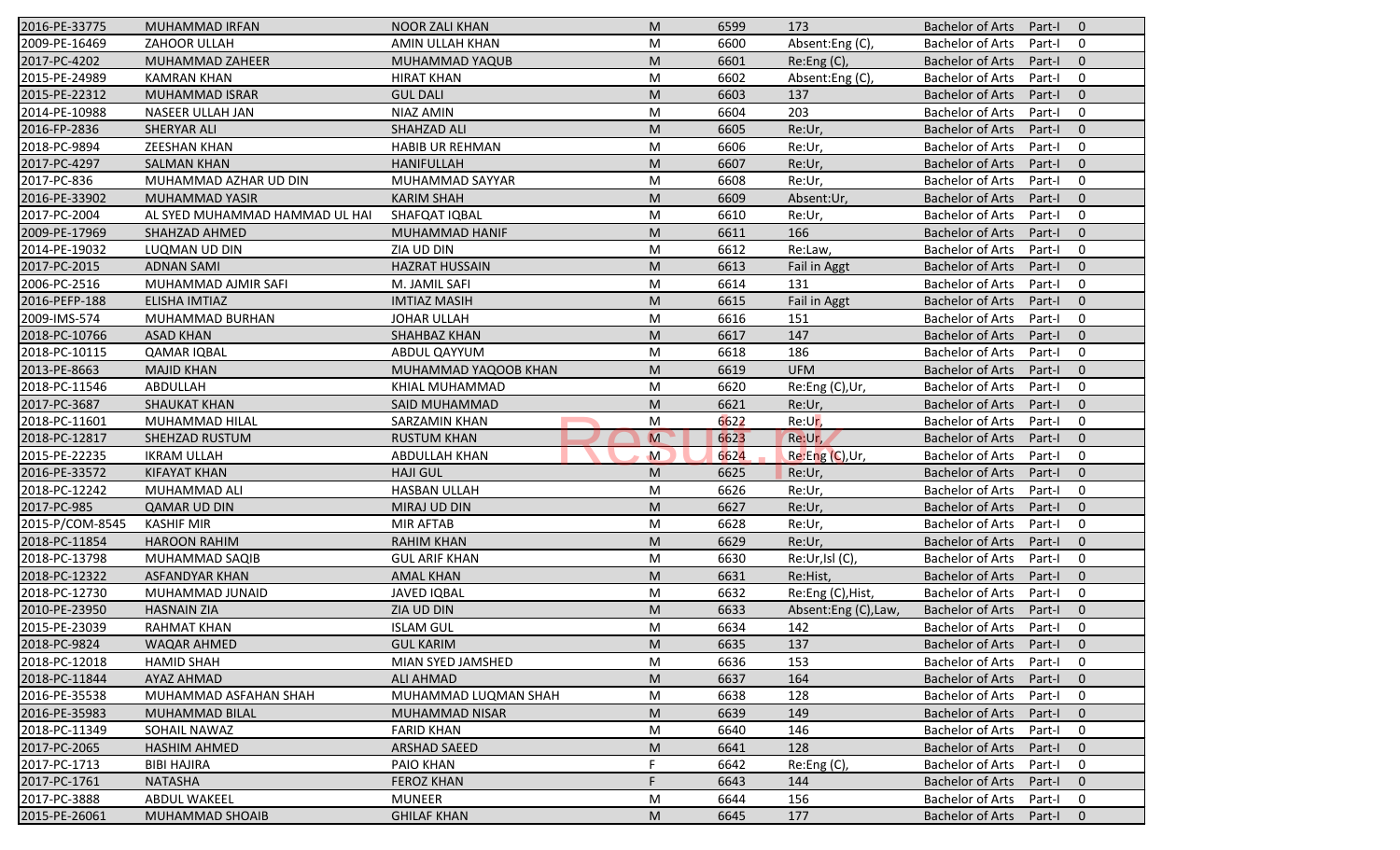| | | | | | | | | |
|---|---|---|---|---|---|---|---|---|
| 2016-PE-33775 | MUHAMMAD IRFAN | NOOR ZALI KHAN | M | 6599 | 173 | Bachelor of Arts | Part-I | 0 |
| 2009-PE-16469 | ZAHOOR ULLAH | AMIN ULLAH KHAN | M | 6600 | Absent:Eng (C), | Bachelor of Arts | Part-I | 0 |
| 2017-PC-4202 | MUHAMMAD ZAHEER | MUHAMMAD YAQUB | M | 6601 | Re:Eng (C), | Bachelor of Arts | Part-I | 0 |
| 2015-PE-24989 | KAMRAN KHAN | HIRAT KHAN | M | 6602 | Absent:Eng (C), | Bachelor of Arts | Part-I | 0 |
| 2015-PE-22312 | MUHAMMAD ISRAR | GUL DALI | M | 6603 | 137 | Bachelor of Arts | Part-I | 0 |
| 2014-PE-10988 | NASEER ULLAH JAN | NIAZ AMIN | M | 6604 | 203 | Bachelor of Arts | Part-I | 0 |
| 2016-FP-2836 | SHERYAR ALI | SHAHZAD ALI | M | 6605 | Re:Ur, | Bachelor of Arts | Part-I | 0 |
| 2018-PC-9894 | ZEESHAN KHAN | HABIB UR REHMAN | M | 6606 | Re:Ur, | Bachelor of Arts | Part-I | 0 |
| 2017-PC-4297 | SALMAN KHAN | HANIFULLAH | M | 6607 | Re:Ur, | Bachelor of Arts | Part-I | 0 |
| 2017-PC-836 | MUHAMMAD AZHAR UD DIN | MUHAMMAD SAYYAR | M | 6608 | Re:Ur, | Bachelor of Arts | Part-I | 0 |
| 2016-PE-33902 | MUHAMMAD YASIR | KARIM SHAH | M | 6609 | Absent:Ur, | Bachelor of Arts | Part-I | 0 |
| 2017-PC-2004 | AL SYED MUHAMMAD HAMMAD UL HAI | SHAFQAT IQBAL | M | 6610 | Re:Ur, | Bachelor of Arts | Part-I | 0 |
| 2009-PE-17969 | SHAHZAD AHMED | MUHAMMAD HANIF | M | 6611 | 166 | Bachelor of Arts | Part-I | 0 |
| 2014-PE-19032 | LUQMAN UD DIN | ZIA UD DIN | M | 6612 | Re:Law, | Bachelor of Arts | Part-I | 0 |
| 2017-PC-2015 | ADNAN SAMI | HAZRAT HUSSAIN | M | 6613 | Fail in Aggt | Bachelor of Arts | Part-I | 0 |
| 2006-PC-2516 | MUHAMMAD AJMIR SAFI | M. JAMIL SAFI | M | 6614 | 131 | Bachelor of Arts | Part-I | 0 |
| 2016-PEFP-188 | ELISHA IMTIAZ | IMTIAZ MASIH | M | 6615 | Fail in Aggt | Bachelor of Arts | Part-I | 0 |
| 2009-IMS-574 | MUHAMMAD BURHAN | JOHAR ULLAH | M | 6616 | 151 | Bachelor of Arts | Part-I | 0 |
| 2018-PC-10766 | ASAD KHAN | SHAHBAZ KHAN | M | 6617 | 147 | Bachelor of Arts | Part-I | 0 |
| 2018-PC-10115 | QAMAR IQBAL | ABDUL QAYYUM | M | 6618 | 186 | Bachelor of Arts | Part-I | 0 |
| 2013-PE-8663 | MAJID KHAN | MUHAMMAD YAQOOB KHAN | M | 6619 | UFM | Bachelor of Arts | Part-I | 0 |
| 2018-PC-11546 | ABDULLAH | KHIAL MUHAMMAD | M | 6620 | Re:Eng (C),Ur, | Bachelor of Arts | Part-I | 0 |
| 2017-PC-3687 | SHAUKAT KHAN | SAID MUHAMMAD | M | 6621 | Re:Ur, | Bachelor of Arts | Part-I | 0 |
| 2018-PC-11601 | MUHAMMAD HILAL | SARZAMIN KHAN | M | 6622 | Re:Ur, | Bachelor of Arts | Part-I | 0 |
| 2018-PC-12817 | SHEHZAD RUSTUM | RUSTUM KHAN | M | 6623 | Re:Ur, | Bachelor of Arts | Part-I | 0 |
| 2015-PE-22235 | IKRAM ULLAH | ABDULLAH KHAN | M | 6624 | Re:Eng (C),Ur, | Bachelor of Arts | Part-I | 0 |
| 2016-PE-33572 | KIFAYAT KHAN | HAJI GUL | M | 6625 | Re:Ur, | Bachelor of Arts | Part-I | 0 |
| 2018-PC-12242 | MUHAMMAD ALI | HASBAN ULLAH | M | 6626 | Re:Ur, | Bachelor of Arts | Part-I | 0 |
| 2017-PC-985 | QAMAR UD DIN | MIRAJ UD DIN | M | 6627 | Re:Ur, | Bachelor of Arts | Part-I | 0 |
| 2015-P/COM-8545 | KASHIF MIR | MIR AFTAB | M | 6628 | Re:Ur, | Bachelor of Arts | Part-I | 0 |
| 2018-PC-11854 | HAROON RAHIM | RAHIM KHAN | M | 6629 | Re:Ur, | Bachelor of Arts | Part-I | 0 |
| 2018-PC-13798 | MUHAMMAD SAQIB | GUL ARIF KHAN | M | 6630 | Re:Ur,Isl (C), | Bachelor of Arts | Part-I | 0 |
| 2018-PC-12322 | ASFANDYAR KHAN | AMAL KHAN | M | 6631 | Re:Hist, | Bachelor of Arts | Part-I | 0 |
| 2018-PC-12730 | MUHAMMAD JUNAID | JAVED IQBAL | M | 6632 | Re:Eng (C),Hist, | Bachelor of Arts | Part-I | 0 |
| 2010-PE-23950 | HASNAIN ZIA | ZIA UD DIN | M | 6633 | Absent:Eng (C),Law, | Bachelor of Arts | Part-I | 0 |
| 2015-PE-23039 | RAHMAT KHAN | ISLAM GUL | M | 6634 | 142 | Bachelor of Arts | Part-I | 0 |
| 2018-PC-9824 | WAQAR AHMED | GUL KARIM | M | 6635 | 137 | Bachelor of Arts | Part-I | 0 |
| 2018-PC-12018 | HAMID SHAH | MIAN SYED JAMSHED | M | 6636 | 153 | Bachelor of Arts | Part-I | 0 |
| 2018-PC-11844 | AYAZ AHMAD | ALI AHMAD | M | 6637 | 164 | Bachelor of Arts | Part-I | 0 |
| 2016-PE-35538 | MUHAMMAD ASFAHAN SHAH | MUHAMMAD LUQMAN SHAH | M | 6638 | 128 | Bachelor of Arts | Part-I | 0 |
| 2016-PE-35983 | MUHAMMAD BILAL | MUHAMMAD NISAR | M | 6639 | 149 | Bachelor of Arts | Part-I | 0 |
| 2018-PC-11349 | SOHAIL NAWAZ | FARID KHAN | M | 6640 | 146 | Bachelor of Arts | Part-I | 0 |
| 2017-PC-2065 | HASHIM AHMED | ARSHAD SAEED | M | 6641 | 128 | Bachelor of Arts | Part-I | 0 |
| 2017-PC-1713 | BIBI HAJIRA | PAIO KHAN | F | 6642 | Re:Eng (C), | Bachelor of Arts | Part-I | 0 |
| 2017-PC-1761 | NATASHA | FEROZ KHAN | F | 6643 | 144 | Bachelor of Arts | Part-I | 0 |
| 2017-PC-3888 | ABDUL WAKEEL | MUNEER | M | 6644 | 156 | Bachelor of Arts | Part-I | 0 |
| 2015-PE-26061 | MUHAMMAD SHOAIB | GHILAF KHAN | M | 6645 | 177 | Bachelor of Arts | Part-I | 0 |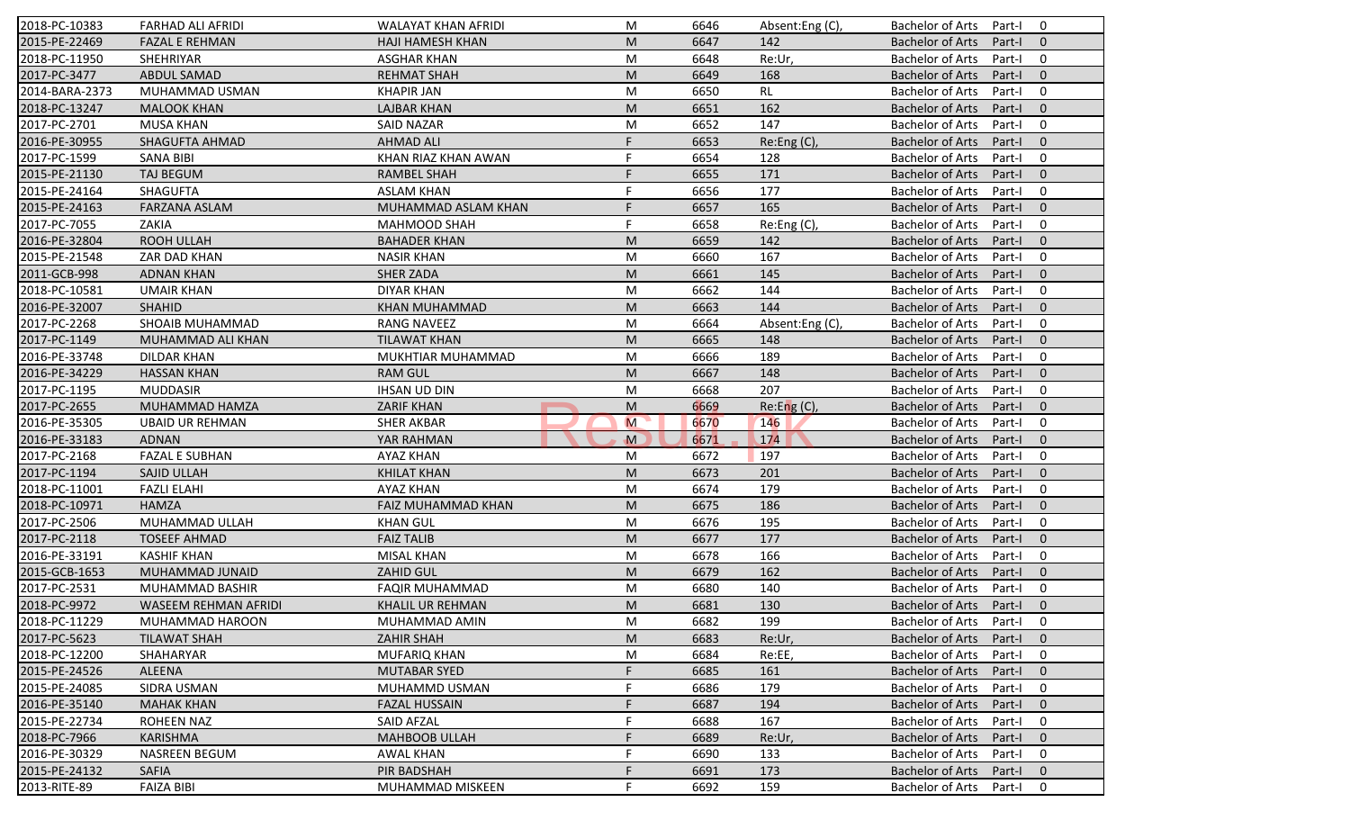| | | | | | | | | |
|---|---|---|---|---|---|---|---|---|
| 2018-PC-10383 | FARHAD ALI AFRIDI | WALAYAT KHAN AFRIDI | M | 6646 | Absent:Eng (C), | Bachelor of Arts | Part-I | 0 |
| 2015-PE-22469 | FAZAL E REHMAN | HAJI HAMESH KHAN | M | 6647 | 142 | Bachelor of Arts | Part-I | 0 |
| 2018-PC-11950 | SHEHRIYAR | ASGHAR KHAN | M | 6648 | Re:Ur, | Bachelor of Arts | Part-I | 0 |
| 2017-PC-3477 | ABDUL SAMAD | REHMAT SHAH | M | 6649 | 168 | Bachelor of Arts | Part-I | 0 |
| 2014-BARA-2373 | MUHAMMAD USMAN | KHAPIR JAN | M | 6650 | RL | Bachelor of Arts | Part-I | 0 |
| 2018-PC-13247 | MALOOK KHAN | LAJBAR KHAN | M | 6651 | 162 | Bachelor of Arts | Part-I | 0 |
| 2017-PC-2701 | MUSA KHAN | SAID NAZAR | M | 6652 | 147 | Bachelor of Arts | Part-I | 0 |
| 2016-PE-30955 | SHAGUFTA AHMAD | AHMAD ALI | F | 6653 | Re:Eng (C), | Bachelor of Arts | Part-I | 0 |
| 2017-PC-1599 | SANA BIBI | KHAN RIAZ KHAN AWAN | F | 6654 | 128 | Bachelor of Arts | Part-I | 0 |
| 2015-PE-21130 | TAJ BEGUM | RAMBEL SHAH | F | 6655 | 171 | Bachelor of Arts | Part-I | 0 |
| 2015-PE-24164 | SHAGUFTA | ASLAM KHAN | F | 6656 | 177 | Bachelor of Arts | Part-I | 0 |
| 2015-PE-24163 | FARZANA ASLAM | MUHAMMAD ASLAM KHAN | F | 6657 | 165 | Bachelor of Arts | Part-I | 0 |
| 2017-PC-7055 | ZAKIA | MAHMOOD SHAH | F | 6658 | Re:Eng (C), | Bachelor of Arts | Part-I | 0 |
| 2016-PE-32804 | ROOH ULLAH | BAHADER KHAN | M | 6659 | 142 | Bachelor of Arts | Part-I | 0 |
| 2015-PE-21548 | ZAR DAD KHAN | NASIR KHAN | M | 6660 | 167 | Bachelor of Arts | Part-I | 0 |
| 2011-GCB-998 | ADNAN KHAN | SHER ZADA | M | 6661 | 145 | Bachelor of Arts | Part-I | 0 |
| 2018-PC-10581 | UMAIR KHAN | DIYAR KHAN | M | 6662 | 144 | Bachelor of Arts | Part-I | 0 |
| 2016-PE-32007 | SHAHID | KHAN MUHAMMAD | M | 6663 | 144 | Bachelor of Arts | Part-I | 0 |
| 2017-PC-2268 | SHOAIB MUHAMMAD | RANG NAVEEZ | M | 6664 | Absent:Eng (C), | Bachelor of Arts | Part-I | 0 |
| 2017-PC-1149 | MUHAMMAD ALI KHAN | TILAWAT KHAN | M | 6665 | 148 | Bachelor of Arts | Part-I | 0 |
| 2016-PE-33748 | DILDAR KHAN | MUKHTIAR MUHAMMAD | M | 6666 | 189 | Bachelor of Arts | Part-I | 0 |
| 2016-PE-34229 | HASSAN KHAN | RAM GUL | M | 6667 | 148 | Bachelor of Arts | Part-I | 0 |
| 2017-PC-1195 | MUDDASIR | IHSAN UD DIN | M | 6668 | 207 | Bachelor of Arts | Part-I | 0 |
| 2017-PC-2655 | MUHAMMAD HAMZA | ZARIF KHAN | M | 6669 | Re:Eng (C), | Bachelor of Arts | Part-I | 0 |
| 2016-PE-35305 | UBAID UR REHMAN | SHER AKBAR | M | 6670 | 146 | Bachelor of Arts | Part-I | 0 |
| 2016-PE-33183 | ADNAN | YAR RAHMAN | M | 6671 | 174 | Bachelor of Arts | Part-I | 0 |
| 2017-PC-2168 | FAZAL E SUBHAN | AYAZ KHAN | M | 6672 | 197 | Bachelor of Arts | Part-I | 0 |
| 2017-PC-1194 | SAJID ULLAH | KHILAT KHAN | M | 6673 | 201 | Bachelor of Arts | Part-I | 0 |
| 2018-PC-11001 | FAZLI ELAHI | AYAZ KHAN | M | 6674 | 179 | Bachelor of Arts | Part-I | 0 |
| 2018-PC-10971 | HAMZA | FAIZ MUHAMMAD KHAN | M | 6675 | 186 | Bachelor of Arts | Part-I | 0 |
| 2017-PC-2506 | MUHAMMAD ULLAH | KHAN GUL | M | 6676 | 195 | Bachelor of Arts | Part-I | 0 |
| 2017-PC-2118 | TOSEEF AHMAD | FAIZ TALIB | M | 6677 | 177 | Bachelor of Arts | Part-I | 0 |
| 2016-PE-33191 | KASHIF KHAN | MISAL KHAN | M | 6678 | 166 | Bachelor of Arts | Part-I | 0 |
| 2015-GCB-1653 | MUHAMMAD JUNAID | ZAHID GUL | M | 6679 | 162 | Bachelor of Arts | Part-I | 0 |
| 2017-PC-2531 | MUHAMMAD BASHIR | FAQIR MUHAMMAD | M | 6680 | 140 | Bachelor of Arts | Part-I | 0 |
| 2018-PC-9972 | WASEEM REHMAN AFRIDI | KHALIL UR REHMAN | M | 6681 | 130 | Bachelor of Arts | Part-I | 0 |
| 2018-PC-11229 | MUHAMMAD HAROON | MUHAMMAD AMIN | M | 6682 | 199 | Bachelor of Arts | Part-I | 0 |
| 2017-PC-5623 | TILAWAT SHAH | ZAHIR SHAH | M | 6683 | Re:Ur, | Bachelor of Arts | Part-I | 0 |
| 2018-PC-12200 | SHAHARYAR | MUFARIQ KHAN | M | 6684 | Re:EE, | Bachelor of Arts | Part-I | 0 |
| 2015-PE-24526 | ALEENA | MUTABAR SYED | F | 6685 | 161 | Bachelor of Arts | Part-I | 0 |
| 2015-PE-24085 | SIDRA USMAN | MUHAMMD USMAN | F | 6686 | 179 | Bachelor of Arts | Part-I | 0 |
| 2016-PE-35140 | MAHAK KHAN | FAZAL HUSSAIN | F | 6687 | 194 | Bachelor of Arts | Part-I | 0 |
| 2015-PE-22734 | ROHEEN NAZ | SAID AFZAL | F | 6688 | 167 | Bachelor of Arts | Part-I | 0 |
| 2018-PC-7966 | KARISHMA | MAHBOOB ULLAH | F | 6689 | Re:Ur, | Bachelor of Arts | Part-I | 0 |
| 2016-PE-30329 | NASREEN BEGUM | AWAL KHAN | F | 6690 | 133 | Bachelor of Arts | Part-I | 0 |
| 2015-PE-24132 | SAFIA | PIR BADSHAH | F | 6691 | 173 | Bachelor of Arts | Part-I | 0 |
| 2013-RITE-89 | FAIZA BIBI | MUHAMMAD MISKEEN | F | 6692 | 159 | Bachelor of Arts | Part-I | 0 |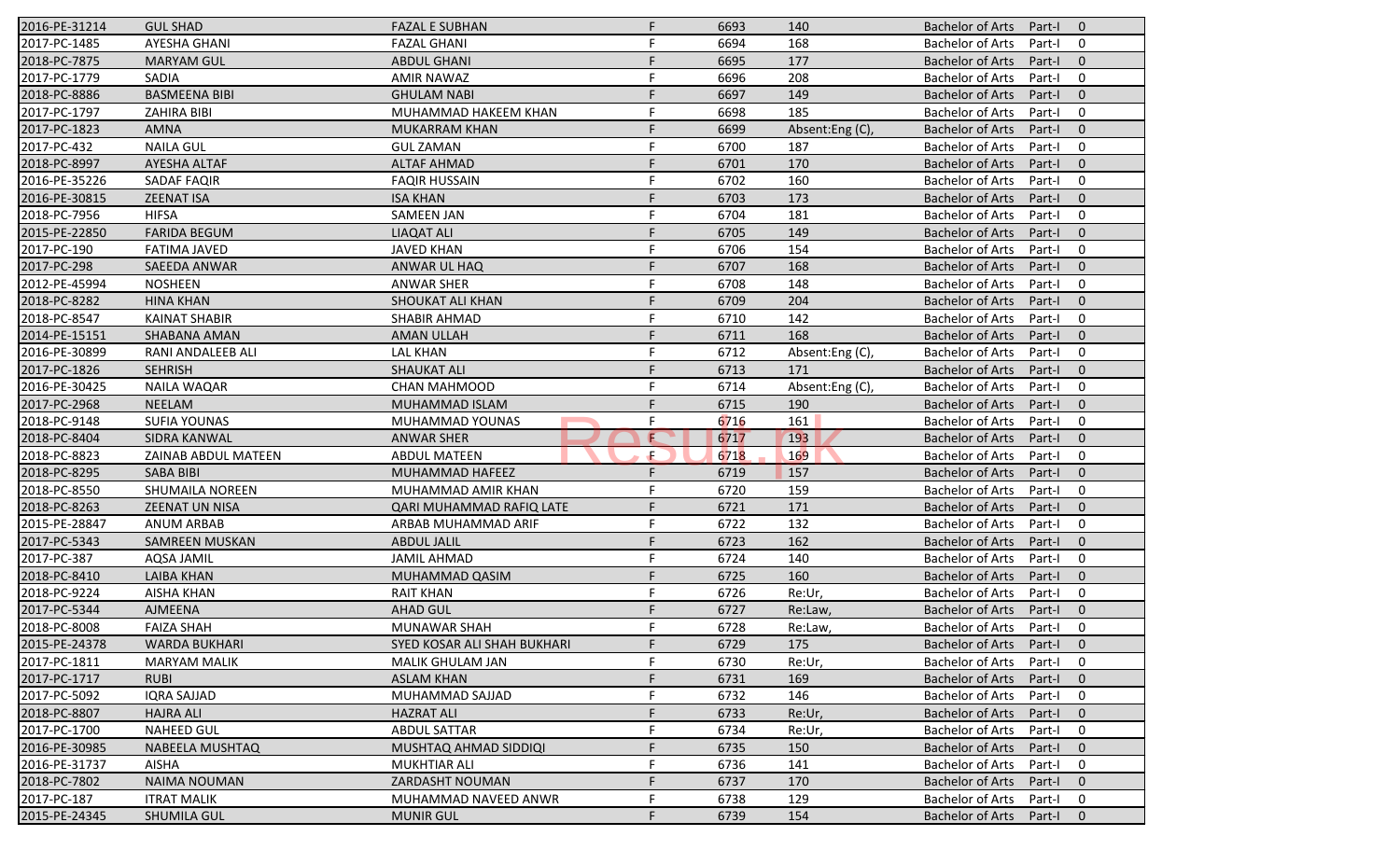| | | | | | | | | |
|---|---|---|---|---|---|---|---|---|
| 2016-PE-31214 | GUL SHAD | FAZAL E SUBHAN | F | 6693 | 140 | Bachelor of Arts | Part-I | 0 |
| 2017-PC-1485 | AYESHA GHANI | FAZAL GHANI | F | 6694 | 168 | Bachelor of Arts | Part-I | 0 |
| 2018-PC-7875 | MARYAM GUL | ABDUL GHANI | F | 6695 | 177 | Bachelor of Arts | Part-I | 0 |
| 2017-PC-1779 | SADIA | AMIR NAWAZ | F | 6696 | 208 | Bachelor of Arts | Part-I | 0 |
| 2018-PC-8886 | BASMEENA BIBI | GHULAM NABI | F | 6697 | 149 | Bachelor of Arts | Part-I | 0 |
| 2017-PC-1797 | ZAHIRA BIBI | MUHAMMAD HAKEEM KHAN | F | 6698 | 185 | Bachelor of Arts | Part-I | 0 |
| 2017-PC-1823 | AMNA | MUKARRAM KHAN | F | 6699 | Absent:Eng (C), | Bachelor of Arts | Part-I | 0 |
| 2017-PC-432 | NAILA GUL | GUL ZAMAN | F | 6700 | 187 | Bachelor of Arts | Part-I | 0 |
| 2018-PC-8997 | AYESHA ALTAF | ALTAF AHMAD | F | 6701 | 170 | Bachelor of Arts | Part-I | 0 |
| 2016-PE-35226 | SADAF FAQIR | FAQIR HUSSAIN | F | 6702 | 160 | Bachelor of Arts | Part-I | 0 |
| 2016-PE-30815 | ZEENAT ISA | ISA KHAN | F | 6703 | 173 | Bachelor of Arts | Part-I | 0 |
| 2018-PC-7956 | HIFSA | SAMEEN JAN | F | 6704 | 181 | Bachelor of Arts | Part-I | 0 |
| 2015-PE-22850 | FARIDA BEGUM | LIAQAT ALI | F | 6705 | 149 | Bachelor of Arts | Part-I | 0 |
| 2017-PC-190 | FATIMA JAVED | JAVED KHAN | F | 6706 | 154 | Bachelor of Arts | Part-I | 0 |
| 2017-PC-298 | SAEEDA ANWAR | ANWAR UL HAQ | F | 6707 | 168 | Bachelor of Arts | Part-I | 0 |
| 2012-PE-45994 | NOSHEEN | ANWAR SHER | F | 6708 | 148 | Bachelor of Arts | Part-I | 0 |
| 2018-PC-8282 | HINA KHAN | SHOUKAT ALI KHAN | F | 6709 | 204 | Bachelor of Arts | Part-I | 0 |
| 2018-PC-8547 | KAINAT SHABIR | SHABIR AHMAD | F | 6710 | 142 | Bachelor of Arts | Part-I | 0 |
| 2014-PE-15151 | SHABANA AMAN | AMAN ULLAH | F | 6711 | 168 | Bachelor of Arts | Part-I | 0 |
| 2016-PE-30899 | RANI ANDALEEB ALI | LAL KHAN | F | 6712 | Absent:Eng (C), | Bachelor of Arts | Part-I | 0 |
| 2017-PC-1826 | SEHRISH | SHAUKAT ALI | F | 6713 | 171 | Bachelor of Arts | Part-I | 0 |
| 2016-PE-30425 | NAILA WAQAR | CHAN MAHMOOD | F | 6714 | Absent:Eng (C), | Bachelor of Arts | Part-I | 0 |
| 2017-PC-2968 | NEELAM | MUHAMMAD ISLAM | F | 6715 | 190 | Bachelor of Arts | Part-I | 0 |
| 2018-PC-9148 | SUFIA YOUNAS | MUHAMMAD YOUNAS | F | 6716 | 161 | Bachelor of Arts | Part-I | 0 |
| 2018-PC-8404 | SIDRA KANWAL | ANWAR SHER | F | 6717 | 193 | Bachelor of Arts | Part-I | 0 |
| 2018-PC-8823 | ZAINAB ABDUL MATEEN | ABDUL MATEEN | F | 6718 | 169 | Bachelor of Arts | Part-I | 0 |
| 2018-PC-8295 | SABA BIBI | MUHAMMAD HAFEEZ | F | 6719 | 157 | Bachelor of Arts | Part-I | 0 |
| 2018-PC-8550 | SHUMAILA NOREEN | MUHAMMAD AMIR KHAN | F | 6720 | 159 | Bachelor of Arts | Part-I | 0 |
| 2018-PC-8263 | ZEENAT UN NISA | QARI MUHAMMAD RAFIQ LATE | F | 6721 | 171 | Bachelor of Arts | Part-I | 0 |
| 2015-PE-28847 | ANUM ARBAB | ARBAB MUHAMMAD ARIF | F | 6722 | 132 | Bachelor of Arts | Part-I | 0 |
| 2017-PC-5343 | SAMREEN MUSKAN | ABDUL JALIL | F | 6723 | 162 | Bachelor of Arts | Part-I | 0 |
| 2017-PC-387 | AQSA JAMIL | JAMIL AHMAD | F | 6724 | 140 | Bachelor of Arts | Part-I | 0 |
| 2018-PC-8410 | LAIBA KHAN | MUHAMMAD QASIM | F | 6725 | 160 | Bachelor of Arts | Part-I | 0 |
| 2018-PC-9224 | AISHA KHAN | RAIT KHAN | F | 6726 | Re:Ur, | Bachelor of Arts | Part-I | 0 |
| 2017-PC-5344 | AJMEENA | AHAD GUL | F | 6727 | Re:Law, | Bachelor of Arts | Part-I | 0 |
| 2018-PC-8008 | FAIZA SHAH | MUNAWAR SHAH | F | 6728 | Re:Law, | Bachelor of Arts | Part-I | 0 |
| 2015-PE-24378 | WARDA BUKHARI | SYED KOSAR ALI SHAH BUKHARI | F | 6729 | 175 | Bachelor of Arts | Part-I | 0 |
| 2017-PC-1811 | MARYAM MALIK | MALIK GHULAM JAN | F | 6730 | Re:Ur, | Bachelor of Arts | Part-I | 0 |
| 2017-PC-1717 | RUBI | ASLAM KHAN | F | 6731 | 169 | Bachelor of Arts | Part-I | 0 |
| 2017-PC-5092 | IQRA SAJJAD | MUHAMMAD SAJJAD | F | 6732 | 146 | Bachelor of Arts | Part-I | 0 |
| 2018-PC-8807 | HAJRA ALI | HAZRAT ALI | F | 6733 | Re:Ur, | Bachelor of Arts | Part-I | 0 |
| 2017-PC-1700 | NAHEED GUL | ABDUL SATTAR | F | 6734 | Re:Ur, | Bachelor of Arts | Part-I | 0 |
| 2016-PE-30985 | NABEELA MUSHTAQ | MUSHTAQ AHMAD SIDDIQI | F | 6735 | 150 | Bachelor of Arts | Part-I | 0 |
| 2016-PE-31737 | AISHA | MUKHTIAR ALI | F | 6736 | 141 | Bachelor of Arts | Part-I | 0 |
| 2018-PC-7802 | NAIMA NOUMAN | ZARDASHT NOUMAN | F | 6737 | 170 | Bachelor of Arts | Part-I | 0 |
| 2017-PC-187 | ITRAT MALIK | MUHAMMAD NAVEED ANWR | F | 6738 | 129 | Bachelor of Arts | Part-I | 0 |
| 2015-PE-24345 | SHUMILA GUL | MUNIR GUL | F | 6739 | 154 | Bachelor of Arts | Part-I | 0 |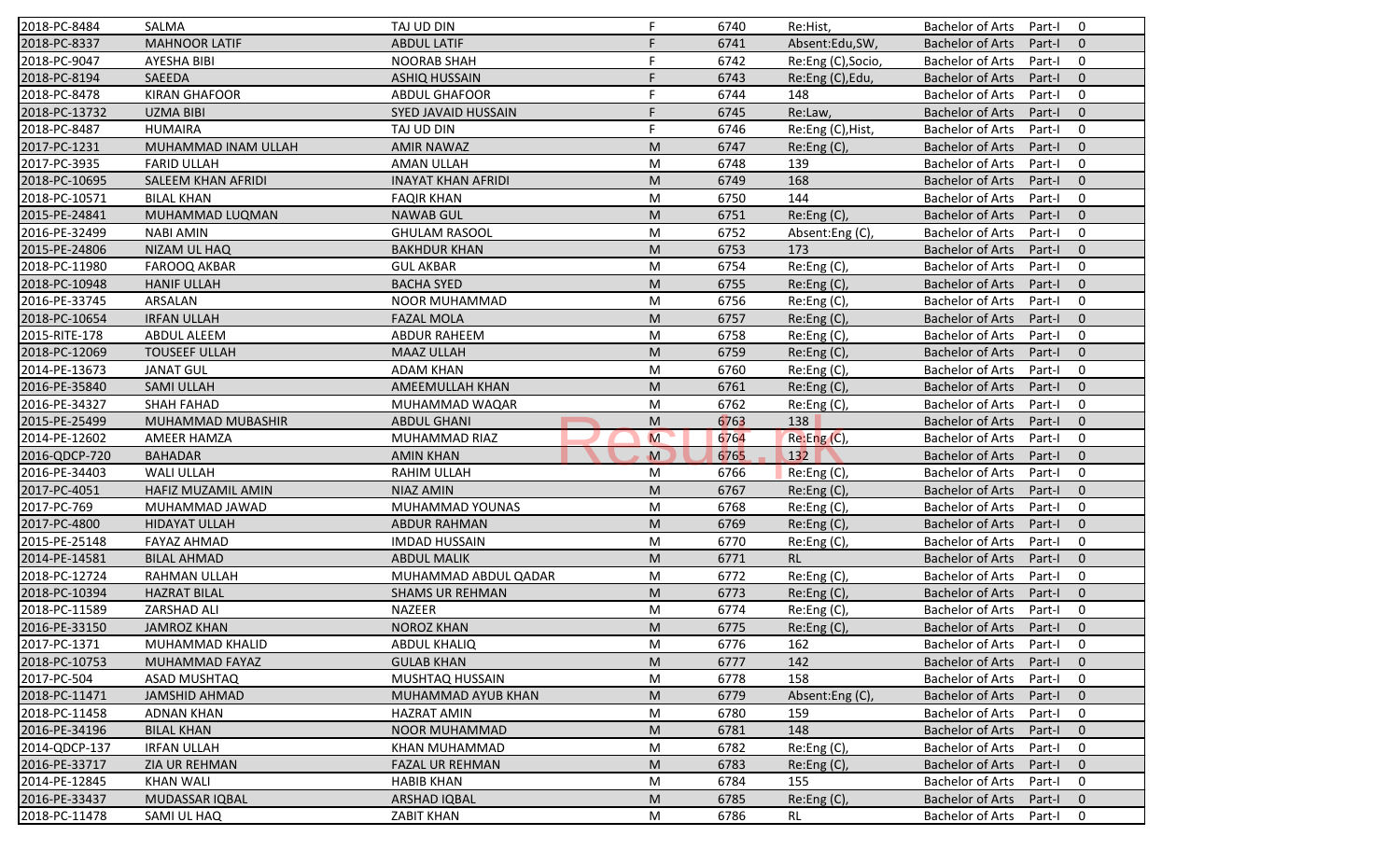| | | | | | | | | |
|---|---|---|---|---|---|---|---|---|
| 2018-PC-8484 | SALMA | TAJ UD DIN | F | 6740 | Re:Hist, | Bachelor of Arts | Part-I | 0 |
| 2018-PC-8337 | MAHNOOR LATIF | ABDUL LATIF | F | 6741 | Absent:Edu,SW, | Bachelor of Arts | Part-I | 0 |
| 2018-PC-9047 | AYESHA BIBI | NOORAB SHAH | F | 6742 | Re:Eng (C),Socio, | Bachelor of Arts | Part-I | 0 |
| 2018-PC-8194 | SAEEDA | ASHIQ HUSSAIN | F | 6743 | Re:Eng (C),Edu, | Bachelor of Arts | Part-I | 0 |
| 2018-PC-8478 | KIRAN GHAFOOR | ABDUL GHAFOOR | F | 6744 | 148 | Bachelor of Arts | Part-I | 0 |
| 2018-PC-13732 | UZMA BIBI | SYED JAVAID HUSSAIN | F | 6745 | Re:Law, | Bachelor of Arts | Part-I | 0 |
| 2018-PC-8487 | HUMAIRA | TAJ UD DIN | F | 6746 | Re:Eng (C),Hist, | Bachelor of Arts | Part-I | 0 |
| 2017-PC-1231 | MUHAMMAD INAM ULLAH | AMIR NAWAZ | M | 6747 | Re:Eng (C), | Bachelor of Arts | Part-I | 0 |
| 2017-PC-3935 | FARID ULLAH | AMAN ULLAH | M | 6748 | 139 | Bachelor of Arts | Part-I | 0 |
| 2018-PC-10695 | SALEEM KHAN AFRIDI | INAYAT KHAN AFRIDI | M | 6749 | 168 | Bachelor of Arts | Part-I | 0 |
| 2018-PC-10571 | BILAL KHAN | FAQIR KHAN | M | 6750 | 144 | Bachelor of Arts | Part-I | 0 |
| 2015-PE-24841 | MUHAMMAD LUQMAN | NAWAB GUL | M | 6751 | Re:Eng (C), | Bachelor of Arts | Part-I | 0 |
| 2016-PE-32499 | NABI AMIN | GHULAM RASOOL | M | 6752 | Absent:Eng (C), | Bachelor of Arts | Part-I | 0 |
| 2015-PE-24806 | NIZAM UL HAQ | BAKHDUR KHAN | M | 6753 | 173 | Bachelor of Arts | Part-I | 0 |
| 2018-PC-11980 | FAROOQ AKBAR | GUL AKBAR | M | 6754 | Re:Eng (C), | Bachelor of Arts | Part-I | 0 |
| 2018-PC-10948 | HANIF ULLAH | BACHA SYED | M | 6755 | Re:Eng (C), | Bachelor of Arts | Part-I | 0 |
| 2016-PE-33745 | ARSALAN | NOOR MUHAMMAD | M | 6756 | Re:Eng (C), | Bachelor of Arts | Part-I | 0 |
| 2018-PC-10654 | IRFAN ULLAH | FAZAL MOLA | M | 6757 | Re:Eng (C), | Bachelor of Arts | Part-I | 0 |
| 2015-RITE-178 | ABDUL ALEEM | ABDUR RAHEEM | M | 6758 | Re:Eng (C), | Bachelor of Arts | Part-I | 0 |
| 2018-PC-12069 | TOUSEEF ULLAH | MAAZ ULLAH | M | 6759 | Re:Eng (C), | Bachelor of Arts | Part-I | 0 |
| 2014-PE-13673 | JANAT GUL | ADAM KHAN | M | 6760 | Re:Eng (C), | Bachelor of Arts | Part-I | 0 |
| 2016-PE-35840 | SAMI ULLAH | AMEEMULLAH KHAN | M | 6761 | Re:Eng (C), | Bachelor of Arts | Part-I | 0 |
| 2016-PE-34327 | SHAH FAHAD | MUHAMMAD WAQAR | M | 6762 | Re:Eng (C), | Bachelor of Arts | Part-I | 0 |
| 2015-PE-25499 | MUHAMMAD MUBASHIR | ABDUL GHANI | M | 6763 | 138 | Bachelor of Arts | Part-I | 0 |
| 2014-PE-12602 | AMEER HAMZA | MUHAMMAD RIAZ | M | 6764 | Re:Eng (C), | Bachelor of Arts | Part-I | 0 |
| 2016-QDCP-720 | BAHADAR | AMIN KHAN | M | 6765 | 132 | Bachelor of Arts | Part-I | 0 |
| 2016-PE-34403 | WALI ULLAH | RAHIM ULLAH | M | 6766 | Re:Eng (C), | Bachelor of Arts | Part-I | 0 |
| 2017-PC-4051 | HAFIZ MUZAMIL AMIN | NIAZ AMIN | M | 6767 | Re:Eng (C), | Bachelor of Arts | Part-I | 0 |
| 2017-PC-769 | MUHAMMAD JAWAD | MUHAMMAD YOUNAS | M | 6768 | Re:Eng (C), | Bachelor of Arts | Part-I | 0 |
| 2017-PC-4800 | HIDAYAT ULLAH | ABDUR RAHMAN | M | 6769 | Re:Eng (C), | Bachelor of Arts | Part-I | 0 |
| 2015-PE-25148 | FAYAZ AHMAD | IMDAD HUSSAIN | M | 6770 | Re:Eng (C), | Bachelor of Arts | Part-I | 0 |
| 2014-PE-14581 | BILAL AHMAD | ABDUL MALIK | M | 6771 | RL | Bachelor of Arts | Part-I | 0 |
| 2018-PC-12724 | RAHMAN ULLAH | MUHAMMAD ABDUL QADAR | M | 6772 | Re:Eng (C), | Bachelor of Arts | Part-I | 0 |
| 2018-PC-10394 | HAZRAT BILAL | SHAMS UR REHMAN | M | 6773 | Re:Eng (C), | Bachelor of Arts | Part-I | 0 |
| 2018-PC-11589 | ZARSHAD ALI | NAZEER | M | 6774 | Re:Eng (C), | Bachelor of Arts | Part-I | 0 |
| 2016-PE-33150 | JAMROZ KHAN | NOROZ KHAN | M | 6775 | Re:Eng (C), | Bachelor of Arts | Part-I | 0 |
| 2017-PC-1371 | MUHAMMAD KHALID | ABDUL KHALIQ | M | 6776 | 162 | Bachelor of Arts | Part-I | 0 |
| 2018-PC-10753 | MUHAMMAD FAYAZ | GULAB KHAN | M | 6777 | 142 | Bachelor of Arts | Part-I | 0 |
| 2017-PC-504 | ASAD MUSHTAQ | MUSHTAQ HUSSAIN | M | 6778 | 158 | Bachelor of Arts | Part-I | 0 |
| 2018-PC-11471 | JAMSHID AHMAD | MUHAMMAD AYUB KHAN | M | 6779 | Absent:Eng (C), | Bachelor of Arts | Part-I | 0 |
| 2018-PC-11458 | ADNAN KHAN | HAZRAT AMIN | M | 6780 | 159 | Bachelor of Arts | Part-I | 0 |
| 2016-PE-34196 | BILAL KHAN | NOOR MUHAMMAD | M | 6781 | 148 | Bachelor of Arts | Part-I | 0 |
| 2014-QDCP-137 | IRFAN ULLAH | KHAN MUHAMMAD | M | 6782 | Re:Eng (C), | Bachelor of Arts | Part-I | 0 |
| 2016-PE-33717 | ZIA UR REHMAN | FAZAL UR REHMAN | M | 6783 | Re:Eng (C), | Bachelor of Arts | Part-I | 0 |
| 2014-PE-12845 | KHAN WALI | HABIB KHAN | M | 6784 | 155 | Bachelor of Arts | Part-I | 0 |
| 2016-PE-33437 | MUDASSAR IQBAL | ARSHAD IQBAL | M | 6785 | Re:Eng (C), | Bachelor of Arts | Part-I | 0 |
| 2018-PC-11478 | SAMI UL HAQ | ZABIT KHAN | M | 6786 | RL | Bachelor of Arts | Part-I | 0 |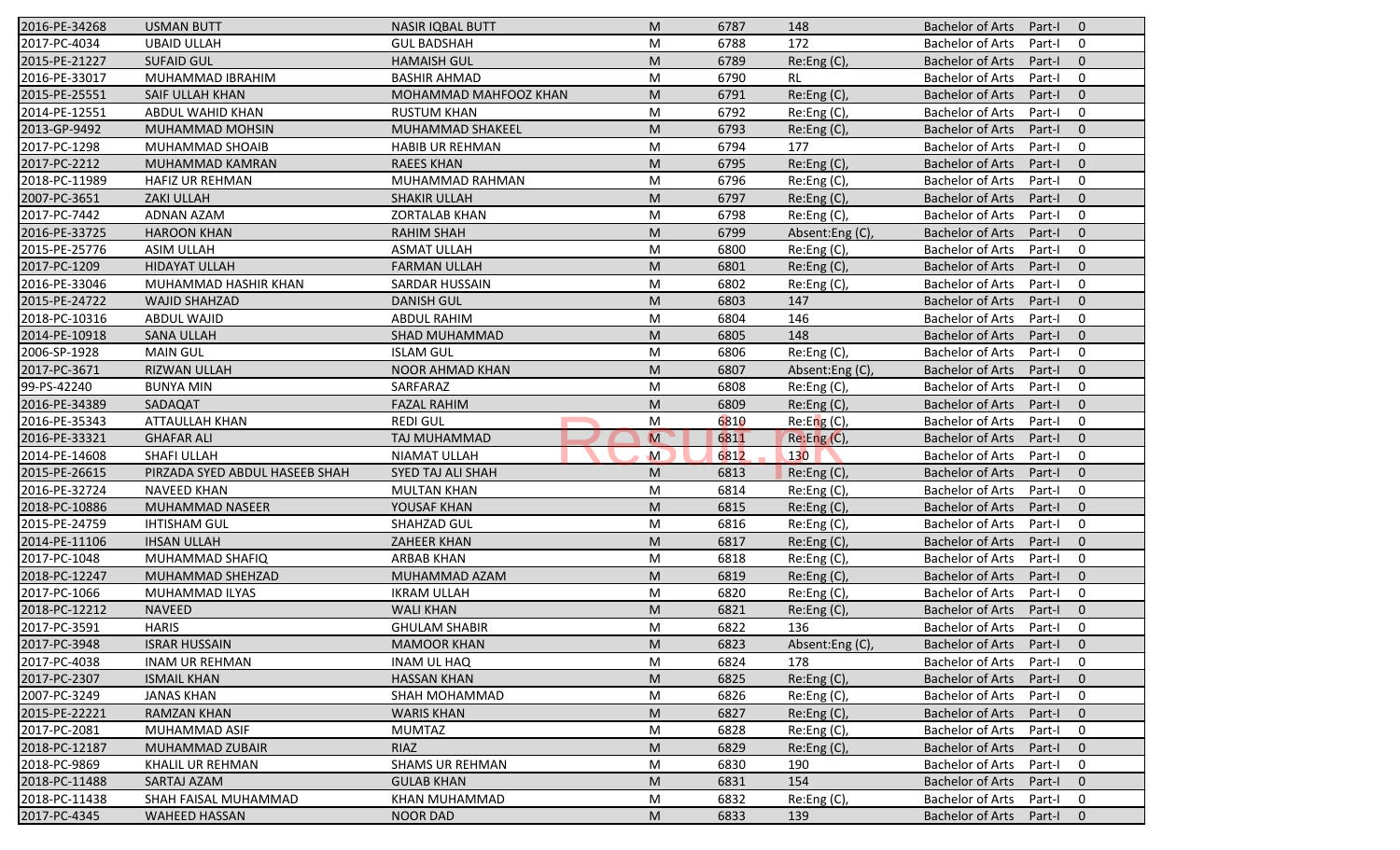| | | | | | | | | |
|---|---|---|---|---|---|---|---|---|
| 2016-PE-34268 | USMAN BUTT | NASIR IQBAL BUTT | M | 6787 | 148 | Bachelor of Arts | Part-I | 0 |
| 2017-PC-4034 | UBAID ULLAH | GUL BADSHAH | M | 6788 | 172 | Bachelor of Arts | Part-I | 0 |
| 2015-PE-21227 | SUFAID GUL | HAMAISH GUL | M | 6789 | Re:Eng (C), | Bachelor of Arts | Part-I | 0 |
| 2016-PE-33017 | MUHAMMAD IBRAHIM | BASHIR AHMAD | M | 6790 | RL | Bachelor of Arts | Part-I | 0 |
| 2015-PE-25551 | SAIF ULLAH KHAN | MOHAMMAD MAHFOOZ KHAN | M | 6791 | Re:Eng (C), | Bachelor of Arts | Part-I | 0 |
| 2014-PE-12551 | ABDUL WAHID KHAN | RUSTUM KHAN | M | 6792 | Re:Eng (C), | Bachelor of Arts | Part-I | 0 |
| 2013-GP-9492 | MUHAMMAD MOHSIN | MUHAMMAD SHAKEEL | M | 6793 | Re:Eng (C), | Bachelor of Arts | Part-I | 0 |
| 2017-PC-1298 | MUHAMMAD SHOAIB | HABIB UR REHMAN | M | 6794 | 177 | Bachelor of Arts | Part-I | 0 |
| 2017-PC-2212 | MUHAMMAD KAMRAN | RAEES KHAN | M | 6795 | Re:Eng (C), | Bachelor of Arts | Part-I | 0 |
| 2018-PC-11989 | HAFIZ UR REHMAN | MUHAMMAD RAHMAN | M | 6796 | Re:Eng (C), | Bachelor of Arts | Part-I | 0 |
| 2007-PC-3651 | ZAKI ULLAH | SHAKIR ULLAH | M | 6797 | Re:Eng (C), | Bachelor of Arts | Part-I | 0 |
| 2017-PC-7442 | ADNAN AZAM | ZORTALAB KHAN | M | 6798 | Re:Eng (C), | Bachelor of Arts | Part-I | 0 |
| 2016-PE-33725 | HAROON KHAN | RAHIM SHAH | M | 6799 | Absent:Eng (C), | Bachelor of Arts | Part-I | 0 |
| 2015-PE-25776 | ASIM ULLAH | ASMAT ULLAH | M | 6800 | Re:Eng (C), | Bachelor of Arts | Part-I | 0 |
| 2017-PC-1209 | HIDAYAT ULLAH | FARMAN ULLAH | M | 6801 | Re:Eng (C), | Bachelor of Arts | Part-I | 0 |
| 2016-PE-33046 | MUHAMMAD HASHIR KHAN | SARDAR HUSSAIN | M | 6802 | Re:Eng (C), | Bachelor of Arts | Part-I | 0 |
| 2015-PE-24722 | WAJID SHAHZAD | DANISH GUL | M | 6803 | 147 | Bachelor of Arts | Part-I | 0 |
| 2018-PC-10316 | ABDUL WAJID | ABDUL RAHIM | M | 6804 | 146 | Bachelor of Arts | Part-I | 0 |
| 2014-PE-10918 | SANA ULLAH | SHAD MUHAMMAD | M | 6805 | 148 | Bachelor of Arts | Part-I | 0 |
| 2006-SP-1928 | MAIN GUL | ISLAM GUL | M | 6806 | Re:Eng (C), | Bachelor of Arts | Part-I | 0 |
| 2017-PC-3671 | RIZWAN ULLAH | NOOR AHMAD KHAN | M | 6807 | Absent:Eng (C), | Bachelor of Arts | Part-I | 0 |
| 99-PS-42240 | BUNYA MIN | SARFARAZ | M | 6808 | Re:Eng (C), | Bachelor of Arts | Part-I | 0 |
| 2016-PE-34389 | SADAQAT | FAZAL RAHIM | M | 6809 | Re:Eng (C), | Bachelor of Arts | Part-I | 0 |
| 2016-PE-35343 | ATTAULLAH KHAN | REDI GUL | M | 6810 | Re:Eng (C), | Bachelor of Arts | Part-I | 0 |
| 2016-PE-33321 | GHAFAR ALI | TAJ MUHAMMAD | M | 6811 | Re:Eng (C), | Bachelor of Arts | Part-I | 0 |
| 2014-PE-14608 | SHAFI ULLAH | NIAMAT ULLAH | M | 6812 | 130 | Bachelor of Arts | Part-I | 0 |
| 2015-PE-26615 | PIRZADA SYED ABDUL HASEEB SHAH | SYED TAJ ALI SHAH | M | 6813 | Re:Eng (C), | Bachelor of Arts | Part-I | 0 |
| 2016-PE-32724 | NAVEED KHAN | MULTAN KHAN | M | 6814 | Re:Eng (C), | Bachelor of Arts | Part-I | 0 |
| 2018-PC-10886 | MUHAMMAD NASEER | YOUSAF KHAN | M | 6815 | Re:Eng (C), | Bachelor of Arts | Part-I | 0 |
| 2015-PE-24759 | IHTISHAM GUL | SHAHZAD GUL | M | 6816 | Re:Eng (C), | Bachelor of Arts | Part-I | 0 |
| 2014-PE-11106 | IHSAN ULLAH | ZAHEER KHAN | M | 6817 | Re:Eng (C), | Bachelor of Arts | Part-I | 0 |
| 2017-PC-1048 | MUHAMMAD SHAFIQ | ARBAB KHAN | M | 6818 | Re:Eng (C), | Bachelor of Arts | Part-I | 0 |
| 2018-PC-12247 | MUHAMMAD SHEHZAD | MUHAMMAD AZAM | M | 6819 | Re:Eng (C), | Bachelor of Arts | Part-I | 0 |
| 2017-PC-1066 | MUHAMMAD ILYAS | IKRAM ULLAH | M | 6820 | Re:Eng (C), | Bachelor of Arts | Part-I | 0 |
| 2018-PC-12212 | NAVEED | WALI KHAN | M | 6821 | Re:Eng (C), | Bachelor of Arts | Part-I | 0 |
| 2017-PC-3591 | HARIS | GHULAM SHABIR | M | 6822 | 136 | Bachelor of Arts | Part-I | 0 |
| 2017-PC-3948 | ISRAR HUSSAIN | MAMOOR KHAN | M | 6823 | Absent:Eng (C), | Bachelor of Arts | Part-I | 0 |
| 2017-PC-4038 | INAM UR REHMAN | INAM UL HAQ | M | 6824 | 178 | Bachelor of Arts | Part-I | 0 |
| 2017-PC-2307 | ISMAIL KHAN | HASSAN KHAN | M | 6825 | Re:Eng (C), | Bachelor of Arts | Part-I | 0 |
| 2007-PC-3249 | JANAS KHAN | SHAH MOHAMMAD | M | 6826 | Re:Eng (C), | Bachelor of Arts | Part-I | 0 |
| 2015-PE-22221 | RAMZAN KHAN | WARIS KHAN | M | 6827 | Re:Eng (C), | Bachelor of Arts | Part-I | 0 |
| 2017-PC-2081 | MUHAMMAD ASIF | MUMTAZ | M | 6828 | Re:Eng (C), | Bachelor of Arts | Part-I | 0 |
| 2018-PC-12187 | MUHAMMAD ZUBAIR | RIAZ | M | 6829 | Re:Eng (C), | Bachelor of Arts | Part-I | 0 |
| 2018-PC-9869 | KHALIL UR REHMAN | SHAMS UR REHMAN | M | 6830 | 190 | Bachelor of Arts | Part-I | 0 |
| 2018-PC-11488 | SARTAJ AZAM | GULAB KHAN | M | 6831 | 154 | Bachelor of Arts | Part-I | 0 |
| 2018-PC-11438 | SHAH FAISAL MUHAMMAD | KHAN MUHAMMAD | M | 6832 | Re:Eng (C), | Bachelor of Arts | Part-I | 0 |
| 2017-PC-4345 | WAHEED HASSAN | NOOR DAD | M | 6833 | 139 | Bachelor of Arts | Part-I | 0 |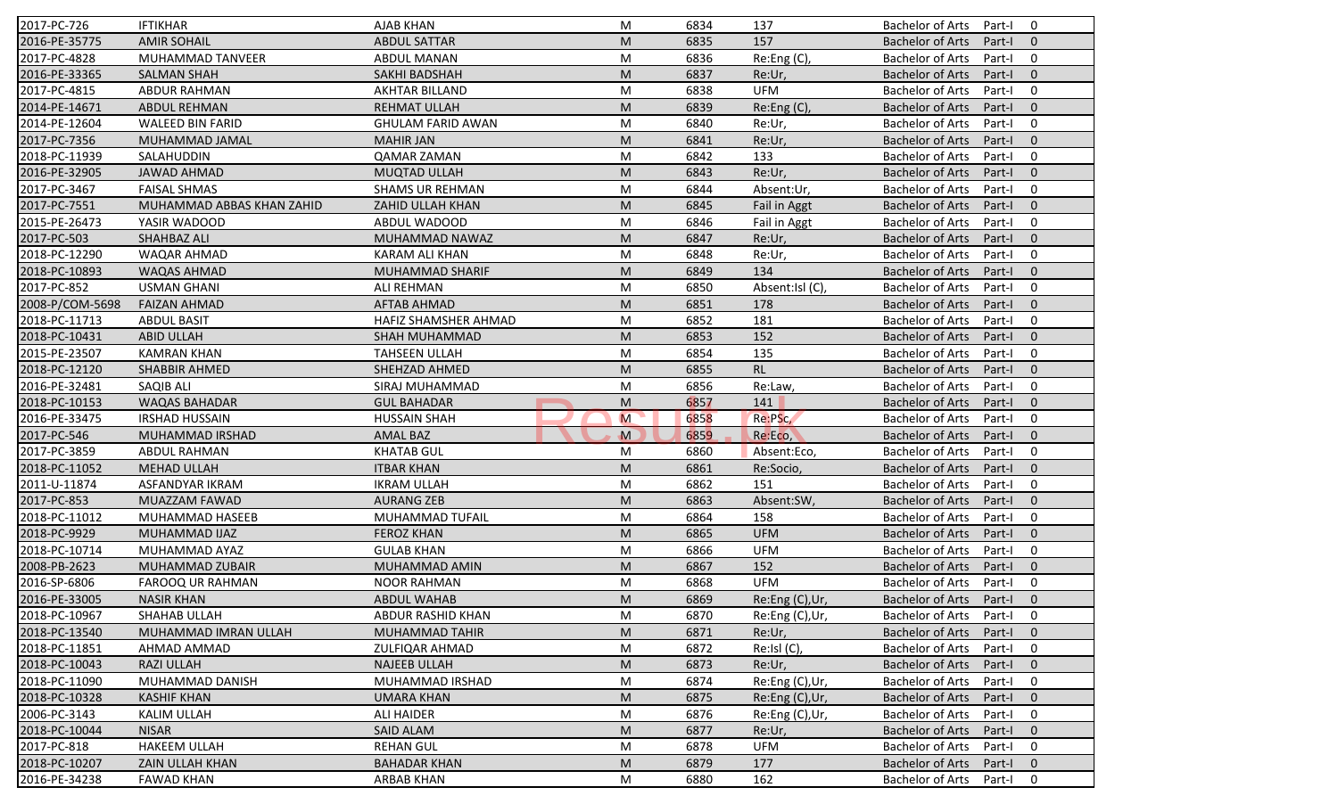| | | | | | | | | |
|---|---|---|---|---|---|---|---|---|
| 2017-PC-726 | IFTIKHAR | AJAB KHAN | M | 6834 | 137 | Bachelor of Arts | Part-I | 0 |
| 2016-PE-35775 | AMIR SOHAIL | ABDUL SATTAR | M | 6835 | 157 | Bachelor of Arts | Part-I | 0 |
| 2017-PC-4828 | MUHAMMAD TANVEER | ABDUL MANAN | M | 6836 | Re:Eng (C), | Bachelor of Arts | Part-I | 0 |
| 2016-PE-33365 | SALMAN SHAH | SAKHI BADSHAH | M | 6837 | Re:Ur, | Bachelor of Arts | Part-I | 0 |
| 2017-PC-4815 | ABDUR RAHMAN | AKHTAR BILLAND | M | 6838 | UFM | Bachelor of Arts | Part-I | 0 |
| 2014-PE-14671 | ABDUL REHMAN | REHMAT ULLAH | M | 6839 | Re:Eng (C), | Bachelor of Arts | Part-I | 0 |
| 2014-PE-12604 | WALEED BIN FARID | GHULAM FARID AWAN | M | 6840 | Re:Ur, | Bachelor of Arts | Part-I | 0 |
| 2017-PC-7356 | MUHAMMAD JAMAL | MAHIR JAN | M | 6841 | Re:Ur, | Bachelor of Arts | Part-I | 0 |
| 2018-PC-11939 | SALAHUDDIN | QAMAR ZAMAN | M | 6842 | 133 | Bachelor of Arts | Part-I | 0 |
| 2016-PE-32905 | JAWAD AHMAD | MUQTAD ULLAH | M | 6843 | Re:Ur, | Bachelor of Arts | Part-I | 0 |
| 2017-PC-3467 | FAISAL SHMAS | SHAMS UR REHMAN | M | 6844 | Absent:Ur, | Bachelor of Arts | Part-I | 0 |
| 2017-PC-7551 | MUHAMMAD ABBAS KHAN ZAHID | ZAHID ULLAH KHAN | M | 6845 | Fail in Aggt | Bachelor of Arts | Part-I | 0 |
| 2015-PE-26473 | YASIR WADOOD | ABDUL WADOOD | M | 6846 | Fail in Aggt | Bachelor of Arts | Part-I | 0 |
| 2017-PC-503 | SHAHBAZ ALI | MUHAMMAD NAWAZ | M | 6847 | Re:Ur, | Bachelor of Arts | Part-I | 0 |
| 2018-PC-12290 | WAQAR AHMAD | KARAM ALI KHAN | M | 6848 | Re:Ur, | Bachelor of Arts | Part-I | 0 |
| 2018-PC-10893 | WAQAS AHMAD | MUHAMMAD SHARIF | M | 6849 | 134 | Bachelor of Arts | Part-I | 0 |
| 2017-PC-852 | USMAN GHANI | ALI REHMAN | M | 6850 | Absent:Isl (C), | Bachelor of Arts | Part-I | 0 |
| 2008-P/COM-5698 | FAIZAN AHMAD | AFTAB AHMAD | M | 6851 | 178 | Bachelor of Arts | Part-I | 0 |
| 2018-PC-11713 | ABDUL BASIT | HAFIZ SHAMSHER AHMAD | M | 6852 | 181 | Bachelor of Arts | Part-I | 0 |
| 2018-PC-10431 | ABID ULLAH | SHAH MUHAMMAD | M | 6853 | 152 | Bachelor of Arts | Part-I | 0 |
| 2015-PE-23507 | KAMRAN KHAN | TAHSEEN ULLAH | M | 6854 | 135 | Bachelor of Arts | Part-I | 0 |
| 2018-PC-12120 | SHABBIR AHMED | SHEHZAD AHMED | M | 6855 | RL | Bachelor of Arts | Part-I | 0 |
| 2016-PE-32481 | SAQIB ALI | SIRAJ MUHAMMAD | M | 6856 | Re:Law, | Bachelor of Arts | Part-I | 0 |
| 2018-PC-10153 | WAQAS BAHADAR | GUL BAHADAR | M | 6857 | 141 | Bachelor of Arts | Part-I | 0 |
| 2016-PE-33475 | IRSHAD HUSSAIN | HUSSAIN SHAH | M | 6858 | Re:PSc, | Bachelor of Arts | Part-I | 0 |
| 2017-PC-546 | MUHAMMAD IRSHAD | AMAL BAZ | M | 6859 | Re:Eco, | Bachelor of Arts | Part-I | 0 |
| 2017-PC-3859 | ABDUL RAHMAN | KHATAB GUL | M | 6860 | Absent:Eco, | Bachelor of Arts | Part-I | 0 |
| 2018-PC-11052 | MEHAD ULLAH | ITBAR KHAN | M | 6861 | Re:Socio, | Bachelor of Arts | Part-I | 0 |
| 2011-U-11874 | ASFANDYAR IKRAM | IKRAM ULLAH | M | 6862 | 151 | Bachelor of Arts | Part-I | 0 |
| 2017-PC-853 | MUAZZAM FAWAD | AURANG ZEB | M | 6863 | Absent:SW, | Bachelor of Arts | Part-I | 0 |
| 2018-PC-11012 | MUHAMMAD HASEEB | MUHAMMAD TUFAIL | M | 6864 | 158 | Bachelor of Arts | Part-I | 0 |
| 2018-PC-9929 | MUHAMMAD IJAZ | FEROZ KHAN | M | 6865 | UFM | Bachelor of Arts | Part-I | 0 |
| 2018-PC-10714 | MUHAMMAD AYAZ | GULAB KHAN | M | 6866 | UFM | Bachelor of Arts | Part-I | 0 |
| 2008-PB-2623 | MUHAMMAD ZUBAIR | MUHAMMAD AMIN | M | 6867 | 152 | Bachelor of Arts | Part-I | 0 |
| 2016-SP-6806 | FAROOQ UR RAHMAN | NOOR RAHMAN | M | 6868 | UFM | Bachelor of Arts | Part-I | 0 |
| 2016-PE-33005 | NASIR KHAN | ABDUL WAHAB | M | 6869 | Re:Eng (C),Ur, | Bachelor of Arts | Part-I | 0 |
| 2018-PC-10967 | SHAHAB ULLAH | ABDUR RASHID KHAN | M | 6870 | Re:Eng (C),Ur, | Bachelor of Arts | Part-I | 0 |
| 2018-PC-13540 | MUHAMMAD IMRAN ULLAH | MUHAMMAD TAHIR | M | 6871 | Re:Ur, | Bachelor of Arts | Part-I | 0 |
| 2018-PC-11851 | AHMAD AMMAD | ZULFIQAR AHMAD | M | 6872 | Re:Isl (C), | Bachelor of Arts | Part-I | 0 |
| 2018-PC-10043 | RAZI ULLAH | NAJEEB ULLAH | M | 6873 | Re:Ur, | Bachelor of Arts | Part-I | 0 |
| 2018-PC-11090 | MUHAMMAD DANISH | MUHAMMAD IRSHAD | M | 6874 | Re:Eng (C),Ur, | Bachelor of Arts | Part-I | 0 |
| 2018-PC-10328 | KASHIF KHAN | UMARA KHAN | M | 6875 | Re:Eng (C),Ur, | Bachelor of Arts | Part-I | 0 |
| 2006-PC-3143 | KALIM ULLAH | ALI HAIDER | M | 6876 | Re:Eng (C),Ur, | Bachelor of Arts | Part-I | 0 |
| 2018-PC-10044 | NISAR | SAID ALAM | M | 6877 | Re:Ur, | Bachelor of Arts | Part-I | 0 |
| 2017-PC-818 | HAKEEM ULLAH | REHAN GUL | M | 6878 | UFM | Bachelor of Arts | Part-I | 0 |
| 2018-PC-10207 | ZAIN ULLAH KHAN | BAHADAR KHAN | M | 6879 | 177 | Bachelor of Arts | Part-I | 0 |
| 2016-PE-34238 | FAWAD KHAN | ARBAB KHAN | M | 6880 | 162 | Bachelor of Arts | Part-I | 0 |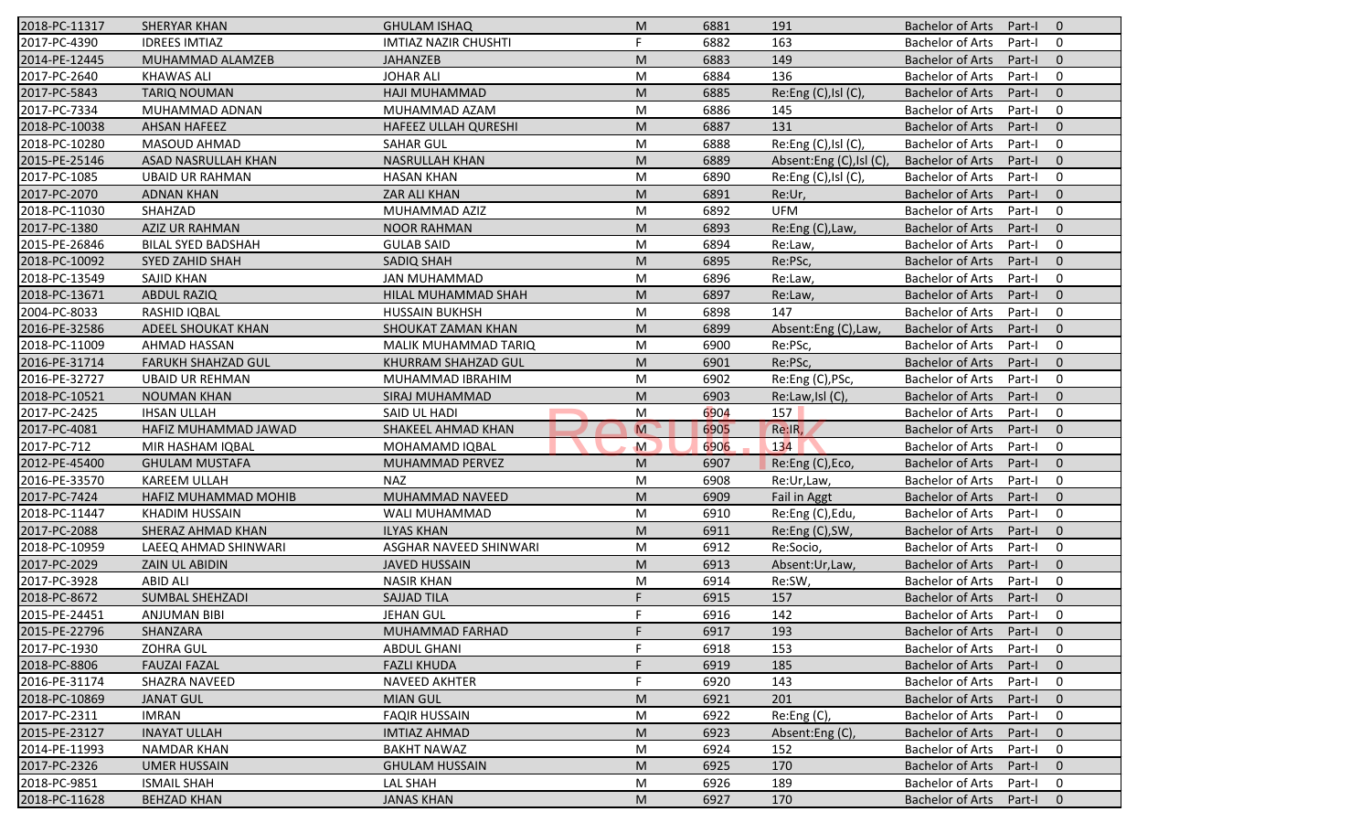| | | | | | | | | |
|---|---|---|---|---|---|---|---|---|
| 2018-PC-11317 | SHERYAR KHAN | GHULAM ISHAQ | M | 6881 | 191 | Bachelor of Arts | Part-I | 0 |
| 2017-PC-4390 | IDREES IMTIAZ | IMTIAZ NAZIR CHUSHTI | F | 6882 | 163 | Bachelor of Arts | Part-I | 0 |
| 2014-PE-12445 | MUHAMMAD ALAMZEB | JAHANZEB | M | 6883 | 149 | Bachelor of Arts | Part-I | 0 |
| 2017-PC-2640 | KHAWAS ALI | JOHAR ALI | M | 6884 | 136 | Bachelor of Arts | Part-I | 0 |
| 2017-PC-5843 | TARIQ NOUMAN | HAJI MUHAMMAD | M | 6885 | Re:Eng (C),Isl (C), | Bachelor of Arts | Part-I | 0 |
| 2017-PC-7334 | MUHAMMAD ADNAN | MUHAMMAD AZAM | M | 6886 | 145 | Bachelor of Arts | Part-I | 0 |
| 2018-PC-10038 | AHSAN HAFEEZ | HAFEEZ ULLAH QURESHI | M | 6887 | 131 | Bachelor of Arts | Part-I | 0 |
| 2018-PC-10280 | MASOUD AHMAD | SAHAR GUL | M | 6888 | Re:Eng (C),Isl (C), | Bachelor of Arts | Part-I | 0 |
| 2015-PE-25146 | ASAD NASRULLAH KHAN | NASRULLAH KHAN | M | 6889 | Absent:Eng (C),Isl (C), | Bachelor of Arts | Part-I | 0 |
| 2017-PC-1085 | UBAID UR RAHMAN | HASAN KHAN | M | 6890 | Re:Eng (C),Isl (C), | Bachelor of Arts | Part-I | 0 |
| 2017-PC-2070 | ADNAN KHAN | ZAR ALI KHAN | M | 6891 | Re:Ur, | Bachelor of Arts | Part-I | 0 |
| 2018-PC-11030 | SHAHZAD | MUHAMMAD AZIZ | M | 6892 | UFM | Bachelor of Arts | Part-I | 0 |
| 2017-PC-1380 | AZIZ UR RAHMAN | NOOR RAHMAN | M | 6893 | Re:Eng (C),Law, | Bachelor of Arts | Part-I | 0 |
| 2015-PE-26846 | BILAL SYED BADSHAH | GULAB SAID | M | 6894 | Re:Law, | Bachelor of Arts | Part-I | 0 |
| 2018-PC-10092 | SYED ZAHID SHAH | SADIQ SHAH | M | 6895 | Re:PSc, | Bachelor of Arts | Part-I | 0 |
| 2018-PC-13549 | SAJID KHAN | JAN MUHAMMAD | M | 6896 | Re:Law, | Bachelor of Arts | Part-I | 0 |
| 2018-PC-13671 | ABDUL RAZIQ | HILAL MUHAMMAD SHAH | M | 6897 | Re:Law, | Bachelor of Arts | Part-I | 0 |
| 2004-PC-8033 | RASHID IQBAL | HUSSAIN BUKHSH | M | 6898 | 147 | Bachelor of Arts | Part-I | 0 |
| 2016-PE-32586 | ADEEL SHOUKAT KHAN | SHOUKAT ZAMAN KHAN | M | 6899 | Absent:Eng (C),Law, | Bachelor of Arts | Part-I | 0 |
| 2018-PC-11009 | AHMAD HASSAN | MALIK MUHAMMAD TARIQ | M | 6900 | Re:PSc, | Bachelor of Arts | Part-I | 0 |
| 2016-PE-31714 | FARUKH SHAHZAD GUL | KHURRAM SHAHZAD GUL | M | 6901 | Re:PSc, | Bachelor of Arts | Part-I | 0 |
| 2016-PE-32727 | UBAID UR REHMAN | MUHAMMAD IBRAHIM | M | 6902 | Re:Eng (C),PSc, | Bachelor of Arts | Part-I | 0 |
| 2018-PC-10521 | NOUMAN KHAN | SIRAJ MUHAMMAD | M | 6903 | Re:Law,Isl (C), | Bachelor of Arts | Part-I | 0 |
| 2017-PC-2425 | IHSAN ULLAH | SAID UL HADI | M | 6904 | 157 | Bachelor of Arts | Part-I | 0 |
| 2017-PC-4081 | HAFIZ MUHAMMAD JAWAD | SHAKEEL AHMAD KHAN | M | 6905 | Re:IR, | Bachelor of Arts | Part-I | 0 |
| 2017-PC-712 | MIR HASHAM IQBAL | MOHAMAMD IQBAL | M | 6906 | 134 | Bachelor of Arts | Part-I | 0 |
| 2012-PE-45400 | GHULAM MUSTAFA | MUHAMMAD PERVEZ | M | 6907 | Re:Eng (C),Eco, | Bachelor of Arts | Part-I | 0 |
| 2016-PE-33570 | KAREEM ULLAH | NAZ | M | 6908 | Re:Ur,Law, | Bachelor of Arts | Part-I | 0 |
| 2017-PC-7424 | HAFIZ MUHAMMAD MOHIB | MUHAMMAD NAVEED | M | 6909 | Fail in Aggt | Bachelor of Arts | Part-I | 0 |
| 2018-PC-11447 | KHADIM HUSSAIN | WALI MUHAMMAD | M | 6910 | Re:Eng (C),Edu, | Bachelor of Arts | Part-I | 0 |
| 2017-PC-2088 | SHERAZ AHMAD KHAN | ILYAS KHAN | M | 6911 | Re:Eng (C),SW, | Bachelor of Arts | Part-I | 0 |
| 2018-PC-10959 | LAEEQ AHMAD SHINWARI | ASGHAR NAVEED SHINWARI | M | 6912 | Re:Socio, | Bachelor of Arts | Part-I | 0 |
| 2017-PC-2029 | ZAIN UL ABIDIN | JAVED HUSSAIN | M | 6913 | Absent:Ur,Law, | Bachelor of Arts | Part-I | 0 |
| 2017-PC-3928 | ABID ALI | NASIR KHAN | M | 6914 | Re:SW, | Bachelor of Arts | Part-I | 0 |
| 2018-PC-8672 | SUMBAL SHEHZADI | SAJJAD TILA | F | 6915 | 157 | Bachelor of Arts | Part-I | 0 |
| 2015-PE-24451 | ANJUMAN BIBI | JEHAN GUL | F | 6916 | 142 | Bachelor of Arts | Part-I | 0 |
| 2015-PE-22796 | SHANZARA | MUHAMMAD FARHAD | F | 6917 | 193 | Bachelor of Arts | Part-I | 0 |
| 2017-PC-1930 | ZOHRA GUL | ABDUL GHANI | F | 6918 | 153 | Bachelor of Arts | Part-I | 0 |
| 2018-PC-8806 | FAUZAI FAZAL | FAZLI KHUDA | F | 6919 | 185 | Bachelor of Arts | Part-I | 0 |
| 2016-PE-31174 | SHAZRA NAVEED | NAVEED AKHTER | F | 6920 | 143 | Bachelor of Arts | Part-I | 0 |
| 2018-PC-10869 | JANAT GUL | MIAN GUL | M | 6921 | 201 | Bachelor of Arts | Part-I | 0 |
| 2017-PC-2311 | IMRAN | FAQIR HUSSAIN | M | 6922 | Re:Eng (C), | Bachelor of Arts | Part-I | 0 |
| 2015-PE-23127 | INAYAT ULLAH | IMTIAZ AHMAD | M | 6923 | Absent:Eng (C), | Bachelor of Arts | Part-I | 0 |
| 2014-PE-11993 | NAMDAR KHAN | BAKHT NAWAZ | M | 6924 | 152 | Bachelor of Arts | Part-I | 0 |
| 2017-PC-2326 | UMER HUSSAIN | GHULAM HUSSAIN | M | 6925 | 170 | Bachelor of Arts | Part-I | 0 |
| 2018-PC-9851 | ISMAIL SHAH | LAL SHAH | M | 6926 | 189 | Bachelor of Arts | Part-I | 0 |
| 2018-PC-11628 | BEHZAD KHAN | JANAS KHAN | M | 6927 | 170 | Bachelor of Arts | Part-I | 0 |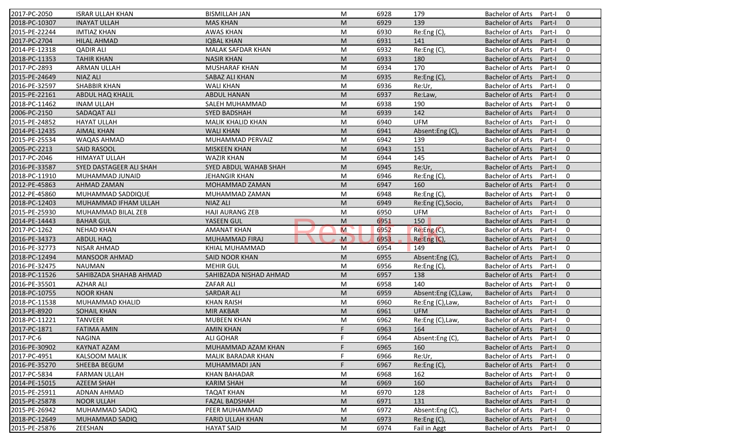| | | | | | | | | |
|---|---|---|---|---|---|---|---|---|
| 2017-PC-2050 | ISRAR ULLAH KHAN | BISMILLAH JAN | M | 6928 | 179 | Bachelor of Arts | Part-I | 0 |
| 2018-PC-10307 | INAYAT ULLAH | MAS KHAN | M | 6929 | 139 | Bachelor of Arts | Part-I | 0 |
| 2015-PE-22244 | IMTIAZ KHAN | AWAS KHAN | M | 6930 | Re:Eng (C), | Bachelor of Arts | Part-I | 0 |
| 2017-PC-2704 | HILAL AHMAD | IQBAL KHAN | M | 6931 | 141 | Bachelor of Arts | Part-I | 0 |
| 2014-PE-12318 | QADIR ALI | MALAK SAFDAR KHAN | M | 6932 | Re:Eng (C), | Bachelor of Arts | Part-I | 0 |
| 2018-PC-11353 | TAHIR KHAN | NASIR KHAN | M | 6933 | 180 | Bachelor of Arts | Part-I | 0 |
| 2017-PC-2893 | ARMAN ULLAH | MUSHARAF KHAN | M | 6934 | 170 | Bachelor of Arts | Part-I | 0 |
| 2015-PE-24649 | NIAZ ALI | SABAZ ALI KHAN | M | 6935 | Re:Eng (C), | Bachelor of Arts | Part-I | 0 |
| 2016-PE-32597 | SHABBIR KHAN | WALI KHAN | M | 6936 | Re:Ur, | Bachelor of Arts | Part-I | 0 |
| 2015-PE-22161 | ABDUL HAQ KHALIL | ABDUL HANAN | M | 6937 | Re:Law, | Bachelor of Arts | Part-I | 0 |
| 2018-PC-11462 | INAM ULLAH | SALEH MUHAMMAD | M | 6938 | 190 | Bachelor of Arts | Part-I | 0 |
| 2006-PC-2150 | SADAQAT ALI | SYED BADSHAH | M | 6939 | 142 | Bachelor of Arts | Part-I | 0 |
| 2015-PE-24852 | HAYAT ULLAH | MALIK KHALID KHAN | M | 6940 | UFM | Bachelor of Arts | Part-I | 0 |
| 2014-PE-12435 | AIMAL KHAN | WALI KHAN | M | 6941 | Absent:Eng (C), | Bachelor of Arts | Part-I | 0 |
| 2015-PE-25534 | WAQAS AHMAD | MUHAMMAD PERVAIZ | M | 6942 | 139 | Bachelor of Arts | Part-I | 0 |
| 2005-PC-2213 | SAID RASOOL | MISKEEN KHAN | M | 6943 | 151 | Bachelor of Arts | Part-I | 0 |
| 2017-PC-2046 | HIMAYAT ULLAH | WAZIR KHAN | M | 6944 | 145 | Bachelor of Arts | Part-I | 0 |
| 2016-PE-33587 | SYED DASTAGEER ALI SHAH | SYED ABDUL WAHAB SHAH | M | 6945 | Re:Ur, | Bachelor of Arts | Part-I | 0 |
| 2018-PC-11910 | MUHAMMAD JUNAID | JEHANGIR KHAN | M | 6946 | Re:Eng (C), | Bachelor of Arts | Part-I | 0 |
| 2012-PE-45863 | AHMAD ZAMAN | MOHAMMAD ZAMAN | M | 6947 | 160 | Bachelor of Arts | Part-I | 0 |
| 2012-PE-45860 | MUHAMMAD SADDIQUE | MUHAMMAD ZAMAN | M | 6948 | Re:Eng (C), | Bachelor of Arts | Part-I | 0 |
| 2018-PC-12403 | MUHAMMAD IFHAM ULLAH | NIAZ ALI | M | 6949 | Re:Eng (C),Socio, | Bachelor of Arts | Part-I | 0 |
| 2015-PE-25930 | MUHAMMAD BILAL ZEB | HAJI AURANG ZEB | M | 6950 | UFM | Bachelor of Arts | Part-I | 0 |
| 2014-PE-14443 | BAHAR GUL | YASEEN GUL | M | 6951 | 150 | Bachelor of Arts | Part-I | 0 |
| 2017-PC-1262 | NEHAD KHAN | AMANAT KHAN | M | 6952 | Re:Eng (C), | Bachelor of Arts | Part-I | 0 |
| 2016-PE-34373 | ABDUL HAQ | MUHAMMAD FIRAJ | M | 6953 | Re:Eng (C), | Bachelor of Arts | Part-I | 0 |
| 2016-PE-32773 | NISAR AHMAD | KHIAL MUHAMMAD | M | 6954 | 149 | Bachelor of Arts | Part-I | 0 |
| 2018-PC-12494 | MANSOOR AHMAD | SAID NOOR KHAN | M | 6955 | Absent:Eng (C), | Bachelor of Arts | Part-I | 0 |
| 2016-PE-32475 | NAUMAN | MEHIR GUL | M | 6956 | Re:Eng (C), | Bachelor of Arts | Part-I | 0 |
| 2018-PC-11526 | SAHIBZADA SHAHAB AHMAD | SAHIBZADA NISHAD AHMAD | M | 6957 | 138 | Bachelor of Arts | Part-I | 0 |
| 2016-PE-35501 | AZHAR ALI | ZAFAR ALI | M | 6958 | 140 | Bachelor of Arts | Part-I | 0 |
| 2018-PC-10755 | NOOR KHAN | SARDAR ALI | M | 6959 | Absent:Eng (C),Law, | Bachelor of Arts | Part-I | 0 |
| 2018-PC-11538 | MUHAMMAD KHALID | KHAN RAISH | M | 6960 | Re:Eng (C),Law, | Bachelor of Arts | Part-I | 0 |
| 2013-PE-8920 | SOHAIL KHAN | MIR AKBAR | M | 6961 | UFM | Bachelor of Arts | Part-I | 0 |
| 2018-PC-11221 | TANVEER | MUBEEN KHAN | M | 6962 | Re:Eng (C),Law, | Bachelor of Arts | Part-I | 0 |
| 2017-PC-1871 | FATIMA AMIN | AMIN KHAN | F | 6963 | 164 | Bachelor of Arts | Part-I | 0 |
| 2017-PC-6 | NAGINA | ALI GOHAR | F | 6964 | Absent:Eng (C), | Bachelor of Arts | Part-I | 0 |
| 2016-PE-30902 | KAYNAT AZAM | MUHAMMAD AZAM KHAN | F | 6965 | 160 | Bachelor of Arts | Part-I | 0 |
| 2017-PC-4951 | KALSOOM MALIK | MALIK BARADAR KHAN | F | 6966 | Re:Ur, | Bachelor of Arts | Part-I | 0 |
| 2016-PE-35270 | SHEEBA BEGUM | MUHAMMADI JAN | F | 6967 | Re:Eng (C), | Bachelor of Arts | Part-I | 0 |
| 2017-PC-5834 | FARMAN ULLAH | KHAN BAHADAR | M | 6968 | 162 | Bachelor of Arts | Part-I | 0 |
| 2014-PE-15015 | AZEEM SHAH | KARIM SHAH | M | 6969 | 160 | Bachelor of Arts | Part-I | 0 |
| 2015-PE-25911 | ADNAN AHMAD | TAQAT KHAN | M | 6970 | 128 | Bachelor of Arts | Part-I | 0 |
| 2015-PE-25878 | NOOR ULLAH | FAZAL BADSHAH | M | 6971 | 131 | Bachelor of Arts | Part-I | 0 |
| 2015-PE-26942 | MUHAMMAD SADIQ | PEER MUHAMMAD | M | 6972 | Absent:Eng (C), | Bachelor of Arts | Part-I | 0 |
| 2018-PC-12649 | MUHAMMAD SADIQ | FARID ULLAH KHAN | M | 6973 | Re:Eng (C), | Bachelor of Arts | Part-I | 0 |
| 2015-PE-25876 | ZEESHAN | HAYAT SAID | M | 6974 | Fail in Aggt | Bachelor of Arts | Part-I | 0 |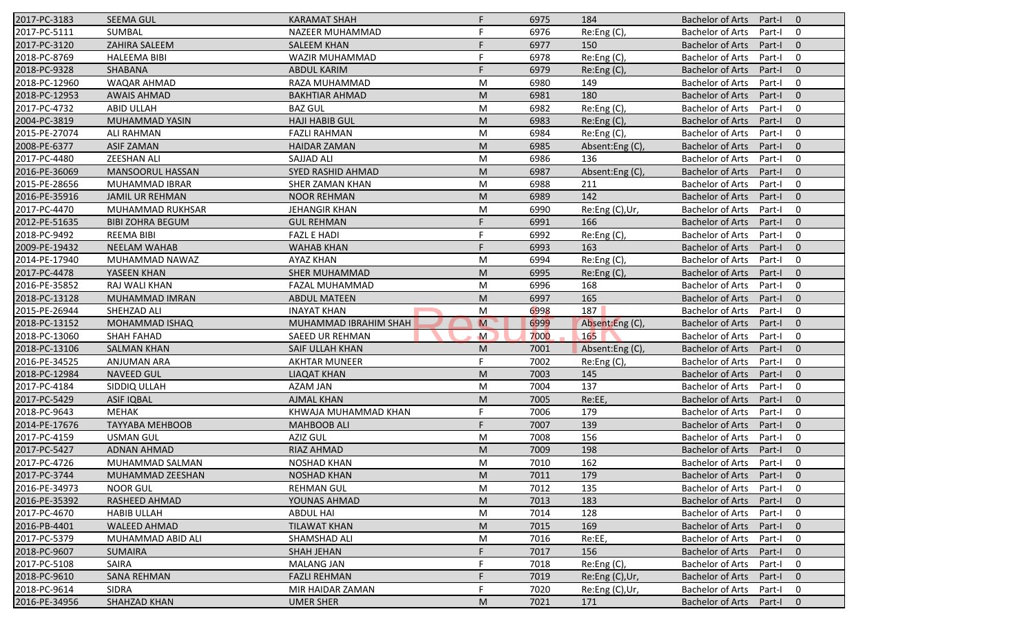| | | | | | | | | |
|---|---|---|---|---|---|---|---|---|
| 2017-PC-3183 | SEEMA GUL | KARAMAT SHAH | F | 6975 | 184 | Bachelor of Arts | Part-I | 0 |
| 2017-PC-5111 | SUMBAL | NAZEER MUHAMMAD | F | 6976 | Re:Eng (C), | Bachelor of Arts | Part-I | 0 |
| 2017-PC-3120 | ZAHIRA SALEEM | SALEEM KHAN | F | 6977 | 150 | Bachelor of Arts | Part-I | 0 |
| 2018-PC-8769 | HALEEMA BIBI | WAZIR MUHAMMAD | F | 6978 | Re:Eng (C), | Bachelor of Arts | Part-I | 0 |
| 2018-PC-9328 | SHABANA | ABDUL KARIM | F | 6979 | Re:Eng (C), | Bachelor of Arts | Part-I | 0 |
| 2018-PC-12960 | WAQAR AHMAD | RAZA MUHAMMAD | M | 6980 | 149 | Bachelor of Arts | Part-I | 0 |
| 2018-PC-12953 | AWAIS AHMAD | BAKHTIAR AHMAD | M | 6981 | 180 | Bachelor of Arts | Part-I | 0 |
| 2017-PC-4732 | ABID ULLAH | BAZ GUL | M | 6982 | Re:Eng (C), | Bachelor of Arts | Part-I | 0 |
| 2004-PC-3819 | MUHAMMAD YASIN | HAJI HABIB GUL | M | 6983 | Re:Eng (C), | Bachelor of Arts | Part-I | 0 |
| 2015-PE-27074 | ALI RAHMAN | FAZLI RAHMAN | M | 6984 | Re:Eng (C), | Bachelor of Arts | Part-I | 0 |
| 2008-PE-6377 | ASIF ZAMAN | HAIDAR ZAMAN | M | 6985 | Absent:Eng (C), | Bachelor of Arts | Part-I | 0 |
| 2017-PC-4480 | ZEESHAN ALI | SAJJAD ALI | M | 6986 | 136 | Bachelor of Arts | Part-I | 0 |
| 2016-PE-36069 | MANSOORUL HASSAN | SYED RASHID AHMAD | M | 6987 | Absent:Eng (C), | Bachelor of Arts | Part-I | 0 |
| 2015-PE-28656 | MUHAMMAD IBRAR | SHER ZAMAN KHAN | M | 6988 | 211 | Bachelor of Arts | Part-I | 0 |
| 2016-PE-35916 | JAMIL UR REHMAN | NOOR REHMAN | M | 6989 | 142 | Bachelor of Arts | Part-I | 0 |
| 2017-PC-4470 | MUHAMMAD RUKHSAR | JEHANGIR KHAN | M | 6990 | Re:Eng (C),Ur, | Bachelor of Arts | Part-I | 0 |
| 2012-PE-51635 | BIBI ZOHRA BEGUM | GUL REHMAN | F | 6991 | 166 | Bachelor of Arts | Part-I | 0 |
| 2018-PC-9492 | REEMA BIBI | FAZL E HADI | F | 6992 | Re:Eng (C), | Bachelor of Arts | Part-I | 0 |
| 2009-PE-19432 | NEELAM WAHAB | WAHAB KHAN | F | 6993 | 163 | Bachelor of Arts | Part-I | 0 |
| 2014-PE-17940 | MUHAMMAD NAWAZ | AYAZ KHAN | M | 6994 | Re:Eng (C), | Bachelor of Arts | Part-I | 0 |
| 2017-PC-4478 | YASEEN KHAN | SHER MUHAMMAD | M | 6995 | Re:Eng (C), | Bachelor of Arts | Part-I | 0 |
| 2016-PE-35852 | RAJ WALI KHAN | FAZAL MUHAMMAD | M | 6996 | 168 | Bachelor of Arts | Part-I | 0 |
| 2018-PC-13128 | MUHAMMAD IMRAN | ABDUL MATEEN | M | 6997 | 165 | Bachelor of Arts | Part-I | 0 |
| 2015-PE-26944 | SHEHZAD ALI | INAYAT KHAN | M | 6998 | 187 | Bachelor of Arts | Part-I | 0 |
| 2018-PC-13152 | MOHAMMAD ISHAQ | MUHAMMAD IBRAHIM SHAH | M | 6999 | Absent:Eng (C), | Bachelor of Arts | Part-I | 0 |
| 2018-PC-13060 | SHAH FAHAD | SAEED UR REHMAN | M | 7000 | 165 | Bachelor of Arts | Part-I | 0 |
| 2018-PC-13106 | SALMAN KHAN | SAIF ULLAH KHAN | M | 7001 | Absent:Eng (C), | Bachelor of Arts | Part-I | 0 |
| 2016-PE-34525 | ANJUMAN ARA | AKHTAR MUNEER | F | 7002 | Re:Eng (C), | Bachelor of Arts | Part-I | 0 |
| 2018-PC-12984 | NAVEED GUL | LIAQAT KHAN | M | 7003 | 145 | Bachelor of Arts | Part-I | 0 |
| 2017-PC-4184 | SIDDIQ ULLAH | AZAM JAN | M | 7004 | 137 | Bachelor of Arts | Part-I | 0 |
| 2017-PC-5429 | ASIF IQBAL | AJMAL KHAN | M | 7005 | Re:EE, | Bachelor of Arts | Part-I | 0 |
| 2018-PC-9643 | MEHAK | KHWAJA MUHAMMAD KHAN | F | 7006 | 179 | Bachelor of Arts | Part-I | 0 |
| 2014-PE-17676 | TAYYABA MEHBOOB | MAHBOOB ALI | F | 7007 | 139 | Bachelor of Arts | Part-I | 0 |
| 2017-PC-4159 | USMAN GUL | AZIZ GUL | M | 7008 | 156 | Bachelor of Arts | Part-I | 0 |
| 2017-PC-5427 | ADNAN AHMAD | RIAZ AHMAD | M | 7009 | 198 | Bachelor of Arts | Part-I | 0 |
| 2017-PC-4726 | MUHAMMAD SALMAN | NOSHAD KHAN | M | 7010 | 162 | Bachelor of Arts | Part-I | 0 |
| 2017-PC-3744 | MUHAMMAD ZEESHAN | NOSHAD KHAN | M | 7011 | 179 | Bachelor of Arts | Part-I | 0 |
| 2016-PE-34973 | NOOR GUL | REHMAN GUL | M | 7012 | 135 | Bachelor of Arts | Part-I | 0 |
| 2016-PE-35392 | RASHEED AHMAD | YOUNAS AHMAD | M | 7013 | 183 | Bachelor of Arts | Part-I | 0 |
| 2017-PC-4670 | HABIB ULLAH | ABDUL HAI | M | 7014 | 128 | Bachelor of Arts | Part-I | 0 |
| 2016-PB-4401 | WALEED AHMAD | TILAWAT KHAN | M | 7015 | 169 | Bachelor of Arts | Part-I | 0 |
| 2017-PC-5379 | MUHAMMAD ABID ALI | SHAMSHAD ALI | M | 7016 | Re:EE, | Bachelor of Arts | Part-I | 0 |
| 2018-PC-9607 | SUMAIRA | SHAH JEHAN | F | 7017 | 156 | Bachelor of Arts | Part-I | 0 |
| 2017-PC-5108 | SAIRA | MALANG JAN | F | 7018 | Re:Eng (C), | Bachelor of Arts | Part-I | 0 |
| 2018-PC-9610 | SANA REHMAN | FAZLI REHMAN | F | 7019 | Re:Eng (C),Ur, | Bachelor of Arts | Part-I | 0 |
| 2018-PC-9614 | SIDRA | MIR HAIDAR ZAMAN | F | 7020 | Re:Eng (C),Ur, | Bachelor of Arts | Part-I | 0 |
| 2016-PE-34956 | SHAHZAD KHAN | UMER SHER | M | 7021 | 171 | Bachelor of Arts | Part-I | 0 |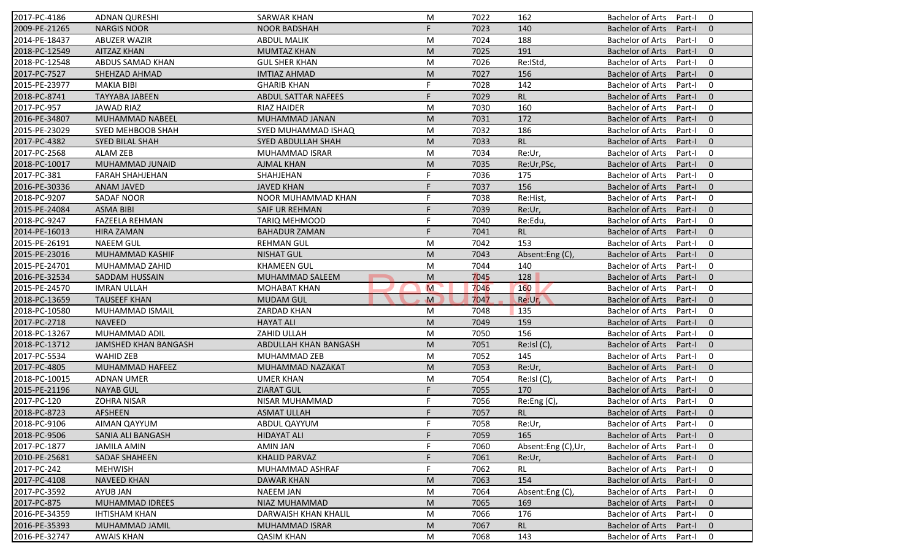| | | | | | | | | |
|---|---|---|---|---|---|---|---|---|
| 2017-PC-4186 | ADNAN QURESHI | SARWAR KHAN | M | 7022 | 162 | Bachelor of Arts | Part-I | 0 |
| 2009-PE-21265 | NARGIS NOOR | NOOR BADSHAH | F | 7023 | 140 | Bachelor of Arts | Part-I | 0 |
| 2014-PE-18437 | ABUZER WAZIR | ABDUL MALIK | M | 7024 | 188 | Bachelor of Arts | Part-I | 0 |
| 2018-PC-12549 | AITZAZ KHAN | MUMTAZ KHAN | M | 7025 | 191 | Bachelor of Arts | Part-I | 0 |
| 2018-PC-12548 | ABDUS SAMAD KHAN | GUL SHER KHAN | M | 7026 | Re:IStd, | Bachelor of Arts | Part-I | 0 |
| 2017-PC-7527 | SHEHZAD AHMAD | IMTIAZ AHMAD | M | 7027 | 156 | Bachelor of Arts | Part-I | 0 |
| 2015-PE-23977 | MAKIA BIBI | GHARIB KHAN | F | 7028 | 142 | Bachelor of Arts | Part-I | 0 |
| 2018-PC-8741 | TAYYABA JABEEN | ABDUL SATTAR NAFEES | F | 7029 | RL | Bachelor of Arts | Part-I | 0 |
| 2017-PC-957 | JAWAD RIAZ | RIAZ HAIDER | M | 7030 | 160 | Bachelor of Arts | Part-I | 0 |
| 2016-PE-34807 | MUHAMMAD NABEEL | MUHAMMAD JANAN | M | 7031 | 172 | Bachelor of Arts | Part-I | 0 |
| 2015-PE-23029 | SYED MEHBOOB SHAH | SYED MUHAMMAD ISHAQ | M | 7032 | 186 | Bachelor of Arts | Part-I | 0 |
| 2017-PC-4382 | SYED BILAL SHAH | SYED ABDULLAH SHAH | M | 7033 | RL | Bachelor of Arts | Part-I | 0 |
| 2017-PC-2568 | ALAM ZEB | MUHAMMAD ISRAR | M | 7034 | Re:Ur, | Bachelor of Arts | Part-I | 0 |
| 2018-PC-10017 | MUHAMMAD JUNAID | AJMAL KHAN | M | 7035 | Re:Ur,PSc, | Bachelor of Arts | Part-I | 0 |
| 2017-PC-381 | FARAH SHAHJEHAN | SHAHJEHAN | F | 7036 | 175 | Bachelor of Arts | Part-I | 0 |
| 2016-PE-30336 | ANAM JAVED | JAVED KHAN | F | 7037 | 156 | Bachelor of Arts | Part-I | 0 |
| 2018-PC-9207 | SADAF NOOR | NOOR MUHAMMAD KHAN | F | 7038 | Re:Hist, | Bachelor of Arts | Part-I | 0 |
| 2015-PE-24084 | ASMA BIBI | SAIF UR REHMAN | F | 7039 | Re:Ur, | Bachelor of Arts | Part-I | 0 |
| 2018-PC-9247 | FAZEELA REHMAN | TARIQ MEHMOOD | F | 7040 | Re:Edu, | Bachelor of Arts | Part-I | 0 |
| 2014-PE-16013 | HIRA ZAMAN | BAHADUR ZAMAN | F | 7041 | RL | Bachelor of Arts | Part-I | 0 |
| 2015-PE-26191 | NAEEM GUL | REHMAN GUL | M | 7042 | 153 | Bachelor of Arts | Part-I | 0 |
| 2015-PE-23016 | MUHAMMAD KASHIF | NISHAT GUL | M | 7043 | Absent:Eng (C), | Bachelor of Arts | Part-I | 0 |
| 2015-PE-24701 | MUHAMMAD ZAHID | KHAMEEN GUL | M | 7044 | 140 | Bachelor of Arts | Part-I | 0 |
| 2016-PE-32534 | SADDAM HUSSAIN | MUHAMMAD SALEEM | M | 7045 | 128 | Bachelor of Arts | Part-I | 0 |
| 2015-PE-24570 | IMRAN ULLAH | MOHABAT KHAN | M | 7046 | 160 | Bachelor of Arts | Part-I | 0 |
| 2018-PC-13659 | TAUSEEF KHAN | MUDAM GUL | M | 7047 | Re:Ur, | Bachelor of Arts | Part-I | 0 |
| 2018-PC-10580 | MUHAMMAD ISMAIL | ZARDAD KHAN | M | 7048 | 135 | Bachelor of Arts | Part-I | 0 |
| 2017-PC-2718 | NAVEED | HAYAT ALI | M | 7049 | 159 | Bachelor of Arts | Part-I | 0 |
| 2018-PC-13267 | MUHAMMAD ADIL | ZAHID ULLAH | M | 7050 | 156 | Bachelor of Arts | Part-I | 0 |
| 2018-PC-13712 | JAMSHED KHAN BANGASH | ABDULLAH KHAN BANGASH | M | 7051 | Re:Isl (C), | Bachelor of Arts | Part-I | 0 |
| 2017-PC-5534 | WAHID ZEB | MUHAMMAD ZEB | M | 7052 | 145 | Bachelor of Arts | Part-I | 0 |
| 2017-PC-4805 | MUHAMMAD HAFEEZ | MUHAMMAD NAZAKAT | M | 7053 | Re:Ur, | Bachelor of Arts | Part-I | 0 |
| 2018-PC-10015 | ADNAN UMER | UMER KHAN | M | 7054 | Re:Isl (C), | Bachelor of Arts | Part-I | 0 |
| 2015-PE-21196 | NAYAB GUL | ZIARAT GUL | F | 7055 | 170 | Bachelor of Arts | Part-I | 0 |
| 2017-PC-120 | ZOHRA NISAR | NISAR MUHAMMAD | F | 7056 | Re:Eng (C), | Bachelor of Arts | Part-I | 0 |
| 2018-PC-8723 | AFSHEEN | ASMAT ULLAH | F | 7057 | RL | Bachelor of Arts | Part-I | 0 |
| 2018-PC-9106 | AIMAN QAYYUM | ABDUL QAYYUM | F | 7058 | Re:Ur, | Bachelor of Arts | Part-I | 0 |
| 2018-PC-9506 | SANIA ALI BANGASH | HIDAYAT ALI | F | 7059 | 165 | Bachelor of Arts | Part-I | 0 |
| 2017-PC-1877 | JAMILA AMIN | AMIN JAN | F | 7060 | Absent:Eng (C),Ur, | Bachelor of Arts | Part-I | 0 |
| 2010-PE-25681 | SADAF SHAHEEN | KHALID PARVAZ | F | 7061 | Re:Ur, | Bachelor of Arts | Part-I | 0 |
| 2017-PC-242 | MEHWISH | MUHAMMAD ASHRAF | F | 7062 | RL | Bachelor of Arts | Part-I | 0 |
| 2017-PC-4108 | NAVEED KHAN | DAWAR KHAN | M | 7063 | 154 | Bachelor of Arts | Part-I | 0 |
| 2017-PC-3592 | AYUB JAN | NAEEM JAN | M | 7064 | Absent:Eng (C), | Bachelor of Arts | Part-I | 0 |
| 2017-PC-875 | MUHAMMAD IDREES | NIAZ MUHAMMAD | M | 7065 | 169 | Bachelor of Arts | Part-I | 0 |
| 2016-PE-34359 | IHTISHAM KHAN | DARWAISH KHAN KHALIL | M | 7066 | 176 | Bachelor of Arts | Part-I | 0 |
| 2016-PE-35393 | MUHAMMAD JAMIL | MUHAMMAD ISRAR | M | 7067 | RL | Bachelor of Arts | Part-I | 0 |
| 2016-PE-32747 | AWAIS KHAN | QASIM KHAN | M | 7068 | 143 | Bachelor of Arts | Part-I | 0 |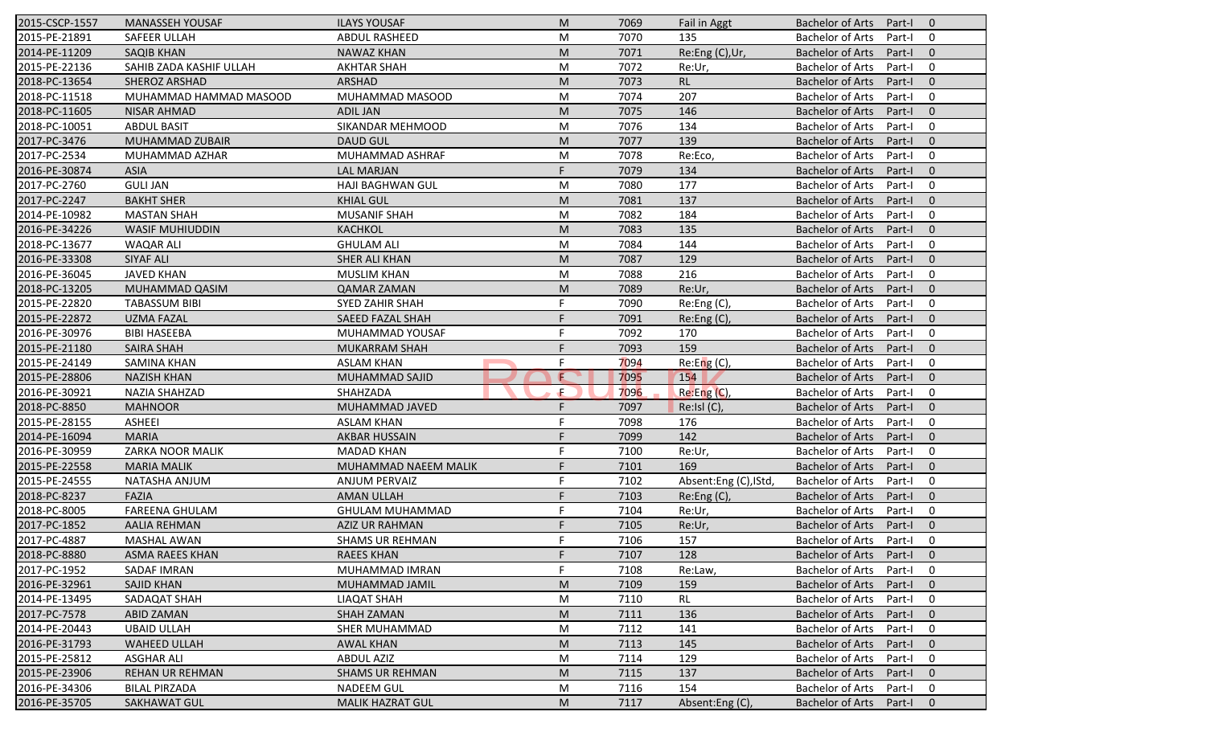| | | | | | | | | |
|---|---|---|---|---|---|---|---|---|
| 2015-CSCP-1557 | MANASSEH YOUSAF | ILAYS YOUSAF | M | 7069 | Fail in Aggt | Bachelor of Arts | Part-I | 0 |
| 2015-PE-21891 | SAFEER ULLAH | ABDUL RASHEED | M | 7070 | 135 | Bachelor of Arts | Part-I | 0 |
| 2014-PE-11209 | SAQIB KHAN | NAWAZ KHAN | M | 7071 | Re:Eng (C),Ur, | Bachelor of Arts | Part-I | 0 |
| 2015-PE-22136 | SAHIB ZADA KASHIF ULLAH | AKHTAR SHAH | M | 7072 | Re:Ur, | Bachelor of Arts | Part-I | 0 |
| 2018-PC-13654 | SHEROZ ARSHAD | ARSHAD | M | 7073 | RL | Bachelor of Arts | Part-I | 0 |
| 2018-PC-11518 | MUHAMMAD HAMMAD MASOOD | MUHAMMAD MASOOD | M | 7074 | 207 | Bachelor of Arts | Part-I | 0 |
| 2018-PC-11605 | NISAR AHMAD | ADIL JAN | M | 7075 | 146 | Bachelor of Arts | Part-I | 0 |
| 2018-PC-10051 | ABDUL BASIT | SIKANDAR MEHMOOD | M | 7076 | 134 | Bachelor of Arts | Part-I | 0 |
| 2017-PC-3476 | MUHAMMAD ZUBAIR | DAUD GUL | M | 7077 | 139 | Bachelor of Arts | Part-I | 0 |
| 2017-PC-2534 | MUHAMMAD AZHAR | MUHAMMAD ASHRAF | M | 7078 | Re:Eco, | Bachelor of Arts | Part-I | 0 |
| 2016-PE-30874 | ASIA | LAL MARJAN | F | 7079 | 134 | Bachelor of Arts | Part-I | 0 |
| 2017-PC-2760 | GULI JAN | HAJI BAGHWAN GUL | M | 7080 | 177 | Bachelor of Arts | Part-I | 0 |
| 2017-PC-2247 | BAKHT SHER | KHIAL GUL | M | 7081 | 137 | Bachelor of Arts | Part-I | 0 |
| 2014-PE-10982 | MASTAN SHAH | MUSANIF SHAH | M | 7082 | 184 | Bachelor of Arts | Part-I | 0 |
| 2016-PE-34226 | WASIF MUHIUDDIN | KACHKOL | M | 7083 | 135 | Bachelor of Arts | Part-I | 0 |
| 2018-PC-13677 | WAQAR ALI | GHULAM ALI | M | 7084 | 144 | Bachelor of Arts | Part-I | 0 |
| 2016-PE-33308 | SIYAF ALI | SHER ALI KHAN | M | 7087 | 129 | Bachelor of Arts | Part-I | 0 |
| 2016-PE-36045 | JAVED KHAN | MUSLIM KHAN | M | 7088 | 216 | Bachelor of Arts | Part-I | 0 |
| 2018-PC-13205 | MUHAMMAD QASIM | QAMAR ZAMAN | M | 7089 | Re:Ur, | Bachelor of Arts | Part-I | 0 |
| 2015-PE-22820 | TABASSUM BIBI | SYED ZAHIR SHAH | F | 7090 | Re:Eng (C), | Bachelor of Arts | Part-I | 0 |
| 2015-PE-22872 | UZMA FAZAL | SAEED FAZAL SHAH | F | 7091 | Re:Eng (C), | Bachelor of Arts | Part-I | 0 |
| 2016-PE-30976 | BIBI HASEEBA | MUHAMMAD YOUSAF | F | 7092 | 170 | Bachelor of Arts | Part-I | 0 |
| 2015-PE-21180 | SAIRA SHAH | MUKARRAM SHAH | F | 7093 | 159 | Bachelor of Arts | Part-I | 0 |
| 2015-PE-24149 | SAMINA KHAN | ASLAM KHAN | F | 7094 | Re:Eng (C), | Bachelor of Arts | Part-I | 0 |
| 2015-PE-28806 | NAZISH KHAN | MUHAMMAD SAJID | F | 7095 | 154 | Bachelor of Arts | Part-I | 0 |
| 2016-PE-30921 | NAZIA SHAHZAD | SHAHZADA | F | 7096 | Re:Eng (C), | Bachelor of Arts | Part-I | 0 |
| 2018-PC-8850 | MAHNOOR | MUHAMMAD JAVED | F | 7097 | Re:Isl (C), | Bachelor of Arts | Part-I | 0 |
| 2015-PE-28155 | ASHEEI | ASLAM KHAN | F | 7098 | 176 | Bachelor of Arts | Part-I | 0 |
| 2014-PE-16094 | MARIA | AKBAR HUSSAIN | F | 7099 | 142 | Bachelor of Arts | Part-I | 0 |
| 2016-PE-30959 | ZARKA NOOR MALIK | MADAD KHAN | F | 7100 | Re:Ur, | Bachelor of Arts | Part-I | 0 |
| 2015-PE-22558 | MARIA MALIK | MUHAMMAD NAEEM MALIK | F | 7101 | 169 | Bachelor of Arts | Part-I | 0 |
| 2015-PE-24555 | NATASHA ANJUM | ANJUM PERVAIZ | F | 7102 | Absent:Eng (C),IStd, | Bachelor of Arts | Part-I | 0 |
| 2018-PC-8237 | FAZIA | AMAN ULLAH | F | 7103 | Re:Eng (C), | Bachelor of Arts | Part-I | 0 |
| 2018-PC-8005 | FAREENA GHULAM | GHULAM MUHAMMAD | F | 7104 | Re:Ur, | Bachelor of Arts | Part-I | 0 |
| 2017-PC-1852 | AALIA REHMAN | AZIZ UR RAHMAN | F | 7105 | Re:Ur, | Bachelor of Arts | Part-I | 0 |
| 2017-PC-4887 | MASHAL AWAN | SHAMS UR REHMAN | F | 7106 | 157 | Bachelor of Arts | Part-I | 0 |
| 2018-PC-8880 | ASMA RAEES KHAN | RAEES KHAN | F | 7107 | 128 | Bachelor of Arts | Part-I | 0 |
| 2017-PC-1952 | SADAF IMRAN | MUHAMMAD IMRAN | F | 7108 | Re:Law, | Bachelor of Arts | Part-I | 0 |
| 2016-PE-32961 | SAJID KHAN | MUHAMMAD JAMIL | M | 7109 | 159 | Bachelor of Arts | Part-I | 0 |
| 2014-PE-13495 | SADAQAT SHAH | LIAQAT SHAH | M | 7110 | RL | Bachelor of Arts | Part-I | 0 |
| 2017-PC-7578 | ABID ZAMAN | SHAH ZAMAN | M | 7111 | 136 | Bachelor of Arts | Part-I | 0 |
| 2014-PE-20443 | UBAID ULLAH | SHER MUHAMMAD | M | 7112 | 141 | Bachelor of Arts | Part-I | 0 |
| 2016-PE-31793 | WAHEED ULLAH | AWAL KHAN | M | 7113 | 145 | Bachelor of Arts | Part-I | 0 |
| 2015-PE-25812 | ASGHAR ALI | ABDUL AZIZ | M | 7114 | 129 | Bachelor of Arts | Part-I | 0 |
| 2015-PE-23906 | REHAN UR REHMAN | SHAMS UR REHMAN | M | 7115 | 137 | Bachelor of Arts | Part-I | 0 |
| 2016-PE-34306 | BILAL PIRZADA | NADEEM GUL | M | 7116 | 154 | Bachelor of Arts | Part-I | 0 |
| 2016-PE-35705 | SAKHAWAT GUL | MALIK HAZRAT GUL | M | 7117 | Absent:Eng (C), | Bachelor of Arts | Part-I | 0 |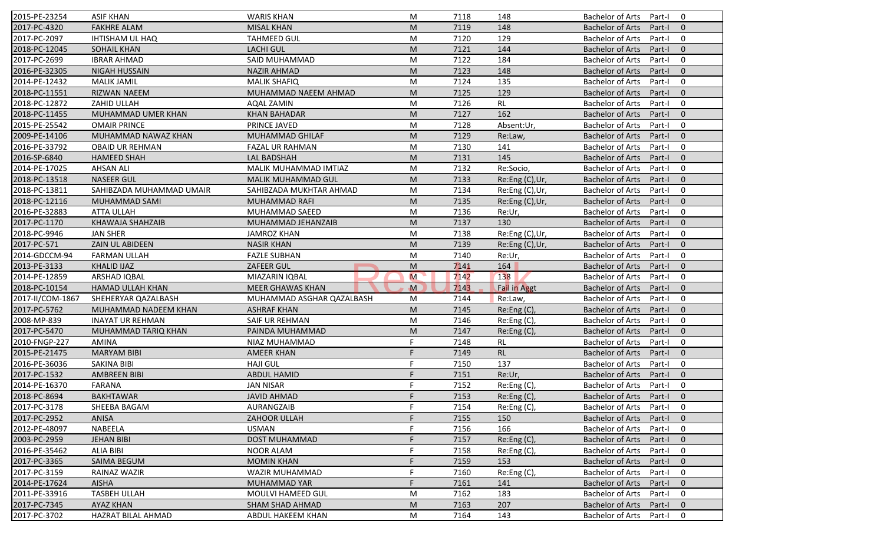| | | | | | | | | |
|---|---|---|---|---|---|---|---|---|
| 2015-PE-23254 | ASIF KHAN | WARIS KHAN | M | 7118 | 148 | Bachelor of Arts | Part-I | 0 |
| 2017-PC-4320 | FAKHRE ALAM | MISAL KHAN | M | 7119 | 148 | Bachelor of Arts | Part-I | 0 |
| 2017-PC-2097 | IHTISHAM UL HAQ | TAHMEED GUL | M | 7120 | 129 | Bachelor of Arts | Part-I | 0 |
| 2018-PC-12045 | SOHAIL KHAN | LACHI GUL | M | 7121 | 144 | Bachelor of Arts | Part-I | 0 |
| 2017-PC-2699 | IBRAR AHMAD | SAID MUHAMMAD | M | 7122 | 184 | Bachelor of Arts | Part-I | 0 |
| 2016-PE-32305 | NIGAH HUSSAIN | NAZIR AHMAD | M | 7123 | 148 | Bachelor of Arts | Part-I | 0 |
| 2014-PE-12432 | MALIK JAMIL | MALIK SHAFIQ | M | 7124 | 135 | Bachelor of Arts | Part-I | 0 |
| 2018-PC-11551 | RIZWAN NAEEM | MUHAMMAD NAEEM AHMAD | M | 7125 | 129 | Bachelor of Arts | Part-I | 0 |
| 2018-PC-12872 | ZAHID ULLAH | AQAL ZAMIN | M | 7126 | RL | Bachelor of Arts | Part-I | 0 |
| 2018-PC-11455 | MUHAMMAD UMER KHAN | KHAN BAHADAR | M | 7127 | 162 | Bachelor of Arts | Part-I | 0 |
| 2015-PE-25542 | OMAIR PRINCE | PRINCE JAVED | M | 7128 | Absent:Ur, | Bachelor of Arts | Part-I | 0 |
| 2009-PE-14106 | MUHAMMAD NAWAZ KHAN | MUHAMMAD GHILAF | M | 7129 | Re:Law, | Bachelor of Arts | Part-I | 0 |
| 2016-PE-33792 | OBAID UR REHMAN | FAZAL UR RAHMAN | M | 7130 | 141 | Bachelor of Arts | Part-I | 0 |
| 2016-SP-6840 | HAMEED SHAH | LAL BADSHAH | M | 7131 | 145 | Bachelor of Arts | Part-I | 0 |
| 2014-PE-17025 | AHSAN ALI | MALIK MUHAMMAD IMTIAZ | M | 7132 | Re:Socio, | Bachelor of Arts | Part-I | 0 |
| 2018-PC-13518 | NASEER GUL | MALIK MUHAMMAD GUL | M | 7133 | Re:Eng (C),Ur, | Bachelor of Arts | Part-I | 0 |
| 2018-PC-13811 | SAHIBZADA MUHAMMAD UMAIR | SAHIBZADA MUKHTAR AHMAD | M | 7134 | Re:Eng (C),Ur, | Bachelor of Arts | Part-I | 0 |
| 2018-PC-12116 | MUHAMMAD SAMI | MUHAMMAD RAFI | M | 7135 | Re:Eng (C),Ur, | Bachelor of Arts | Part-I | 0 |
| 2016-PE-32883 | ATTA ULLAH | MUHAMMAD SAEED | M | 7136 | Re:Ur, | Bachelor of Arts | Part-I | 0 |
| 2017-PC-1170 | KHAWAJA SHAHZAIB | MUHAMMAD JEHANZAIB | M | 7137 | 130 | Bachelor of Arts | Part-I | 0 |
| 2018-PC-9946 | JAN SHER | JAMROZ KHAN | M | 7138 | Re:Eng (C),Ur, | Bachelor of Arts | Part-I | 0 |
| 2017-PC-571 | ZAIN UL ABIDEEN | NASIR KHAN | M | 7139 | Re:Eng (C),Ur, | Bachelor of Arts | Part-I | 0 |
| 2014-GDCCM-94 | FARMAN ULLAH | FAZLE SUBHAN | M | 7140 | Re:Ur, | Bachelor of Arts | Part-I | 0 |
| 2013-PE-3133 | KHALID IJAZ | ZAFEER GUL | M | 7141 | 164 | Bachelor of Arts | Part-I | 0 |
| 2014-PE-12859 | ARSHAD IQBAL | MIAZARIN IQBAL | M | 7142 | 138 | Bachelor of Arts | Part-I | 0 |
| 2018-PC-10154 | HAMAD ULLAH KHAN | MEER GHAWAS KHAN | M | 7143 | Fail in Aggt | Bachelor of Arts | Part-I | 0 |
| 2017-II/COM-1867 | SHEHERYAR QAZALBASH | MUHAMMAD ASGHAR QAZALBASH | M | 7144 | Re:Law, | Bachelor of Arts | Part-I | 0 |
| 2017-PC-5762 | MUHAMMAD NADEEM KHAN | ASHRAF KHAN | M | 7145 | Re:Eng (C), | Bachelor of Arts | Part-I | 0 |
| 2008-MP-839 | INAYAT UR REHMAN | SAIF UR REHMAN | M | 7146 | Re:Eng (C), | Bachelor of Arts | Part-I | 0 |
| 2017-PC-5470 | MUHAMMAD TARIQ KHAN | PAINDA MUHAMMAD | M | 7147 | Re:Eng (C), | Bachelor of Arts | Part-I | 0 |
| 2010-FNGP-227 | AMINA | NIAZ MUHAMMAD | F | 7148 | RL | Bachelor of Arts | Part-I | 0 |
| 2015-PE-21475 | MARYAM BIBI | AMEER KHAN | F | 7149 | RL | Bachelor of Arts | Part-I | 0 |
| 2016-PE-36036 | SAKINA BIBI | HAJI GUL | F | 7150 | 137 | Bachelor of Arts | Part-I | 0 |
| 2017-PC-1532 | AMBREEN BIBI | ABDUL HAMID | F | 7151 | Re:Ur, | Bachelor of Arts | Part-I | 0 |
| 2014-PE-16370 | FARANA | JAN NISAR | F | 7152 | Re:Eng (C), | Bachelor of Arts | Part-I | 0 |
| 2018-PC-8694 | BAKHTAWAR | JAVID AHMAD | F | 7153 | Re:Eng (C), | Bachelor of Arts | Part-I | 0 |
| 2017-PC-3178 | SHEEBA BAGAM | AURANGZAIB | F | 7154 | Re:Eng (C), | Bachelor of Arts | Part-I | 0 |
| 2017-PC-2952 | ANISA | ZAHOOR ULLAH | F | 7155 | 150 | Bachelor of Arts | Part-I | 0 |
| 2012-PE-48097 | NABEELA | USMAN | F | 7156 | 166 | Bachelor of Arts | Part-I | 0 |
| 2003-PC-2959 | JEHAN BIBI | DOST MUHAMMAD | F | 7157 | Re:Eng (C), | Bachelor of Arts | Part-I | 0 |
| 2016-PE-35462 | ALIA BIBI | NOOR ALAM | F | 7158 | Re:Eng (C), | Bachelor of Arts | Part-I | 0 |
| 2017-PC-3365 | SAIMA BEGUM | MOMIN KHAN | F | 7159 | 153 | Bachelor of Arts | Part-I | 0 |
| 2017-PC-3159 | RAINAZ WAZIR | WAZIR MUHAMMAD | F | 7160 | Re:Eng (C), | Bachelor of Arts | Part-I | 0 |
| 2014-PE-17624 | AISHA | MUHAMMAD YAR | F | 7161 | 141 | Bachelor of Arts | Part-I | 0 |
| 2011-PE-33916 | TASBEH ULLAH | MOULVI HAMEED GUL | M | 7162 | 183 | Bachelor of Arts | Part-I | 0 |
| 2017-PC-7345 | AYAZ KHAN | SHAM SHAD AHMAD | M | 7163 | 207 | Bachelor of Arts | Part-I | 0 |
| 2017-PC-3702 | HAZRAT BILAL AHMAD | ABDUL HAKEEM KHAN | M | 7164 | 143 | Bachelor of Arts | Part-I | 0 |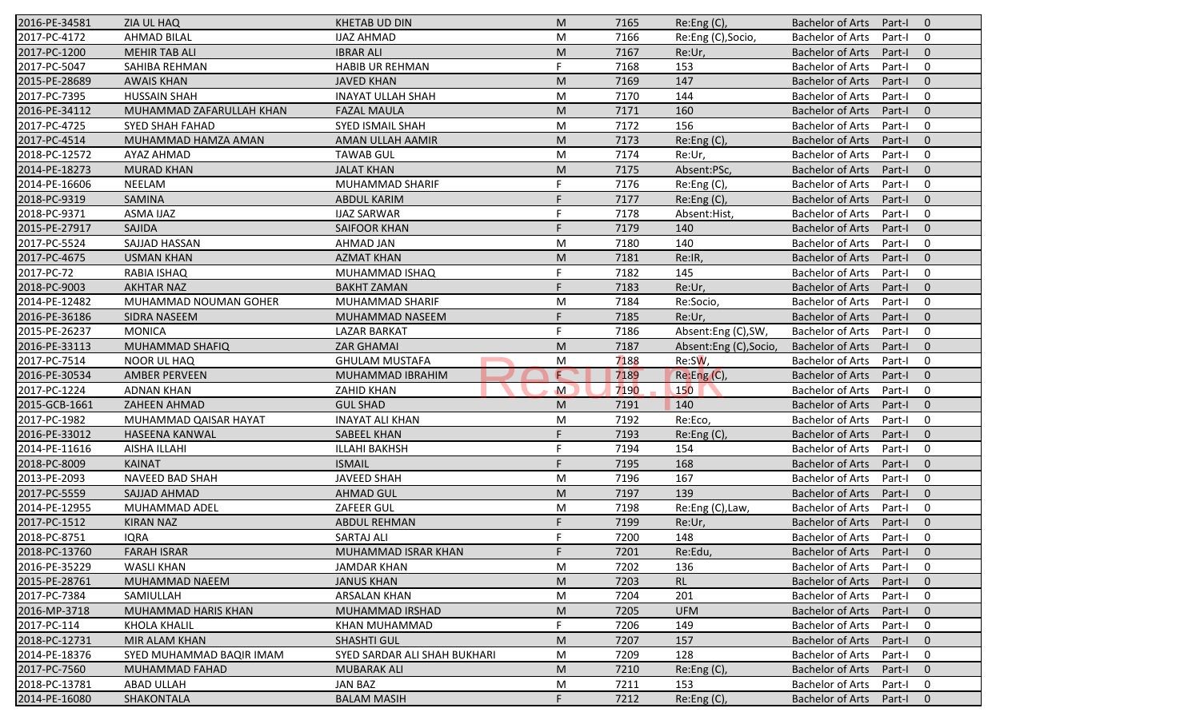| | | | | | | | | |
|---|---|---|---|---|---|---|---|---|
| 2016-PE-34581 | ZIA UL HAQ | KHETAB UD DIN | M | 7165 | Re:Eng (C), | Bachelor of Arts | Part-I | 0 |
| 2017-PC-4172 | AHMAD BILAL | IJAZ AHMAD | M | 7166 | Re:Eng (C),Socio, | Bachelor of Arts | Part-I | 0 |
| 2017-PC-1200 | MEHIR TAB ALI | IBRAR ALI | M | 7167 | Re:Ur, | Bachelor of Arts | Part-I | 0 |
| 2017-PC-5047 | SAHIBA REHMAN | HABIB UR REHMAN | F | 7168 | 153 | Bachelor of Arts | Part-I | 0 |
| 2015-PE-28689 | AWAIS KHAN | JAVED KHAN | M | 7169 | 147 | Bachelor of Arts | Part-I | 0 |
| 2017-PC-7395 | HUSSAIN SHAH | INAYAT ULLAH SHAH | M | 7170 | 144 | Bachelor of Arts | Part-I | 0 |
| 2016-PE-34112 | MUHAMMAD ZAFARULLAH KHAN | FAZAL MAULA | M | 7171 | 160 | Bachelor of Arts | Part-I | 0 |
| 2017-PC-4725 | SYED SHAH FAHAD | SYED ISMAIL SHAH | M | 7172 | 156 | Bachelor of Arts | Part-I | 0 |
| 2017-PC-4514 | MUHAMMAD HAMZA AMAN | AMAN ULLAH AAMIR | M | 7173 | Re:Eng (C), | Bachelor of Arts | Part-I | 0 |
| 2018-PC-12572 | AYAZ AHMAD | TAWAB GUL | M | 7174 | Re:Ur, | Bachelor of Arts | Part-I | 0 |
| 2014-PE-18273 | MURAD KHAN | JALAT KHAN | M | 7175 | Absent:PSc, | Bachelor of Arts | Part-I | 0 |
| 2014-PE-16606 | NEELAM | MUHAMMAD SHARIF | F | 7176 | Re:Eng (C), | Bachelor of Arts | Part-I | 0 |
| 2018-PC-9319 | SAMINA | ABDUL KARIM | F | 7177 | Re:Eng (C), | Bachelor of Arts | Part-I | 0 |
| 2018-PC-9371 | ASMA IJAZ | IJAZ SARWAR | F | 7178 | Absent:Hist, | Bachelor of Arts | Part-I | 0 |
| 2015-PE-27917 | SAJIDA | SAIFOOR KHAN | F | 7179 | 140 | Bachelor of Arts | Part-I | 0 |
| 2017-PC-5524 | SAJJAD HASSAN | AHMAD JAN | M | 7180 | 140 | Bachelor of Arts | Part-I | 0 |
| 2017-PC-4675 | USMAN KHAN | AZMAT KHAN | M | 7181 | Re:IR, | Bachelor of Arts | Part-I | 0 |
| 2017-PC-72 | RABIA ISHAQ | MUHAMMAD ISHAQ | F | 7182 | 145 | Bachelor of Arts | Part-I | 0 |
| 2018-PC-9003 | AKHTAR NAZ | BAKHT ZAMAN | F | 7183 | Re:Ur, | Bachelor of Arts | Part-I | 0 |
| 2014-PE-12482 | MUHAMMAD NOUMAN GOHER | MUHAMMAD SHARIF | M | 7184 | Re:Socio, | Bachelor of Arts | Part-I | 0 |
| 2016-PE-36186 | SIDRA NASEEM | MUHAMMAD NASEEM | F | 7185 | Re:Ur, | Bachelor of Arts | Part-I | 0 |
| 2015-PE-26237 | MONICA | LAZAR BARKAT | F | 7186 | Absent:Eng (C),SW, | Bachelor of Arts | Part-I | 0 |
| 2016-PE-33113 | MUHAMMAD SHAFIQ | ZAR GHAMAI | M | 7187 | Absent:Eng (C),Socio, | Bachelor of Arts | Part-I | 0 |
| 2017-PC-7514 | NOOR UL HAQ | GHULAM MUSTAFA | M | 7188 | Re:SW, | Bachelor of Arts | Part-I | 0 |
| 2016-PE-30534 | AMBER PERVEEN | MUHAMMAD IBRAHIM | F | 7189 | Re:Eng (C), | Bachelor of Arts | Part-I | 0 |
| 2017-PC-1224 | ADNAN KHAN | ZAHID KHAN | M | 7190 | 150 | Bachelor of Arts | Part-I | 0 |
| 2015-GCB-1661 | ZAHEEN AHMAD | GUL SHAD | M | 7191 | 140 | Bachelor of Arts | Part-I | 0 |
| 2017-PC-1982 | MUHAMMAD QAISAR HAYAT | INAYAT ALI KHAN | M | 7192 | Re:Eco, | Bachelor of Arts | Part-I | 0 |
| 2016-PE-33012 | HASEENA KANWAL | SABEEL KHAN | F | 7193 | Re:Eng (C), | Bachelor of Arts | Part-I | 0 |
| 2014-PE-11616 | AISHA ILLAHI | ILLAHI BAKHSH | F | 7194 | 154 | Bachelor of Arts | Part-I | 0 |
| 2018-PC-8009 | KAINAT | ISMAIL | F | 7195 | 168 | Bachelor of Arts | Part-I | 0 |
| 2013-PE-2093 | NAVEED BAD SHAH | JAVEED SHAH | M | 7196 | 167 | Bachelor of Arts | Part-I | 0 |
| 2017-PC-5559 | SAJJAD AHMAD | AHMAD GUL | M | 7197 | 139 | Bachelor of Arts | Part-I | 0 |
| 2014-PE-12955 | MUHAMMAD ADEL | ZAFEER GUL | M | 7198 | Re:Eng (C),Law, | Bachelor of Arts | Part-I | 0 |
| 2017-PC-1512 | KIRAN NAZ | ABDUL REHMAN | F | 7199 | Re:Ur, | Bachelor of Arts | Part-I | 0 |
| 2018-PC-8751 | IQRA | SARTAJ ALI | F | 7200 | 148 | Bachelor of Arts | Part-I | 0 |
| 2018-PC-13760 | FARAH ISRAR | MUHAMMAD ISRAR KHAN | F | 7201 | Re:Edu, | Bachelor of Arts | Part-I | 0 |
| 2016-PE-35229 | WASLI KHAN | JAMDAR KHAN | M | 7202 | 136 | Bachelor of Arts | Part-I | 0 |
| 2015-PE-28761 | MUHAMMAD NAEEM | JANUS KHAN | M | 7203 | RL | Bachelor of Arts | Part-I | 0 |
| 2017-PC-7384 | SAMIULLAH | ARSALAN KHAN | M | 7204 | 201 | Bachelor of Arts | Part-I | 0 |
| 2016-MP-3718 | MUHAMMAD HARIS KHAN | MUHAMMAD IRSHAD | M | 7205 | UFM | Bachelor of Arts | Part-I | 0 |
| 2017-PC-114 | KHOLA KHALIL | KHAN MUHAMMAD | F | 7206 | 149 | Bachelor of Arts | Part-I | 0 |
| 2018-PC-12731 | MIR ALAM KHAN | SHASHTI GUL | M | 7207 | 157 | Bachelor of Arts | Part-I | 0 |
| 2014-PE-18376 | SYED MUHAMMAD BAQIR IMAM | SYED SARDAR ALI SHAH BUKHARI | M | 7209 | 128 | Bachelor of Arts | Part-I | 0 |
| 2017-PC-7560 | MUHAMMAD FAHAD | MUBARAK ALI | M | 7210 | Re:Eng (C), | Bachelor of Arts | Part-I | 0 |
| 2018-PC-13781 | ABAD ULLAH | JAN BAZ | M | 7211 | 153 | Bachelor of Arts | Part-I | 0 |
| 2014-PE-16080 | SHAKONTALA | BALAM MASIH | F | 7212 | Re:Eng (C), | Bachelor of Arts | Part-I | 0 |